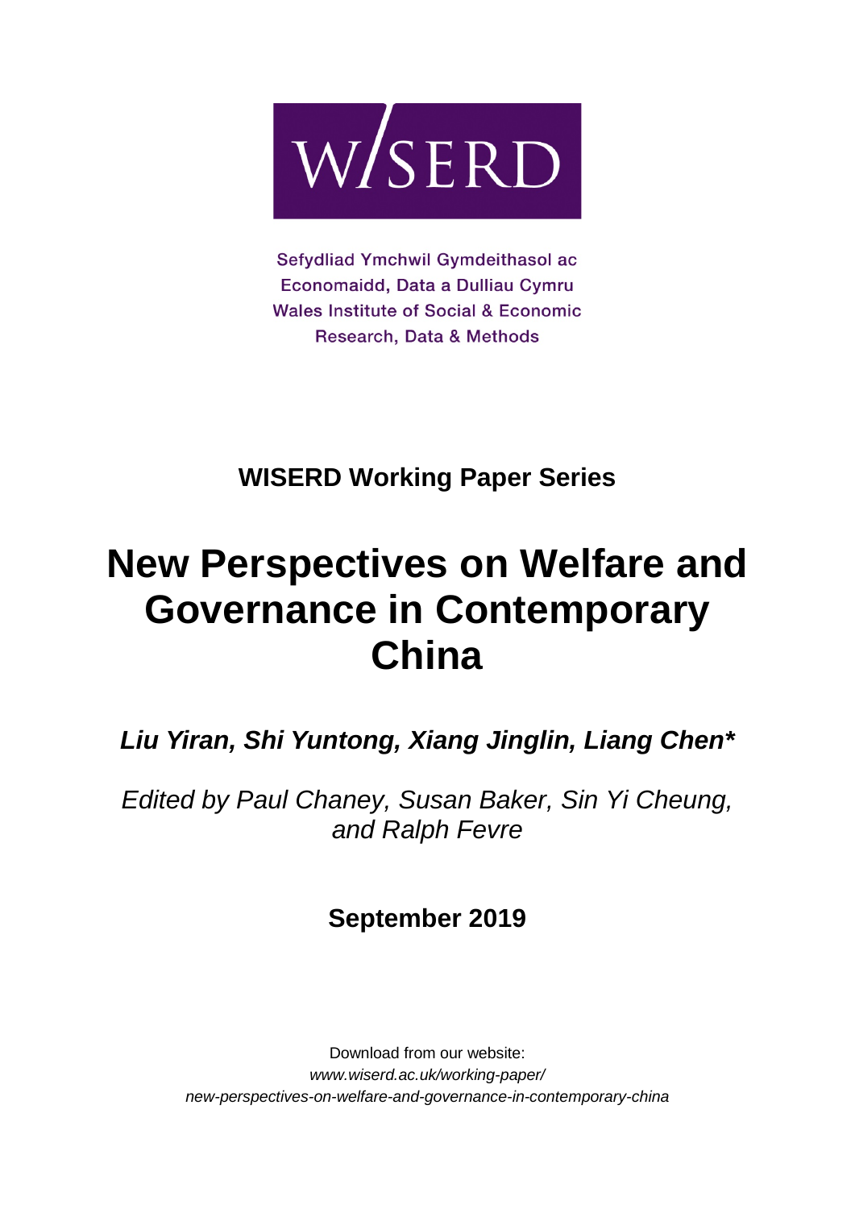W/SERD

Sefydliad Ymchwil Gymdeithasol ac Economaidd, Data a Dulliau Cymru
Wales Institute of Social & Economic Research, Data & Methods

**WISERD Working Paper Series**

# New Perspectives on Welfare and Governance in Contemporary China

***Liu Yiran, Shi Yuntong, Xiang Jinglin, Liang Chen****

*Edited by Paul Chaney, Susan Baker, Sin Yi Cheung, and Ralph Fevre*

**September 2019**

Download from our website:
*www.wiserd.ac.uk/working-paper/new-perspectives-on-welfare-and-governance-in-contemporary-china*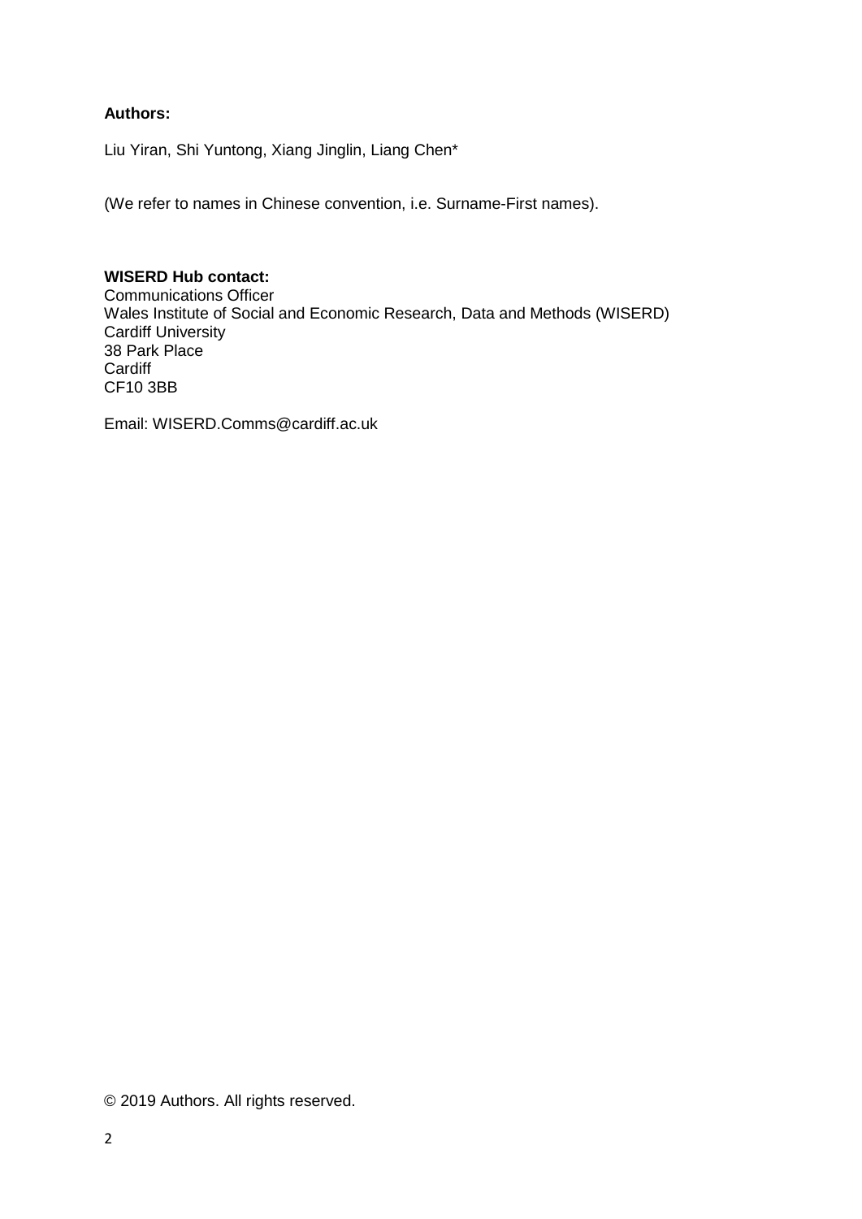**Authors:**

Liu Yiran, Shi Yuntong, Xiang Jinglin, Liang Chen*

(We refer to names in Chinese convention, i.e. Surname-First names).

**WISERD Hub contact:**
Communications Officer
Wales Institute of Social and Economic Research, Data and Methods (WISERD)
Cardiff University
38 Park Place
Cardiff
CF10 3BB

Email: WISERD.Comms@cardiff.ac.uk

© 2019 Authors. All rights reserved.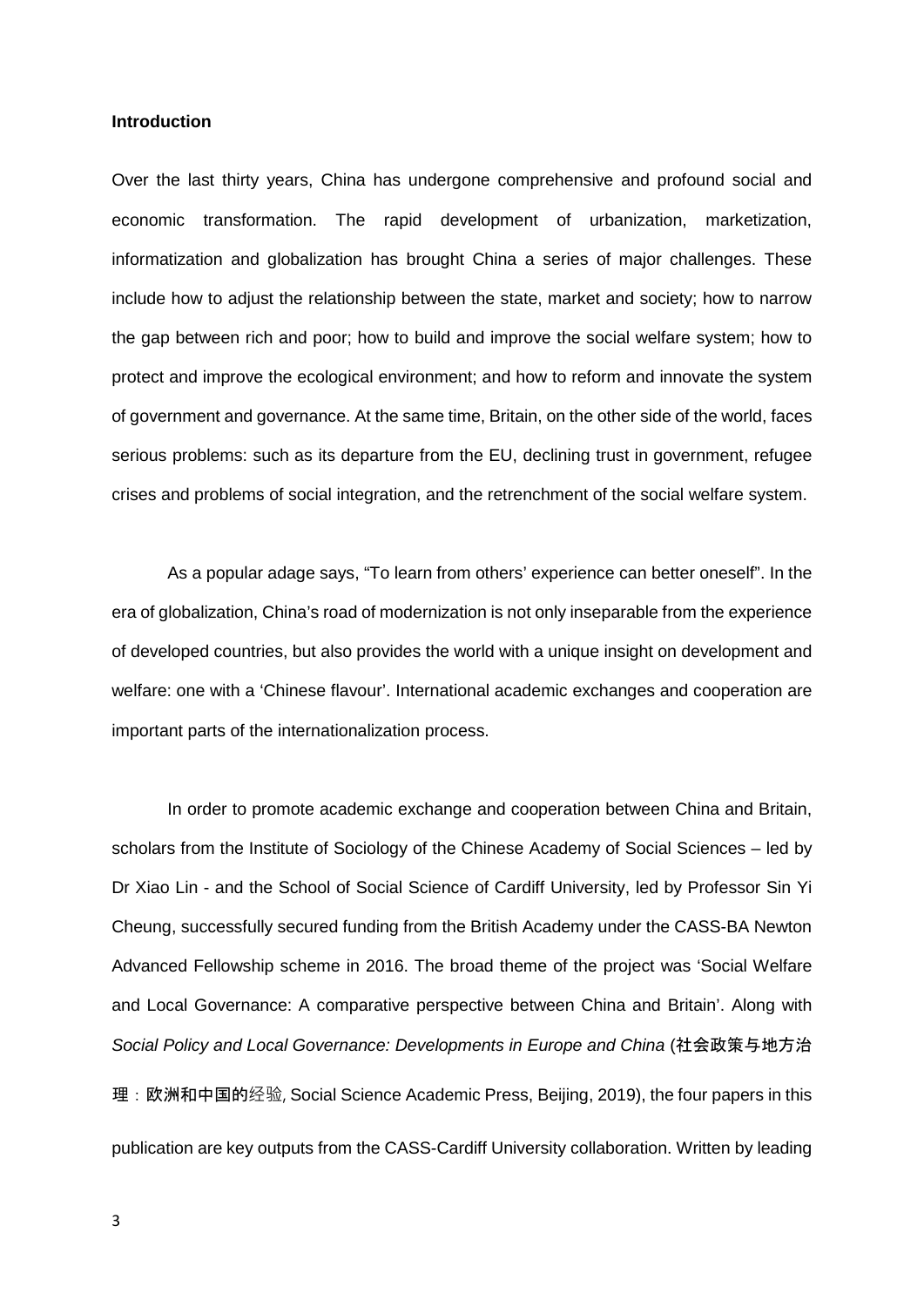**Introduction**

Over the last thirty years, China has undergone comprehensive and profound social and economic transformation. The rapid development of urbanization, marketization, informatization and globalization has brought China a series of major challenges. These include how to adjust the relationship between the state, market and society; how to narrow the gap between rich and poor; how to build and improve the social welfare system; how to protect and improve the ecological environment; and how to reform and innovate the system of government and governance. At the same time, Britain, on the other side of the world, faces serious problems: such as its departure from the EU, declining trust in government, refugee crises and problems of social integration, and the retrenchment of the social welfare system.

As a popular adage says, "To learn from others' experience can better oneself". In the era of globalization, China's road of modernization is not only inseparable from the experience of developed countries, but also provides the world with a unique insight on development and welfare: one with a 'Chinese flavour'. International academic exchanges and cooperation are important parts of the internationalization process.

In order to promote academic exchange and cooperation between China and Britain, scholars from the Institute of Sociology of the Chinese Academy of Social Sciences – led by Dr Xiao Lin - and the School of Social Science of Cardiff University, led by Professor Sin Yi Cheung, successfully secured funding from the British Academy under the CASS-BA Newton Advanced Fellowship scheme in 2016. The broad theme of the project was 'Social Welfare and Local Governance: A comparative perspective between China and Britain'. Along with *Social Policy and Local Governance: Developments in Europe and China* (社会政策与地方治理：欧洲和中国的经验, Social Science Academic Press, Beijing, 2019), the four papers in this publication are key outputs from the CASS-Cardiff University collaboration. Written by leading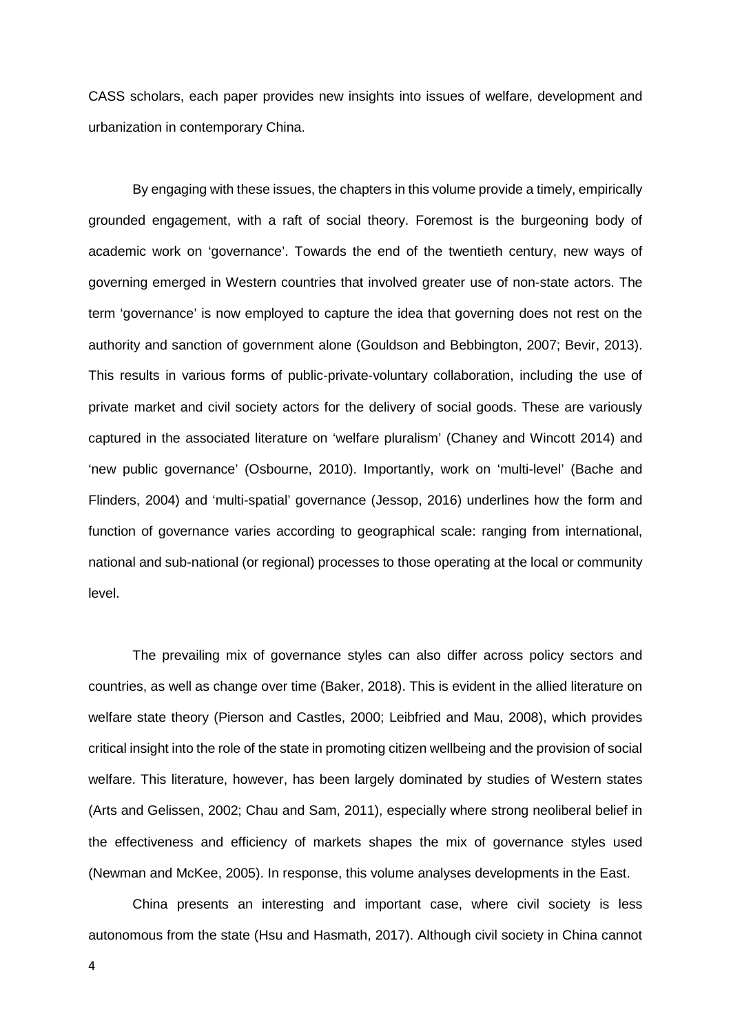CASS scholars, each paper provides new insights into issues of welfare, development and urbanization in contemporary China.

By engaging with these issues, the chapters in this volume provide a timely, empirically grounded engagement, with a raft of social theory. Foremost is the burgeoning body of academic work on 'governance'. Towards the end of the twentieth century, new ways of governing emerged in Western countries that involved greater use of non-state actors. The term 'governance' is now employed to capture the idea that governing does not rest on the authority and sanction of government alone (Gouldson and Bebbington, 2007; Bevir, 2013). This results in various forms of public-private-voluntary collaboration, including the use of private market and civil society actors for the delivery of social goods. These are variously captured in the associated literature on 'welfare pluralism' (Chaney and Wincott 2014) and 'new public governance' (Osbourne, 2010). Importantly, work on 'multi-level' (Bache and Flinders, 2004) and 'multi-spatial' governance (Jessop, 2016) underlines how the form and function of governance varies according to geographical scale: ranging from international, national and sub-national (or regional) processes to those operating at the local or community level.

The prevailing mix of governance styles can also differ across policy sectors and countries, as well as change over time (Baker, 2018). This is evident in the allied literature on welfare state theory (Pierson and Castles, 2000; Leibfried and Mau, 2008), which provides critical insight into the role of the state in promoting citizen wellbeing and the provision of social welfare. This literature, however, has been largely dominated by studies of Western states (Arts and Gelissen, 2002; Chau and Sam, 2011), especially where strong neoliberal belief in the effectiveness and efficiency of markets shapes the mix of governance styles used (Newman and McKee, 2005). In response, this volume analyses developments in the East.

China presents an interesting and important case, where civil society is less autonomous from the state (Hsu and Hasmath, 2017). Although civil society in China cannot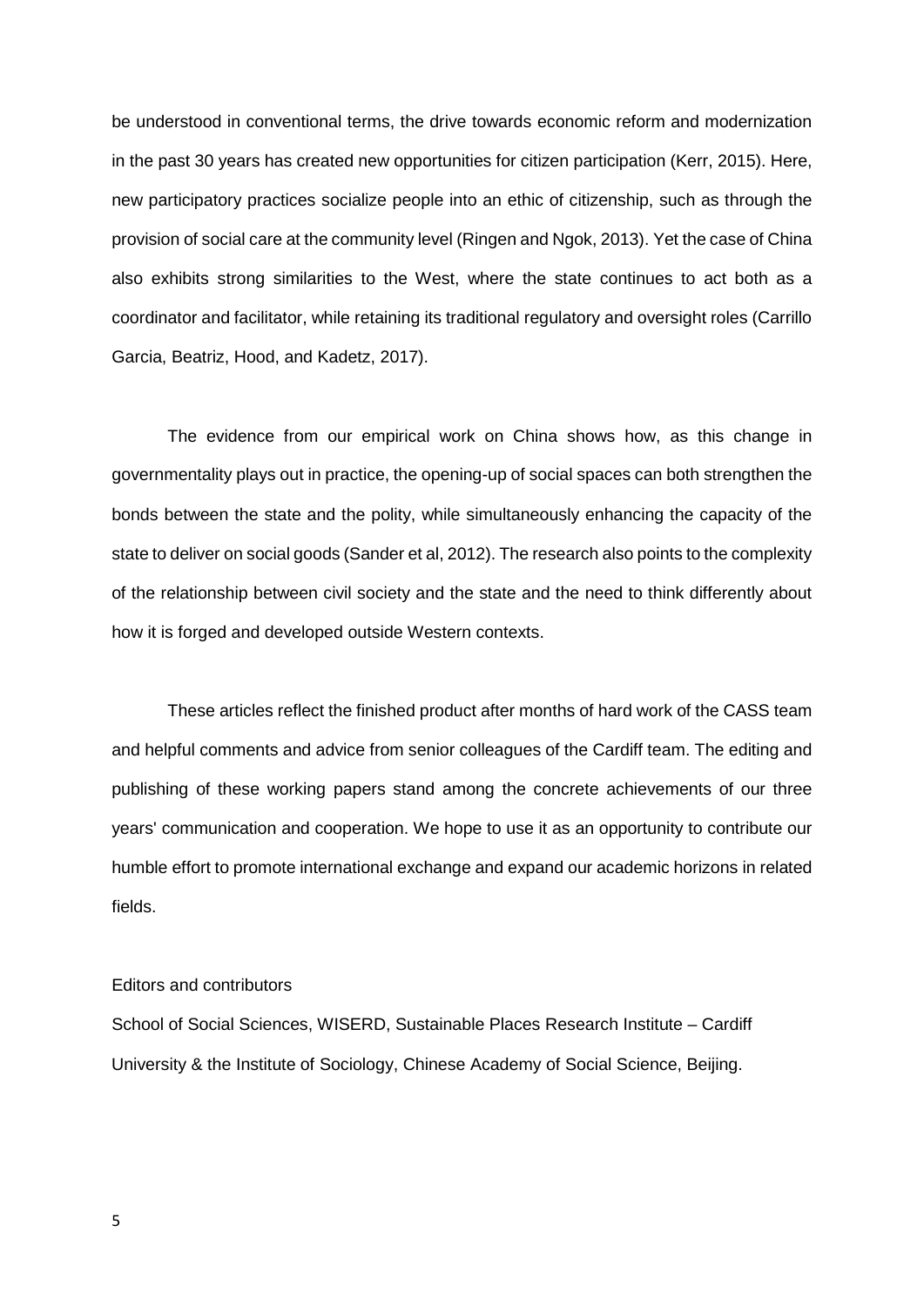be understood in conventional terms, the drive towards economic reform and modernization in the past 30 years has created new opportunities for citizen participation (Kerr, 2015). Here, new participatory practices socialize people into an ethic of citizenship, such as through the provision of social care at the community level (Ringen and Ngok, 2013). Yet the case of China also exhibits strong similarities to the West, where the state continues to act both as a coordinator and facilitator, while retaining its traditional regulatory and oversight roles (Carrillo Garcia, Beatriz, Hood, and Kadetz, 2017).

The evidence from our empirical work on China shows how, as this change in governmentality plays out in practice, the opening-up of social spaces can both strengthen the bonds between the state and the polity, while simultaneously enhancing the capacity of the state to deliver on social goods (Sander et al, 2012). The research also points to the complexity of the relationship between civil society and the state and the need to think differently about how it is forged and developed outside Western contexts.

These articles reflect the finished product after months of hard work of the CASS team and helpful comments and advice from senior colleagues of the Cardiff team. The editing and publishing of these working papers stand among the concrete achievements of our three years' communication and cooperation. We hope to use it as an opportunity to contribute our humble effort to promote international exchange and expand our academic horizons in related fields.

Editors and contributors

School of Social Sciences, WISERD, Sustainable Places Research Institute – Cardiff University & the Institute of Sociology, Chinese Academy of Social Science, Beijing.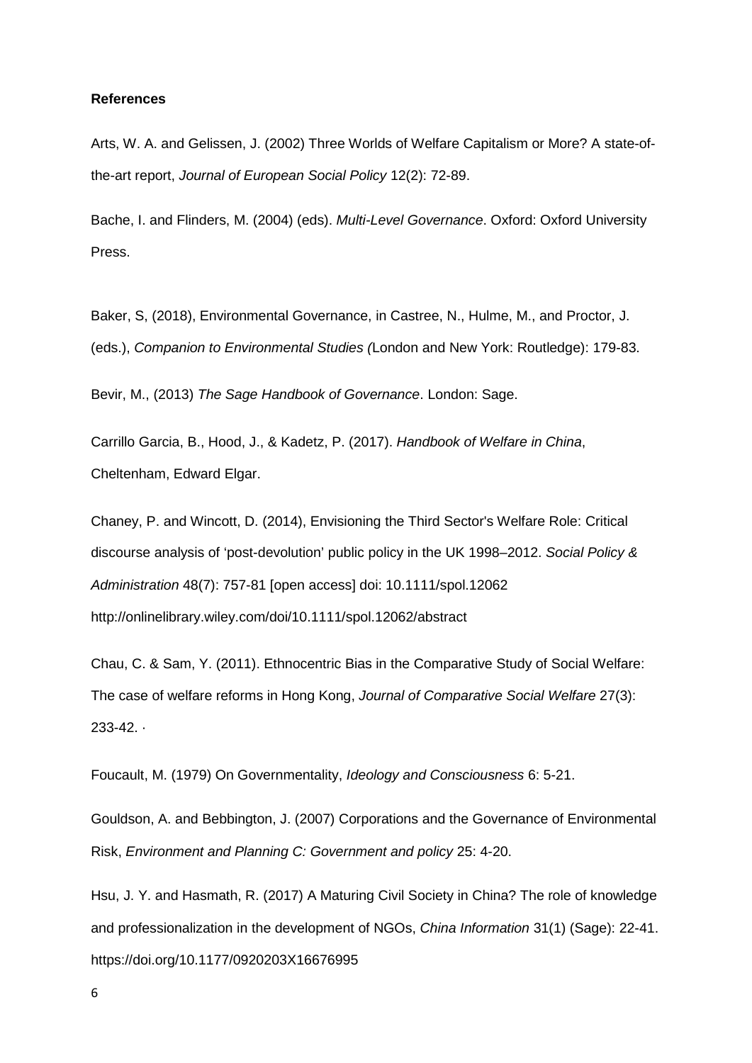**References**

Arts, W. A. and Gelissen, J. (2002) Three Worlds of Welfare Capitalism or More? A state-of-the-art report, *Journal of European Social Policy* 12(2): 72-89.

Bache, I. and Flinders, M. (2004) (eds). *Multi-Level Governance*. Oxford: Oxford University Press.

Baker, S, (2018), Environmental Governance, in Castree, N., Hulme, M., and Proctor, J. (eds.), *Companion to Environmental Studies (*London and New York: Routledge): 179-83.

Bevir, M., (2013) *The Sage Handbook of Governance*. London: Sage.

Carrillo Garcia, B., Hood, J., & Kadetz, P. (2017). *Handbook of Welfare in China*, Cheltenham, Edward Elgar.

Chaney, P. and Wincott, D. (2014), Envisioning the Third Sector's Welfare Role: Critical discourse analysis of 'post-devolution' public policy in the UK 1998–2012. *Social Policy & Administration* 48(7): 757-81 [open access] doi: 10.1111/spol.12062 http://onlinelibrary.wiley.com/doi/10.1111/spol.12062/abstract

Chau, C. & Sam, Y. (2011). Ethnocentric Bias in the Comparative Study of Social Welfare: The case of welfare reforms in Hong Kong, *Journal of Comparative Social Welfare* 27(3): 233-42. ·

Foucault, M. (1979) On Governmentality, *Ideology and Consciousness* 6: 5-21.

Gouldson, A. and Bebbington, J. (2007) Corporations and the Governance of Environmental Risk, *Environment and Planning C: Government and policy* 25: 4-20.

Hsu, J. Y. and Hasmath, R. (2017) A Maturing Civil Society in China? The role of knowledge and professionalization in the development of NGOs, *China Information* 31(1) (Sage): 22-41. https://doi.org/10.1177/0920203X16676995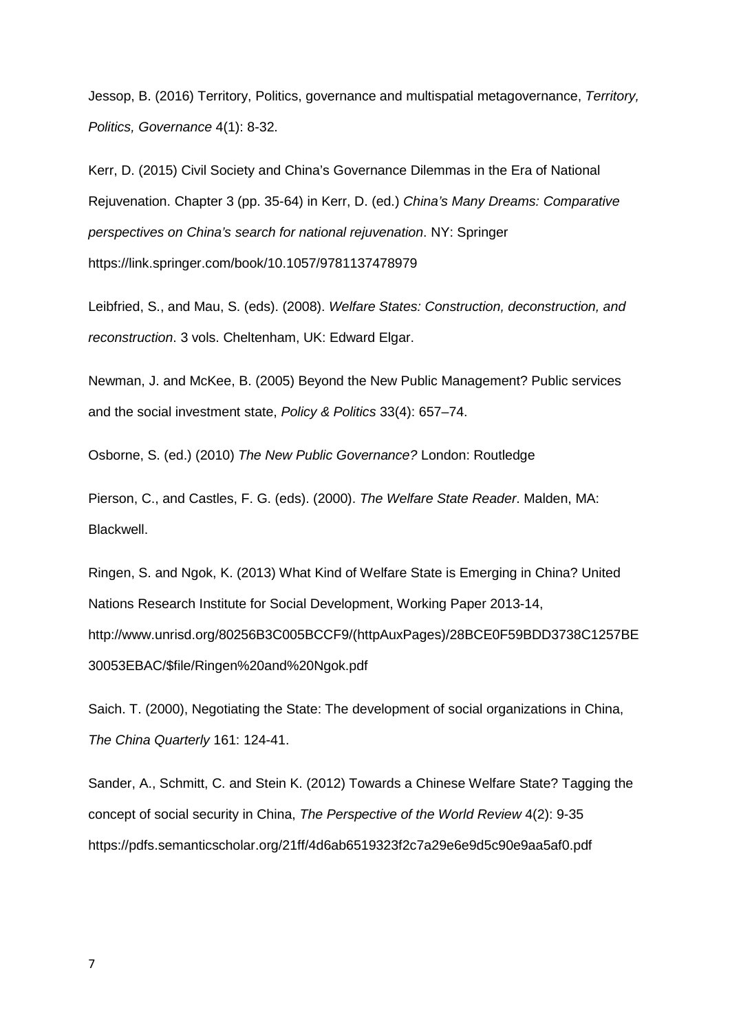Jessop, B. (2016) Territory, Politics, governance and multispatial metagovernance, *Territory, Politics, Governance* 4(1): 8-32.

Kerr, D. (2015) Civil Society and China's Governance Dilemmas in the Era of National Rejuvenation. Chapter 3 (pp. 35-64) in Kerr, D. (ed.) *China's Many Dreams: Comparative perspectives on China's search for national rejuvenation*. NY: Springer https://link.springer.com/book/10.1057/9781137478979

Leibfried, S., and Mau, S. (eds). (2008). *Welfare States: Construction, deconstruction, and reconstruction*. 3 vols. Cheltenham, UK: Edward Elgar.

Newman, J. and McKee, B. (2005) Beyond the New Public Management? Public services and the social investment state, *Policy & Politics* 33(4): 657–74.

Osborne, S. (ed.) (2010) *The New Public Governance?* London: Routledge

Pierson, C., and Castles, F. G. (eds). (2000). *The Welfare State Reader*. Malden, MA: Blackwell.

Ringen, S. and Ngok, K. (2013) What Kind of Welfare State is Emerging in China? United Nations Research Institute for Social Development, Working Paper 2013-14, http://www.unrisd.org/80256B3C005BCCF9/(httpAuxPages)/28BCE0F59BDD3738C1257BE30053EBAC/$file/Ringen%20and%20Ngok.pdf

Saich. T. (2000), Negotiating the State: The development of social organizations in China, *The China Quarterly* 161: 124-41.

Sander, A., Schmitt, C. and Stein K. (2012) Towards a Chinese Welfare State? Tagging the concept of social security in China, *The Perspective of the World Review* 4(2): 9-35 https://pdfs.semanticscholar.org/21ff/4d6ab6519323f2c7a29e6e9d5c90e9aa5af0.pdf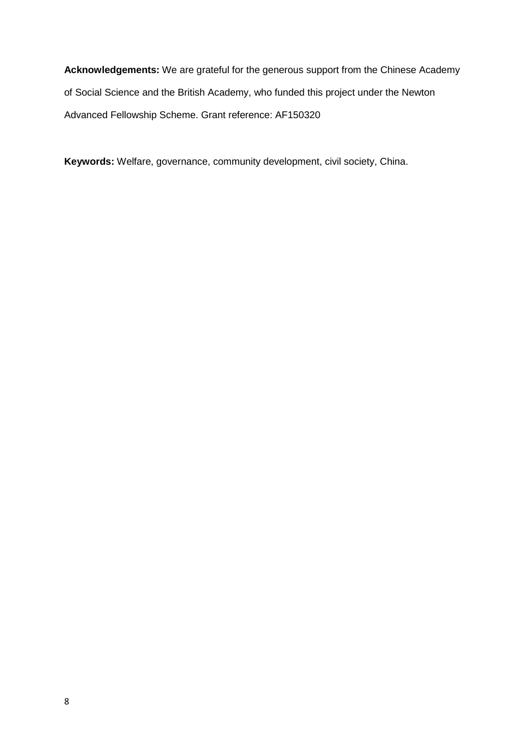**Acknowledgements:** We are grateful for the generous support from the Chinese Academy of Social Science and the British Academy, who funded this project under the Newton Advanced Fellowship Scheme. Grant reference: AF150320

**Keywords:** Welfare, governance, community development, civil society, China.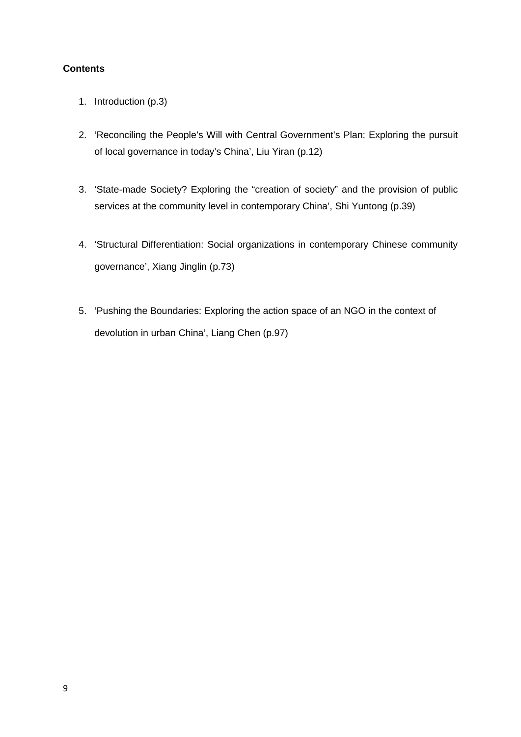**Contents**

1. Introduction (p.3)

2. 'Reconciling the People's Will with Central Government's Plan: Exploring the pursuit of local governance in today's China', Liu Yiran (p.12)

3. 'State-made Society? Exploring the "creation of society" and the provision of public services at the community level in contemporary China', Shi Yuntong (p.39)

4. 'Structural Differentiation: Social organizations in contemporary Chinese community governance', Xiang Jinglin (p.73)

5. 'Pushing the Boundaries: Exploring the action space of an NGO in the context of devolution in urban China', Liang Chen (p.97)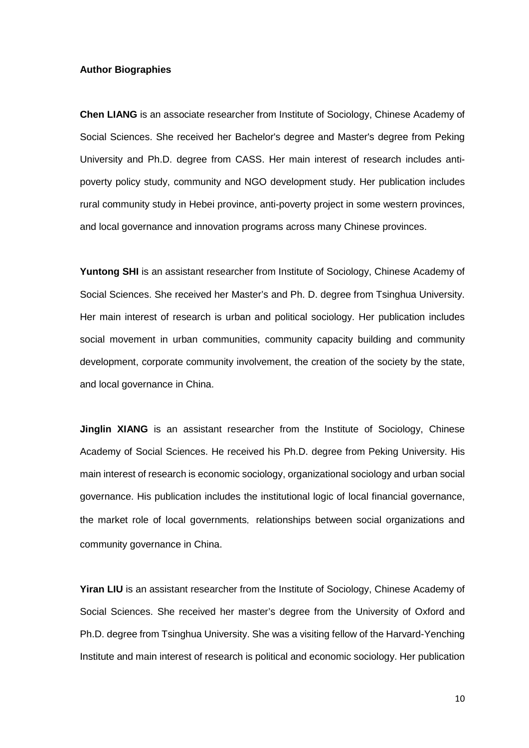**Author Biographies**

**Chen LIANG** is an associate researcher from Institute of Sociology, Chinese Academy of Social Sciences. She received her Bachelor's degree and Master's degree from Peking University and Ph.D. degree from CASS. Her main interest of research includes anti-poverty policy study, community and NGO development study. Her publication includes rural community study in Hebei province, anti-poverty project in some western provinces, and local governance and innovation programs across many Chinese provinces.

**Yuntong SHI** is an assistant researcher from Institute of Sociology, Chinese Academy of Social Sciences. She received her Master's and Ph. D. degree from Tsinghua University. Her main interest of research is urban and political sociology. Her publication includes social movement in urban communities, community capacity building and community development, corporate community involvement, the creation of the society by the state, and local governance in China.

**Jinglin XIANG** is an assistant researcher from the Institute of Sociology, Chinese Academy of Social Sciences. He received his Ph.D. degree from Peking University. His main interest of research is economic sociology, organizational sociology and urban social governance. His publication includes the institutional logic of local financial governance, the market role of local governments, relationships between social organizations and community governance in China.

**Yiran LIU** is an assistant researcher from the Institute of Sociology, Chinese Academy of Social Sciences. She received her master's degree from the University of Oxford and Ph.D. degree from Tsinghua University. She was a visiting fellow of the Harvard-Yenching Institute and main interest of research is political and economic sociology. Her publication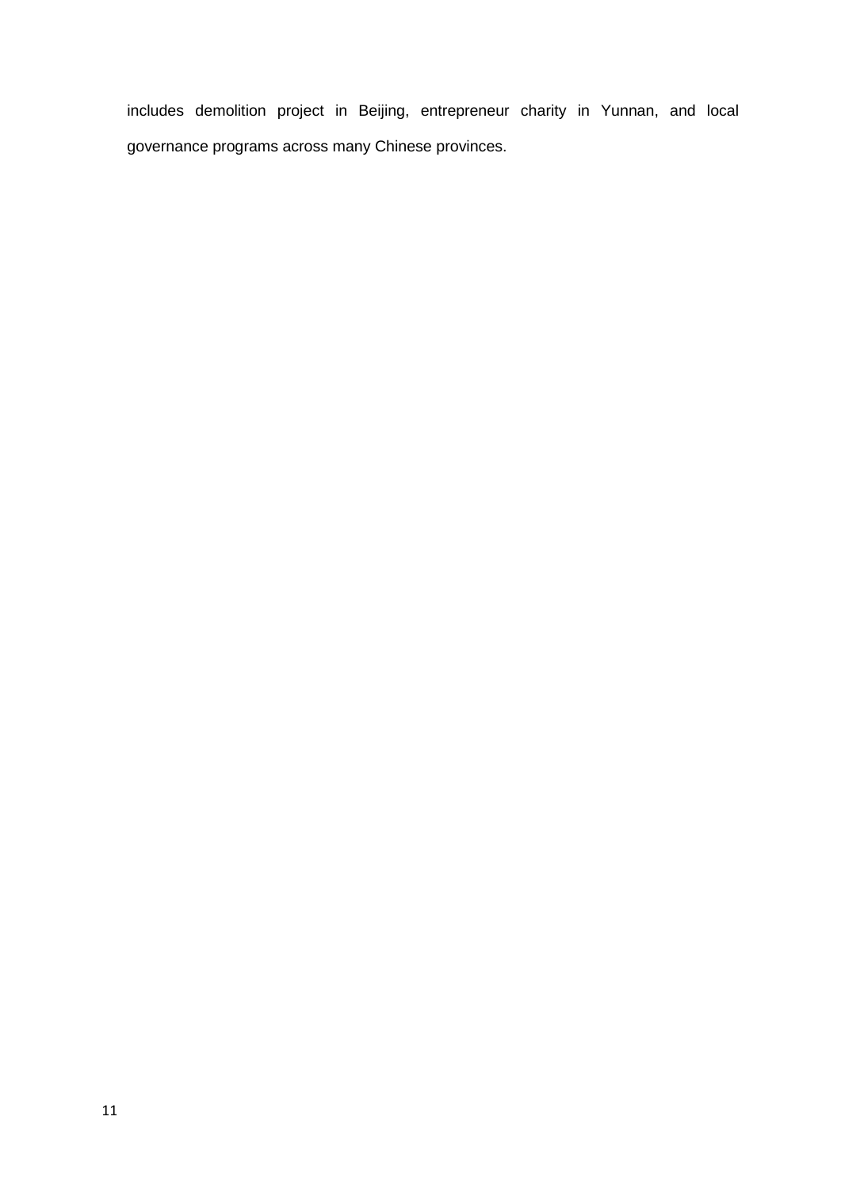includes demolition project in Beijing, entrepreneur charity in Yunnan, and local governance programs across many Chinese provinces.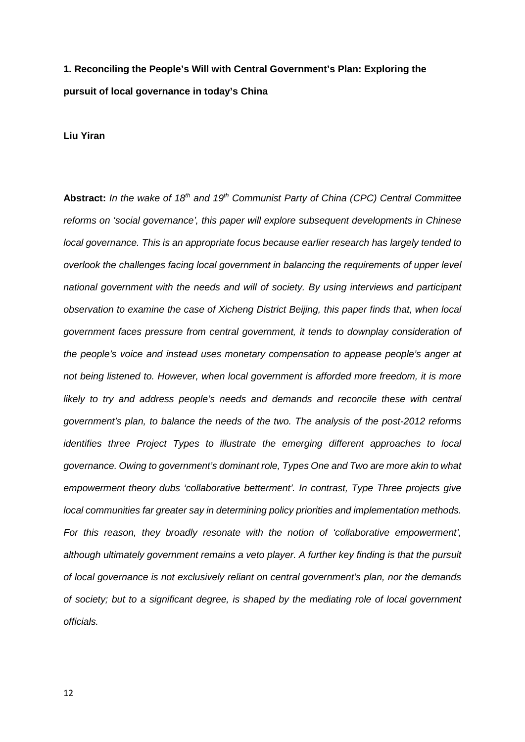**1. Reconciling the People's Will with Central Government's Plan: Exploring the pursuit of local governance in today's China**

**Liu Yiran**

**Abstract:** *In the wake of 18th and 19th Communist Party of China (CPC) Central Committee reforms on 'social governance', this paper will explore subsequent developments in Chinese local governance. This is an appropriate focus because earlier research has largely tended to overlook the challenges facing local government in balancing the requirements of upper level national government with the needs and will of society. By using interviews and participant observation to examine the case of Xicheng District Beijing, this paper finds that, when local government faces pressure from central government, it tends to downplay consideration of the people's voice and instead uses monetary compensation to appease people's anger at not being listened to. However, when local government is afforded more freedom, it is more likely to try and address people's needs and demands and reconcile these with central government's plan, to balance the needs of the two. The analysis of the post-2012 reforms identifies three Project Types to illustrate the emerging different approaches to local governance. Owing to government's dominant role, Types One and Two are more akin to what empowerment theory dubs 'collaborative betterment'. In contrast, Type Three projects give local communities far greater say in determining policy priorities and implementation methods. For this reason, they broadly resonate with the notion of 'collaborative empowerment', although ultimately government remains a veto player. A further key finding is that the pursuit of local governance is not exclusively reliant on central government's plan, nor the demands of society; but to a significant degree, is shaped by the mediating role of local government officials.*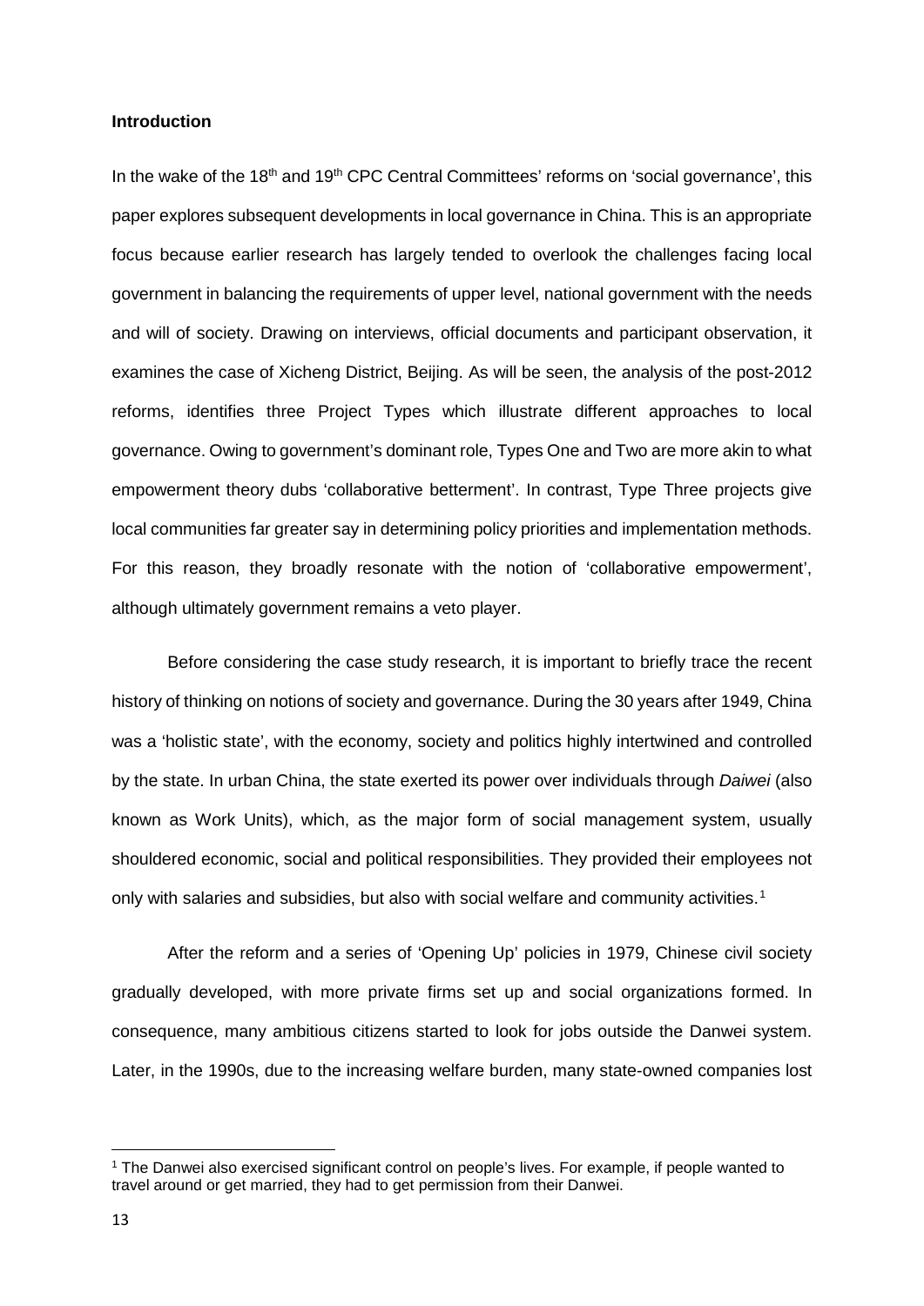**Introduction**

In the wake of the 18th and 19th CPC Central Committees' reforms on 'social governance', this paper explores subsequent developments in local governance in China. This is an appropriate focus because earlier research has largely tended to overlook the challenges facing local government in balancing the requirements of upper level, national government with the needs and will of society. Drawing on interviews, official documents and participant observation, it examines the case of Xicheng District, Beijing. As will be seen, the analysis of the post-2012 reforms, identifies three Project Types which illustrate different approaches to local governance. Owing to government's dominant role, Types One and Two are more akin to what empowerment theory dubs 'collaborative betterment'. In contrast, Type Three projects give local communities far greater say in determining policy priorities and implementation methods. For this reason, they broadly resonate with the notion of 'collaborative empowerment', although ultimately government remains a veto player.

Before considering the case study research, it is important to briefly trace the recent history of thinking on notions of society and governance. During the 30 years after 1949, China was a 'holistic state', with the economy, society and politics highly intertwined and controlled by the state. In urban China, the state exerted its power over individuals through *Daiwei* (also known as Work Units), which, as the major form of social management system, usually shouldered economic, social and political responsibilities. They provided their employees not only with salaries and subsidies, but also with social welfare and community activities.[1]

After the reform and a series of 'Opening Up' policies in 1979, Chinese civil society gradually developed, with more private firms set up and social organizations formed. In consequence, many ambitious citizens started to look for jobs outside the Danwei system. Later, in the 1990s, due to the increasing welfare burden, many state-owned companies lost

---

[1] The Danwei also exercised significant control on people's lives. For example, if people wanted to travel around or get married, they had to get permission from their Danwei.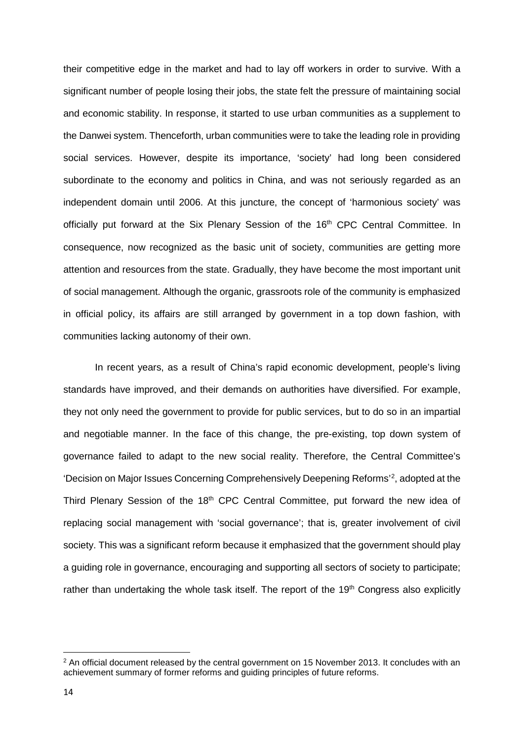their competitive edge in the market and had to lay off workers in order to survive. With a significant number of people losing their jobs, the state felt the pressure of maintaining social and economic stability. In response, it started to use urban communities as a supplement to the Danwei system. Thenceforth, urban communities were to take the leading role in providing social services. However, despite its importance, 'society' had long been considered subordinate to the economy and politics in China, and was not seriously regarded as an independent domain until 2006. At this juncture, the concept of 'harmonious society' was officially put forward at the Six Plenary Session of the 16th CPC Central Committee. In consequence, now recognized as the basic unit of society, communities are getting more attention and resources from the state. Gradually, they have become the most important unit of social management. Although the organic, grassroots role of the community is emphasized in official policy, its affairs are still arranged by government in a top down fashion, with communities lacking autonomy of their own.

In recent years, as a result of China's rapid economic development, people's living standards have improved, and their demands on authorities have diversified. For example, they not only need the government to provide for public services, but to do so in an impartial and negotiable manner. In the face of this change, the pre-existing, top down system of governance failed to adapt to the new social reality. Therefore, the Central Committee's 'Decision on Major Issues Concerning Comprehensively Deepening Reforms'[2], adopted at the Third Plenary Session of the 18th CPC Central Committee, put forward the new idea of replacing social management with 'social governance'; that is, greater involvement of civil society. This was a significant reform because it emphasized that the government should play a guiding role in governance, encouraging and supporting all sectors of society to participate; rather than undertaking the whole task itself. The report of the 19th Congress also explicitly

[2] An official document released by the central government on 15 November 2013. It concludes with an achievement summary of former reforms and guiding principles of future reforms.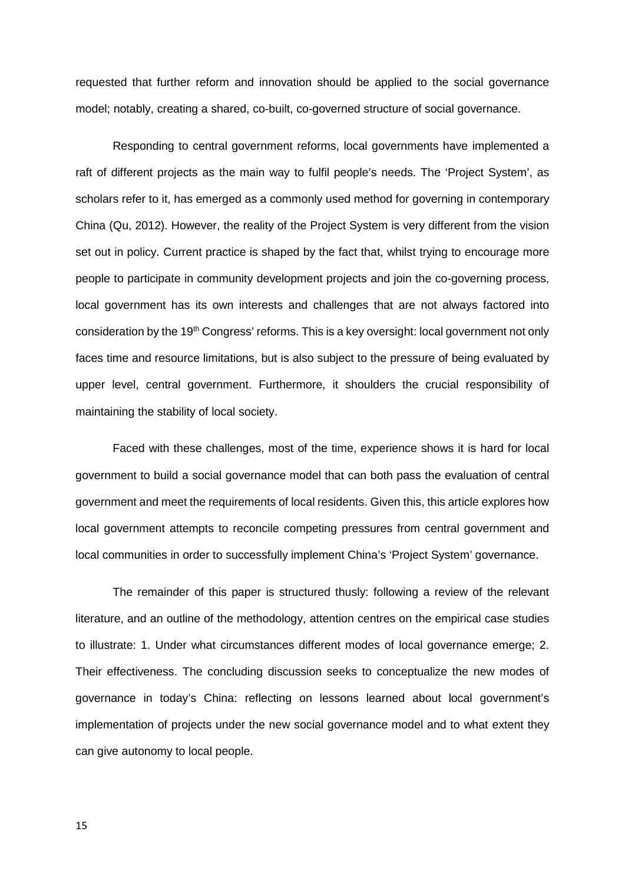requested that further reform and innovation should be applied to the social governance model; notably, creating a shared, co-built, co-governed structure of social governance.

Responding to central government reforms, local governments have implemented a raft of different projects as the main way to fulfil people's needs. The 'Project System', as scholars refer to it, has emerged as a commonly used method for governing in contemporary China (Qu, 2012). However, the reality of the Project System is very different from the vision set out in policy. Current practice is shaped by the fact that, whilst trying to encourage more people to participate in community development projects and join the co-governing process, local government has its own interests and challenges that are not always factored into consideration by the 19th Congress' reforms. This is a key oversight: local government not only faces time and resource limitations, but is also subject to the pressure of being evaluated by upper level, central government. Furthermore, it shoulders the crucial responsibility of maintaining the stability of local society.

Faced with these challenges, most of the time, experience shows it is hard for local government to build a social governance model that can both pass the evaluation of central government and meet the requirements of local residents. Given this, this article explores how local government attempts to reconcile competing pressures from central government and local communities in order to successfully implement China's 'Project System' governance.

The remainder of this paper is structured thusly: following a review of the relevant literature, and an outline of the methodology, attention centres on the empirical case studies to illustrate: 1. Under what circumstances different modes of local governance emerge; 2. Their effectiveness. The concluding discussion seeks to conceptualize the new modes of governance in today's China: reflecting on lessons learned about local government's implementation of projects under the new social governance model and to what extent they can give autonomy to local people.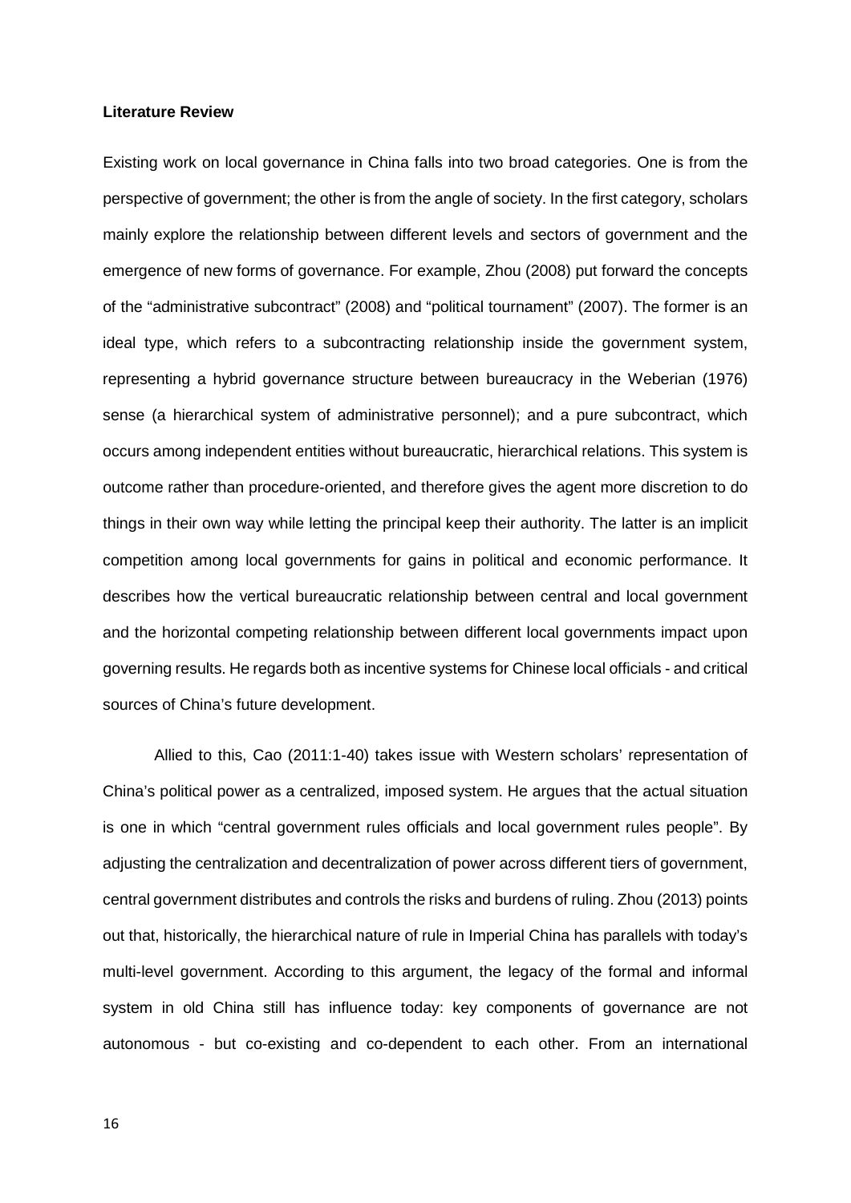**Literature Review**

Existing work on local governance in China falls into two broad categories. One is from the perspective of government; the other is from the angle of society. In the first category, scholars mainly explore the relationship between different levels and sectors of government and the emergence of new forms of governance. For example, Zhou (2008) put forward the concepts of the "administrative subcontract" (2008) and "political tournament" (2007). The former is an ideal type, which refers to a subcontracting relationship inside the government system, representing a hybrid governance structure between bureaucracy in the Weberian (1976) sense (a hierarchical system of administrative personnel); and a pure subcontract, which occurs among independent entities without bureaucratic, hierarchical relations. This system is outcome rather than procedure-oriented, and therefore gives the agent more discretion to do things in their own way while letting the principal keep their authority. The latter is an implicit competition among local governments for gains in political and economic performance. It describes how the vertical bureaucratic relationship between central and local government and the horizontal competing relationship between different local governments impact upon governing results. He regards both as incentive systems for Chinese local officials - and critical sources of China's future development.

Allied to this, Cao (2011:1-40) takes issue with Western scholars' representation of China's political power as a centralized, imposed system. He argues that the actual situation is one in which "central government rules officials and local government rules people". By adjusting the centralization and decentralization of power across different tiers of government, central government distributes and controls the risks and burdens of ruling. Zhou (2013) points out that, historically, the hierarchical nature of rule in Imperial China has parallels with today's multi-level government. According to this argument, the legacy of the formal and informal system in old China still has influence today: key components of governance are not autonomous - but co-existing and co-dependent to each other. From an international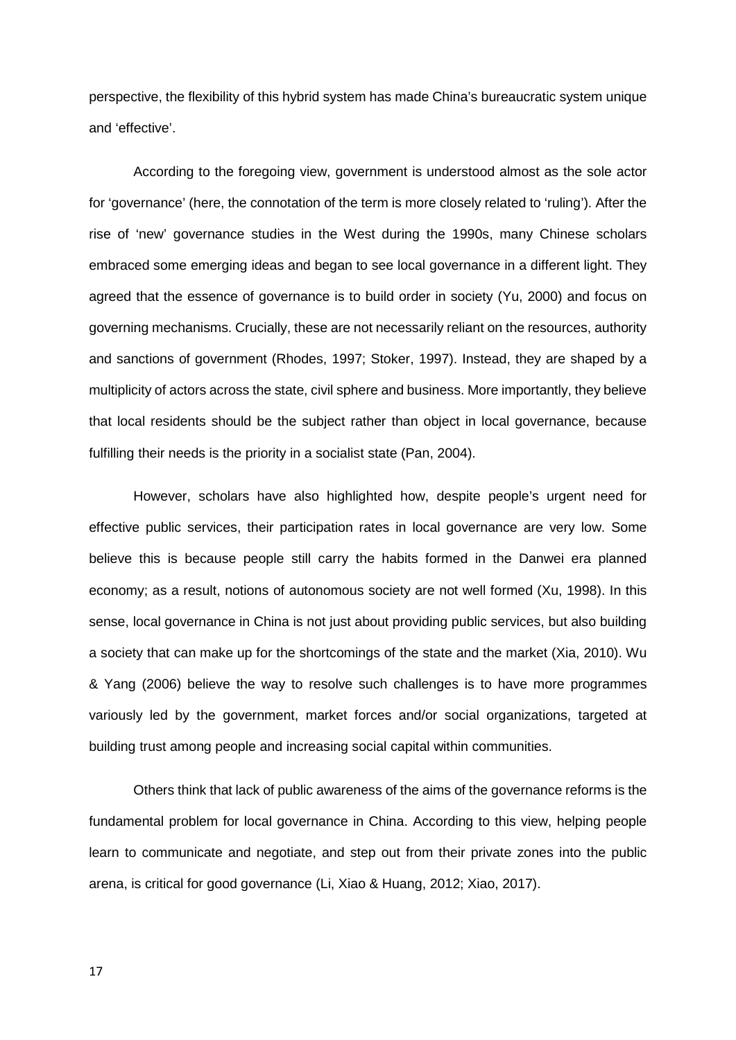perspective, the flexibility of this hybrid system has made China's bureaucratic system unique and 'effective'.

According to the foregoing view, government is understood almost as the sole actor for 'governance' (here, the connotation of the term is more closely related to 'ruling'). After the rise of 'new' governance studies in the West during the 1990s, many Chinese scholars embraced some emerging ideas and began to see local governance in a different light. They agreed that the essence of governance is to build order in society (Yu, 2000) and focus on governing mechanisms. Crucially, these are not necessarily reliant on the resources, authority and sanctions of government (Rhodes, 1997; Stoker, 1997). Instead, they are shaped by a multiplicity of actors across the state, civil sphere and business. More importantly, they believe that local residents should be the subject rather than object in local governance, because fulfilling their needs is the priority in a socialist state (Pan, 2004).

However, scholars have also highlighted how, despite people's urgent need for effective public services, their participation rates in local governance are very low. Some believe this is because people still carry the habits formed in the Danwei era planned economy; as a result, notions of autonomous society are not well formed (Xu, 1998). In this sense, local governance in China is not just about providing public services, but also building a society that can make up for the shortcomings of the state and the market (Xia, 2010). Wu & Yang (2006) believe the way to resolve such challenges is to have more programmes variously led by the government, market forces and/or social organizations, targeted at building trust among people and increasing social capital within communities.

Others think that lack of public awareness of the aims of the governance reforms is the fundamental problem for local governance in China. According to this view, helping people learn to communicate and negotiate, and step out from their private zones into the public arena, is critical for good governance (Li, Xiao & Huang, 2012; Xiao, 2017).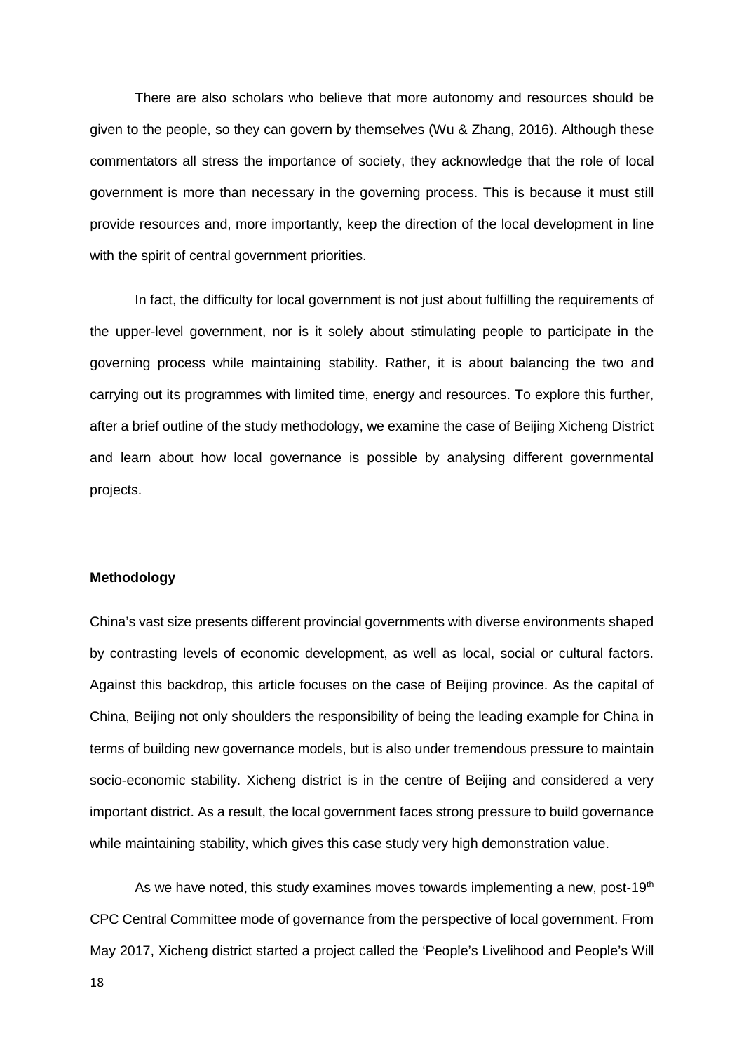There are also scholars who believe that more autonomy and resources should be given to the people, so they can govern by themselves (Wu & Zhang, 2016). Although these commentators all stress the importance of society, they acknowledge that the role of local government is more than necessary in the governing process. This is because it must still provide resources and, more importantly, keep the direction of the local development in line with the spirit of central government priorities.

In fact, the difficulty for local government is not just about fulfilling the requirements of the upper-level government, nor is it solely about stimulating people to participate in the governing process while maintaining stability. Rather, it is about balancing the two and carrying out its programmes with limited time, energy and resources. To explore this further, after a brief outline of the study methodology, we examine the case of Beijing Xicheng District and learn about how local governance is possible by analysing different governmental projects.

**Methodology**

China's vast size presents different provincial governments with diverse environments shaped by contrasting levels of economic development, as well as local, social or cultural factors. Against this backdrop, this article focuses on the case of Beijing province. As the capital of China, Beijing not only shoulders the responsibility of being the leading example for China in terms of building new governance models, but is also under tremendous pressure to maintain socio-economic stability. Xicheng district is in the centre of Beijing and considered a very important district. As a result, the local government faces strong pressure to build governance while maintaining stability, which gives this case study very high demonstration value.

As we have noted, this study examines moves towards implementing a new, post-19th CPC Central Committee mode of governance from the perspective of local government. From May 2017, Xicheng district started a project called the 'People's Livelihood and People's Will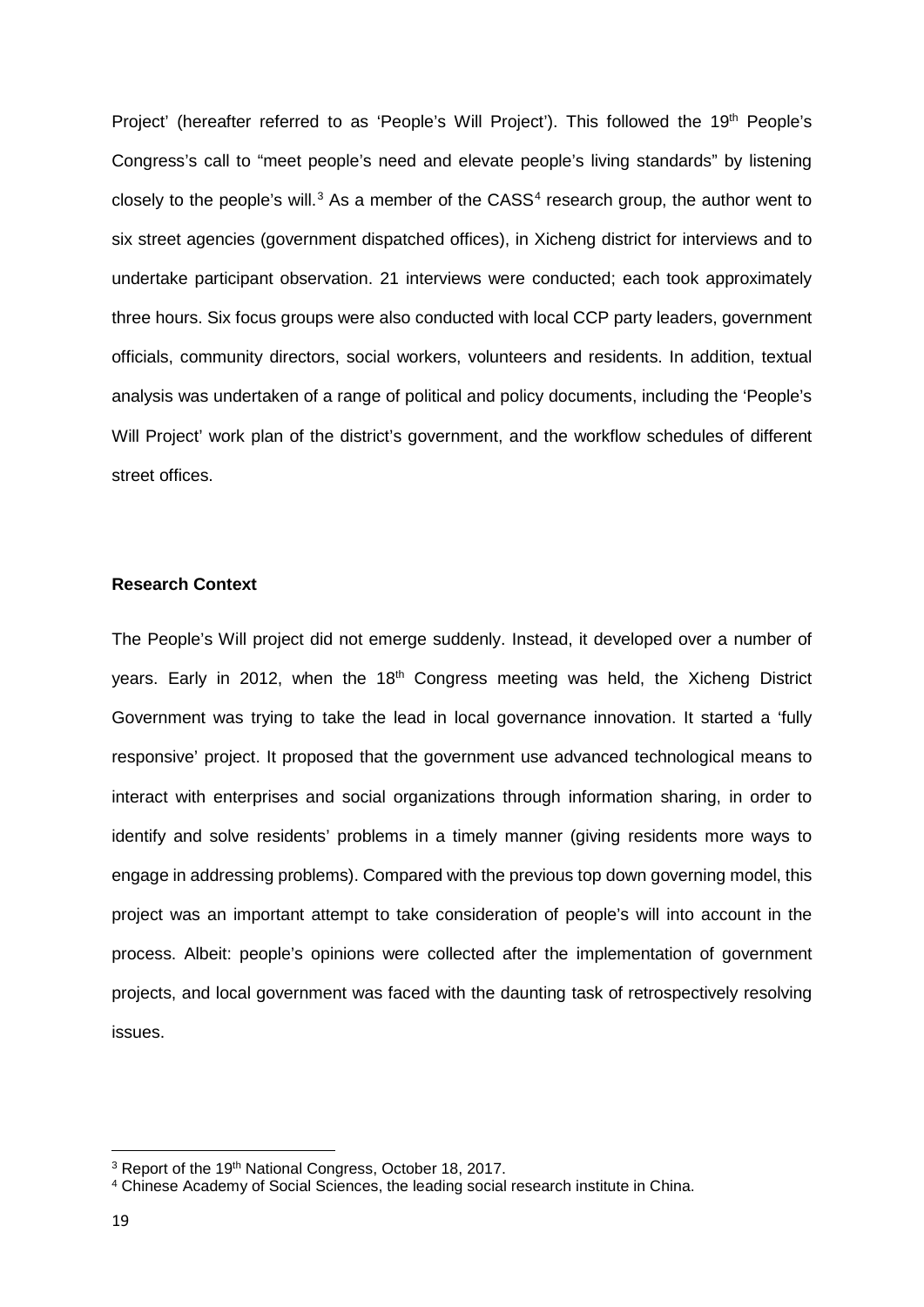Project' (hereafter referred to as 'People's Will Project'). This followed the 19th People's Congress's call to "meet people's need and elevate people's living standards" by listening closely to the people's will.[3] As a member of the CASS[4] research group, the author went to six street agencies (government dispatched offices), in Xicheng district for interviews and to undertake participant observation. 21 interviews were conducted; each took approximately three hours. Six focus groups were also conducted with local CCP party leaders, government officials, community directors, social workers, volunteers and residents. In addition, textual analysis was undertaken of a range of political and policy documents, including the 'People's Will Project' work plan of the district's government, and the workflow schedules of different street offices.

**Research Context**

The People's Will project did not emerge suddenly. Instead, it developed over a number of years. Early in 2012, when the 18th Congress meeting was held, the Xicheng District Government was trying to take the lead in local governance innovation. It started a 'fully responsive' project. It proposed that the government use advanced technological means to interact with enterprises and social organizations through information sharing, in order to identify and solve residents' problems in a timely manner (giving residents more ways to engage in addressing problems). Compared with the previous top down governing model, this project was an important attempt to take consideration of people's will into account in the process. Albeit: people's opinions were collected after the implementation of government projects, and local government was faced with the daunting task of retrospectively resolving issues.

[3] Report of the 19th National Congress, October 18, 2017.

[4] Chinese Academy of Social Sciences, the leading social research institute in China.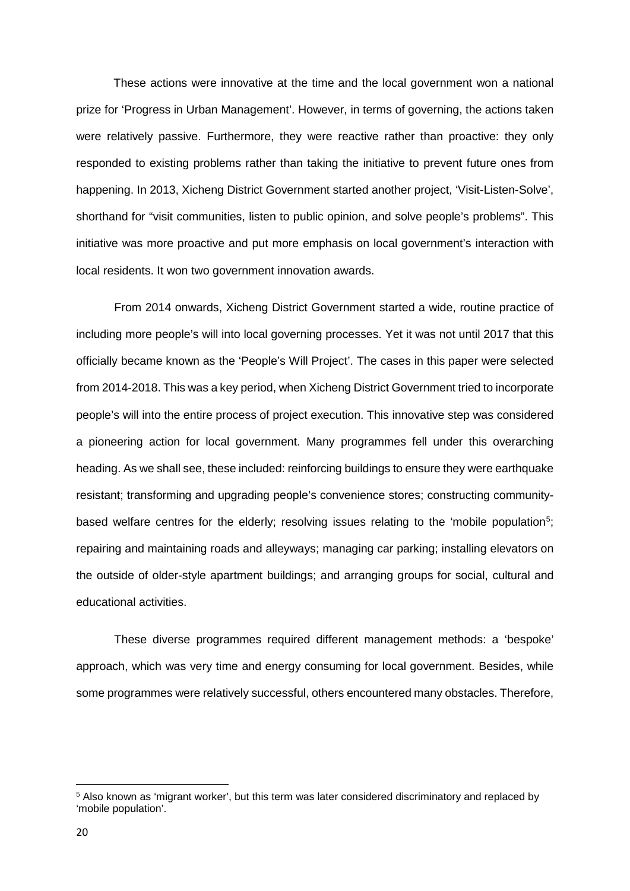These actions were innovative at the time and the local government won a national prize for 'Progress in Urban Management'. However, in terms of governing, the actions taken were relatively passive. Furthermore, they were reactive rather than proactive: they only responded to existing problems rather than taking the initiative to prevent future ones from happening. In 2013, Xicheng District Government started another project, 'Visit-Listen-Solve', shorthand for "visit communities, listen to public opinion, and solve people's problems". This initiative was more proactive and put more emphasis on local government's interaction with local residents. It won two government innovation awards.

From 2014 onwards, Xicheng District Government started a wide, routine practice of including more people's will into local governing processes. Yet it was not until 2017 that this officially became known as the 'People's Will Project'. The cases in this paper were selected from 2014-2018. This was a key period, when Xicheng District Government tried to incorporate people's will into the entire process of project execution. This innovative step was considered a pioneering action for local government. Many programmes fell under this overarching heading. As we shall see, these included: reinforcing buildings to ensure they were earthquake resistant; transforming and upgrading people's convenience stores; constructing community-based welfare centres for the elderly; resolving issues relating to the 'mobile population[5]; repairing and maintaining roads and alleyways; managing car parking; installing elevators on the outside of older-style apartment buildings; and arranging groups for social, cultural and educational activities.

These diverse programmes required different management methods: a 'bespoke' approach, which was very time and energy consuming for local government. Besides, while some programmes were relatively successful, others encountered many obstacles. Therefore,

[5] Also known as 'migrant worker', but this term was later considered discriminatory and replaced by 'mobile population'.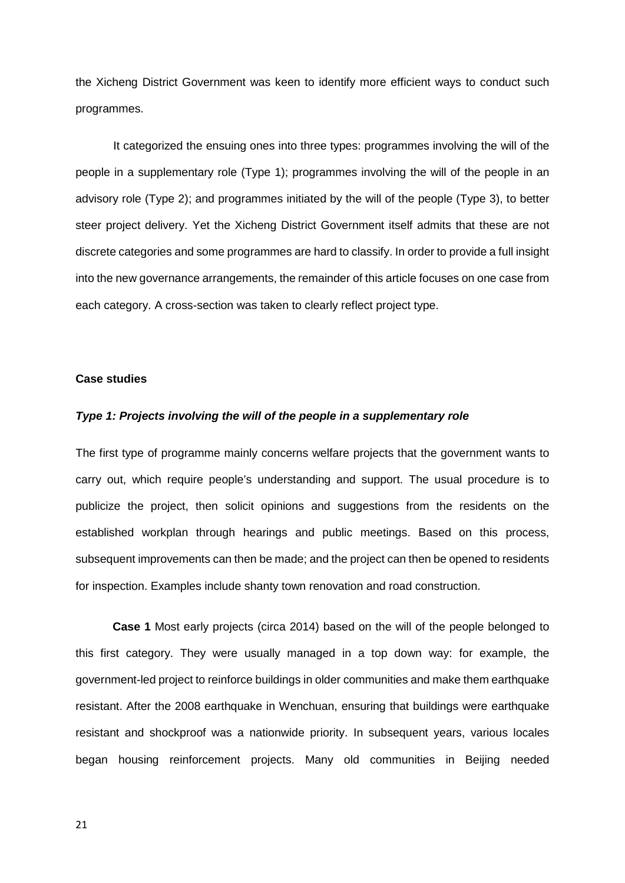the Xicheng District Government was keen to identify more efficient ways to conduct such programmes.

It categorized the ensuing ones into three types: programmes involving the will of the people in a supplementary role (Type 1); programmes involving the will of the people in an advisory role (Type 2); and programmes initiated by the will of the people (Type 3), to better steer project delivery. Yet the Xicheng District Government itself admits that these are not discrete categories and some programmes are hard to classify. In order to provide a full insight into the new governance arrangements, the remainder of this article focuses on one case from each category. A cross-section was taken to clearly reflect project type.

**Case studies**

***Type 1: Projects involving the will of the people in a supplementary role***

The first type of programme mainly concerns welfare projects that the government wants to carry out, which require people's understanding and support. The usual procedure is to publicize the project, then solicit opinions and suggestions from the residents on the established workplan through hearings and public meetings. Based on this process, subsequent improvements can then be made; and the project can then be opened to residents for inspection. Examples include shanty town renovation and road construction.

**Case 1** Most early projects (circa 2014) based on the will of the people belonged to this first category. They were usually managed in a top down way: for example, the government-led project to reinforce buildings in older communities and make them earthquake resistant. After the 2008 earthquake in Wenchuan, ensuring that buildings were earthquake resistant and shockproof was a nationwide priority. In subsequent years, various locales began housing reinforcement projects. Many old communities in Beijing needed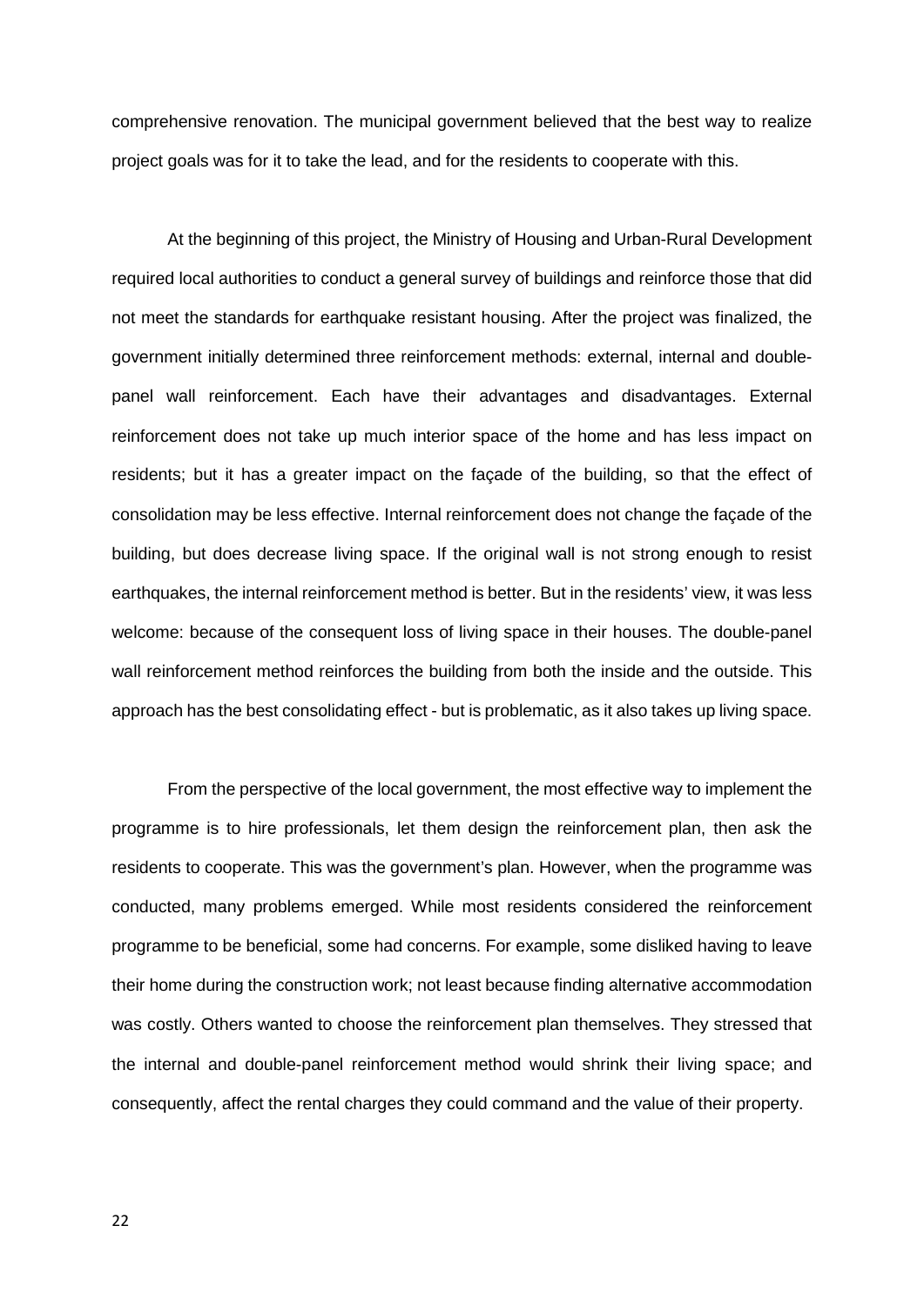comprehensive renovation. The municipal government believed that the best way to realize project goals was for it to take the lead, and for the residents to cooperate with this.

At the beginning of this project, the Ministry of Housing and Urban-Rural Development required local authorities to conduct a general survey of buildings and reinforce those that did not meet the standards for earthquake resistant housing. After the project was finalized, the government initially determined three reinforcement methods: external, internal and double-panel wall reinforcement. Each have their advantages and disadvantages. External reinforcement does not take up much interior space of the home and has less impact on residents; but it has a greater impact on the façade of the building, so that the effect of consolidation may be less effective. Internal reinforcement does not change the façade of the building, but does decrease living space. If the original wall is not strong enough to resist earthquakes, the internal reinforcement method is better. But in the residents' view, it was less welcome: because of the consequent loss of living space in their houses. The double-panel wall reinforcement method reinforces the building from both the inside and the outside. This approach has the best consolidating effect - but is problematic, as it also takes up living space.

From the perspective of the local government, the most effective way to implement the programme is to hire professionals, let them design the reinforcement plan, then ask the residents to cooperate. This was the government's plan. However, when the programme was conducted, many problems emerged. While most residents considered the reinforcement programme to be beneficial, some had concerns. For example, some disliked having to leave their home during the construction work; not least because finding alternative accommodation was costly. Others wanted to choose the reinforcement plan themselves. They stressed that the internal and double-panel reinforcement method would shrink their living space; and consequently, affect the rental charges they could command and the value of their property.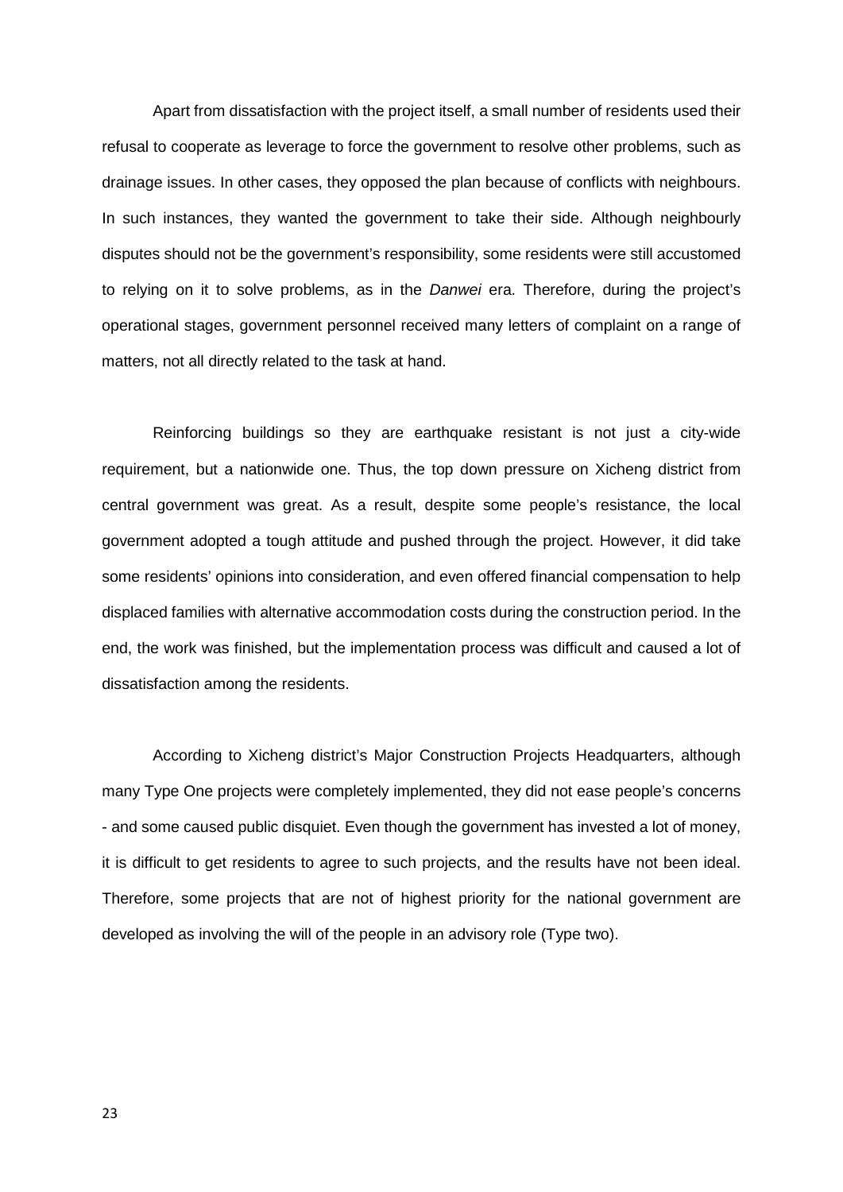Apart from dissatisfaction with the project itself, a small number of residents used their refusal to cooperate as leverage to force the government to resolve other problems, such as drainage issues. In other cases, they opposed the plan because of conflicts with neighbours. In such instances, they wanted the government to take their side. Although neighbourly disputes should not be the government's responsibility, some residents were still accustomed to relying on it to solve problems, as in the *Danwei* era. Therefore, during the project's operational stages, government personnel received many letters of complaint on a range of matters, not all directly related to the task at hand.

Reinforcing buildings so they are earthquake resistant is not just a city-wide requirement, but a nationwide one. Thus, the top down pressure on Xicheng district from central government was great. As a result, despite some people's resistance, the local government adopted a tough attitude and pushed through the project. However, it did take some residents' opinions into consideration, and even offered financial compensation to help displaced families with alternative accommodation costs during the construction period. In the end, the work was finished, but the implementation process was difficult and caused a lot of dissatisfaction among the residents.

According to Xicheng district's Major Construction Projects Headquarters, although many Type One projects were completely implemented, they did not ease people's concerns - and some caused public disquiet. Even though the government has invested a lot of money, it is difficult to get residents to agree to such projects, and the results have not been ideal. Therefore, some projects that are not of highest priority for the national government are developed as involving the will of the people in an advisory role (Type two).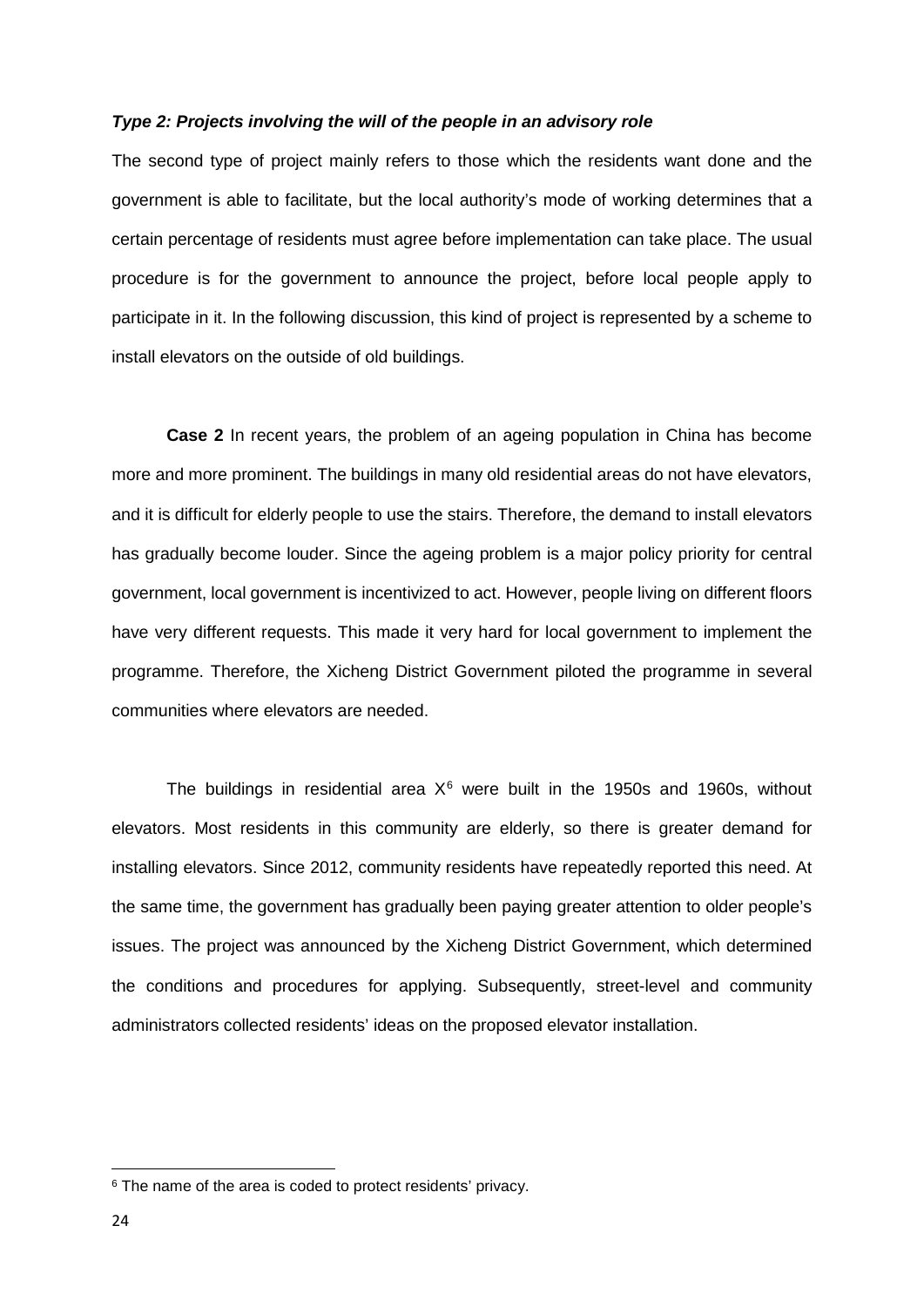***Type 2: Projects involving the will of the people in an advisory role***

The second type of project mainly refers to those which the residents want done and the government is able to facilitate, but the local authority's mode of working determines that a certain percentage of residents must agree before implementation can take place. The usual procedure is for the government to announce the project, before local people apply to participate in it. In the following discussion, this kind of project is represented by a scheme to install elevators on the outside of old buildings.

**Case 2** In recent years, the problem of an ageing population in China has become more and more prominent. The buildings in many old residential areas do not have elevators, and it is difficult for elderly people to use the stairs. Therefore, the demand to install elevators has gradually become louder. Since the ageing problem is a major policy priority for central government, local government is incentivized to act. However, people living on different floors have very different requests. This made it very hard for local government to implement the programme. Therefore, the Xicheng District Government piloted the programme in several communities where elevators are needed.

The buildings in residential area X[6] were built in the 1950s and 1960s, without elevators. Most residents in this community are elderly, so there is greater demand for installing elevators. Since 2012, community residents have repeatedly reported this need. At the same time, the government has gradually been paying greater attention to older people's issues. The project was announced by the Xicheng District Government, which determined the conditions and procedures for applying. Subsequently, street-level and community administrators collected residents' ideas on the proposed elevator installation.

[6] The name of the area is coded to protect residents' privacy.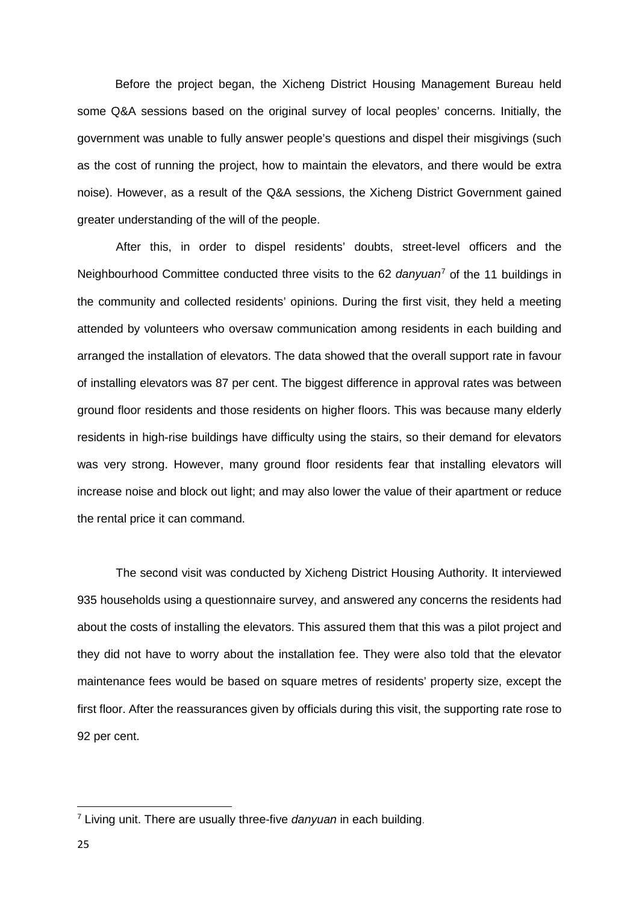Before the project began, the Xicheng District Housing Management Bureau held some Q&A sessions based on the original survey of local peoples' concerns. Initially, the government was unable to fully answer people's questions and dispel their misgivings (such as the cost of running the project, how to maintain the elevators, and there would be extra noise). However, as a result of the Q&A sessions, the Xicheng District Government gained greater understanding of the will of the people.

After this, in order to dispel residents' doubts, street-level officers and the Neighbourhood Committee conducted three visits to the 62 *danyuan*[7] of the 11 buildings in the community and collected residents' opinions. During the first visit, they held a meeting attended by volunteers who oversaw communication among residents in each building and arranged the installation of elevators. The data showed that the overall support rate in favour of installing elevators was 87 per cent. The biggest difference in approval rates was between ground floor residents and those residents on higher floors. This was because many elderly residents in high-rise buildings have difficulty using the stairs, so their demand for elevators was very strong. However, many ground floor residents fear that installing elevators will increase noise and block out light; and may also lower the value of their apartment or reduce the rental price it can command.

The second visit was conducted by Xicheng District Housing Authority. It interviewed 935 households using a questionnaire survey, and answered any concerns the residents had about the costs of installing the elevators. This assured them that this was a pilot project and they did not have to worry about the installation fee. They were also told that the elevator maintenance fees would be based on square metres of residents' property size, except the first floor. After the reassurances given by officials during this visit, the supporting rate rose to 92 per cent.

[7] Living unit. There are usually three-five *danyuan* in each building.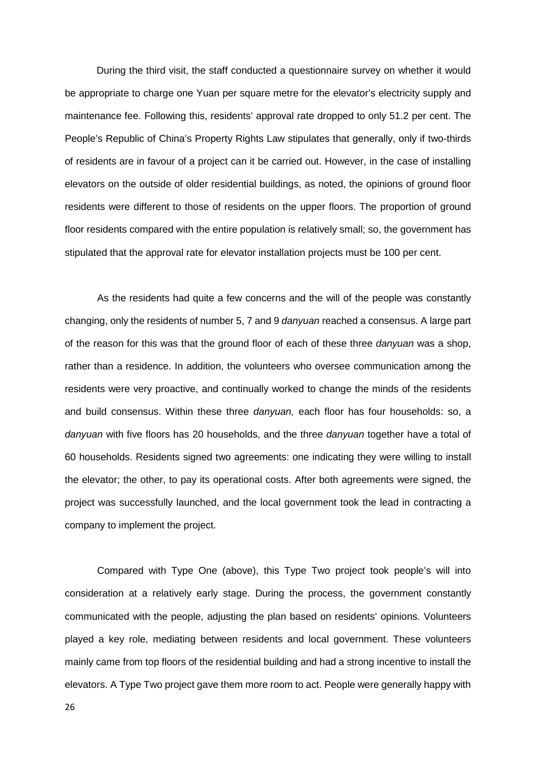During the third visit, the staff conducted a questionnaire survey on whether it would be appropriate to charge one Yuan per square metre for the elevator's electricity supply and maintenance fee. Following this, residents' approval rate dropped to only 51.2 per cent. The People's Republic of China's Property Rights Law stipulates that generally, only if two-thirds of residents are in favour of a project can it be carried out. However, in the case of installing elevators on the outside of older residential buildings, as noted, the opinions of ground floor residents were different to those of residents on the upper floors. The proportion of ground floor residents compared with the entire population is relatively small; so, the government has stipulated that the approval rate for elevator installation projects must be 100 per cent.

As the residents had quite a few concerns and the will of the people was constantly changing, only the residents of number 5, 7 and 9 *danyuan* reached a consensus. A large part of the reason for this was that the ground floor of each of these three *danyuan* was a shop, rather than a residence. In addition, the volunteers who oversee communication among the residents were very proactive, and continually worked to change the minds of the residents and build consensus. Within these three *danyuan,* each floor has four households: so, a *danyuan* with five floors has 20 households, and the three *danyuan* together have a total of 60 households. Residents signed two agreements: one indicating they were willing to install the elevator; the other, to pay its operational costs. After both agreements were signed, the project was successfully launched, and the local government took the lead in contracting a company to implement the project.

Compared with Type One (above), this Type Two project took people's will into consideration at a relatively early stage. During the process, the government constantly communicated with the people, adjusting the plan based on residents' opinions. Volunteers played a key role, mediating between residents and local government. These volunteers mainly came from top floors of the residential building and had a strong incentive to install the elevators. A Type Two project gave them more room to act. People were generally happy with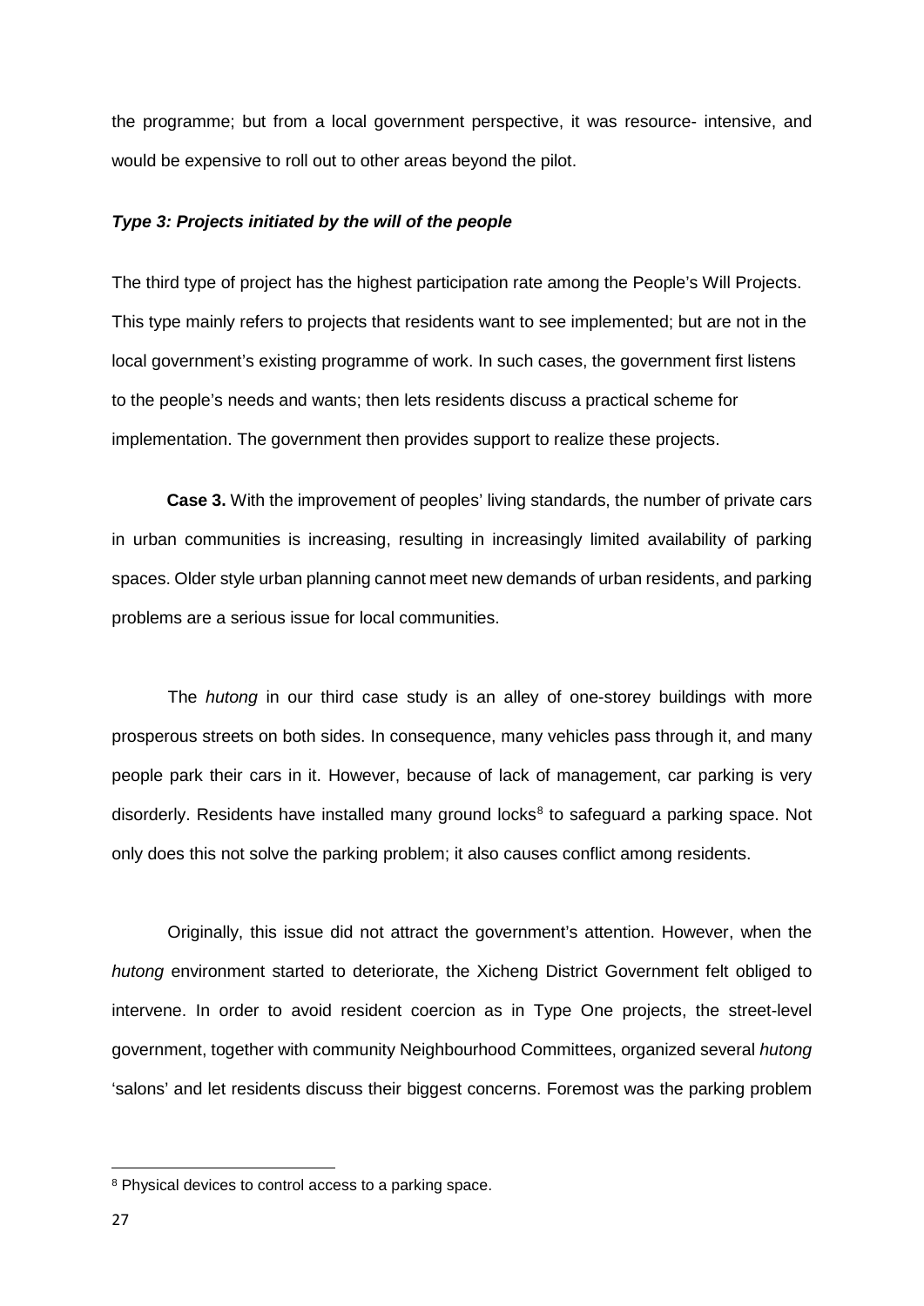the programme; but from a local government perspective, it was resource- intensive, and would be expensive to roll out to other areas beyond the pilot.

***Type 3: Projects initiated by the will of the people***

The third type of project has the highest participation rate among the People's Will Projects. This type mainly refers to projects that residents want to see implemented; but are not in the local government's existing programme of work. In such cases, the government first listens to the people's needs and wants; then lets residents discuss a practical scheme for implementation. The government then provides support to realize these projects.

**Case 3.** With the improvement of peoples' living standards, the number of private cars in urban communities is increasing, resulting in increasingly limited availability of parking spaces. Older style urban planning cannot meet new demands of urban residents, and parking problems are a serious issue for local communities.

The *hutong* in our third case study is an alley of one-storey buildings with more prosperous streets on both sides. In consequence, many vehicles pass through it, and many people park their cars in it. However, because of lack of management, car parking is very disorderly. Residents have installed many ground locks[8] to safeguard a parking space. Not only does this not solve the parking problem; it also causes conflict among residents.

Originally, this issue did not attract the government's attention. However, when the *hutong* environment started to deteriorate, the Xicheng District Government felt obliged to intervene. In order to avoid resident coercion as in Type One projects, the street-level government, together with community Neighbourhood Committees, organized several *hutong* 'salons' and let residents discuss their biggest concerns. Foremost was the parking problem

[8] Physical devices to control access to a parking space.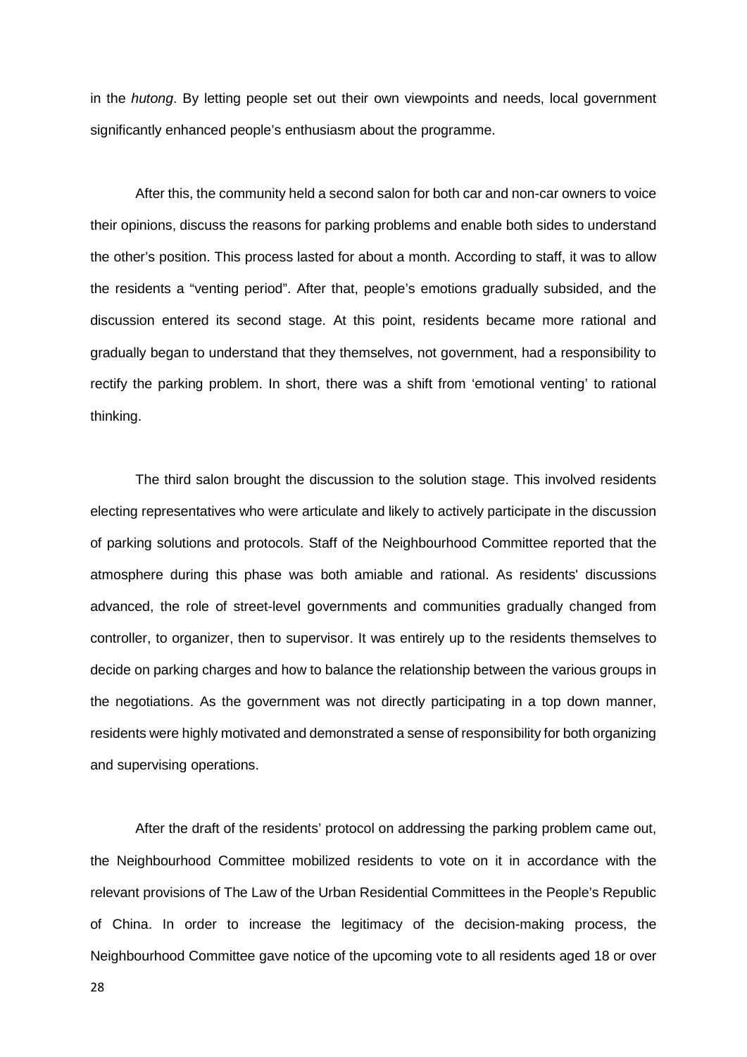in the *hutong*. By letting people set out their own viewpoints and needs, local government significantly enhanced people's enthusiasm about the programme.

After this, the community held a second salon for both car and non-car owners to voice their opinions, discuss the reasons for parking problems and enable both sides to understand the other's position. This process lasted for about a month. According to staff, it was to allow the residents a "venting period". After that, people's emotions gradually subsided, and the discussion entered its second stage. At this point, residents became more rational and gradually began to understand that they themselves, not government, had a responsibility to rectify the parking problem. In short, there was a shift from 'emotional venting' to rational thinking.

The third salon brought the discussion to the solution stage. This involved residents electing representatives who were articulate and likely to actively participate in the discussion of parking solutions and protocols. Staff of the Neighbourhood Committee reported that the atmosphere during this phase was both amiable and rational. As residents' discussions advanced, the role of street-level governments and communities gradually changed from controller, to organizer, then to supervisor. It was entirely up to the residents themselves to decide on parking charges and how to balance the relationship between the various groups in the negotiations. As the government was not directly participating in a top down manner, residents were highly motivated and demonstrated a sense of responsibility for both organizing and supervising operations.

After the draft of the residents' protocol on addressing the parking problem came out, the Neighbourhood Committee mobilized residents to vote on it in accordance with the relevant provisions of The Law of the Urban Residential Committees in the People's Republic of China. In order to increase the legitimacy of the decision-making process, the Neighbourhood Committee gave notice of the upcoming vote to all residents aged 18 or over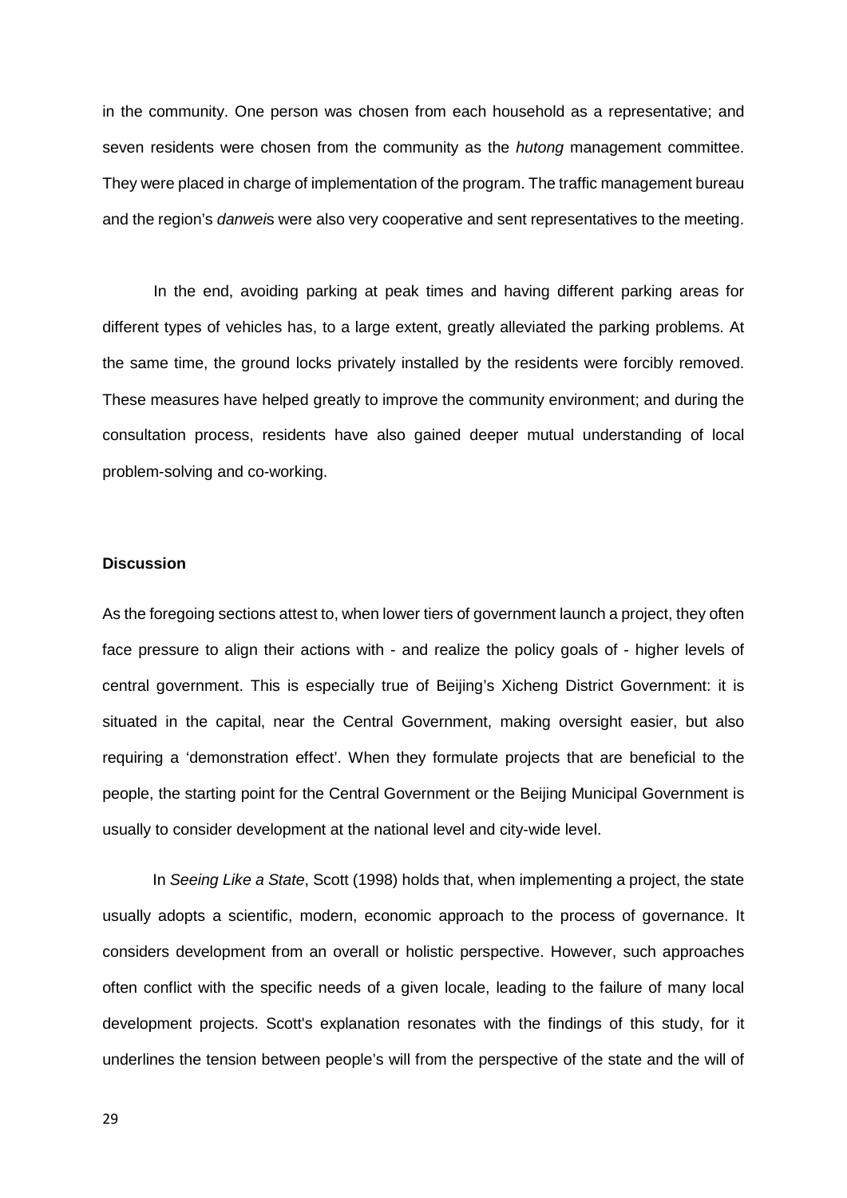in the community. One person was chosen from each household as a representative; and seven residents were chosen from the community as the *hutong* management committee. They were placed in charge of implementation of the program. The traffic management bureau and the region's *danwei*s were also very cooperative and sent representatives to the meeting.

In the end, avoiding parking at peak times and having different parking areas for different types of vehicles has, to a large extent, greatly alleviated the parking problems. At the same time, the ground locks privately installed by the residents were forcibly removed. These measures have helped greatly to improve the community environment; and during the consultation process, residents have also gained deeper mutual understanding of local problem-solving and co-working.

## Discussion

As the foregoing sections attest to, when lower tiers of government launch a project, they often face pressure to align their actions with - and realize the policy goals of - higher levels of central government. This is especially true of Beijing's Xicheng District Government: it is situated in the capital, near the Central Government, making oversight easier, but also requiring a 'demonstration effect'. When they formulate projects that are beneficial to the people, the starting point for the Central Government or the Beijing Municipal Government is usually to consider development at the national level and city-wide level.

In *Seeing Like a State*, Scott (1998) holds that, when implementing a project, the state usually adopts a scientific, modern, economic approach to the process of governance. It considers development from an overall or holistic perspective. However, such approaches often conflict with the specific needs of a given locale, leading to the failure of many local development projects. Scott's explanation resonates with the findings of this study, for it underlines the tension between people's will from the perspective of the state and the will of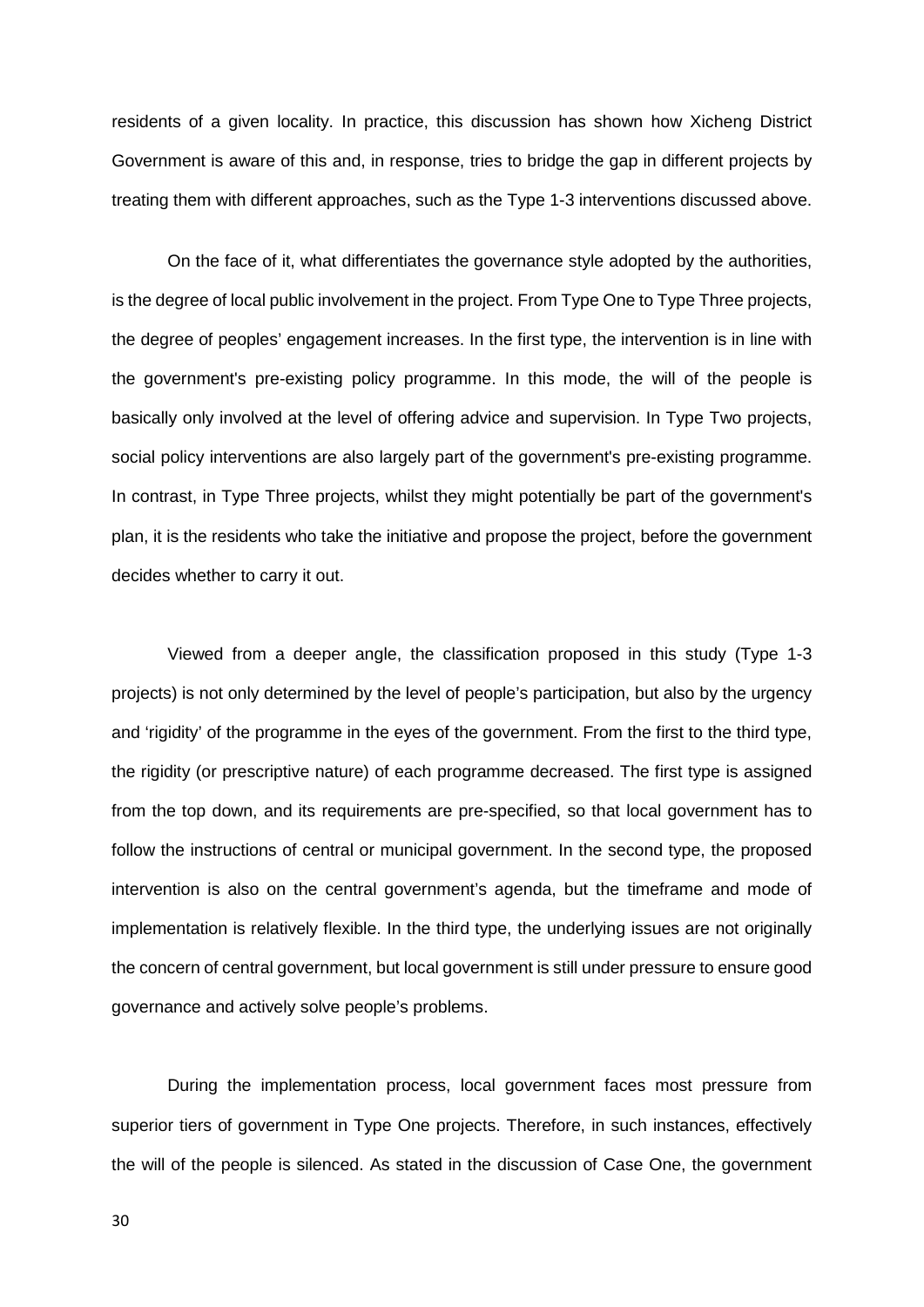residents of a given locality. In practice, this discussion has shown how Xicheng District Government is aware of this and, in response, tries to bridge the gap in different projects by treating them with different approaches, such as the Type 1-3 interventions discussed above.

On the face of it, what differentiates the governance style adopted by the authorities, is the degree of local public involvement in the project. From Type One to Type Three projects, the degree of peoples' engagement increases. In the first type, the intervention is in line with the government's pre-existing policy programme. In this mode, the will of the people is basically only involved at the level of offering advice and supervision. In Type Two projects, social policy interventions are also largely part of the government's pre-existing programme. In contrast, in Type Three projects, whilst they might potentially be part of the government's plan, it is the residents who take the initiative and propose the project, before the government decides whether to carry it out.

Viewed from a deeper angle, the classification proposed in this study (Type 1-3 projects) is not only determined by the level of people's participation, but also by the urgency and 'rigidity' of the programme in the eyes of the government. From the first to the third type, the rigidity (or prescriptive nature) of each programme decreased. The first type is assigned from the top down, and its requirements are pre-specified, so that local government has to follow the instructions of central or municipal government. In the second type, the proposed intervention is also on the central government's agenda, but the timeframe and mode of implementation is relatively flexible. In the third type, the underlying issues are not originally the concern of central government, but local government is still under pressure to ensure good governance and actively solve people's problems.

During the implementation process, local government faces most pressure from superior tiers of government in Type One projects. Therefore, in such instances, effectively the will of the people is silenced. As stated in the discussion of Case One, the government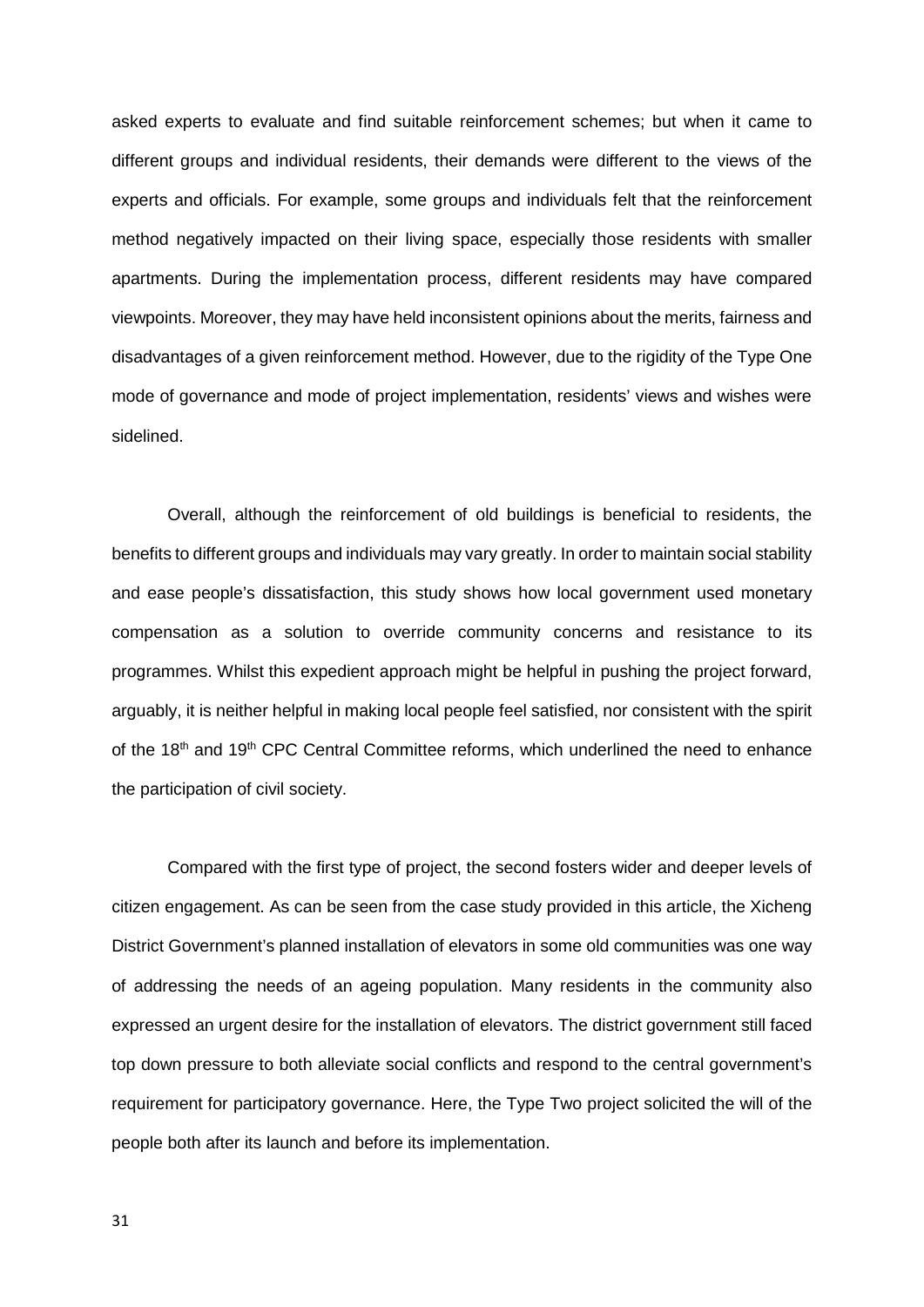asked experts to evaluate and find suitable reinforcement schemes; but when it came to different groups and individual residents, their demands were different to the views of the experts and officials. For example, some groups and individuals felt that the reinforcement method negatively impacted on their living space, especially those residents with smaller apartments. During the implementation process, different residents may have compared viewpoints. Moreover, they may have held inconsistent opinions about the merits, fairness and disadvantages of a given reinforcement method. However, due to the rigidity of the Type One mode of governance and mode of project implementation, residents' views and wishes were sidelined.

Overall, although the reinforcement of old buildings is beneficial to residents, the benefits to different groups and individuals may vary greatly. In order to maintain social stability and ease people's dissatisfaction, this study shows how local government used monetary compensation as a solution to override community concerns and resistance to its programmes. Whilst this expedient approach might be helpful in pushing the project forward, arguably, it is neither helpful in making local people feel satisfied, nor consistent with the spirit of the 18th and 19th CPC Central Committee reforms, which underlined the need to enhance the participation of civil society.

Compared with the first type of project, the second fosters wider and deeper levels of citizen engagement. As can be seen from the case study provided in this article, the Xicheng District Government's planned installation of elevators in some old communities was one way of addressing the needs of an ageing population. Many residents in the community also expressed an urgent desire for the installation of elevators. The district government still faced top down pressure to both alleviate social conflicts and respond to the central government's requirement for participatory governance. Here, the Type Two project solicited the will of the people both after its launch and before its implementation.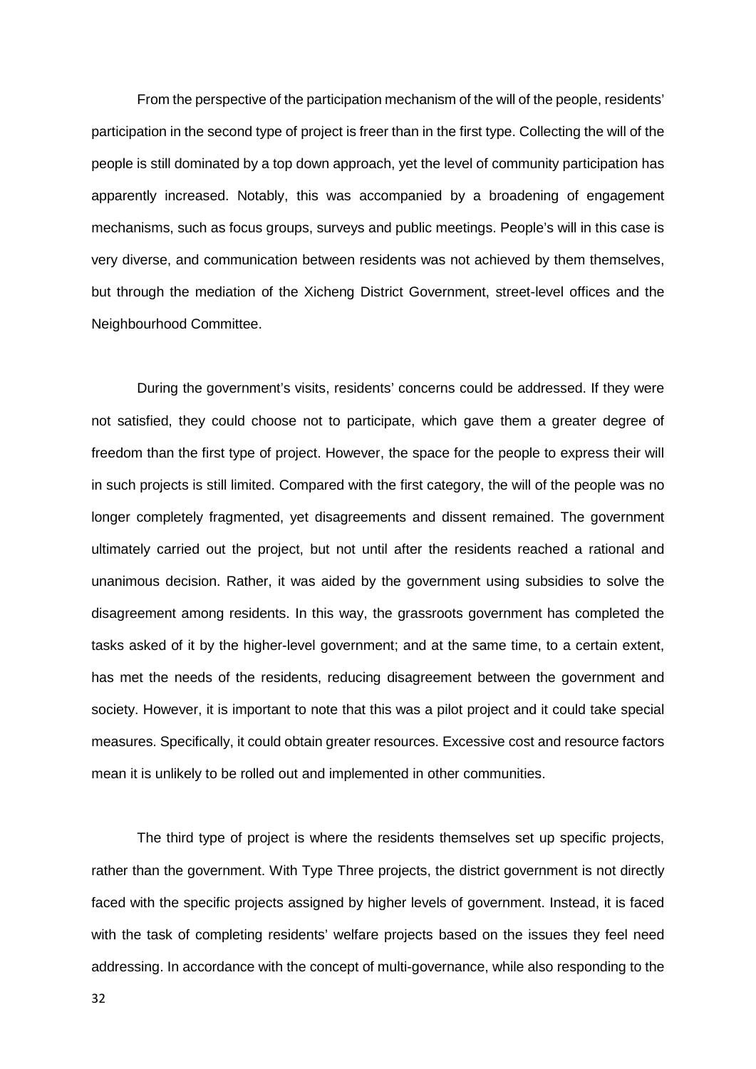From the perspective of the participation mechanism of the will of the people, residents' participation in the second type of project is freer than in the first type. Collecting the will of the people is still dominated by a top down approach, yet the level of community participation has apparently increased. Notably, this was accompanied by a broadening of engagement mechanisms, such as focus groups, surveys and public meetings. People's will in this case is very diverse, and communication between residents was not achieved by them themselves, but through the mediation of the Xicheng District Government, street-level offices and the Neighbourhood Committee.

During the government's visits, residents' concerns could be addressed. If they were not satisfied, they could choose not to participate, which gave them a greater degree of freedom than the first type of project. However, the space for the people to express their will in such projects is still limited. Compared with the first category, the will of the people was no longer completely fragmented, yet disagreements and dissent remained. The government ultimately carried out the project, but not until after the residents reached a rational and unanimous decision. Rather, it was aided by the government using subsidies to solve the disagreement among residents. In this way, the grassroots government has completed the tasks asked of it by the higher-level government; and at the same time, to a certain extent, has met the needs of the residents, reducing disagreement between the government and society. However, it is important to note that this was a pilot project and it could take special measures. Specifically, it could obtain greater resources. Excessive cost and resource factors mean it is unlikely to be rolled out and implemented in other communities.

The third type of project is where the residents themselves set up specific projects, rather than the government. With Type Three projects, the district government is not directly faced with the specific projects assigned by higher levels of government. Instead, it is faced with the task of completing residents' welfare projects based on the issues they feel need addressing. In accordance with the concept of multi-governance, while also responding to the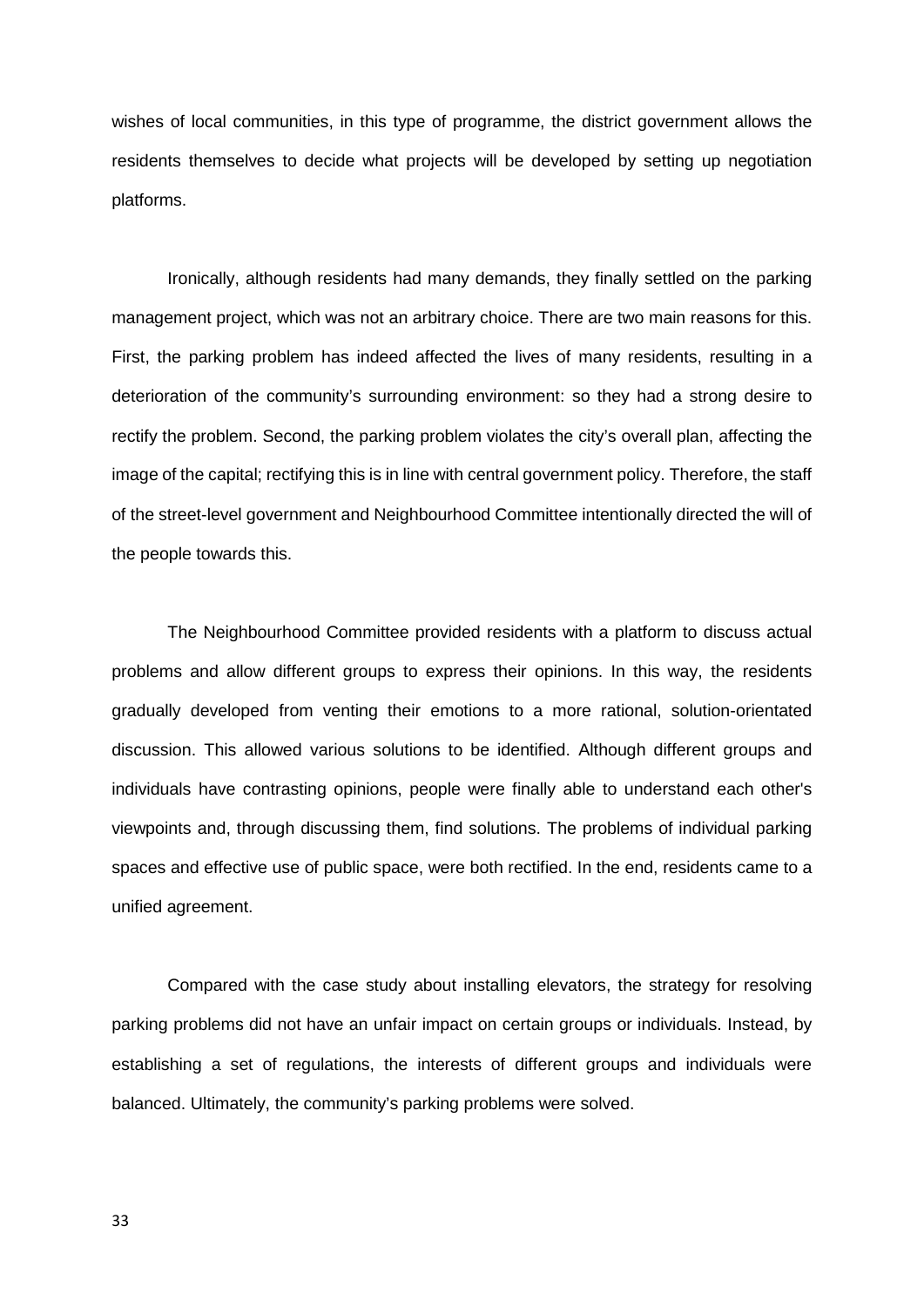wishes of local communities, in this type of programme, the district government allows the residents themselves to decide what projects will be developed by setting up negotiation platforms.

Ironically, although residents had many demands, they finally settled on the parking management project, which was not an arbitrary choice. There are two main reasons for this. First, the parking problem has indeed affected the lives of many residents, resulting in a deterioration of the community's surrounding environment: so they had a strong desire to rectify the problem. Second, the parking problem violates the city's overall plan, affecting the image of the capital; rectifying this is in line with central government policy. Therefore, the staff of the street-level government and Neighbourhood Committee intentionally directed the will of the people towards this.

The Neighbourhood Committee provided residents with a platform to discuss actual problems and allow different groups to express their opinions. In this way, the residents gradually developed from venting their emotions to a more rational, solution-orientated discussion. This allowed various solutions to be identified. Although different groups and individuals have contrasting opinions, people were finally able to understand each other's viewpoints and, through discussing them, find solutions. The problems of individual parking spaces and effective use of public space, were both rectified. In the end, residents came to a unified agreement.

Compared with the case study about installing elevators, the strategy for resolving parking problems did not have an unfair impact on certain groups or individuals. Instead, by establishing a set of regulations, the interests of different groups and individuals were balanced. Ultimately, the community's parking problems were solved.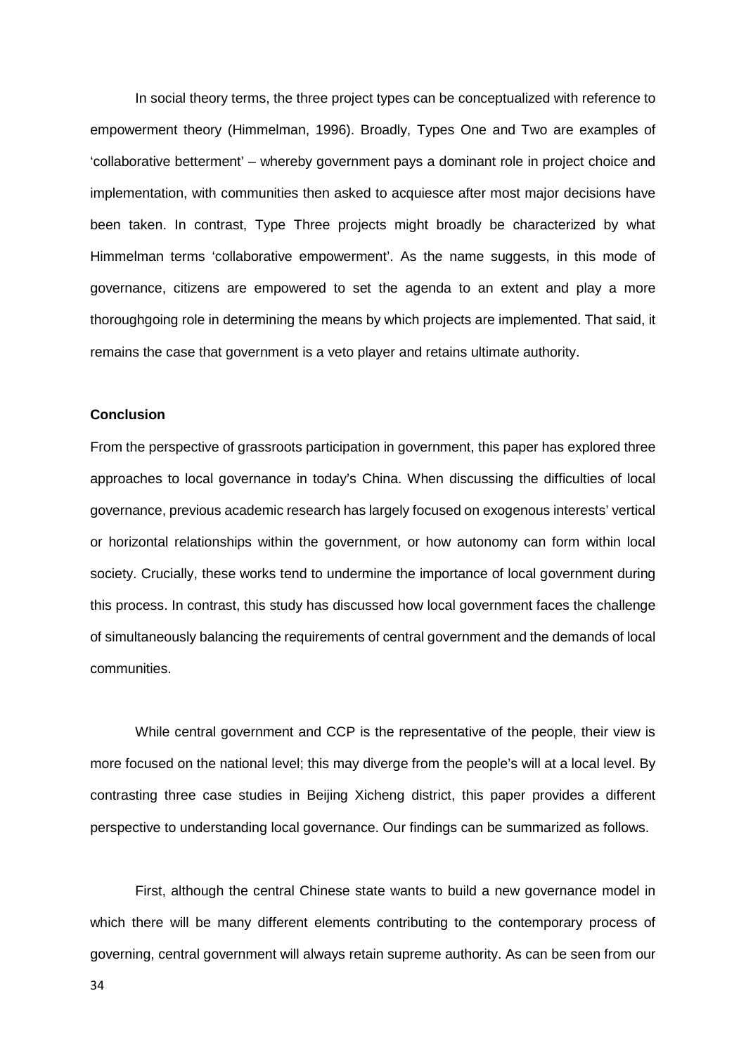In social theory terms, the three project types can be conceptualized with reference to empowerment theory (Himmelman, 1996). Broadly, Types One and Two are examples of 'collaborative betterment' – whereby government pays a dominant role in project choice and implementation, with communities then asked to acquiesce after most major decisions have been taken. In contrast, Type Three projects might broadly be characterized by what Himmelman terms 'collaborative empowerment'. As the name suggests, in this mode of governance, citizens are empowered to set the agenda to an extent and play a more thoroughgoing role in determining the means by which projects are implemented. That said, it remains the case that government is a veto player and retains ultimate authority.

**Conclusion**

From the perspective of grassroots participation in government, this paper has explored three approaches to local governance in today's China. When discussing the difficulties of local governance, previous academic research has largely focused on exogenous interests' vertical or horizontal relationships within the government, or how autonomy can form within local society. Crucially, these works tend to undermine the importance of local government during this process. In contrast, this study has discussed how local government faces the challenge of simultaneously balancing the requirements of central government and the demands of local communities.

While central government and CCP is the representative of the people, their view is more focused on the national level; this may diverge from the people's will at a local level. By contrasting three case studies in Beijing Xicheng district, this paper provides a different perspective to understanding local governance. Our findings can be summarized as follows.

First, although the central Chinese state wants to build a new governance model in which there will be many different elements contributing to the contemporary process of governing, central government will always retain supreme authority. As can be seen from our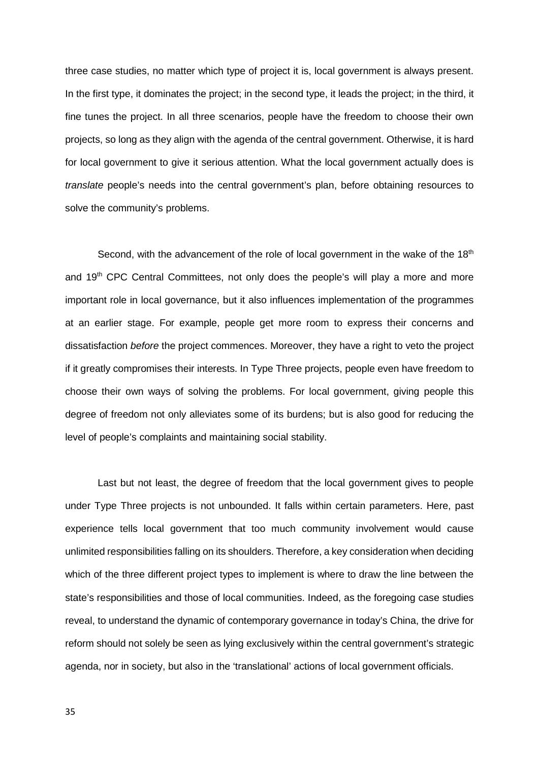three case studies, no matter which type of project it is, local government is always present. In the first type, it dominates the project; in the second type, it leads the project; in the third, it fine tunes the project. In all three scenarios, people have the freedom to choose their own projects, so long as they align with the agenda of the central government. Otherwise, it is hard for local government to give it serious attention. What the local government actually does is *translate* people's needs into the central government's plan, before obtaining resources to solve the community's problems.

Second, with the advancement of the role of local government in the wake of the 18th and 19th CPC Central Committees, not only does the people's will play a more and more important role in local governance, but it also influences implementation of the programmes at an earlier stage. For example, people get more room to express their concerns and dissatisfaction *before* the project commences. Moreover, they have a right to veto the project if it greatly compromises their interests. In Type Three projects, people even have freedom to choose their own ways of solving the problems. For local government, giving people this degree of freedom not only alleviates some of its burdens; but is also good for reducing the level of people's complaints and maintaining social stability.

Last but not least, the degree of freedom that the local government gives to people under Type Three projects is not unbounded. It falls within certain parameters. Here, past experience tells local government that too much community involvement would cause unlimited responsibilities falling on its shoulders. Therefore, a key consideration when deciding which of the three different project types to implement is where to draw the line between the state's responsibilities and those of local communities. Indeed, as the foregoing case studies reveal, to understand the dynamic of contemporary governance in today's China, the drive for reform should not solely be seen as lying exclusively within the central government's strategic agenda, nor in society, but also in the 'translational' actions of local government officials.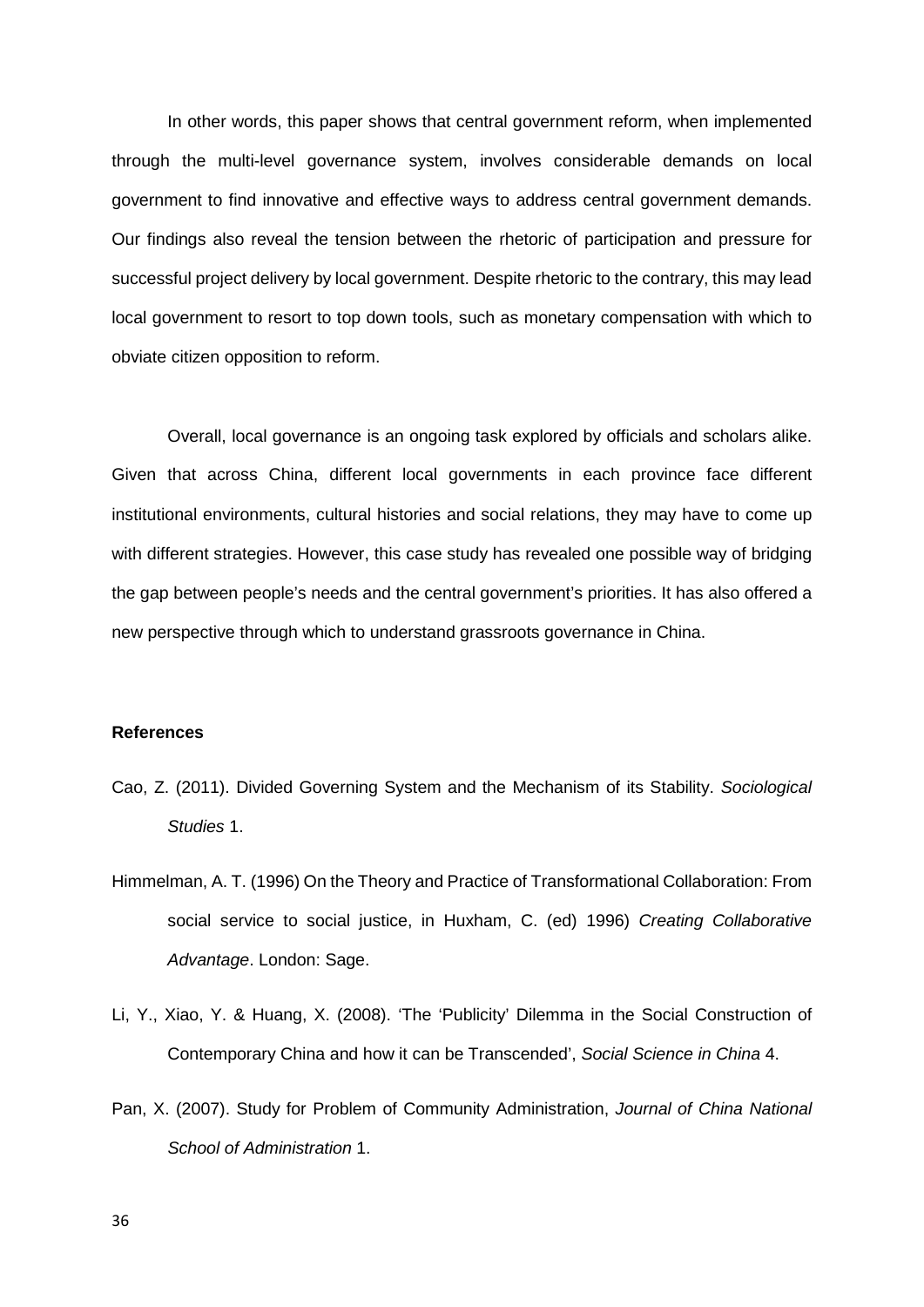In other words, this paper shows that central government reform, when implemented through the multi-level governance system, involves considerable demands on local government to find innovative and effective ways to address central government demands. Our findings also reveal the tension between the rhetoric of participation and pressure for successful project delivery by local government. Despite rhetoric to the contrary, this may lead local government to resort to top down tools, such as monetary compensation with which to obviate citizen opposition to reform.

Overall, local governance is an ongoing task explored by officials and scholars alike. Given that across China, different local governments in each province face different institutional environments, cultural histories and social relations, they may have to come up with different strategies. However, this case study has revealed one possible way of bridging the gap between people's needs and the central government's priorities. It has also offered a new perspective through which to understand grassroots governance in China.

**References**

Cao, Z. (2011). Divided Governing System and the Mechanism of its Stability. *Sociological Studies* 1.

Himmelman, A. T. (1996) On the Theory and Practice of Transformational Collaboration: From social service to social justice, in Huxham, C. (ed) 1996) *Creating Collaborative Advantage*. London: Sage.

Li, Y., Xiao, Y. & Huang, X. (2008). 'The 'Publicity' Dilemma in the Social Construction of Contemporary China and how it can be Transcended', *Social Science in China* 4.

Pan, X. (2007). Study for Problem of Community Administration, *Journal of China National School of Administration* 1.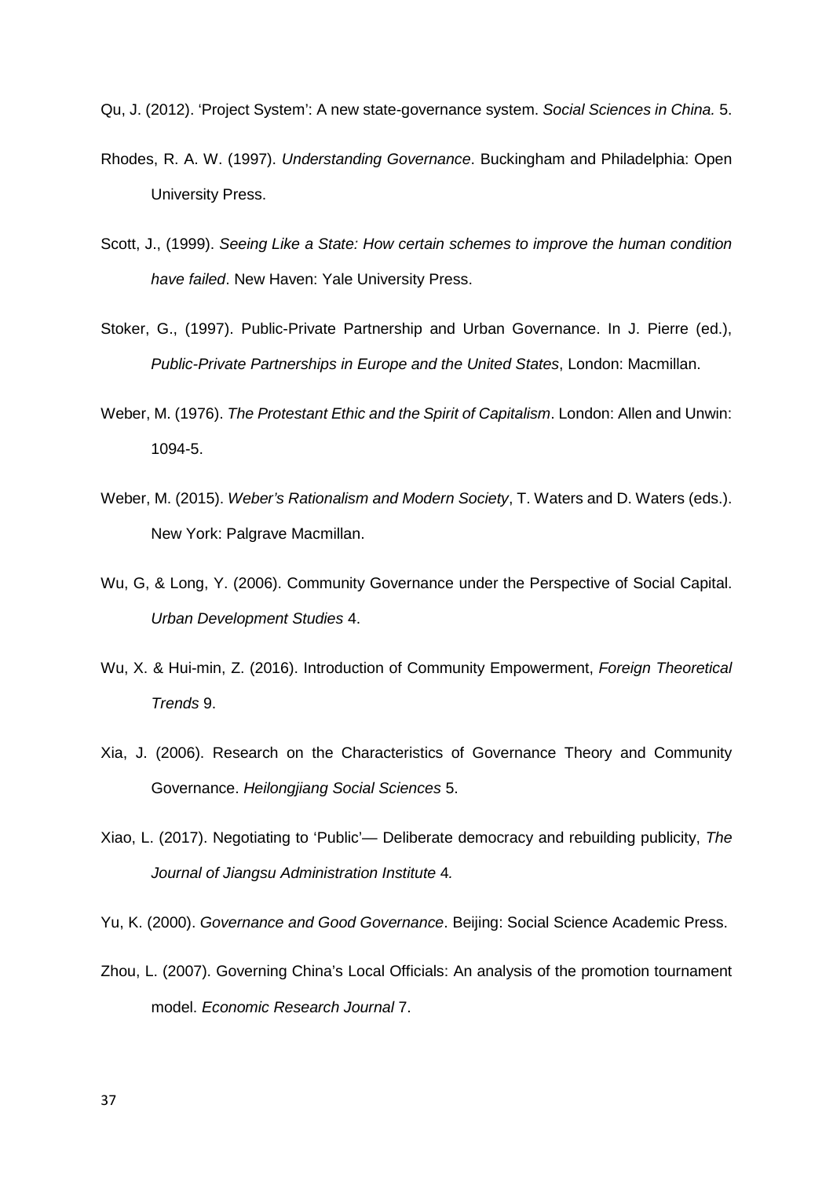Qu, J. (2012). 'Project System': A new state-governance system. *Social Sciences in China.* 5.

Rhodes, R. A. W. (1997). *Understanding Governance*. Buckingham and Philadelphia: Open University Press.

Scott, J., (1999). *Seeing Like a State: How certain schemes to improve the human condition have failed*. New Haven: Yale University Press.

Stoker, G., (1997). Public-Private Partnership and Urban Governance. In J. Pierre (ed.), *Public-Private Partnerships in Europe and the United States*, London: Macmillan.

Weber, M. (1976). *The Protestant Ethic and the Spirit of Capitalism*. London: Allen and Unwin: 1094-5.

Weber, M. (2015). *Weber's Rationalism and Modern Society*, T. Waters and D. Waters (eds.). New York: Palgrave Macmillan.

Wu, G, & Long, Y. (2006). Community Governance under the Perspective of Social Capital. *Urban Development Studies* 4.

Wu, X. & Hui-min, Z. (2016). Introduction of Community Empowerment, *Foreign Theoretical Trends* 9.

Xia, J. (2006). Research on the Characteristics of Governance Theory and Community Governance. *Heilongjiang Social Sciences* 5.

Xiao, L. (2017). Negotiating to 'Public'— Deliberate democracy and rebuilding publicity, *The Journal of Jiangsu Administration Institute* 4*.*

Yu, K. (2000). *Governance and Good Governance*. Beijing: Social Science Academic Press.

Zhou, L. (2007). Governing China's Local Officials: An analysis of the promotion tournament model. *Economic Research Journal* 7.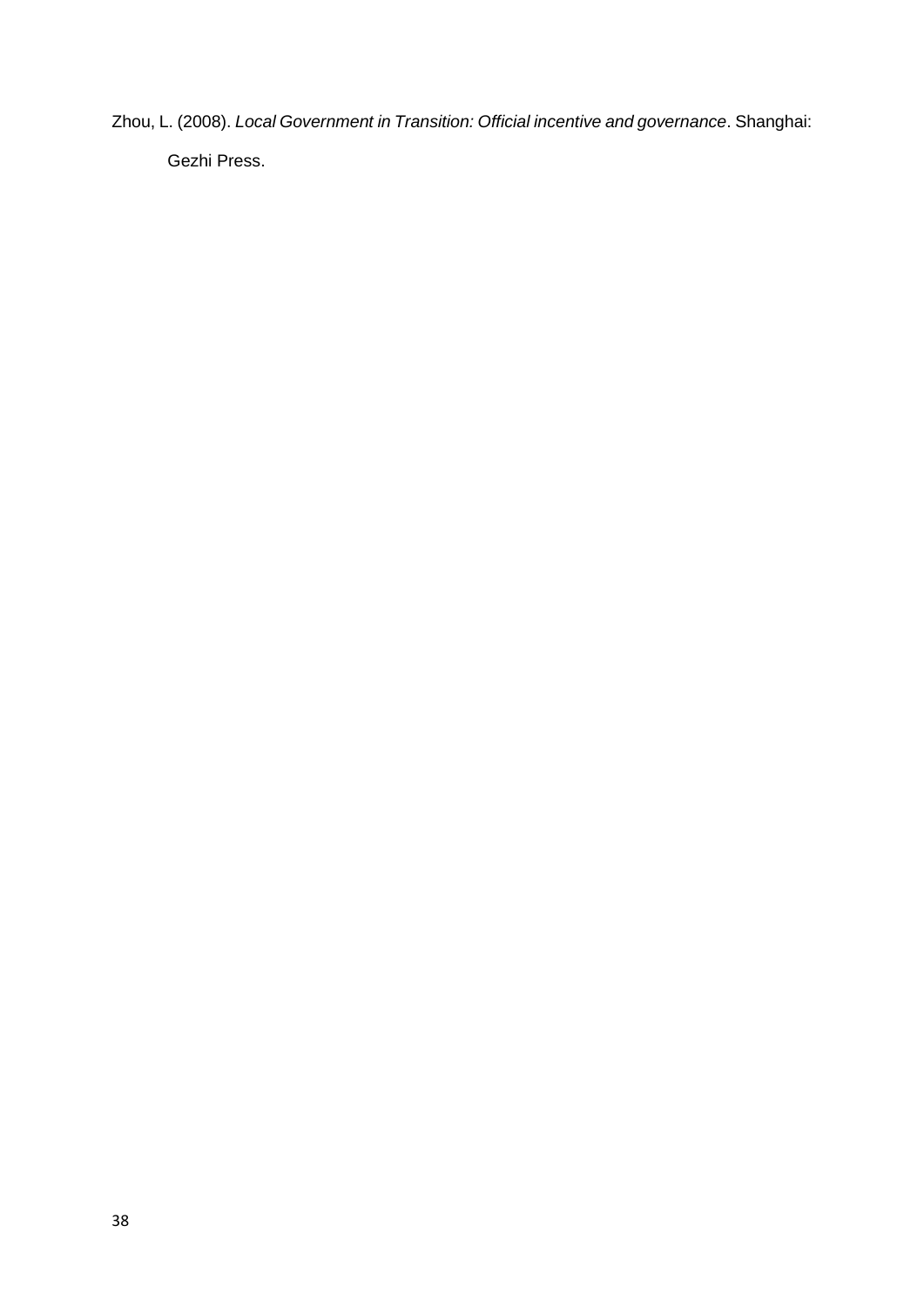Zhou, L. (2008). *Local Government in Transition: Official incentive and governance*. Shanghai: Gezhi Press.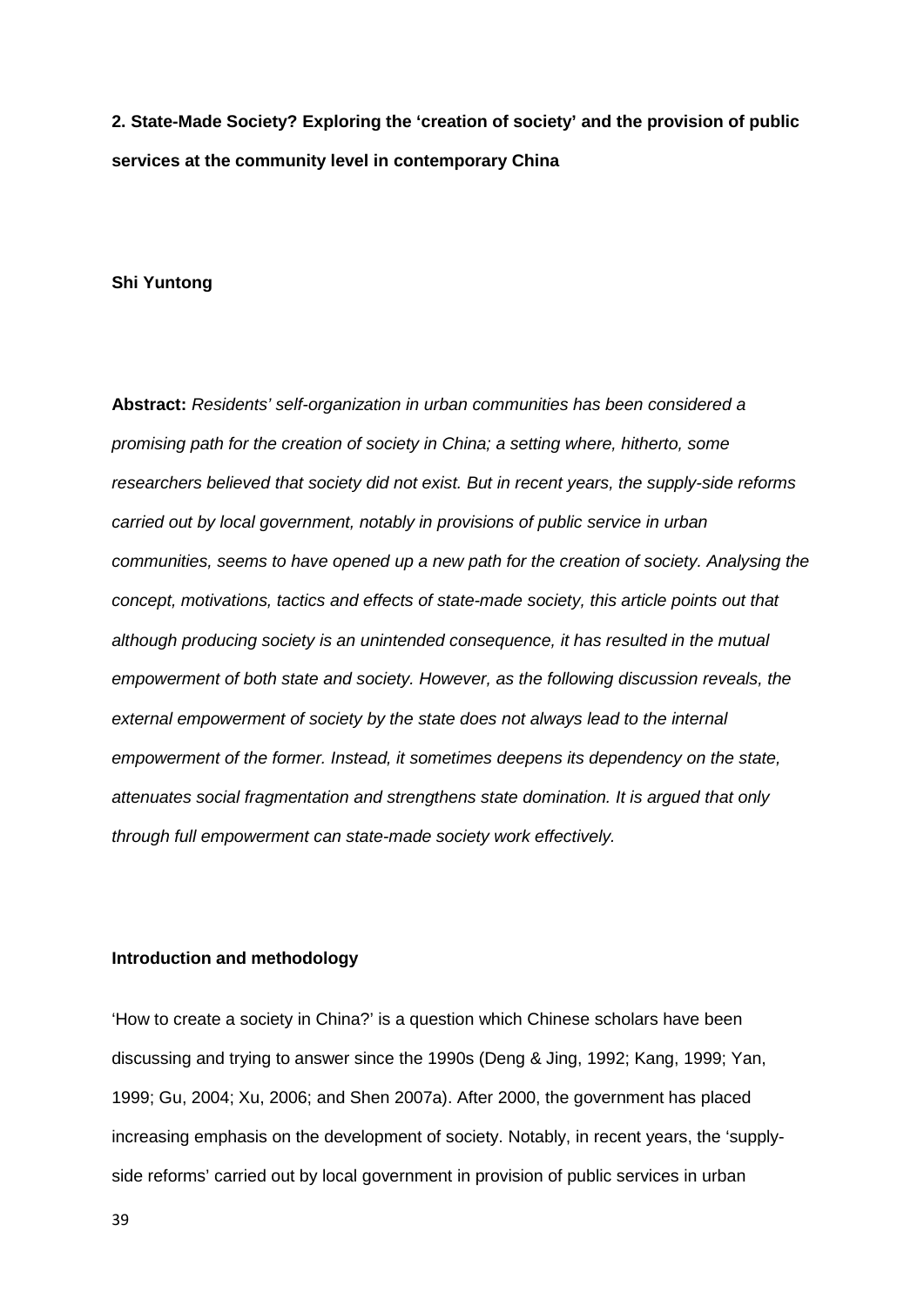## 2. State-Made Society? Exploring the 'creation of society' and the provision of public services at the community level in contemporary China

**Shi Yuntong**

**Abstract:** *Residents' self-organization in urban communities has been considered a promising path for the creation of society in China; a setting where, hitherto, some researchers believed that society did not exist. But in recent years, the supply-side reforms carried out by local government, notably in provisions of public service in urban communities, seems to have opened up a new path for the creation of society. Analysing the concept, motivations, tactics and effects of state-made society, this article points out that although producing society is an unintended consequence, it has resulted in the mutual empowerment of both state and society. However, as the following discussion reveals, the external empowerment of society by the state does not always lead to the internal empowerment of the former. Instead, it sometimes deepens its dependency on the state, attenuates social fragmentation and strengthens state domination. It is argued that only through full empowerment can state-made society work effectively.*

### Introduction and methodology

'How to create a society in China?' is a question which Chinese scholars have been discussing and trying to answer since the 1990s (Deng & Jing, 1992; Kang, 1999; Yan, 1999; Gu, 2004; Xu, 2006; and Shen 2007a). After 2000, the government has placed increasing emphasis on the development of society. Notably, in recent years, the 'supply-side reforms' carried out by local government in provision of public services in urban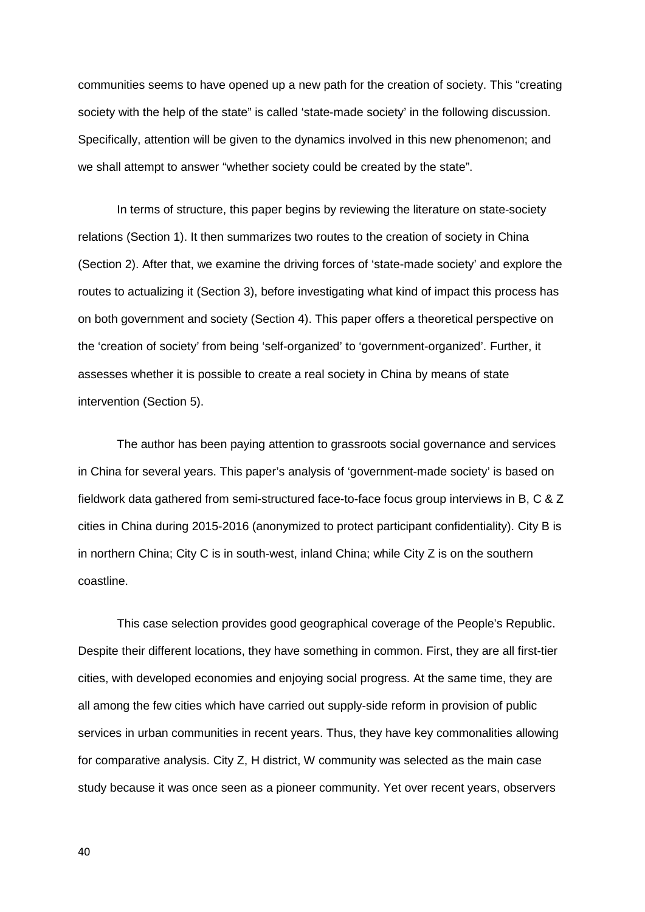communities seems to have opened up a new path for the creation of society. This "creating society with the help of the state" is called 'state-made society' in the following discussion. Specifically, attention will be given to the dynamics involved in this new phenomenon; and we shall attempt to answer "whether society could be created by the state".

In terms of structure, this paper begins by reviewing the literature on state-society relations (Section 1). It then summarizes two routes to the creation of society in China (Section 2). After that, we examine the driving forces of 'state-made society' and explore the routes to actualizing it (Section 3), before investigating what kind of impact this process has on both government and society (Section 4). This paper offers a theoretical perspective on the 'creation of society' from being 'self-organized' to 'government-organized'. Further, it assesses whether it is possible to create a real society in China by means of state intervention (Section 5).

The author has been paying attention to grassroots social governance and services in China for several years. This paper's analysis of 'government-made society' is based on fieldwork data gathered from semi-structured face-to-face focus group interviews in B, C & Z cities in China during 2015-2016 (anonymized to protect participant confidentiality). City B is in northern China; City C is in south-west, inland China; while City Z is on the southern coastline.

This case selection provides good geographical coverage of the People's Republic. Despite their different locations, they have something in common. First, they are all first-tier cities, with developed economies and enjoying social progress. At the same time, they are all among the few cities which have carried out supply-side reform in provision of public services in urban communities in recent years. Thus, they have key commonalities allowing for comparative analysis. City Z, H district, W community was selected as the main case study because it was once seen as a pioneer community. Yet over recent years, observers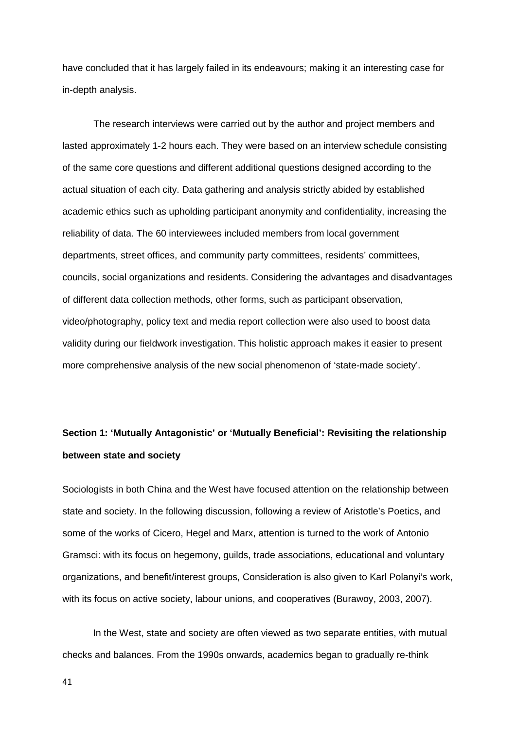have concluded that it has largely failed in its endeavours; making it an interesting case for in-depth analysis.

The research interviews were carried out by the author and project members and lasted approximately 1-2 hours each. They were based on an interview schedule consisting of the same core questions and different additional questions designed according to the actual situation of each city. Data gathering and analysis strictly abided by established academic ethics such as upholding participant anonymity and confidentiality, increasing the reliability of data. The 60 interviewees included members from local government departments, street offices, and community party committees, residents' committees, councils, social organizations and residents. Considering the advantages and disadvantages of different data collection methods, other forms, such as participant observation, video/photography, policy text and media report collection were also used to boost data validity during our fieldwork investigation. This holistic approach makes it easier to present more comprehensive analysis of the new social phenomenon of 'state-made society'.

## Section 1: 'Mutually Antagonistic' or 'Mutually Beneficial': Revisiting the relationship between state and society

Sociologists in both China and the West have focused attention on the relationship between state and society. In the following discussion, following a review of Aristotle's Poetics, and some of the works of Cicero, Hegel and Marx, attention is turned to the work of Antonio Gramsci: with its focus on hegemony, guilds, trade associations, educational and voluntary organizations, and benefit/interest groups, Consideration is also given to Karl Polanyi's work, with its focus on active society, labour unions, and cooperatives (Burawoy, 2003, 2007).

In the West, state and society are often viewed as two separate entities, with mutual checks and balances. From the 1990s onwards, academics began to gradually re-think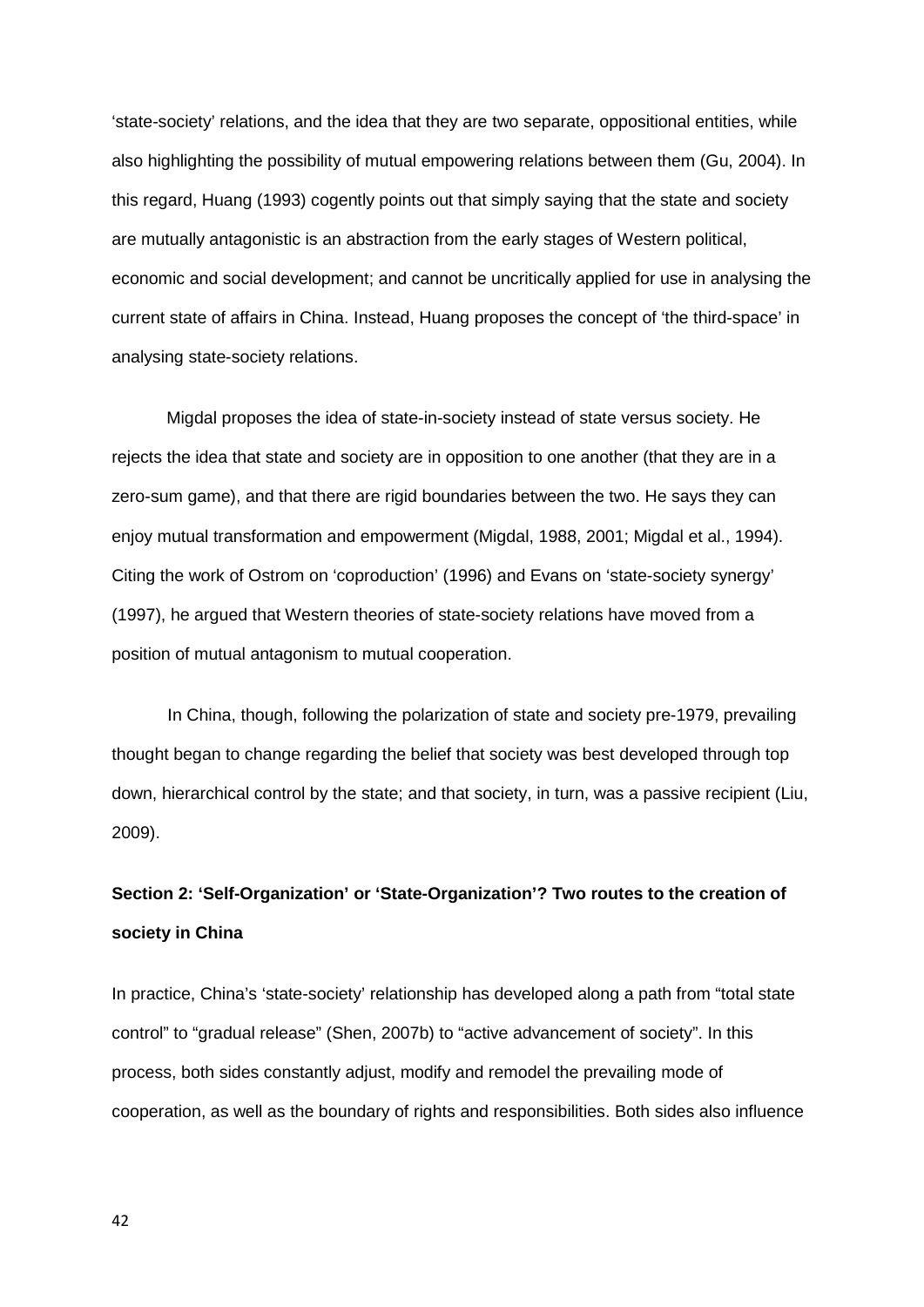'state-society' relations, and the idea that they are two separate, oppositional entities, while also highlighting the possibility of mutual empowering relations between them (Gu, 2004). In this regard, Huang (1993) cogently points out that simply saying that the state and society are mutually antagonistic is an abstraction from the early stages of Western political, economic and social development; and cannot be uncritically applied for use in analysing the current state of affairs in China. Instead, Huang proposes the concept of 'the third-space' in analysing state-society relations.

Migdal proposes the idea of state-in-society instead of state versus society. He rejects the idea that state and society are in opposition to one another (that they are in a zero-sum game), and that there are rigid boundaries between the two. He says they can enjoy mutual transformation and empowerment (Migdal, 1988, 2001; Migdal et al., 1994). Citing the work of Ostrom on 'coproduction' (1996) and Evans on 'state-society synergy' (1997), he argued that Western theories of state-society relations have moved from a position of mutual antagonism to mutual cooperation.

In China, though, following the polarization of state and society pre-1979, prevailing thought began to change regarding the belief that society was best developed through top down, hierarchical control by the state; and that society, in turn, was a passive recipient (Liu, 2009).

## Section 2: 'Self-Organization' or 'State-Organization'? Two routes to the creation of society in China

In practice, China's 'state-society' relationship has developed along a path from "total state control" to "gradual release" (Shen, 2007b) to "active advancement of society". In this process, both sides constantly adjust, modify and remodel the prevailing mode of cooperation, as well as the boundary of rights and responsibilities. Both sides also influence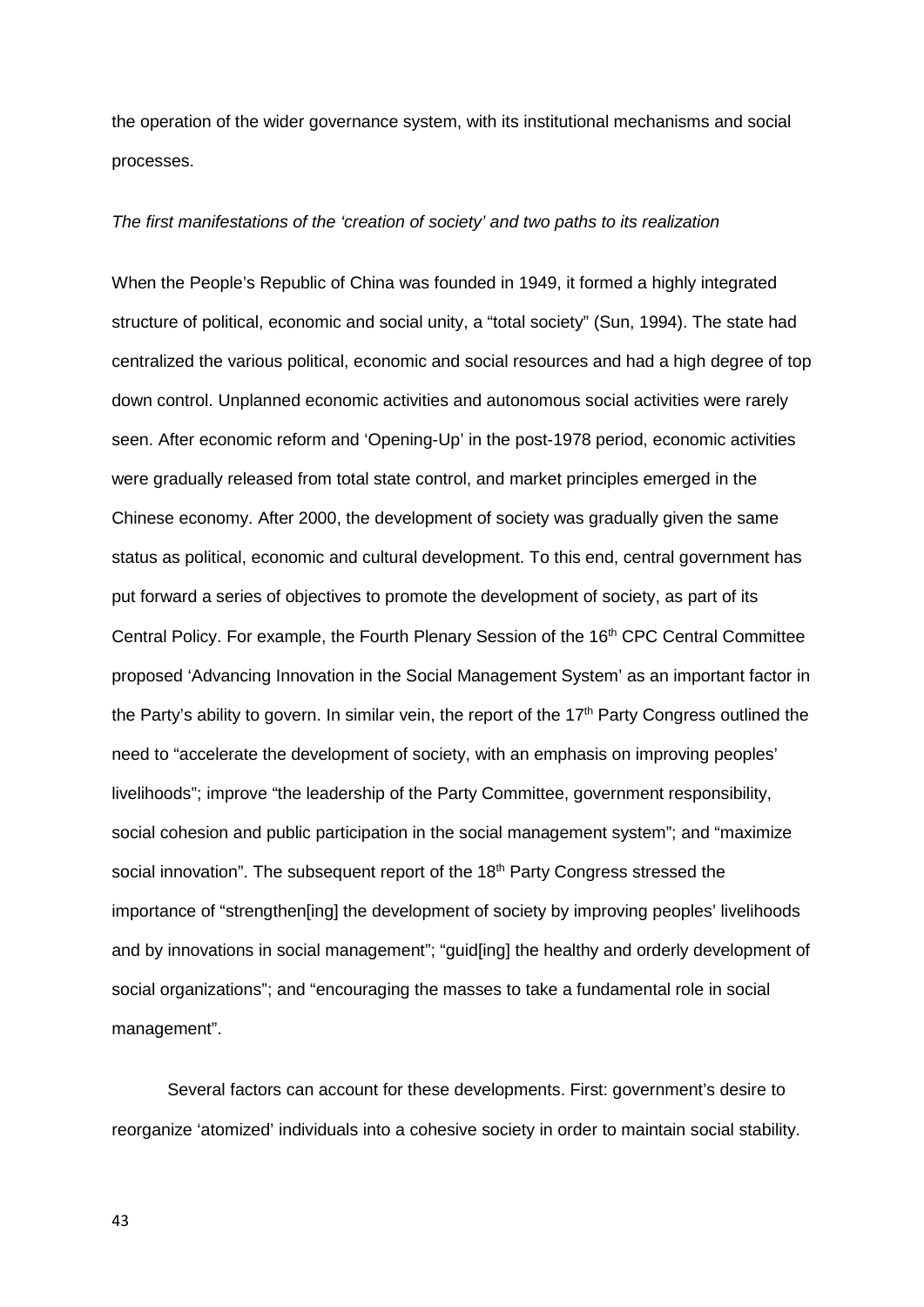the operation of the wider governance system, with its institutional mechanisms and social processes.

*The first manifestations of the 'creation of society' and two paths to its realization*

When the People's Republic of China was founded in 1949, it formed a highly integrated structure of political, economic and social unity, a "total society" (Sun, 1994). The state had centralized the various political, economic and social resources and had a high degree of top down control. Unplanned economic activities and autonomous social activities were rarely seen. After economic reform and 'Opening-Up' in the post-1978 period, economic activities were gradually released from total state control, and market principles emerged in the Chinese economy. After 2000, the development of society was gradually given the same status as political, economic and cultural development. To this end, central government has put forward a series of objectives to promote the development of society, as part of its Central Policy. For example, the Fourth Plenary Session of the 16th CPC Central Committee proposed 'Advancing Innovation in the Social Management System' as an important factor in the Party's ability to govern. In similar vein, the report of the 17th Party Congress outlined the need to "accelerate the development of society, with an emphasis on improving peoples' livelihoods"; improve "the leadership of the Party Committee, government responsibility, social cohesion and public participation in the social management system"; and "maximize social innovation". The subsequent report of the 18th Party Congress stressed the importance of "strengthen[ing] the development of society by improving peoples' livelihoods and by innovations in social management"; "guid[ing] the healthy and orderly development of social organizations"; and "encouraging the masses to take a fundamental role in social management".

Several factors can account for these developments. First: government's desire to reorganize 'atomized' individuals into a cohesive society in order to maintain social stability.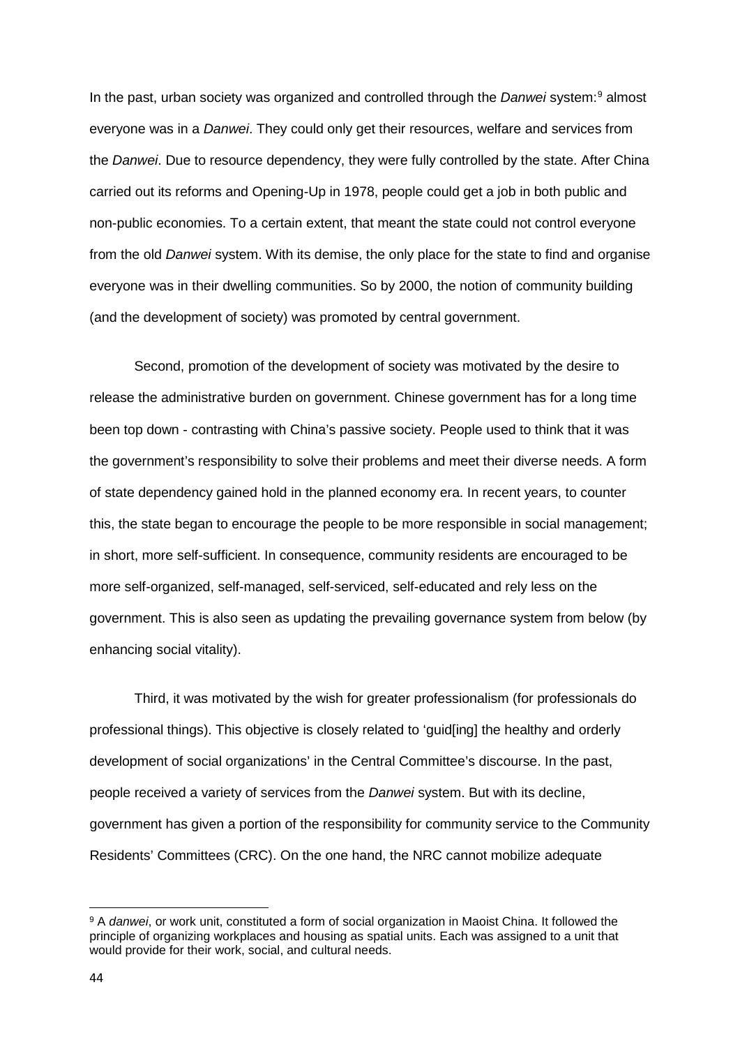In the past, urban society was organized and controlled through the *Danwei* system:[9] almost everyone was in a *Danwei*. They could only get their resources, welfare and services from the *Danwei*. Due to resource dependency, they were fully controlled by the state. After China carried out its reforms and Opening-Up in 1978, people could get a job in both public and non-public economies. To a certain extent, that meant the state could not control everyone from the old *Danwei* system. With its demise, the only place for the state to find and organise everyone was in their dwelling communities. So by 2000, the notion of community building (and the development of society) was promoted by central government.

Second, promotion of the development of society was motivated by the desire to release the administrative burden on government. Chinese government has for a long time been top down - contrasting with China's passive society. People used to think that it was the government's responsibility to solve their problems and meet their diverse needs. A form of state dependency gained hold in the planned economy era. In recent years, to counter this, the state began to encourage the people to be more responsible in social management; in short, more self-sufficient. In consequence, community residents are encouraged to be more self-organized, self-managed, self-serviced, self-educated and rely less on the government. This is also seen as updating the prevailing governance system from below (by enhancing social vitality).

Third, it was motivated by the wish for greater professionalism (for professionals do professional things). This objective is closely related to 'guid[ing] the healthy and orderly development of social organizations' in the Central Committee's discourse. In the past, people received a variety of services from the *Danwei* system. But with its decline, government has given a portion of the responsibility for community service to the Community Residents' Committees (CRC). On the one hand, the NRC cannot mobilize adequate

[9] A *danwei*, or work unit, constituted a form of social organization in Maoist China. It followed the principle of organizing workplaces and housing as spatial units. Each was assigned to a unit that would provide for their work, social, and cultural needs.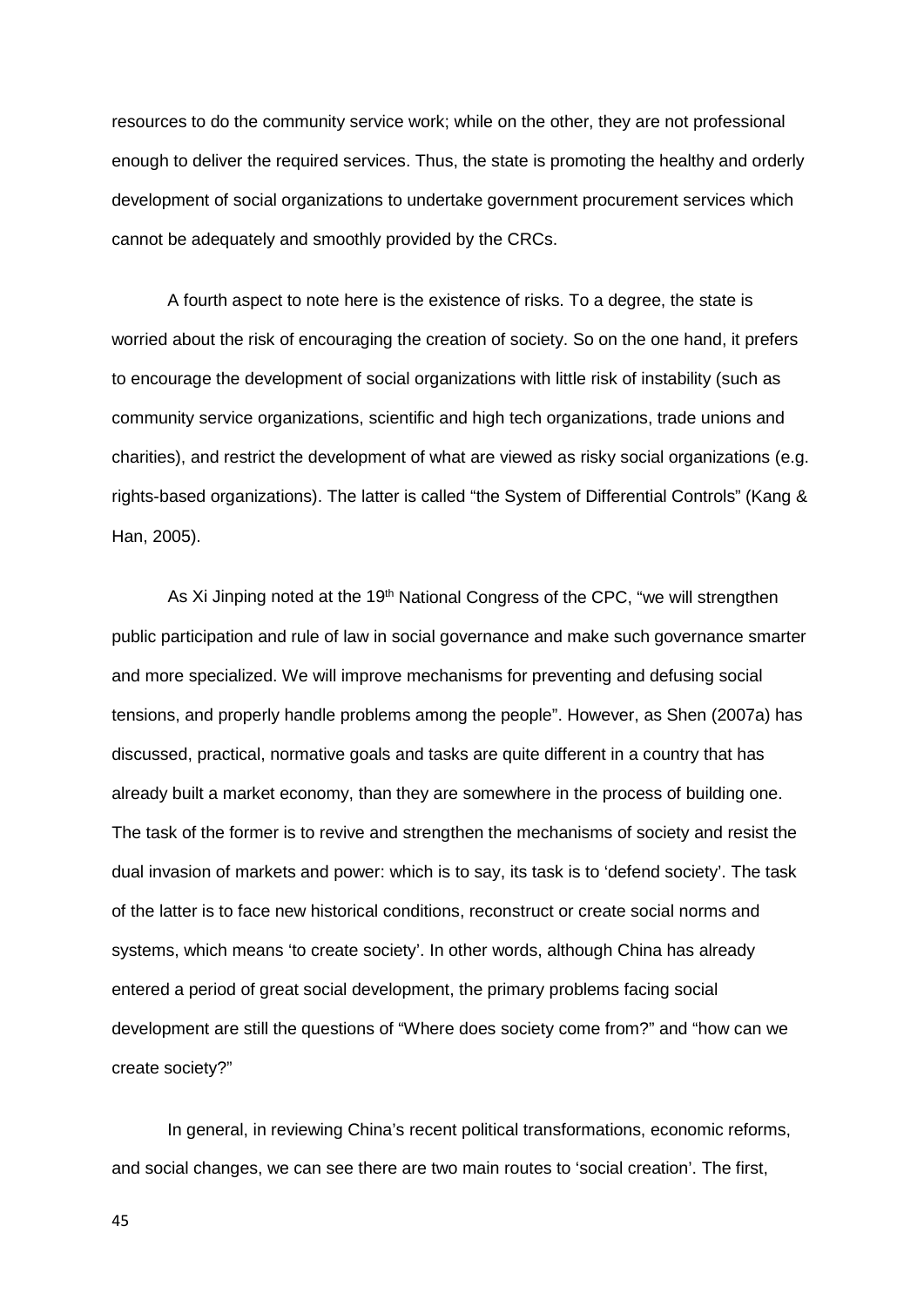resources to do the community service work; while on the other, they are not professional enough to deliver the required services. Thus, the state is promoting the healthy and orderly development of social organizations to undertake government procurement services which cannot be adequately and smoothly provided by the CRCs.

A fourth aspect to note here is the existence of risks. To a degree, the state is worried about the risk of encouraging the creation of society. So on the one hand, it prefers to encourage the development of social organizations with little risk of instability (such as community service organizations, scientific and high tech organizations, trade unions and charities), and restrict the development of what are viewed as risky social organizations (e.g. rights-based organizations). The latter is called "the System of Differential Controls" (Kang & Han, 2005).

As Xi Jinping noted at the 19th National Congress of the CPC, "we will strengthen public participation and rule of law in social governance and make such governance smarter and more specialized. We will improve mechanisms for preventing and defusing social tensions, and properly handle problems among the people". However, as Shen (2007a) has discussed, practical, normative goals and tasks are quite different in a country that has already built a market economy, than they are somewhere in the process of building one. The task of the former is to revive and strengthen the mechanisms of society and resist the dual invasion of markets and power: which is to say, its task is to 'defend society'. The task of the latter is to face new historical conditions, reconstruct or create social norms and systems, which means 'to create society'. In other words, although China has already entered a period of great social development, the primary problems facing social development are still the questions of "Where does society come from?" and "how can we create society?"

In general, in reviewing China's recent political transformations, economic reforms, and social changes, we can see there are two main routes to 'social creation'. The first,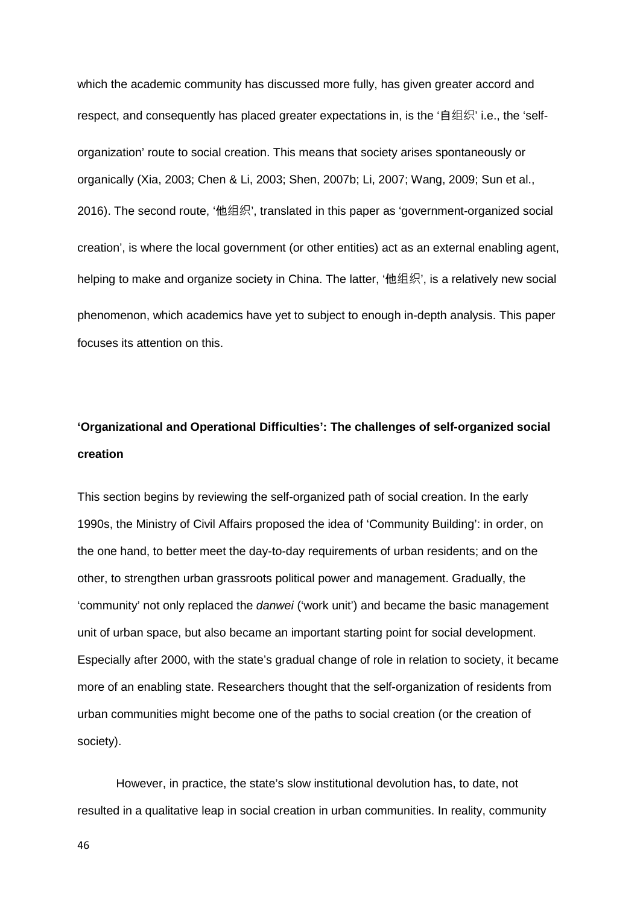which the academic community has discussed more fully, has given greater accord and respect, and consequently has placed greater expectations in, is the '自组织' i.e., the 'self-organization' route to social creation. This means that society arises spontaneously or organically (Xia, 2003; Chen & Li, 2003; Shen, 2007b; Li, 2007; Wang, 2009; Sun et al., 2016). The second route, '他组织', translated in this paper as 'government-organized social creation', is where the local government (or other entities) act as an external enabling agent, helping to make and organize society in China. The latter, '他组织', is a relatively new social phenomenon, which academics have yet to subject to enough in-depth analysis. This paper focuses its attention on this.

## 'Organizational and Operational Difficulties': The challenges of self-organized social creation

This section begins by reviewing the self-organized path of social creation. In the early 1990s, the Ministry of Civil Affairs proposed the idea of 'Community Building': in order, on the one hand, to better meet the day-to-day requirements of urban residents; and on the other, to strengthen urban grassroots political power and management. Gradually, the 'community' not only replaced the *danwei* ('work unit') and became the basic management unit of urban space, but also became an important starting point for social development. Especially after 2000, with the state's gradual change of role in relation to society, it became more of an enabling state. Researchers thought that the self-organization of residents from urban communities might become one of the paths to social creation (or the creation of society).

However, in practice, the state's slow institutional devolution has, to date, not resulted in a qualitative leap in social creation in urban communities. In reality, community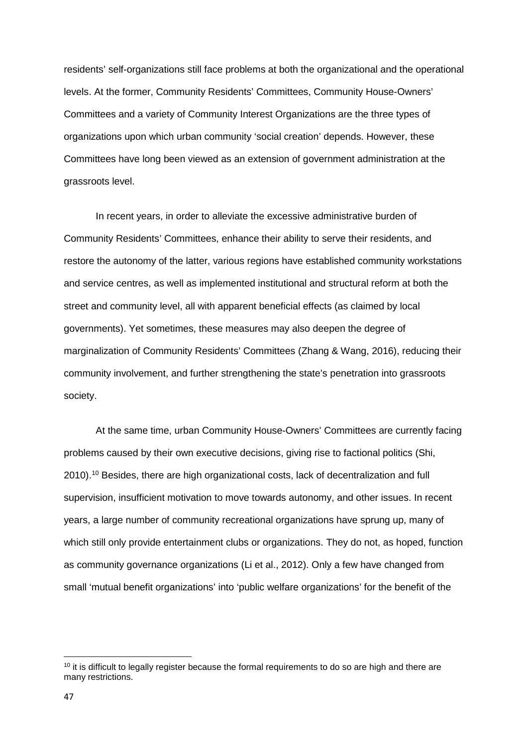residents' self-organizations still face problems at both the organizational and the operational levels. At the former, Community Residents' Committees, Community House-Owners' Committees and a variety of Community Interest Organizations are the three types of organizations upon which urban community 'social creation' depends. However, these Committees have long been viewed as an extension of government administration at the grassroots level.

In recent years, in order to alleviate the excessive administrative burden of Community Residents' Committees, enhance their ability to serve their residents, and restore the autonomy of the latter, various regions have established community workstations and service centres, as well as implemented institutional and structural reform at both the street and community level, all with apparent beneficial effects (as claimed by local governments). Yet sometimes, these measures may also deepen the degree of marginalization of Community Residents' Committees (Zhang & Wang, 2016), reducing their community involvement, and further strengthening the state's penetration into grassroots society.

At the same time, urban Community House-Owners' Committees are currently facing problems caused by their own executive decisions, giving rise to factional politics (Shi, 2010).[10] Besides, there are high organizational costs, lack of decentralization and full supervision, insufficient motivation to move towards autonomy, and other issues. In recent years, a large number of community recreational organizations have sprung up, many of which still only provide entertainment clubs or organizations. They do not, as hoped, function as community governance organizations (Li et al., 2012). Only a few have changed from small 'mutual benefit organizations' into 'public welfare organizations' for the benefit of the

[10] it is difficult to legally register because the formal requirements to do so are high and there are many restrictions.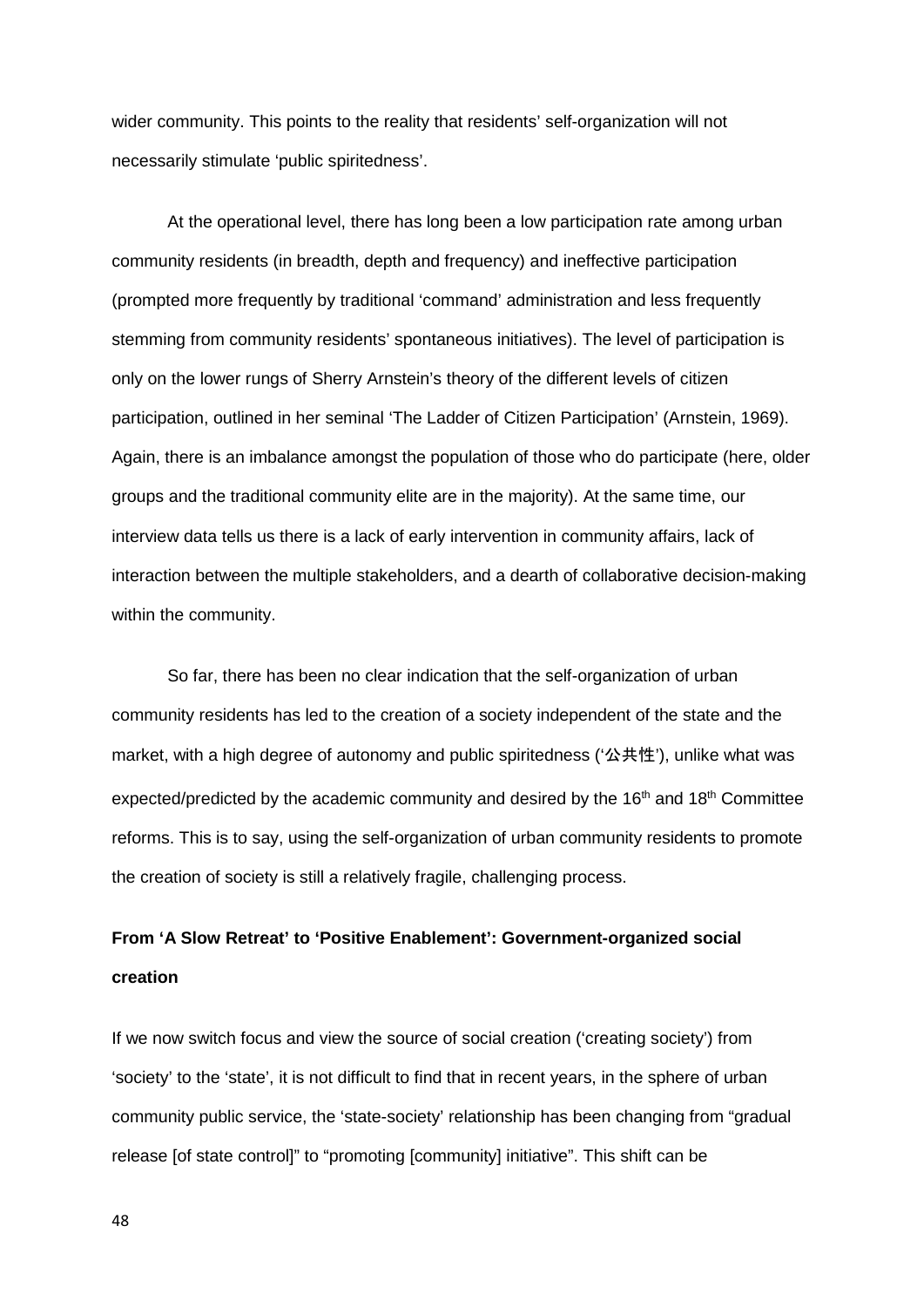wider community. This points to the reality that residents' self-organization will not necessarily stimulate 'public spiritedness'.

At the operational level, there has long been a low participation rate among urban community residents (in breadth, depth and frequency) and ineffective participation (prompted more frequently by traditional 'command' administration and less frequently stemming from community residents' spontaneous initiatives). The level of participation is only on the lower rungs of Sherry Arnstein's theory of the different levels of citizen participation, outlined in her seminal 'The Ladder of Citizen Participation' (Arnstein, 1969). Again, there is an imbalance amongst the population of those who do participate (here, older groups and the traditional community elite are in the majority). At the same time, our interview data tells us there is a lack of early intervention in community affairs, lack of interaction between the multiple stakeholders, and a dearth of collaborative decision-making within the community.

So far, there has been no clear indication that the self-organization of urban community residents has led to the creation of a society independent of the state and the market, with a high degree of autonomy and public spiritedness ('公共性'), unlike what was expected/predicted by the academic community and desired by the 16th and 18th Committee reforms. This is to say, using the self-organization of urban community residents to promote the creation of society is still a relatively fragile, challenging process.

**From 'A Slow Retreat' to 'Positive Enablement': Government-organized social creation**

If we now switch focus and view the source of social creation ('creating society') from 'society' to the 'state', it is not difficult to find that in recent years, in the sphere of urban community public service, the 'state-society' relationship has been changing from "gradual release [of state control]" to "promoting [community] initiative". This shift can be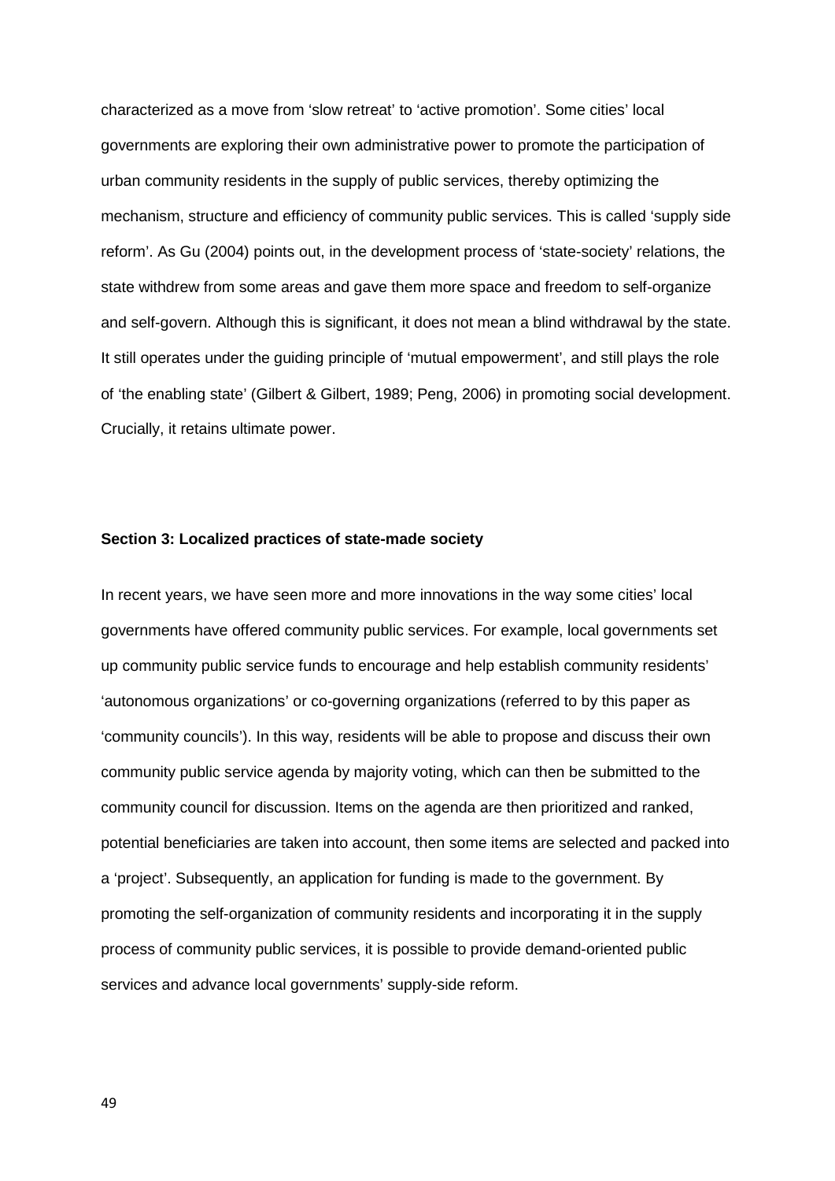characterized as a move from 'slow retreat' to 'active promotion'. Some cities' local governments are exploring their own administrative power to promote the participation of urban community residents in the supply of public services, thereby optimizing the mechanism, structure and efficiency of community public services. This is called 'supply side reform'. As Gu (2004) points out, in the development process of 'state-society' relations, the state withdrew from some areas and gave them more space and freedom to self-organize and self-govern. Although this is significant, it does not mean a blind withdrawal by the state. It still operates under the guiding principle of 'mutual empowerment', and still plays the role of 'the enabling state' (Gilbert & Gilbert, 1989; Peng, 2006) in promoting social development. Crucially, it retains ultimate power.

**Section 3: Localized practices of state-made society**

In recent years, we have seen more and more innovations in the way some cities' local governments have offered community public services. For example, local governments set up community public service funds to encourage and help establish community residents' 'autonomous organizations' or co-governing organizations (referred to by this paper as 'community councils'). In this way, residents will be able to propose and discuss their own community public service agenda by majority voting, which can then be submitted to the community council for discussion. Items on the agenda are then prioritized and ranked, potential beneficiaries are taken into account, then some items are selected and packed into a 'project'. Subsequently, an application for funding is made to the government. By promoting the self-organization of community residents and incorporating it in the supply process of community public services, it is possible to provide demand-oriented public services and advance local governments' supply-side reform.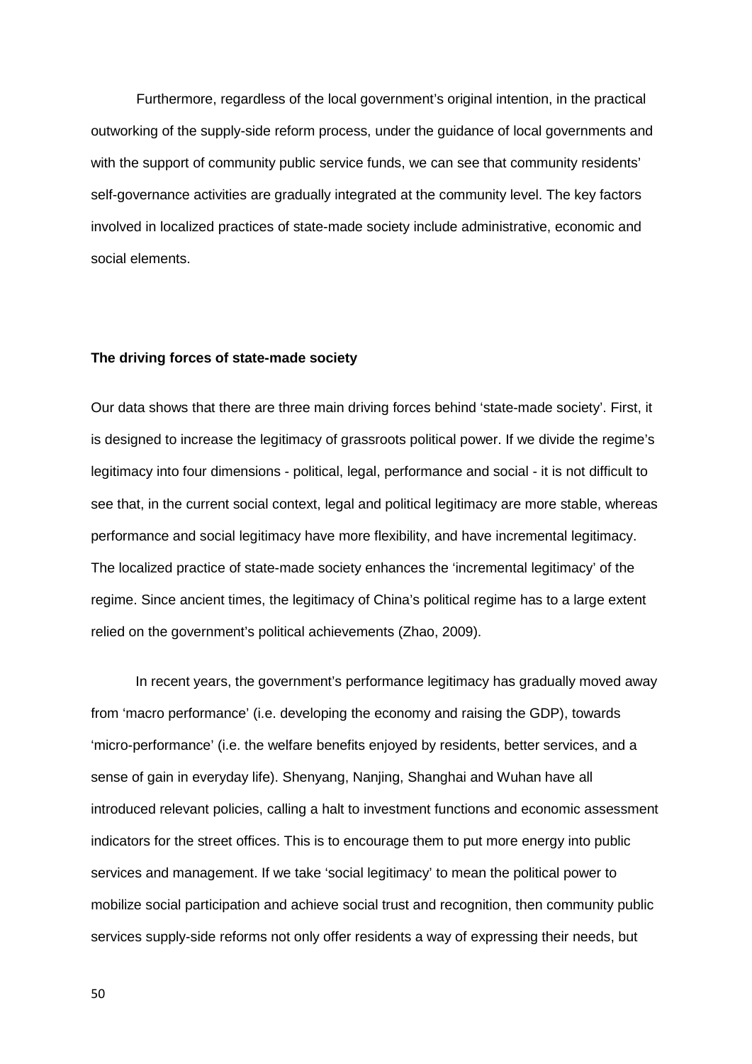Furthermore, regardless of the local government's original intention, in the practical outworking of the supply-side reform process, under the guidance of local governments and with the support of community public service funds, we can see that community residents' self-governance activities are gradually integrated at the community level. The key factors involved in localized practices of state-made society include administrative, economic and social elements.

**The driving forces of state-made society**

Our data shows that there are three main driving forces behind 'state-made society'. First, it is designed to increase the legitimacy of grassroots political power. If we divide the regime's legitimacy into four dimensions - political, legal, performance and social - it is not difficult to see that, in the current social context, legal and political legitimacy are more stable, whereas performance and social legitimacy have more flexibility, and have incremental legitimacy. The localized practice of state-made society enhances the 'incremental legitimacy' of the regime. Since ancient times, the legitimacy of China's political regime has to a large extent relied on the government's political achievements (Zhao, 2009).

In recent years, the government's performance legitimacy has gradually moved away from 'macro performance' (i.e. developing the economy and raising the GDP), towards 'micro-performance' (i.e. the welfare benefits enjoyed by residents, better services, and a sense of gain in everyday life). Shenyang, Nanjing, Shanghai and Wuhan have all introduced relevant policies, calling a halt to investment functions and economic assessment indicators for the street offices. This is to encourage them to put more energy into public services and management. If we take 'social legitimacy' to mean the political power to mobilize social participation and achieve social trust and recognition, then community public services supply-side reforms not only offer residents a way of expressing their needs, but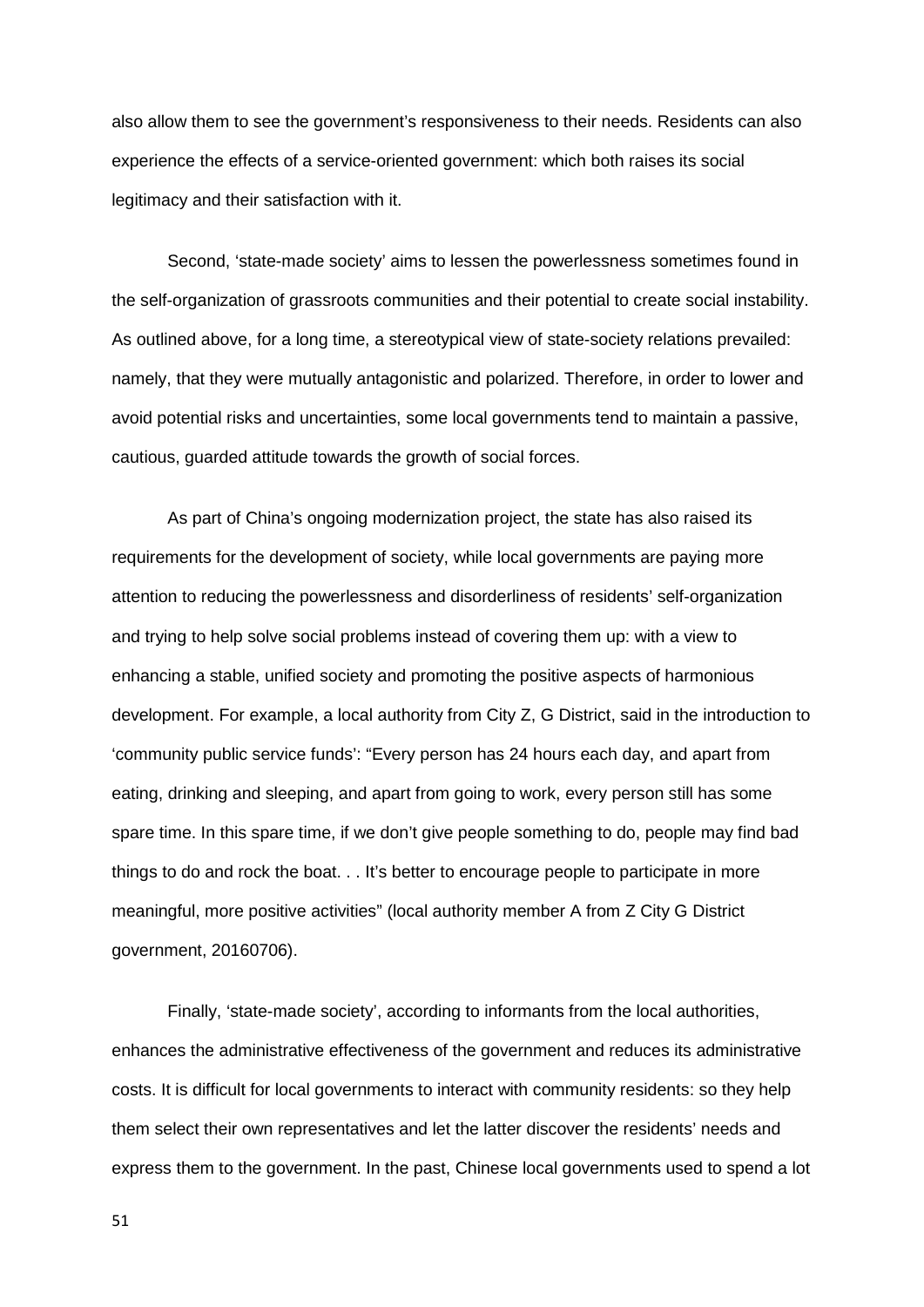also allow them to see the government's responsiveness to their needs. Residents can also experience the effects of a service-oriented government: which both raises its social legitimacy and their satisfaction with it.

Second, 'state-made society' aims to lessen the powerlessness sometimes found in the self-organization of grassroots communities and their potential to create social instability. As outlined above, for a long time, a stereotypical view of state-society relations prevailed: namely, that they were mutually antagonistic and polarized. Therefore, in order to lower and avoid potential risks and uncertainties, some local governments tend to maintain a passive, cautious, guarded attitude towards the growth of social forces.

As part of China's ongoing modernization project, the state has also raised its requirements for the development of society, while local governments are paying more attention to reducing the powerlessness and disorderliness of residents' self-organization and trying to help solve social problems instead of covering them up: with a view to enhancing a stable, unified society and promoting the positive aspects of harmonious development. For example, a local authority from City Z, G District, said in the introduction to 'community public service funds': "Every person has 24 hours each day, and apart from eating, drinking and sleeping, and apart from going to work, every person still has some spare time. In this spare time, if we don't give people something to do, people may find bad things to do and rock the boat. . . It's better to encourage people to participate in more meaningful, more positive activities" (local authority member A from Z City G District government, 20160706).

Finally, 'state-made society', according to informants from the local authorities, enhances the administrative effectiveness of the government and reduces its administrative costs. It is difficult for local governments to interact with community residents: so they help them select their own representatives and let the latter discover the residents' needs and express them to the government. In the past, Chinese local governments used to spend a lot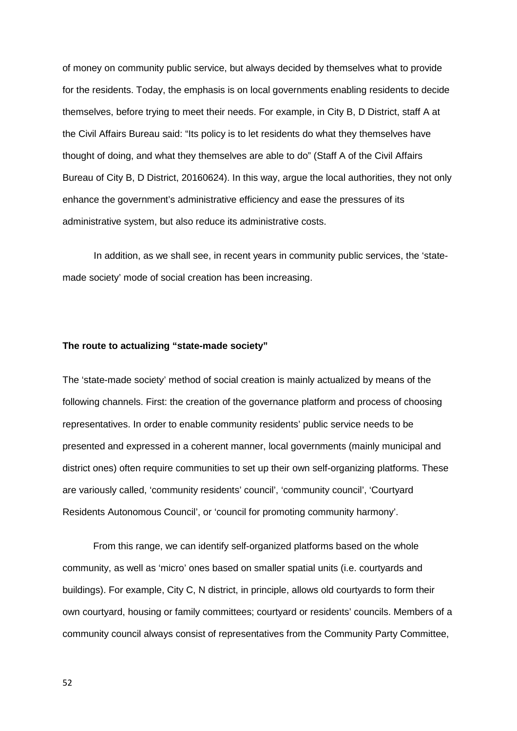of money on community public service, but always decided by themselves what to provide for the residents. Today, the emphasis is on local governments enabling residents to decide themselves, before trying to meet their needs. For example, in City B, D District, staff A at the Civil Affairs Bureau said: "Its policy is to let residents do what they themselves have thought of doing, and what they themselves are able to do" (Staff A of the Civil Affairs Bureau of City B, D District, 20160624). In this way, argue the local authorities, they not only enhance the government's administrative efficiency and ease the pressures of its administrative system, but also reduce its administrative costs.

In addition, as we shall see, in recent years in community public services, the 'state-made society' mode of social creation has been increasing.

**The route to actualizing "state-made society"**

The 'state-made society' method of social creation is mainly actualized by means of the following channels. First: the creation of the governance platform and process of choosing representatives. In order to enable community residents' public service needs to be presented and expressed in a coherent manner, local governments (mainly municipal and district ones) often require communities to set up their own self-organizing platforms. These are variously called, 'community residents' council', 'community council', 'Courtyard Residents Autonomous Council', or 'council for promoting community harmony'.

From this range, we can identify self-organized platforms based on the whole community, as well as 'micro' ones based on smaller spatial units (i.e. courtyards and buildings). For example, City C, N district, in principle, allows old courtyards to form their own courtyard, housing or family committees; courtyard or residents' councils. Members of a community council always consist of representatives from the Community Party Committee,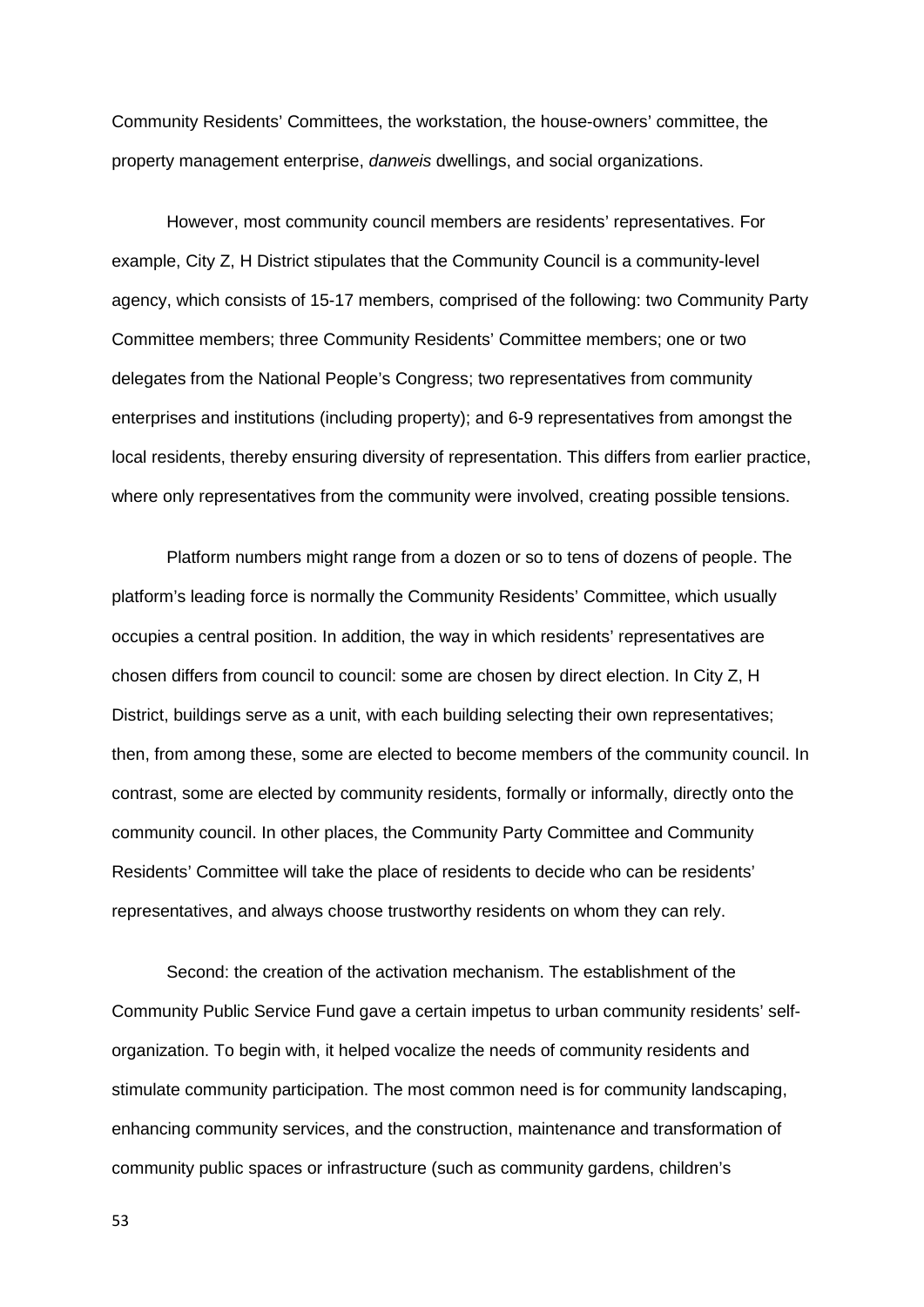Community Residents' Committees, the workstation, the house-owners' committee, the property management enterprise, *danweis* dwellings, and social organizations.

However, most community council members are residents' representatives. For example, City Z, H District stipulates that the Community Council is a community-level agency, which consists of 15-17 members, comprised of the following: two Community Party Committee members; three Community Residents' Committee members; one or two delegates from the National People's Congress; two representatives from community enterprises and institutions (including property); and 6-9 representatives from amongst the local residents, thereby ensuring diversity of representation. This differs from earlier practice, where only representatives from the community were involved, creating possible tensions.

Platform numbers might range from a dozen or so to tens of dozens of people. The platform's leading force is normally the Community Residents' Committee, which usually occupies a central position. In addition, the way in which residents' representatives are chosen differs from council to council: some are chosen by direct election. In City Z, H District, buildings serve as a unit, with each building selecting their own representatives; then, from among these, some are elected to become members of the community council. In contrast, some are elected by community residents, formally or informally, directly onto the community council. In other places, the Community Party Committee and Community Residents' Committee will take the place of residents to decide who can be residents' representatives, and always choose trustworthy residents on whom they can rely.

Second: the creation of the activation mechanism. The establishment of the Community Public Service Fund gave a certain impetus to urban community residents' self-organization. To begin with, it helped vocalize the needs of community residents and stimulate community participation. The most common need is for community landscaping, enhancing community services, and the construction, maintenance and transformation of community public spaces or infrastructure (such as community gardens, children's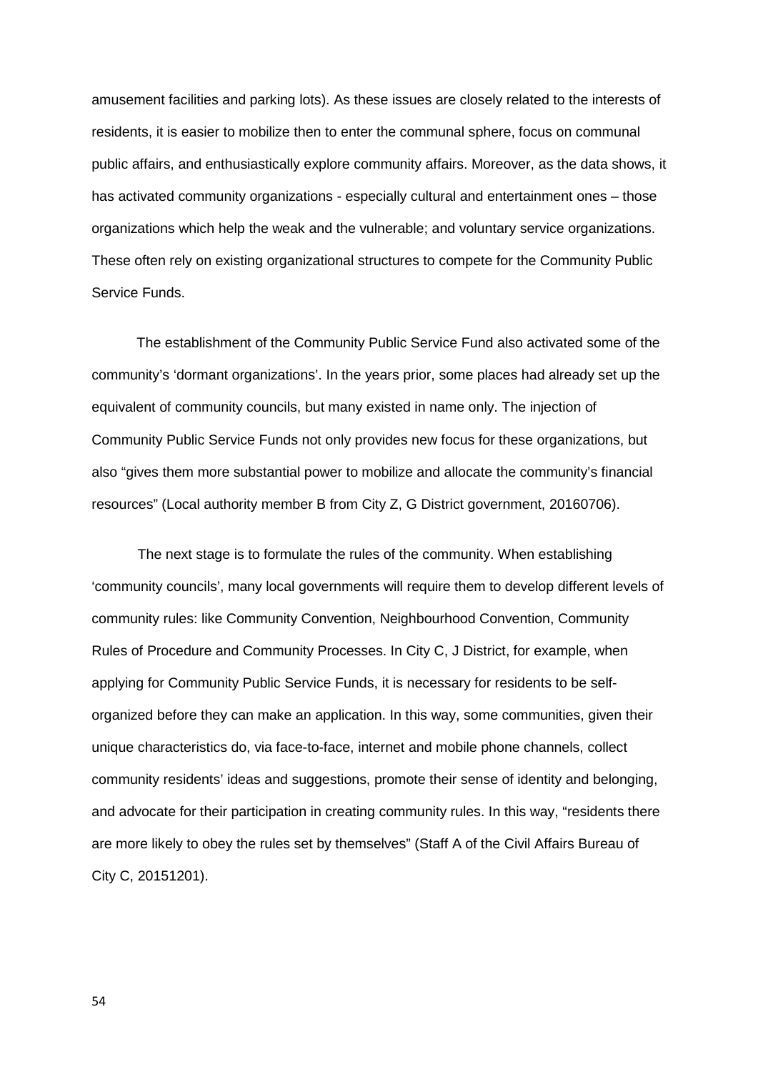amusement facilities and parking lots). As these issues are closely related to the interests of residents, it is easier to mobilize then to enter the communal sphere, focus on communal public affairs, and enthusiastically explore community affairs. Moreover, as the data shows, it has activated community organizations - especially cultural and entertainment ones – those organizations which help the weak and the vulnerable; and voluntary service organizations. These often rely on existing organizational structures to compete for the Community Public Service Funds.

The establishment of the Community Public Service Fund also activated some of the community's 'dormant organizations'. In the years prior, some places had already set up the equivalent of community councils, but many existed in name only. The injection of Community Public Service Funds not only provides new focus for these organizations, but also "gives them more substantial power to mobilize and allocate the community's financial resources" (Local authority member B from City Z, G District government, 20160706).

The next stage is to formulate the rules of the community. When establishing 'community councils', many local governments will require them to develop different levels of community rules: like Community Convention, Neighbourhood Convention, Community Rules of Procedure and Community Processes. In City C, J District, for example, when applying for Community Public Service Funds, it is necessary for residents to be self-organized before they can make an application. In this way, some communities, given their unique characteristics do, via face-to-face, internet and mobile phone channels, collect community residents' ideas and suggestions, promote their sense of identity and belonging, and advocate for their participation in creating community rules. In this way, "residents there are more likely to obey the rules set by themselves" (Staff A of the Civil Affairs Bureau of City C, 20151201).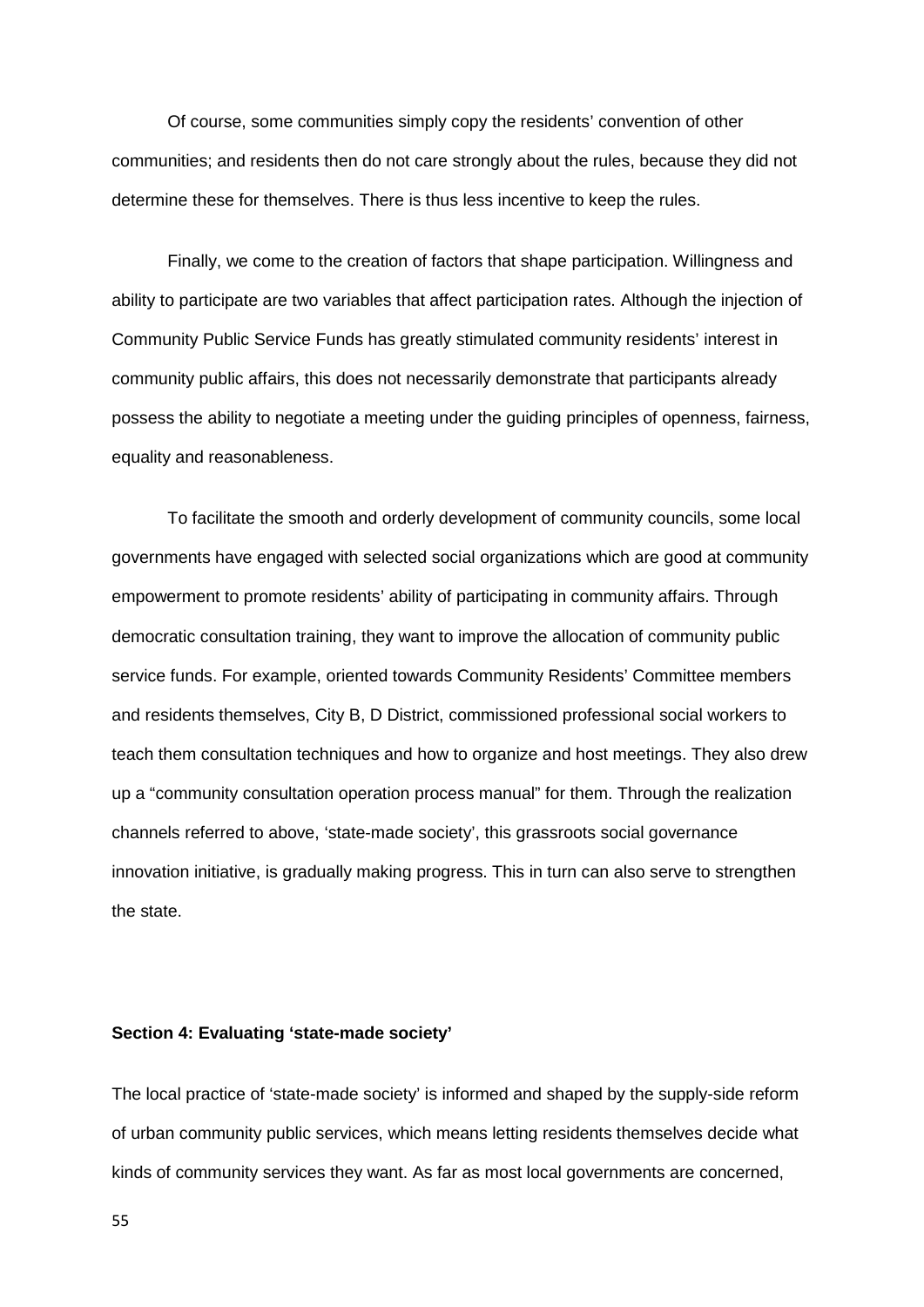Of course, some communities simply copy the residents' convention of other communities; and residents then do not care strongly about the rules, because they did not determine these for themselves. There is thus less incentive to keep the rules.

Finally, we come to the creation of factors that shape participation. Willingness and ability to participate are two variables that affect participation rates. Although the injection of Community Public Service Funds has greatly stimulated community residents' interest in community public affairs, this does not necessarily demonstrate that participants already possess the ability to negotiate a meeting under the guiding principles of openness, fairness, equality and reasonableness.

To facilitate the smooth and orderly development of community councils, some local governments have engaged with selected social organizations which are good at community empowerment to promote residents' ability of participating in community affairs. Through democratic consultation training, they want to improve the allocation of community public service funds. For example, oriented towards Community Residents' Committee members and residents themselves, City B, D District, commissioned professional social workers to teach them consultation techniques and how to organize and host meetings. They also drew up a "community consultation operation process manual" for them. Through the realization channels referred to above, 'state-made society', this grassroots social governance innovation initiative, is gradually making progress. This in turn can also serve to strengthen the state.

**Section 4: Evaluating 'state-made society'**

The local practice of 'state-made society' is informed and shaped by the supply-side reform of urban community public services, which means letting residents themselves decide what kinds of community services they want. As far as most local governments are concerned,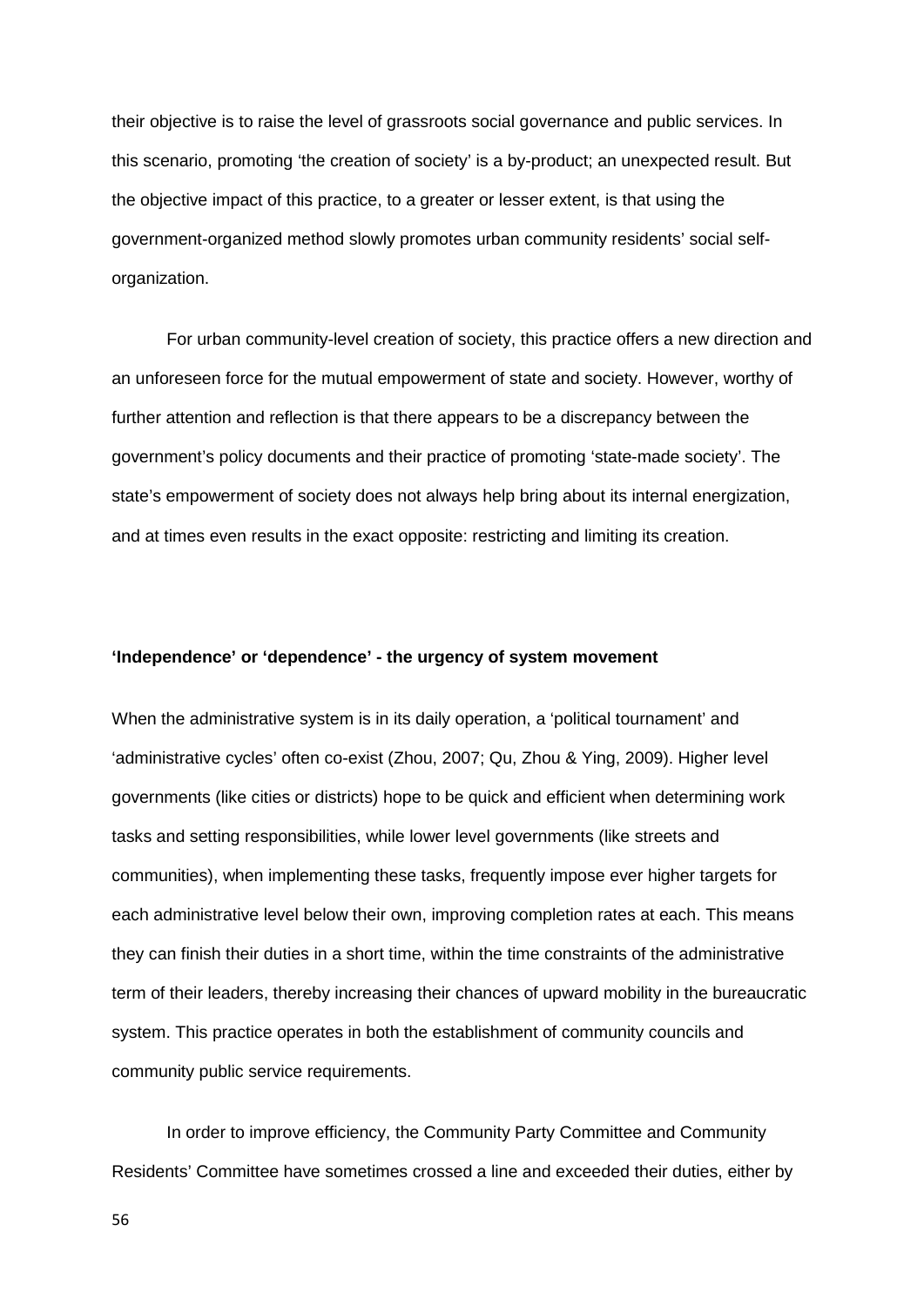their objective is to raise the level of grassroots social governance and public services. In this scenario, promoting 'the creation of society' is a by-product; an unexpected result. But the objective impact of this practice, to a greater or lesser extent, is that using the government-organized method slowly promotes urban community residents' social self-organization.

For urban community-level creation of society, this practice offers a new direction and an unforeseen force for the mutual empowerment of state and society. However, worthy of further attention and reflection is that there appears to be a discrepancy between the government's policy documents and their practice of promoting 'state-made society'. The state's empowerment of society does not always help bring about its internal energization, and at times even results in the exact opposite: restricting and limiting its creation.

### 'Independence' or 'dependence' - the urgency of system movement

When the administrative system is in its daily operation, a 'political tournament' and 'administrative cycles' often co-exist (Zhou, 2007; Qu, Zhou & Ying, 2009). Higher level governments (like cities or districts) hope to be quick and efficient when determining work tasks and setting responsibilities, while lower level governments (like streets and communities), when implementing these tasks, frequently impose ever higher targets for each administrative level below their own, improving completion rates at each. This means they can finish their duties in a short time, within the time constraints of the administrative term of their leaders, thereby increasing their chances of upward mobility in the bureaucratic system. This practice operates in both the establishment of community councils and community public service requirements.

In order to improve efficiency, the Community Party Committee and Community Residents' Committee have sometimes crossed a line and exceeded their duties, either by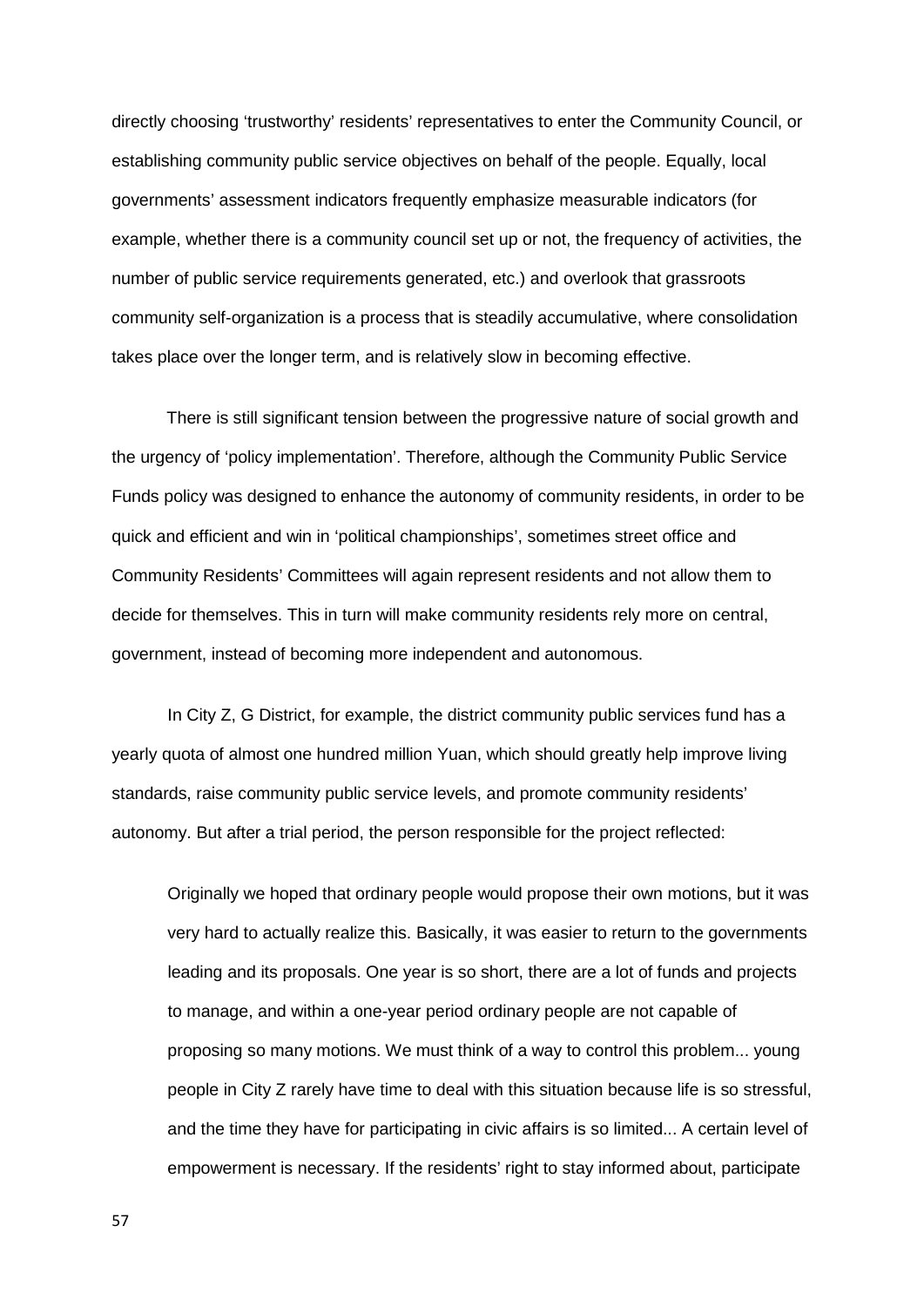directly choosing 'trustworthy' residents' representatives to enter the Community Council, or establishing community public service objectives on behalf of the people. Equally, local governments' assessment indicators frequently emphasize measurable indicators (for example, whether there is a community council set up or not, the frequency of activities, the number of public service requirements generated, etc.) and overlook that grassroots community self-organization is a process that is steadily accumulative, where consolidation takes place over the longer term, and is relatively slow in becoming effective.

There is still significant tension between the progressive nature of social growth and the urgency of 'policy implementation'. Therefore, although the Community Public Service Funds policy was designed to enhance the autonomy of community residents, in order to be quick and efficient and win in 'political championships', sometimes street office and Community Residents' Committees will again represent residents and not allow them to decide for themselves. This in turn will make community residents rely more on central, government, instead of becoming more independent and autonomous.

In City Z, G District, for example, the district community public services fund has a yearly quota of almost one hundred million Yuan, which should greatly help improve living standards, raise community public service levels, and promote community residents' autonomy. But after a trial period, the person responsible for the project reflected:

> Originally we hoped that ordinary people would propose their own motions, but it was very hard to actually realize this. Basically, it was easier to return to the governments leading and its proposals. One year is so short, there are a lot of funds and projects to manage, and within a one-year period ordinary people are not capable of proposing so many motions. We must think of a way to control this problem... young people in City Z rarely have time to deal with this situation because life is so stressful, and the time they have for participating in civic affairs is so limited... A certain level of empowerment is necessary. If the residents' right to stay informed about, participate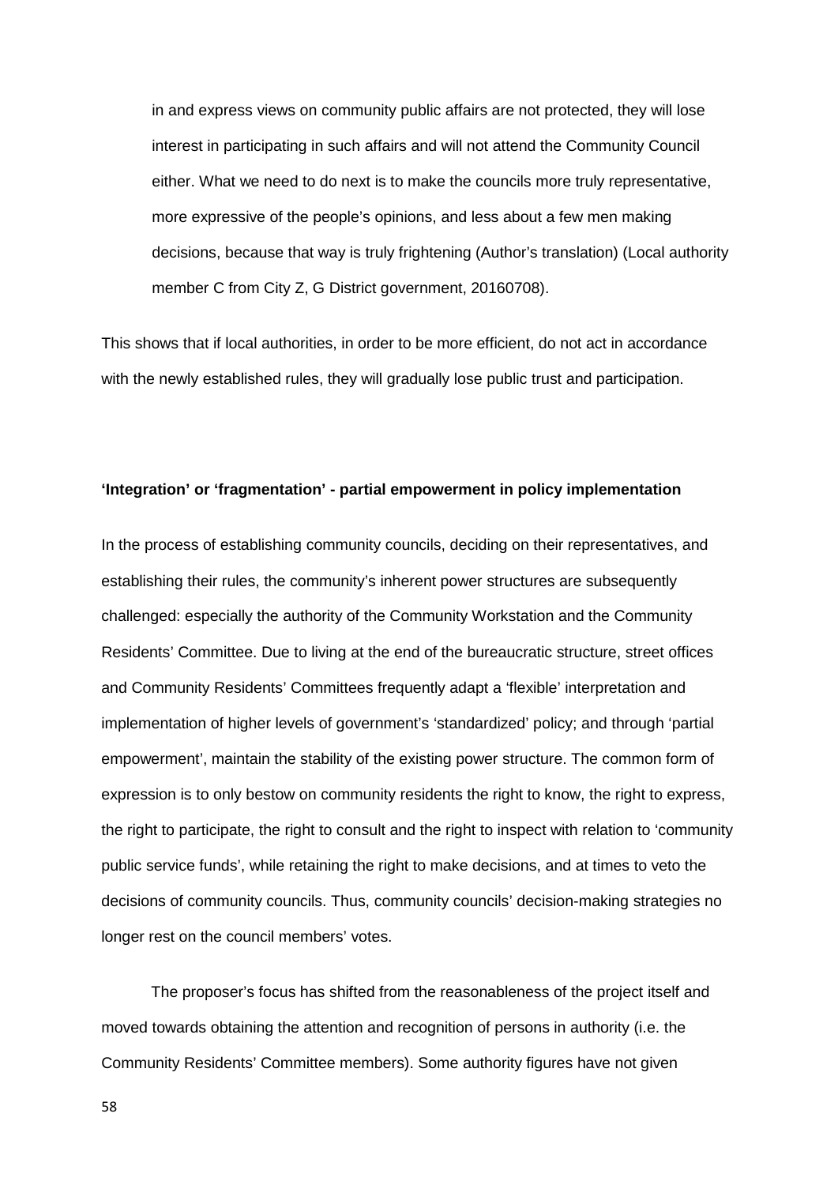> in and express views on community public affairs are not protected, they will lose interest in participating in such affairs and will not attend the Community Council either. What we need to do next is to make the councils more truly representative, more expressive of the people's opinions, and less about a few men making decisions, because that way is truly frightening (Author's translation) (Local authority member C from City Z, G District government, 20160708).

This shows that if local authorities, in order to be more efficient, do not act in accordance with the newly established rules, they will gradually lose public trust and participation.

**'Integration' or 'fragmentation' - partial empowerment in policy implementation**

In the process of establishing community councils, deciding on their representatives, and establishing their rules, the community's inherent power structures are subsequently challenged: especially the authority of the Community Workstation and the Community Residents' Committee. Due to living at the end of the bureaucratic structure, street offices and Community Residents' Committees frequently adapt a 'flexible' interpretation and implementation of higher levels of government's 'standardized' policy; and through 'partial empowerment', maintain the stability of the existing power structure. The common form of expression is to only bestow on community residents the right to know, the right to express, the right to participate, the right to consult and the right to inspect with relation to 'community public service funds', while retaining the right to make decisions, and at times to veto the decisions of community councils. Thus, community councils' decision-making strategies no longer rest on the council members' votes.

The proposer's focus has shifted from the reasonableness of the project itself and moved towards obtaining the attention and recognition of persons in authority (i.e. the Community Residents' Committee members). Some authority figures have not given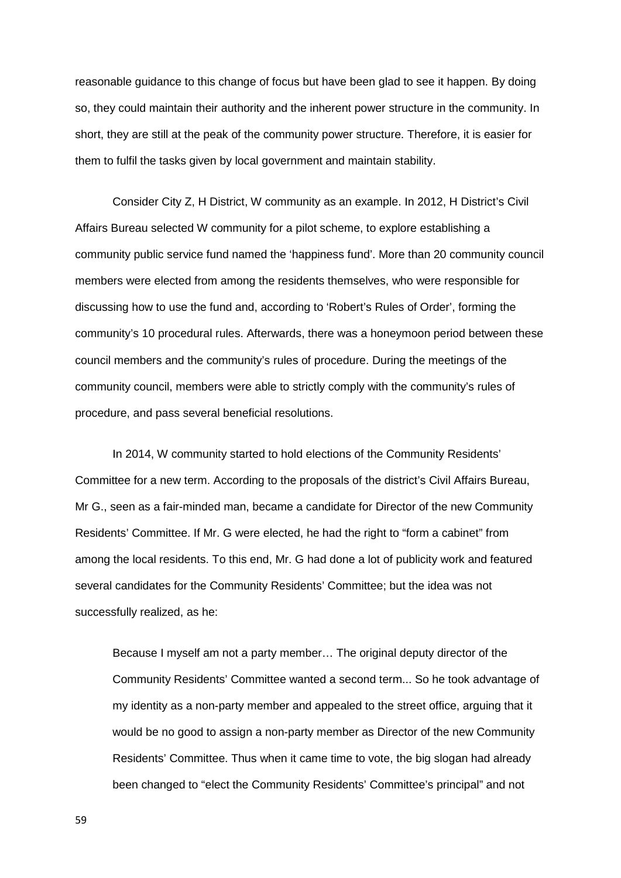reasonable guidance to this change of focus but have been glad to see it happen. By doing so, they could maintain their authority and the inherent power structure in the community. In short, they are still at the peak of the community power structure. Therefore, it is easier for them to fulfil the tasks given by local government and maintain stability.

Consider City Z, H District, W community as an example. In 2012, H District's Civil Affairs Bureau selected W community for a pilot scheme, to explore establishing a community public service fund named the 'happiness fund'. More than 20 community council members were elected from among the residents themselves, who were responsible for discussing how to use the fund and, according to 'Robert's Rules of Order', forming the community's 10 procedural rules. Afterwards, there was a honeymoon period between these council members and the community's rules of procedure. During the meetings of the community council, members were able to strictly comply with the community's rules of procedure, and pass several beneficial resolutions.

In 2014, W community started to hold elections of the Community Residents' Committee for a new term. According to the proposals of the district's Civil Affairs Bureau, Mr G., seen as a fair-minded man, became a candidate for Director of the new Community Residents' Committee. If Mr. G were elected, he had the right to "form a cabinet" from among the local residents. To this end, Mr. G had done a lot of publicity work and featured several candidates for the Community Residents' Committee; but the idea was not successfully realized, as he:

> Because I myself am not a party member… The original deputy director of the Community Residents' Committee wanted a second term... So he took advantage of my identity as a non-party member and appealed to the street office, arguing that it would be no good to assign a non-party member as Director of the new Community Residents' Committee. Thus when it came time to vote, the big slogan had already been changed to "elect the Community Residents' Committee's principal" and not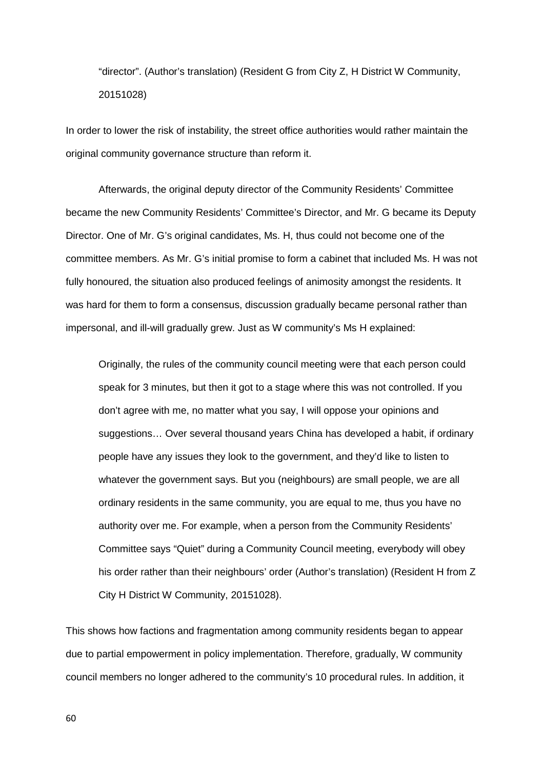"director". (Author's translation) (Resident G from City Z, H District W Community, 20151028)

In order to lower the risk of instability, the street office authorities would rather maintain the original community governance structure than reform it.

Afterwards, the original deputy director of the Community Residents' Committee became the new Community Residents' Committee's Director, and Mr. G became its Deputy Director. One of Mr. G's original candidates, Ms. H, thus could not become one of the committee members. As Mr. G's initial promise to form a cabinet that included Ms. H was not fully honoured, the situation also produced feelings of animosity amongst the residents. It was hard for them to form a consensus, discussion gradually became personal rather than impersonal, and ill-will gradually grew. Just as W community's Ms H explained:

> Originally, the rules of the community council meeting were that each person could speak for 3 minutes, but then it got to a stage where this was not controlled. If you don't agree with me, no matter what you say, I will oppose your opinions and suggestions… Over several thousand years China has developed a habit, if ordinary people have any issues they look to the government, and they'd like to listen to whatever the government says. But you (neighbours) are small people, we are all ordinary residents in the same community, you are equal to me, thus you have no authority over me. For example, when a person from the Community Residents' Committee says "Quiet" during a Community Council meeting, everybody will obey his order rather than their neighbours' order (Author's translation) (Resident H from Z City H District W Community, 20151028).

This shows how factions and fragmentation among community residents began to appear due to partial empowerment in policy implementation. Therefore, gradually, W community council members no longer adhered to the community's 10 procedural rules. In addition, it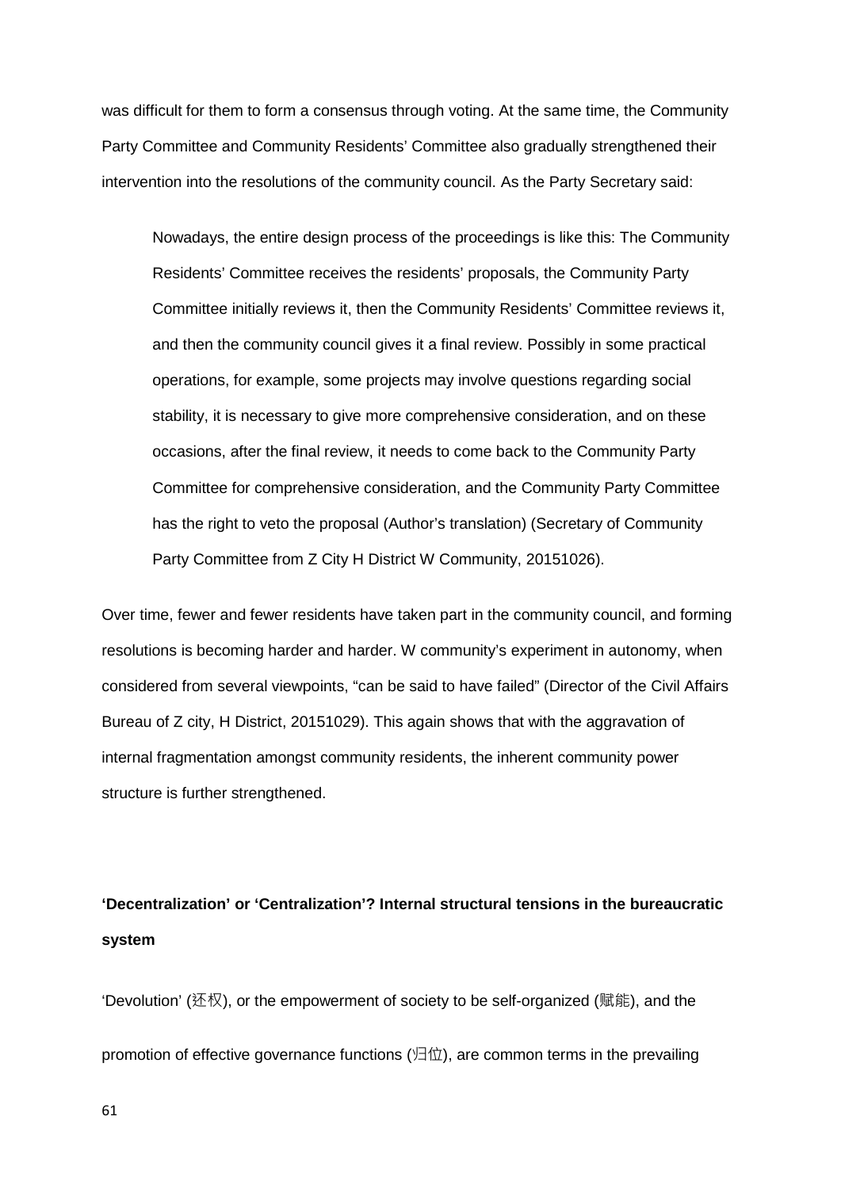was difficult for them to form a consensus through voting. At the same time, the Community Party Committee and Community Residents' Committee also gradually strengthened their intervention into the resolutions of the community council. As the Party Secretary said:

> Nowadays, the entire design process of the proceedings is like this: The Community Residents' Committee receives the residents' proposals, the Community Party Committee initially reviews it, then the Community Residents' Committee reviews it, and then the community council gives it a final review. Possibly in some practical operations, for example, some projects may involve questions regarding social stability, it is necessary to give more comprehensive consideration, and on these occasions, after the final review, it needs to come back to the Community Party Committee for comprehensive consideration, and the Community Party Committee has the right to veto the proposal (Author's translation) (Secretary of Community Party Committee from Z City H District W Community, 20151026).

Over time, fewer and fewer residents have taken part in the community council, and forming resolutions is becoming harder and harder. W community's experiment in autonomy, when considered from several viewpoints, "can be said to have failed" (Director of the Civil Affairs Bureau of Z city, H District, 20151029). This again shows that with the aggravation of internal fragmentation amongst community residents, the inherent community power structure is further strengthened.

**'Decentralization' or 'Centralization'? Internal structural tensions in the bureaucratic system**

'Devolution' (还权), or the empowerment of society to be self-organized (赋能), and the promotion of effective governance functions (归位), are common terms in the prevailing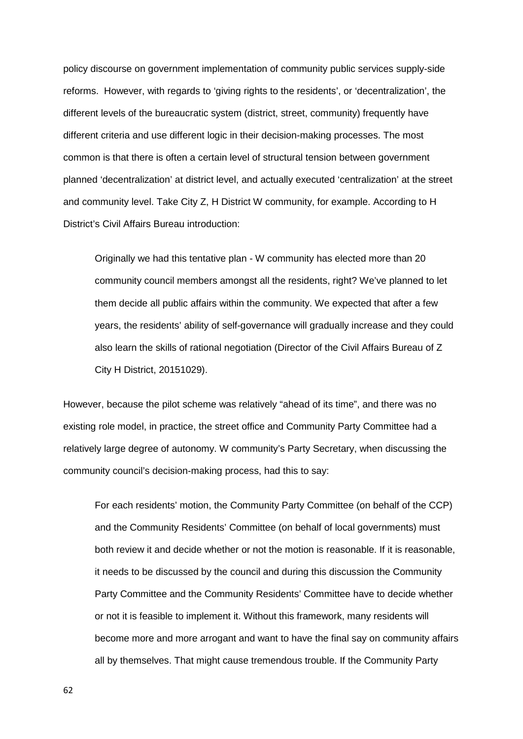policy discourse on government implementation of community public services supply-side reforms. However, with regards to 'giving rights to the residents', or 'decentralization', the different levels of the bureaucratic system (district, street, community) frequently have different criteria and use different logic in their decision-making processes. The most common is that there is often a certain level of structural tension between government planned 'decentralization' at district level, and actually executed 'centralization' at the street and community level. Take City Z, H District W community, for example. According to H District's Civil Affairs Bureau introduction:

> Originally we had this tentative plan - W community has elected more than 20 community council members amongst all the residents, right? We've planned to let them decide all public affairs within the community. We expected that after a few years, the residents' ability of self-governance will gradually increase and they could also learn the skills of rational negotiation (Director of the Civil Affairs Bureau of Z City H District, 20151029).

However, because the pilot scheme was relatively "ahead of its time", and there was no existing role model, in practice, the street office and Community Party Committee had a relatively large degree of autonomy. W community's Party Secretary, when discussing the community council's decision-making process, had this to say:

> For each residents' motion, the Community Party Committee (on behalf of the CCP) and the Community Residents' Committee (on behalf of local governments) must both review it and decide whether or not the motion is reasonable. If it is reasonable, it needs to be discussed by the council and during this discussion the Community Party Committee and the Community Residents' Committee have to decide whether or not it is feasible to implement it. Without this framework, many residents will become more and more arrogant and want to have the final say on community affairs all by themselves. That might cause tremendous trouble. If the Community Party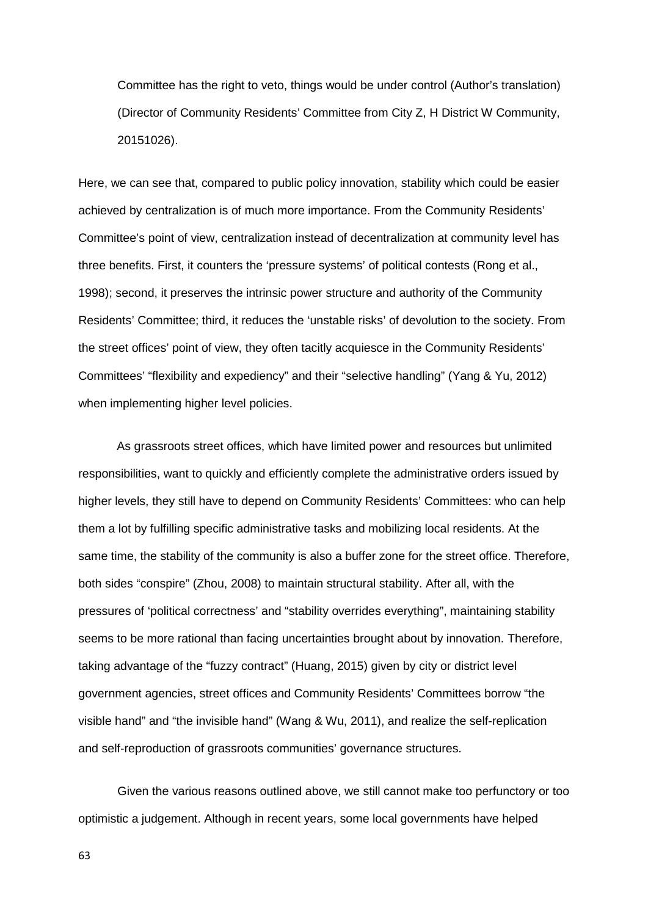> Committee has the right to veto, things would be under control (Author's translation) (Director of Community Residents' Committee from City Z, H District W Community, 20151026).

Here, we can see that, compared to public policy innovation, stability which could be easier achieved by centralization is of much more importance. From the Community Residents' Committee's point of view, centralization instead of decentralization at community level has three benefits. First, it counters the 'pressure systems' of political contests (Rong et al., 1998); second, it preserves the intrinsic power structure and authority of the Community Residents' Committee; third, it reduces the 'unstable risks' of devolution to the society. From the street offices' point of view, they often tacitly acquiesce in the Community Residents' Committees' "flexibility and expediency" and their "selective handling" (Yang & Yu, 2012) when implementing higher level policies.

As grassroots street offices, which have limited power and resources but unlimited responsibilities, want to quickly and efficiently complete the administrative orders issued by higher levels, they still have to depend on Community Residents' Committees: who can help them a lot by fulfilling specific administrative tasks and mobilizing local residents. At the same time, the stability of the community is also a buffer zone for the street office. Therefore, both sides "conspire" (Zhou, 2008) to maintain structural stability. After all, with the pressures of 'political correctness' and "stability overrides everything", maintaining stability seems to be more rational than facing uncertainties brought about by innovation. Therefore, taking advantage of the "fuzzy contract" (Huang, 2015) given by city or district level government agencies, street offices and Community Residents' Committees borrow "the visible hand" and "the invisible hand" (Wang & Wu, 2011), and realize the self-replication and self-reproduction of grassroots communities' governance structures.

Given the various reasons outlined above, we still cannot make too perfunctory or too optimistic a judgement. Although in recent years, some local governments have helped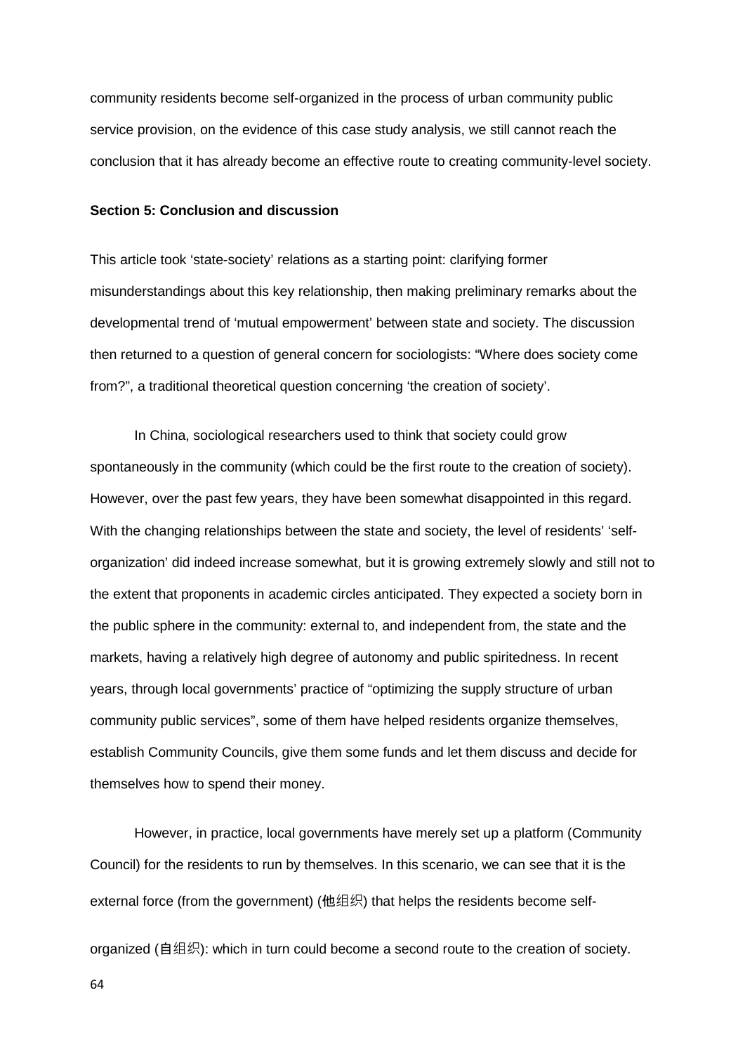community residents become self-organized in the process of urban community public service provision, on the evidence of this case study analysis, we still cannot reach the conclusion that it has already become an effective route to creating community-level society.

**Section 5: Conclusion and discussion**

This article took 'state-society' relations as a starting point: clarifying former misunderstandings about this key relationship, then making preliminary remarks about the developmental trend of 'mutual empowerment' between state and society. The discussion then returned to a question of general concern for sociologists: "Where does society come from?", a traditional theoretical question concerning 'the creation of society'.

In China, sociological researchers used to think that society could grow spontaneously in the community (which could be the first route to the creation of society). However, over the past few years, they have been somewhat disappointed in this regard. With the changing relationships between the state and society, the level of residents' 'self-organization' did indeed increase somewhat, but it is growing extremely slowly and still not to the extent that proponents in academic circles anticipated. They expected a society born in the public sphere in the community: external to, and independent from, the state and the markets, having a relatively high degree of autonomy and public spiritedness. In recent years, through local governments' practice of "optimizing the supply structure of urban community public services", some of them have helped residents organize themselves, establish Community Councils, give them some funds and let them discuss and decide for themselves how to spend their money.

However, in practice, local governments have merely set up a platform (Community Council) for the residents to run by themselves. In this scenario, we can see that it is the external force (from the government) (他组织) that helps the residents become self-organized (自组织): which in turn could become a second route to the creation of society.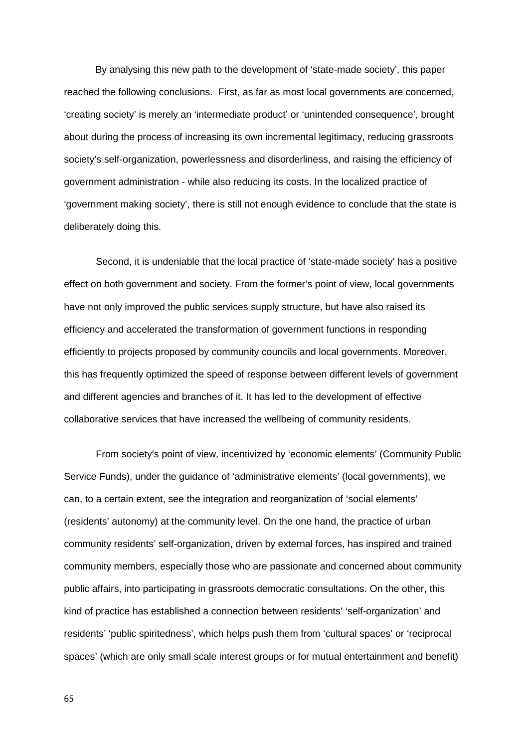By analysing this new path to the development of 'state-made society', this paper reached the following conclusions. First, as far as most local governments are concerned, 'creating society' is merely an 'intermediate product' or 'unintended consequence', brought about during the process of increasing its own incremental legitimacy, reducing grassroots society's self-organization, powerlessness and disorderliness, and raising the efficiency of government administration - while also reducing its costs. In the localized practice of 'government making society', there is still not enough evidence to conclude that the state is deliberately doing this.

Second, it is undeniable that the local practice of 'state-made society' has a positive effect on both government and society. From the former's point of view, local governments have not only improved the public services supply structure, but have also raised its efficiency and accelerated the transformation of government functions in responding efficiently to projects proposed by community councils and local governments. Moreover, this has frequently optimized the speed of response between different levels of government and different agencies and branches of it. It has led to the development of effective collaborative services that have increased the wellbeing of community residents.

From society's point of view, incentivized by 'economic elements' (Community Public Service Funds), under the guidance of 'administrative elements' (local governments), we can, to a certain extent, see the integration and reorganization of 'social elements' (residents' autonomy) at the community level. On the one hand, the practice of urban community residents' self-organization, driven by external forces, has inspired and trained community members, especially those who are passionate and concerned about community public affairs, into participating in grassroots democratic consultations. On the other, this kind of practice has established a connection between residents' 'self-organization' and residents' 'public spiritedness', which helps push them from 'cultural spaces' or 'reciprocal spaces' (which are only small scale interest groups or for mutual entertainment and benefit)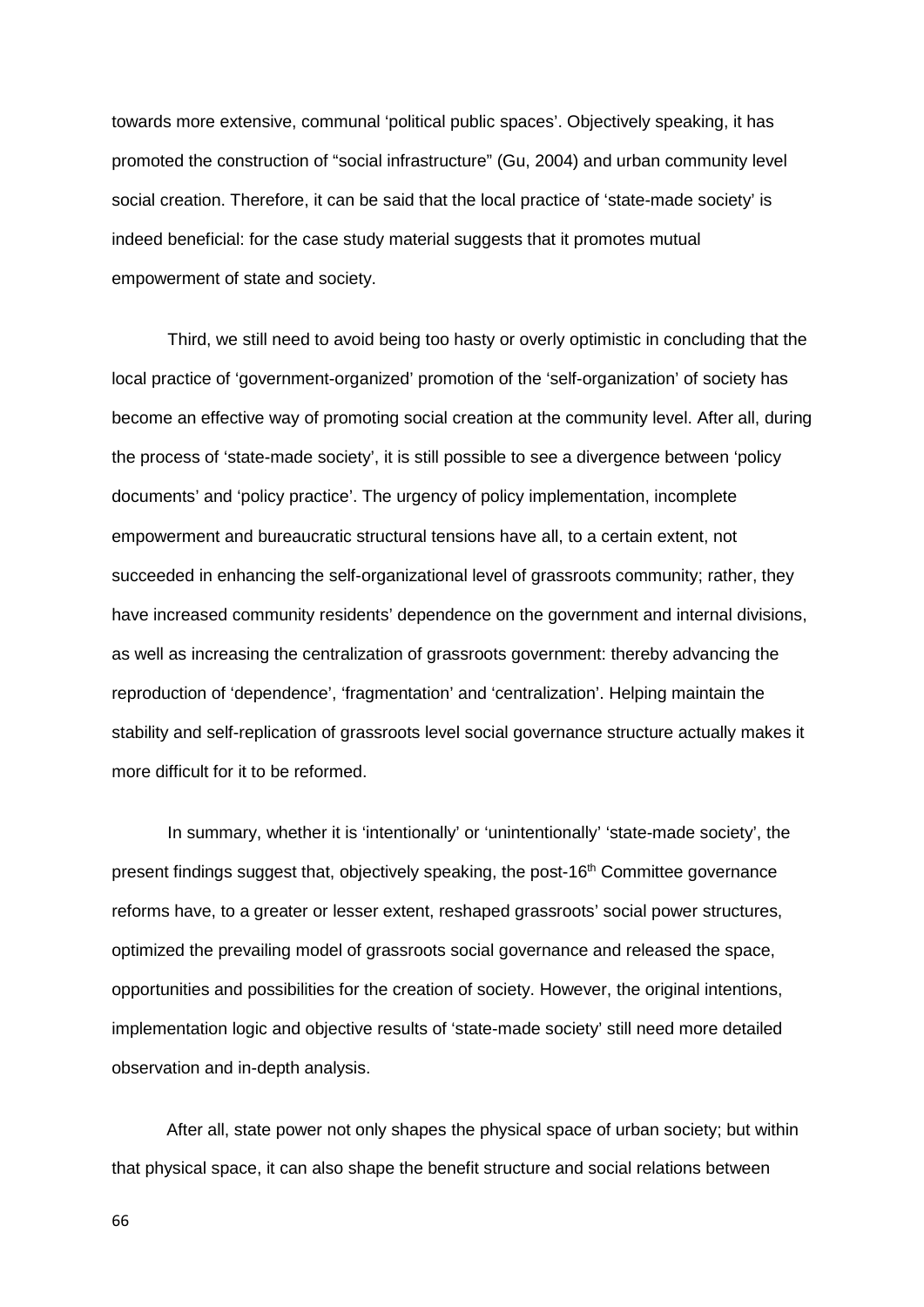towards more extensive, communal 'political public spaces'. Objectively speaking, it has promoted the construction of "social infrastructure" (Gu, 2004) and urban community level social creation. Therefore, it can be said that the local practice of 'state-made society' is indeed beneficial: for the case study material suggests that it promotes mutual empowerment of state and society.

Third, we still need to avoid being too hasty or overly optimistic in concluding that the local practice of 'government-organized' promotion of the 'self-organization' of society has become an effective way of promoting social creation at the community level. After all, during the process of 'state-made society', it is still possible to see a divergence between 'policy documents' and 'policy practice'. The urgency of policy implementation, incomplete empowerment and bureaucratic structural tensions have all, to a certain extent, not succeeded in enhancing the self-organizational level of grassroots community; rather, they have increased community residents' dependence on the government and internal divisions, as well as increasing the centralization of grassroots government: thereby advancing the reproduction of 'dependence', 'fragmentation' and 'centralization'. Helping maintain the stability and self-replication of grassroots level social governance structure actually makes it more difficult for it to be reformed.

In summary, whether it is 'intentionally' or 'unintentionally' 'state-made society', the present findings suggest that, objectively speaking, the post-16th Committee governance reforms have, to a greater or lesser extent, reshaped grassroots' social power structures, optimized the prevailing model of grassroots social governance and released the space, opportunities and possibilities for the creation of society. However, the original intentions, implementation logic and objective results of 'state-made society' still need more detailed observation and in-depth analysis.

After all, state power not only shapes the physical space of urban society; but within that physical space, it can also shape the benefit structure and social relations between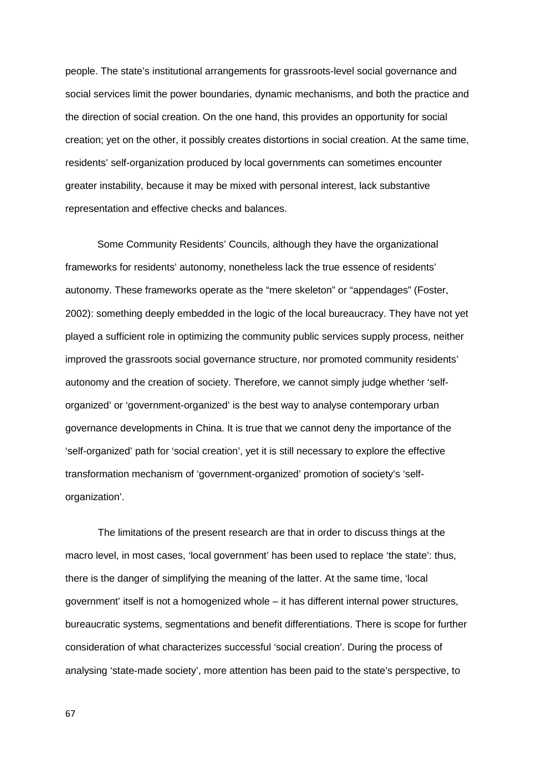people. The state's institutional arrangements for grassroots-level social governance and social services limit the power boundaries, dynamic mechanisms, and both the practice and the direction of social creation. On the one hand, this provides an opportunity for social creation; yet on the other, it possibly creates distortions in social creation. At the same time, residents' self-organization produced by local governments can sometimes encounter greater instability, because it may be mixed with personal interest, lack substantive representation and effective checks and balances.

Some Community Residents' Councils, although they have the organizational frameworks for residents' autonomy, nonetheless lack the true essence of residents' autonomy. These frameworks operate as the "mere skeleton" or "appendages" (Foster, 2002): something deeply embedded in the logic of the local bureaucracy. They have not yet played a sufficient role in optimizing the community public services supply process, neither improved the grassroots social governance structure, nor promoted community residents' autonomy and the creation of society. Therefore, we cannot simply judge whether 'self-organized' or 'government-organized' is the best way to analyse contemporary urban governance developments in China. It is true that we cannot deny the importance of the 'self-organized' path for 'social creation', yet it is still necessary to explore the effective transformation mechanism of 'government-organized' promotion of society's 'self-organization'.

The limitations of the present research are that in order to discuss things at the macro level, in most cases, 'local government' has been used to replace 'the state': thus, there is the danger of simplifying the meaning of the latter. At the same time, 'local government' itself is not a homogenized whole – it has different internal power structures, bureaucratic systems, segmentations and benefit differentiations. There is scope for further consideration of what characterizes successful 'social creation'. During the process of analysing 'state-made society', more attention has been paid to the state's perspective, to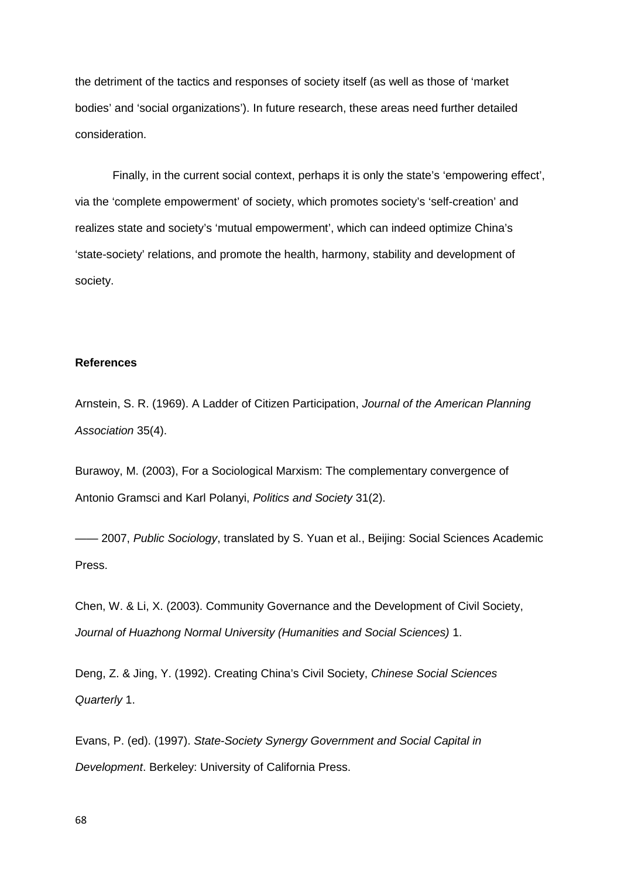the detriment of the tactics and responses of society itself (as well as those of 'market bodies' and 'social organizations'). In future research, these areas need further detailed consideration.

Finally, in the current social context, perhaps it is only the state's 'empowering effect', via the 'complete empowerment' of society, which promotes society's 'self-creation' and realizes state and society's 'mutual empowerment', which can indeed optimize China's 'state-society' relations, and promote the health, harmony, stability and development of society.

**References**

Arnstein, S. R. (1969). A Ladder of Citizen Participation, *Journal of the American Planning Association* 35(4).

Burawoy, M. (2003), For a Sociological Marxism: The complementary convergence of Antonio Gramsci and Karl Polanyi, *Politics and Society* 31(2).

—— 2007, *Public Sociology*, translated by S. Yuan et al., Beijing: Social Sciences Academic Press.

Chen, W. & Li, X. (2003). Community Governance and the Development of Civil Society, *Journal of Huazhong Normal University (Humanities and Social Sciences)* 1.

Deng, Z. & Jing, Y. (1992). Creating China's Civil Society, *Chinese Social Sciences Quarterly* 1.

Evans, P. (ed). (1997). *State-Society Synergy Government and Social Capital in Development*. Berkeley: University of California Press.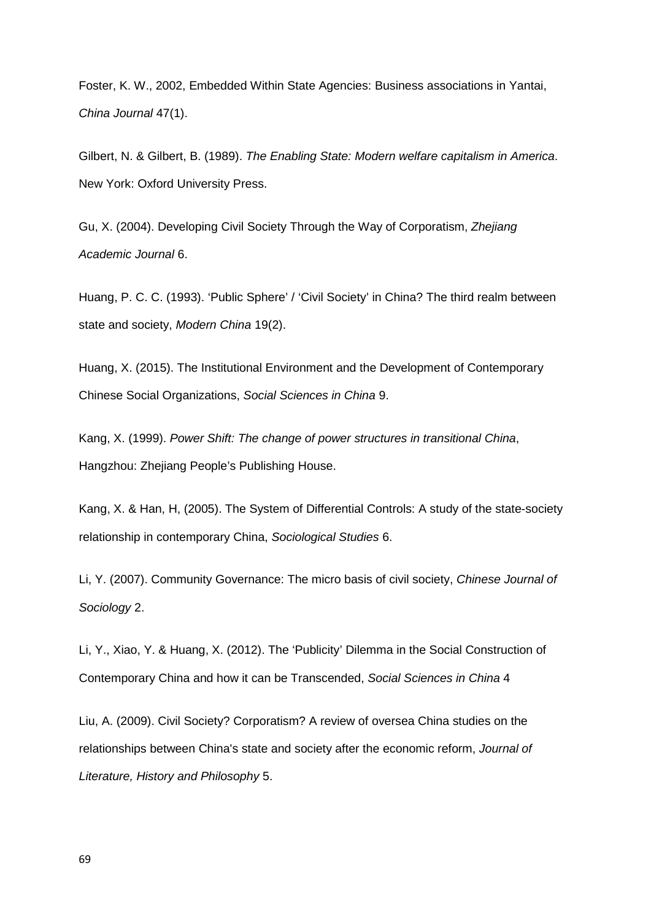Foster, K. W., 2002, Embedded Within State Agencies: Business associations in Yantai, *China Journal* 47(1).

Gilbert, N. & Gilbert, B. (1989). *The Enabling State: Modern welfare capitalism in America*. New York: Oxford University Press.

Gu, X. (2004). Developing Civil Society Through the Way of Corporatism, *Zhejiang Academic Journal* 6.

Huang, P. C. C. (1993). 'Public Sphere' / 'Civil Society' in China? The third realm between state and society, *Modern China* 19(2).

Huang, X. (2015). The Institutional Environment and the Development of Contemporary Chinese Social Organizations, *Social Sciences in China* 9.

Kang, X. (1999). *Power Shift: The change of power structures in transitional China*, Hangzhou: Zhejiang People's Publishing House.

Kang, X. & Han, H, (2005). The System of Differential Controls: A study of the state-society relationship in contemporary China, *Sociological Studies* 6.

Li, Y. (2007). Community Governance: The micro basis of civil society, *Chinese Journal of Sociology* 2.

Li, Y., Xiao, Y. & Huang, X. (2012). The 'Publicity' Dilemma in the Social Construction of Contemporary China and how it can be Transcended, *Social Sciences in China* 4

Liu, A. (2009). Civil Society? Corporatism? A review of oversea China studies on the relationships between China's state and society after the economic reform, *Journal of Literature, History and Philosophy* 5.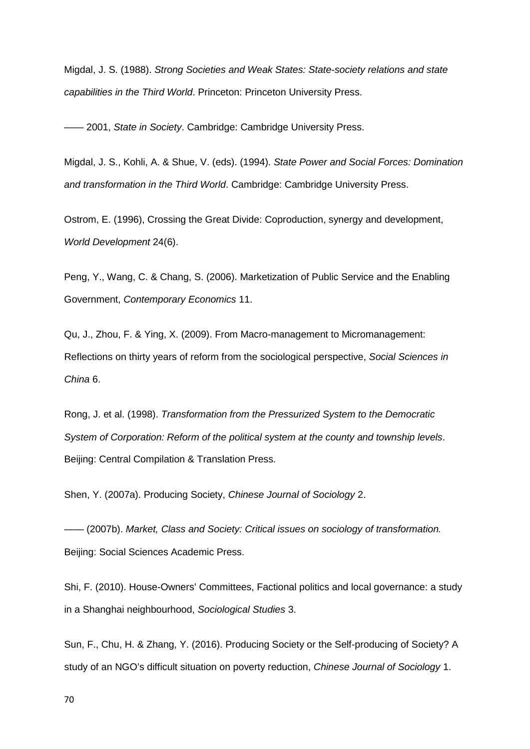Migdal, J. S. (1988). *Strong Societies and Weak States: State-society relations and state capabilities in the Third World*. Princeton: Princeton University Press.

—— 2001, *State in Society*. Cambridge: Cambridge University Press.

Migdal, J. S., Kohli, A. & Shue, V. (eds). (1994). *State Power and Social Forces: Domination and transformation in the Third World*. Cambridge: Cambridge University Press.

Ostrom, E. (1996), Crossing the Great Divide: Coproduction, synergy and development, *World Development* 24(6).

Peng, Y., Wang, C. & Chang, S. (2006). Marketization of Public Service and the Enabling Government, *Contemporary Economics* 11.

Qu, J., Zhou, F. & Ying, X. (2009). From Macro-management to Micromanagement: Reflections on thirty years of reform from the sociological perspective, *Social Sciences in China* 6.

Rong, J. et al. (1998). *Transformation from the Pressurized System to the Democratic System of Corporation: Reform of the political system at the county and township levels*. Beijing: Central Compilation & Translation Press.

Shen, Y. (2007a). Producing Society, *Chinese Journal of Sociology* 2.

—— (2007b). *Market, Class and Society: Critical issues on sociology of transformation.* Beijing: Social Sciences Academic Press.

Shi, F. (2010). House-Owners' Committees, Factional politics and local governance: a study in a Shanghai neighbourhood, *Sociological Studies* 3.

Sun, F., Chu, H. & Zhang, Y. (2016). Producing Society or the Self-producing of Society? A study of an NGO's difficult situation on poverty reduction, *Chinese Journal of Sociology* 1.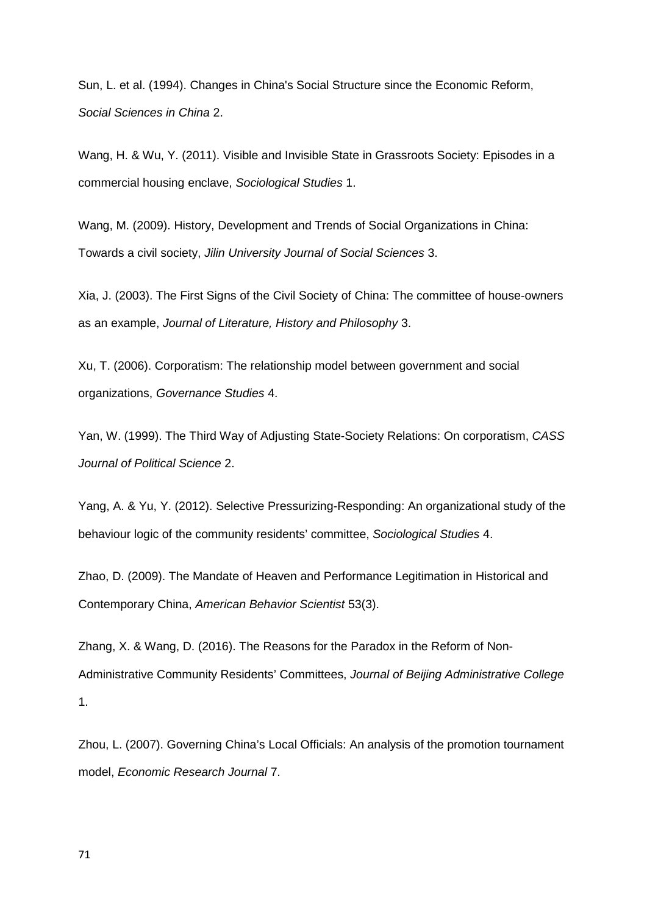Sun, L. et al. (1994). Changes in China's Social Structure since the Economic Reform, *Social Sciences in China* 2.

Wang, H. & Wu, Y. (2011). Visible and Invisible State in Grassroots Society: Episodes in a commercial housing enclave, *Sociological Studies* 1.

Wang, M. (2009). History, Development and Trends of Social Organizations in China: Towards a civil society, *Jilin University Journal of Social Sciences* 3.

Xia, J. (2003). The First Signs of the Civil Society of China: The committee of house-owners as an example, *Journal of Literature, History and Philosophy* 3.

Xu, T. (2006). Corporatism: The relationship model between government and social organizations, *Governance Studies* 4.

Yan, W. (1999). The Third Way of Adjusting State-Society Relations: On corporatism, *CASS Journal of Political Science* 2.

Yang, A. & Yu, Y. (2012). Selective Pressurizing-Responding: An organizational study of the behaviour logic of the community residents' committee, *Sociological Studies* 4.

Zhao, D. (2009). The Mandate of Heaven and Performance Legitimation in Historical and Contemporary China, *American Behavior Scientist* 53(3).

Zhang, X. & Wang, D. (2016). The Reasons for the Paradox in the Reform of Non-Administrative Community Residents' Committees, *Journal of Beijing Administrative College* 1.

Zhou, L. (2007). Governing China's Local Officials: An analysis of the promotion tournament model, *Economic Research Journal* 7.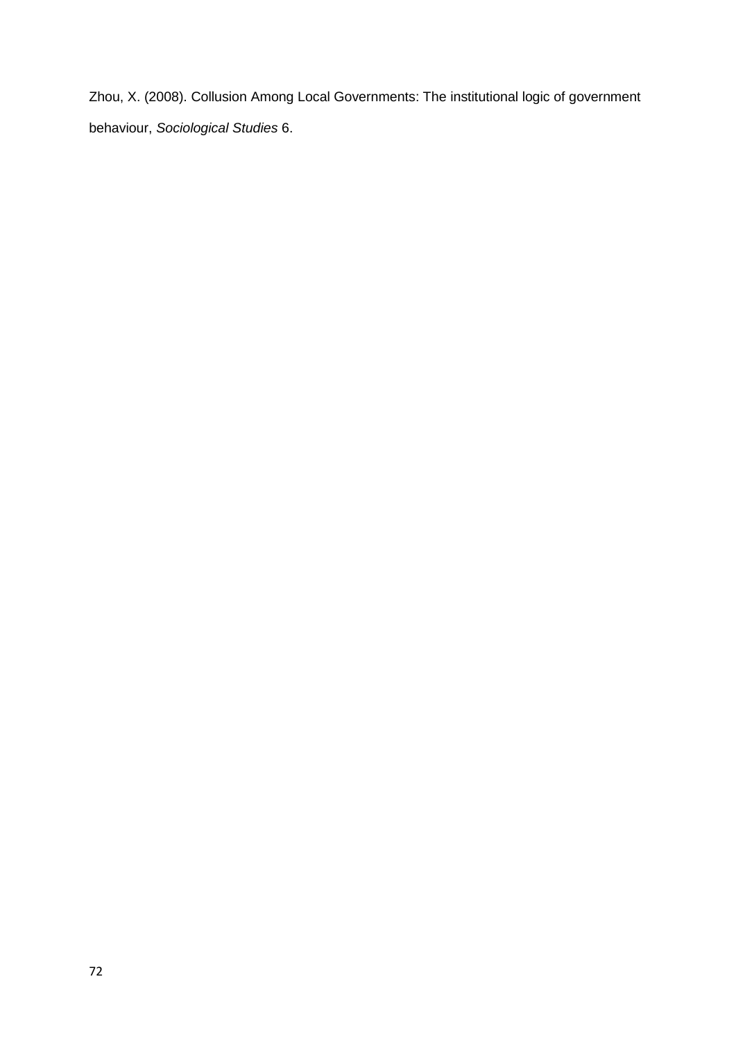Zhou, X. (2008). Collusion Among Local Governments: The institutional logic of government behaviour, *Sociological Studies* 6.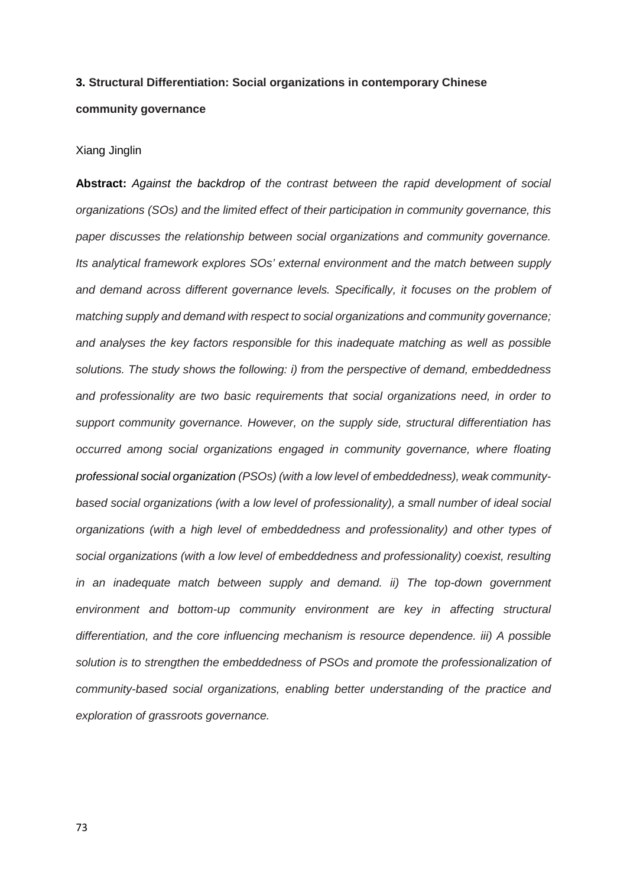### 3. Structural Differentiation: Social organizations in contemporary Chinese community governance

Xiang Jinglin

**Abstract:** *Against the backdrop of the contrast between the rapid development of social organizations (SOs) and the limited effect of their participation in community governance, this paper discusses the relationship between social organizations and community governance. Its analytical framework explores SOs' external environment and the match between supply and demand across different governance levels. Specifically, it focuses on the problem of matching supply and demand with respect to social organizations and community governance; and analyses the key factors responsible for this inadequate matching as well as possible solutions. The study shows the following: i) from the perspective of demand, embeddedness and professionality are two basic requirements that social organizations need, in order to support community governance. However, on the supply side, structural differentiation has occurred among social organizations engaged in community governance, where floating professional social organization (PSOs) (with a low level of embeddedness), weak community-based social organizations (with a low level of professionality), a small number of ideal social organizations (with a high level of embeddedness and professionality) and other types of social organizations (with a low level of embeddedness and professionality) coexist, resulting in an inadequate match between supply and demand. ii) The top-down government environment and bottom-up community environment are key in affecting structural differentiation, and the core influencing mechanism is resource dependence. iii) A possible solution is to strengthen the embeddedness of PSOs and promote the professionalization of community-based social organizations, enabling better understanding of the practice and exploration of grassroots governance.*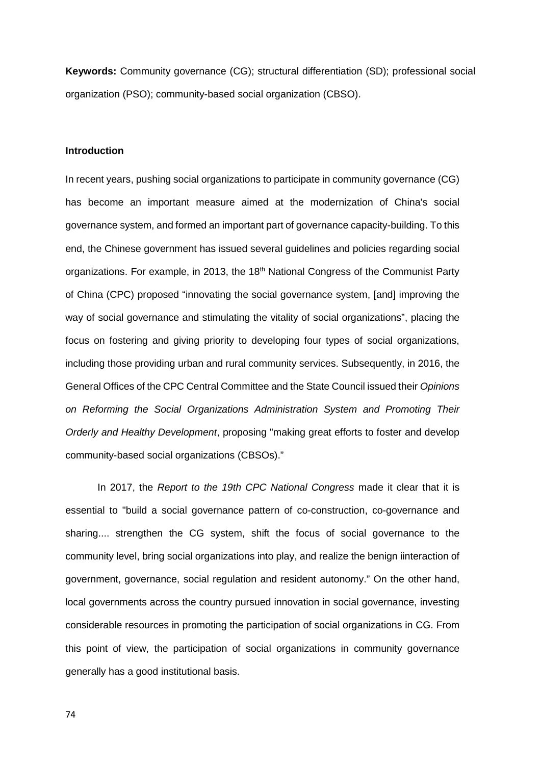**Keywords:** Community governance (CG); structural differentiation (SD); professional social organization (PSO); community-based social organization (CBSO).

## Introduction

In recent years, pushing social organizations to participate in community governance (CG) has become an important measure aimed at the modernization of China's social governance system, and formed an important part of governance capacity-building. To this end, the Chinese government has issued several guidelines and policies regarding social organizations. For example, in 2013, the 18th National Congress of the Communist Party of China (CPC) proposed "innovating the social governance system, [and] improving the way of social governance and stimulating the vitality of social organizations", placing the focus on fostering and giving priority to developing four types of social organizations, including those providing urban and rural community services. Subsequently, in 2016, the General Offices of the CPC Central Committee and the State Council issued their *Opinions on Reforming the Social Organizations Administration System and Promoting Their Orderly and Healthy Development*, proposing "making great efforts to foster and develop community-based social organizations (CBSOs)."

In 2017, the *Report to the 19th CPC National Congress* made it clear that it is essential to "build a social governance pattern of co-construction, co-governance and sharing.... strengthen the CG system, shift the focus of social governance to the community level, bring social organizations into play, and realize the benign iinteraction of government, governance, social regulation and resident autonomy." On the other hand, local governments across the country pursued innovation in social governance, investing considerable resources in promoting the participation of social organizations in CG. From this point of view, the participation of social organizations in community governance generally has a good institutional basis.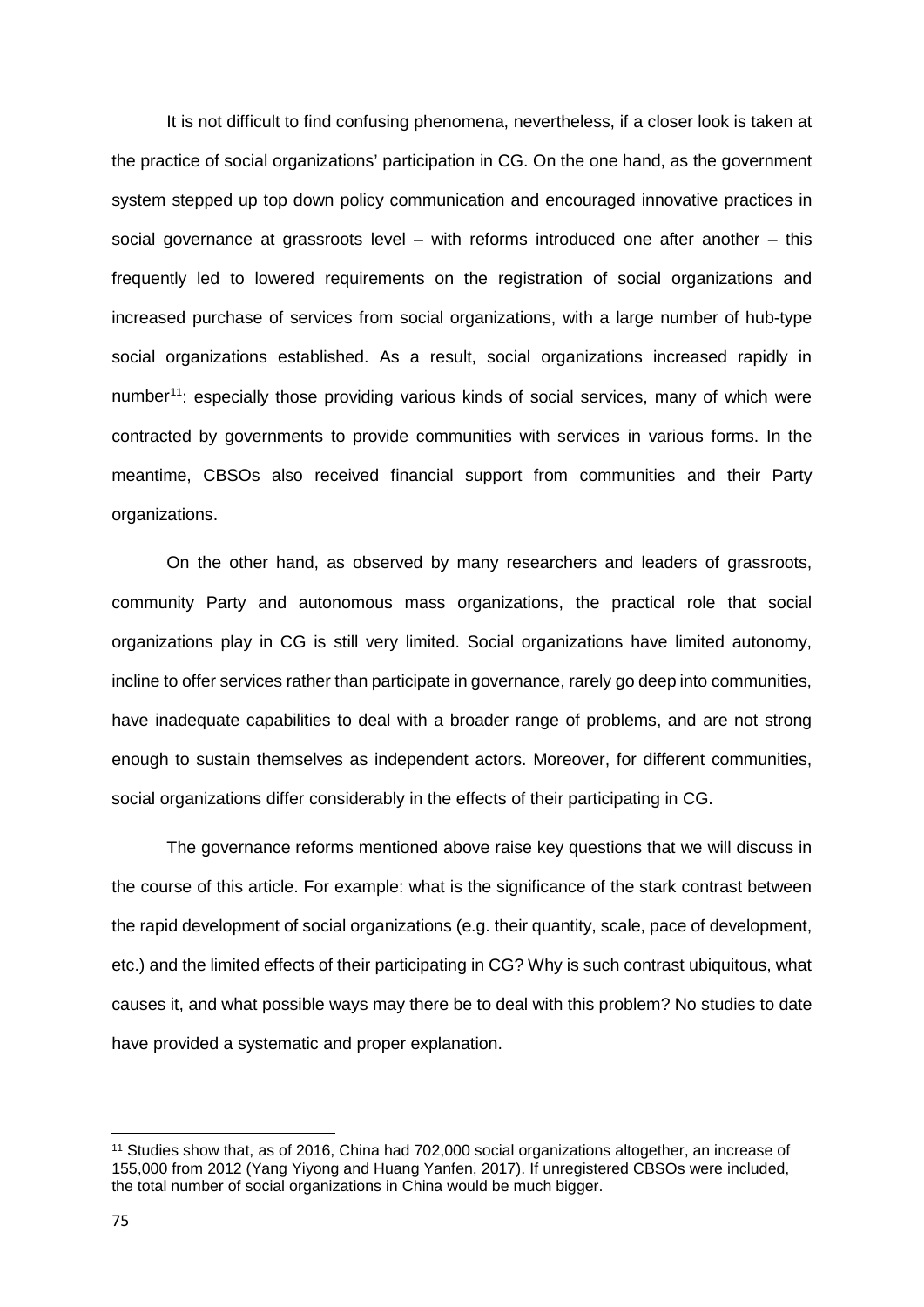It is not difficult to find confusing phenomena, nevertheless, if a closer look is taken at the practice of social organizations' participation in CG. On the one hand, as the government system stepped up top down policy communication and encouraged innovative practices in social governance at grassroots level – with reforms introduced one after another – this frequently led to lowered requirements on the registration of social organizations and increased purchase of services from social organizations, with a large number of hub-type social organizations established. As a result, social organizations increased rapidly in number[11]: especially those providing various kinds of social services, many of which were contracted by governments to provide communities with services in various forms. In the meantime, CBSOs also received financial support from communities and their Party organizations.

On the other hand, as observed by many researchers and leaders of grassroots, community Party and autonomous mass organizations, the practical role that social organizations play in CG is still very limited. Social organizations have limited autonomy, incline to offer services rather than participate in governance, rarely go deep into communities, have inadequate capabilities to deal with a broader range of problems, and are not strong enough to sustain themselves as independent actors. Moreover, for different communities, social organizations differ considerably in the effects of their participating in CG.

The governance reforms mentioned above raise key questions that we will discuss in the course of this article. For example: what is the significance of the stark contrast between the rapid development of social organizations (e.g. their quantity, scale, pace of development, etc.) and the limited effects of their participating in CG? Why is such contrast ubiquitous, what causes it, and what possible ways may there be to deal with this problem? No studies to date have provided a systematic and proper explanation.

[11] Studies show that, as of 2016, China had 702,000 social organizations altogether, an increase of 155,000 from 2012 (Yang Yiyong and Huang Yanfen, 2017). If unregistered CBSOs were included, the total number of social organizations in China would be much bigger.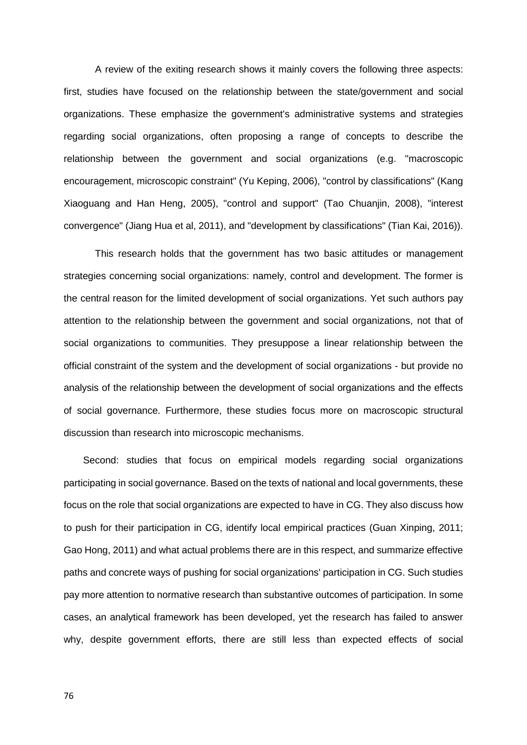A review of the exiting research shows it mainly covers the following three aspects: first, studies have focused on the relationship between the state/government and social organizations. These emphasize the government's administrative systems and strategies regarding social organizations, often proposing a range of concepts to describe the relationship between the government and social organizations (e.g. "macroscopic encouragement, microscopic constraint" (Yu Keping, 2006), "control by classifications" (Kang Xiaoguang and Han Heng, 2005), "control and support" (Tao Chuanjin, 2008), "interest convergence" (Jiang Hua et al, 2011), and "development by classifications" (Tian Kai, 2016)).

This research holds that the government has two basic attitudes or management strategies concerning social organizations: namely, control and development. The former is the central reason for the limited development of social organizations. Yet such authors pay attention to the relationship between the government and social organizations, not that of social organizations to communities. They presuppose a linear relationship between the official constraint of the system and the development of social organizations - but provide no analysis of the relationship between the development of social organizations and the effects of social governance. Furthermore, these studies focus more on macroscopic structural discussion than research into microscopic mechanisms.

Second: studies that focus on empirical models regarding social organizations participating in social governance. Based on the texts of national and local governments, these focus on the role that social organizations are expected to have in CG. They also discuss how to push for their participation in CG, identify local empirical practices (Guan Xinping, 2011; Gao Hong, 2011) and what actual problems there are in this respect, and summarize effective paths and concrete ways of pushing for social organizations' participation in CG. Such studies pay more attention to normative research than substantive outcomes of participation. In some cases, an analytical framework has been developed, yet the research has failed to answer why, despite government efforts, there are still less than expected effects of social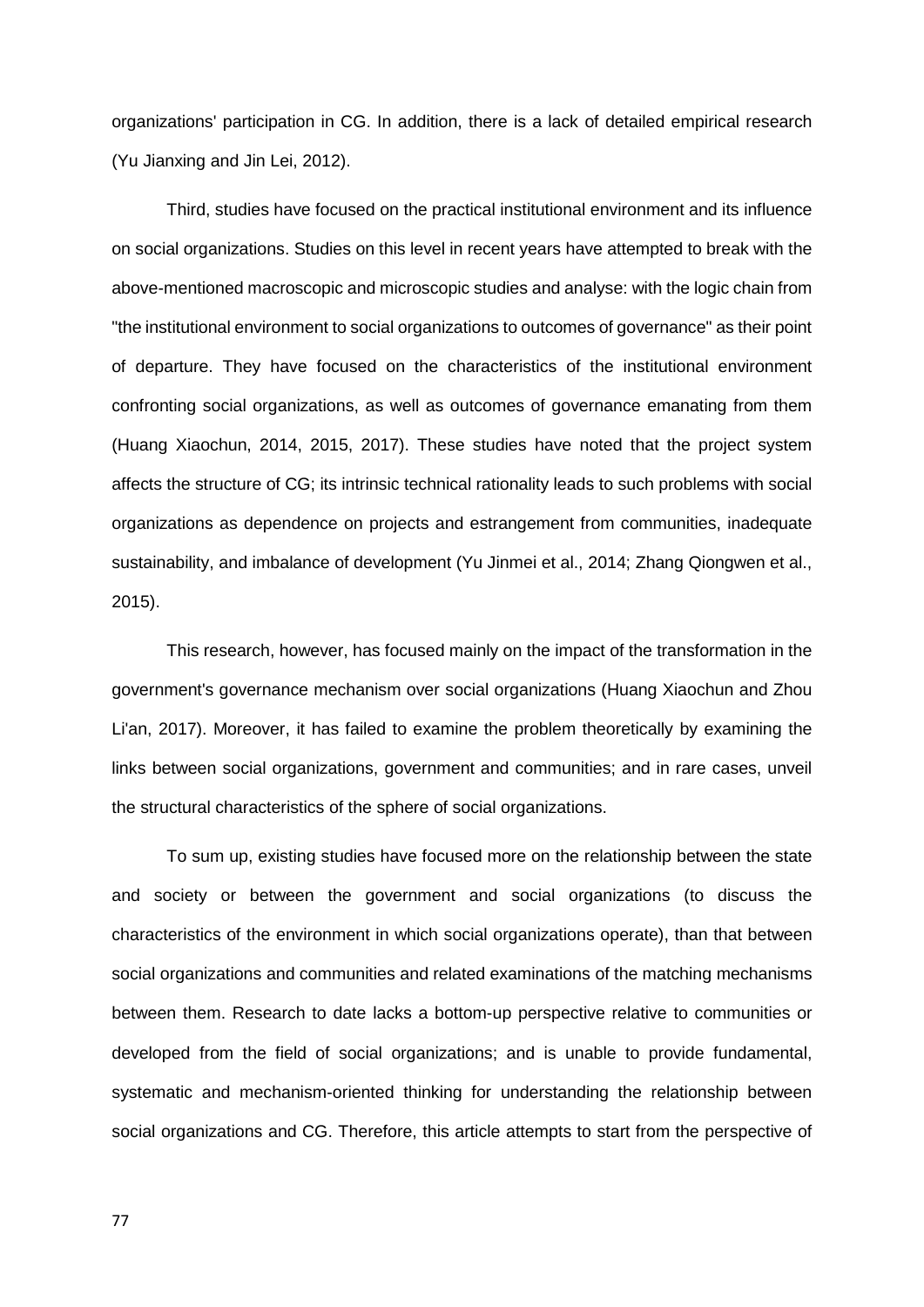organizations' participation in CG. In addition, there is a lack of detailed empirical research (Yu Jianxing and Jin Lei, 2012).

Third, studies have focused on the practical institutional environment and its influence on social organizations. Studies on this level in recent years have attempted to break with the above-mentioned macroscopic and microscopic studies and analyse: with the logic chain from "the institutional environment to social organizations to outcomes of governance" as their point of departure. They have focused on the characteristics of the institutional environment confronting social organizations, as well as outcomes of governance emanating from them (Huang Xiaochun, 2014, 2015, 2017). These studies have noted that the project system affects the structure of CG; its intrinsic technical rationality leads to such problems with social organizations as dependence on projects and estrangement from communities, inadequate sustainability, and imbalance of development (Yu Jinmei et al., 2014; Zhang Qiongwen et al., 2015).

This research, however, has focused mainly on the impact of the transformation in the government's governance mechanism over social organizations (Huang Xiaochun and Zhou Li'an, 2017). Moreover, it has failed to examine the problem theoretically by examining the links between social organizations, government and communities; and in rare cases, unveil the structural characteristics of the sphere of social organizations.

To sum up, existing studies have focused more on the relationship between the state and society or between the government and social organizations (to discuss the characteristics of the environment in which social organizations operate), than that between social organizations and communities and related examinations of the matching mechanisms between them. Research to date lacks a bottom-up perspective relative to communities or developed from the field of social organizations; and is unable to provide fundamental, systematic and mechanism-oriented thinking for understanding the relationship between social organizations and CG. Therefore, this article attempts to start from the perspective of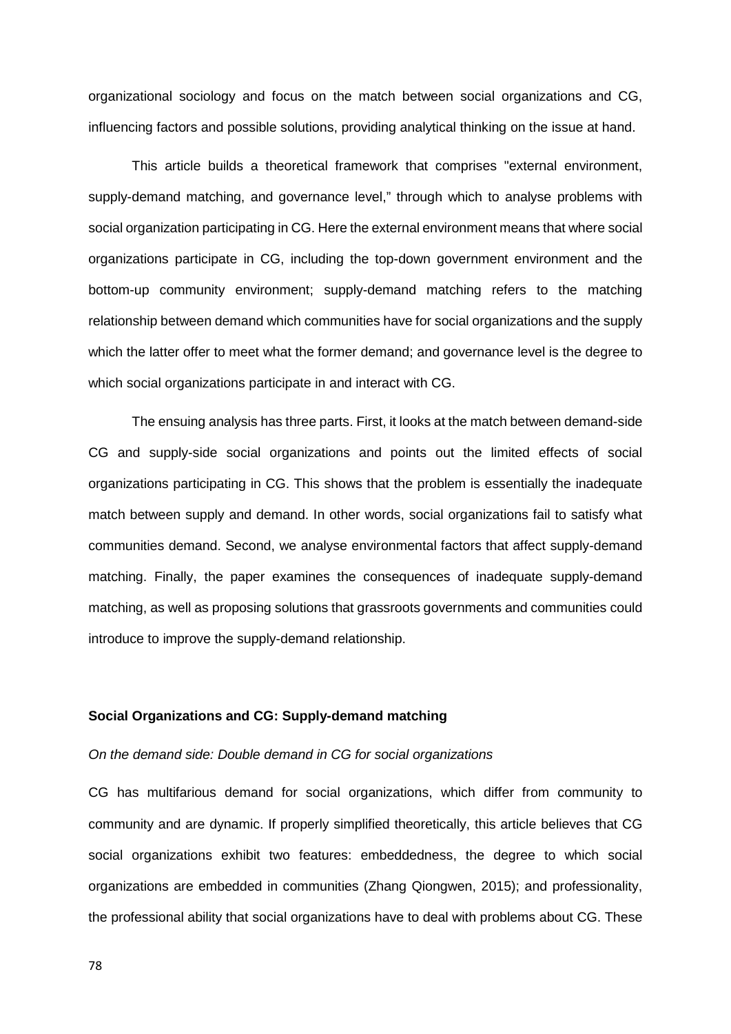organizational sociology and focus on the match between social organizations and CG, influencing factors and possible solutions, providing analytical thinking on the issue at hand.

This article builds a theoretical framework that comprises "external environment, supply-demand matching, and governance level," through which to analyse problems with social organization participating in CG. Here the external environment means that where social organizations participate in CG, including the top-down government environment and the bottom-up community environment; supply-demand matching refers to the matching relationship between demand which communities have for social organizations and the supply which the latter offer to meet what the former demand; and governance level is the degree to which social organizations participate in and interact with CG.

The ensuing analysis has three parts. First, it looks at the match between demand-side CG and supply-side social organizations and points out the limited effects of social organizations participating in CG. This shows that the problem is essentially the inadequate match between supply and demand. In other words, social organizations fail to satisfy what communities demand. Second, we analyse environmental factors that affect supply-demand matching. Finally, the paper examines the consequences of inadequate supply-demand matching, as well as proposing solutions that grassroots governments and communities could introduce to improve the supply-demand relationship.

**Social Organizations and CG: Supply-demand matching**

*On the demand side: Double demand in CG for social organizations*

CG has multifarious demand for social organizations, which differ from community to community and are dynamic. If properly simplified theoretically, this article believes that CG social organizations exhibit two features: embeddedness, the degree to which social organizations are embedded in communities (Zhang Qiongwen, 2015); and professionality, the professional ability that social organizations have to deal with problems about CG. These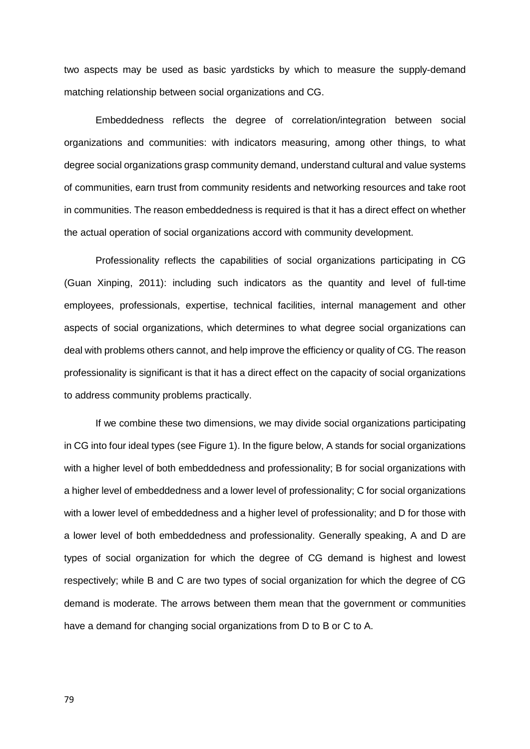two aspects may be used as basic yardsticks by which to measure the supply-demand matching relationship between social organizations and CG.

Embeddedness reflects the degree of correlation/integration between social organizations and communities: with indicators measuring, among other things, to what degree social organizations grasp community demand, understand cultural and value systems of communities, earn trust from community residents and networking resources and take root in communities. The reason embeddedness is required is that it has a direct effect on whether the actual operation of social organizations accord with community development.

Professionality reflects the capabilities of social organizations participating in CG (Guan Xinping, 2011): including such indicators as the quantity and level of full-time employees, professionals, expertise, technical facilities, internal management and other aspects of social organizations, which determines to what degree social organizations can deal with problems others cannot, and help improve the efficiency or quality of CG. The reason professionality is significant is that it has a direct effect on the capacity of social organizations to address community problems practically.

If we combine these two dimensions, we may divide social organizations participating in CG into four ideal types (see Figure 1). In the figure below, A stands for social organizations with a higher level of both embeddedness and professionality; B for social organizations with a higher level of embeddedness and a lower level of professionality; C for social organizations with a lower level of embeddedness and a higher level of professionality; and D for those with a lower level of both embeddedness and professionality. Generally speaking, A and D are types of social organization for which the degree of CG demand is highest and lowest respectively; while B and C are two types of social organization for which the degree of CG demand is moderate. The arrows between them mean that the government or communities have a demand for changing social organizations from D to B or C to A.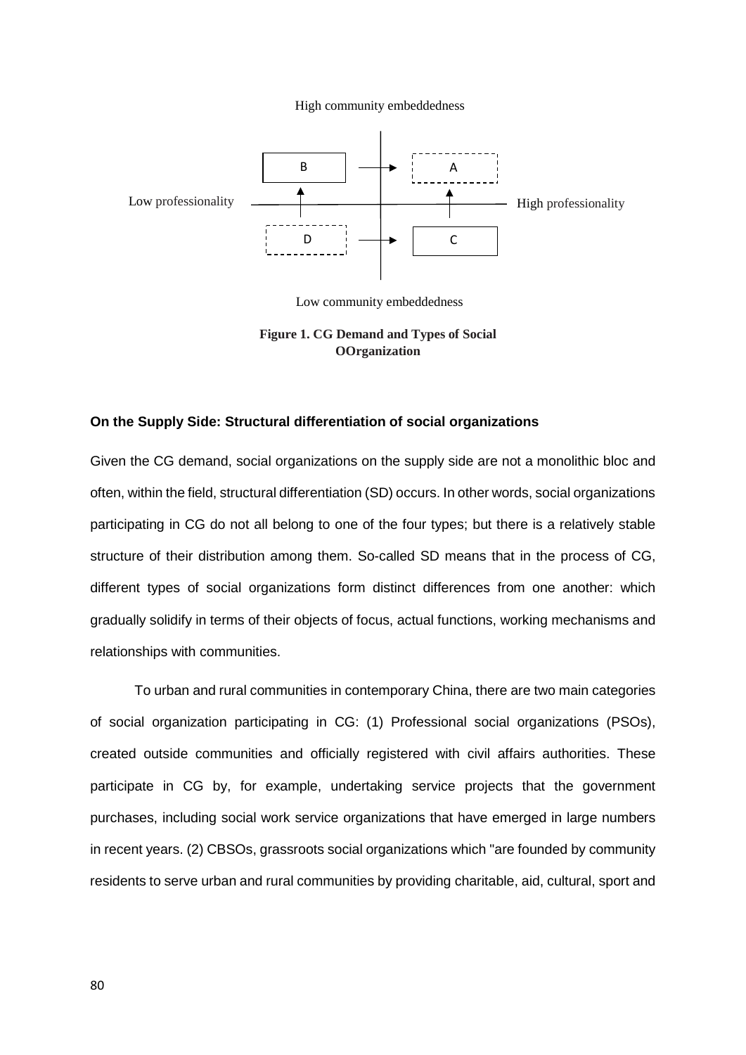High community embeddedness

B

A

Low professionality

High professionality

D

C

Low community embeddedness

**Figure 1. CG Demand and Types of Social OOrganization**

**On the Supply Side: Structural differentiation of social organizations**

Given the CG demand, social organizations on the supply side are not a monolithic bloc and often, within the field, structural differentiation (SD) occurs. In other words, social organizations participating in CG do not all belong to one of the four types; but there is a relatively stable structure of their distribution among them. So-called SD means that in the process of CG, different types of social organizations form distinct differences from one another: which gradually solidify in terms of their objects of focus, actual functions, working mechanisms and relationships with communities.

To urban and rural communities in contemporary China, there are two main categories of social organization participating in CG: (1) Professional social organizations (PSOs), created outside communities and officially registered with civil affairs authorities. These participate in CG by, for example, undertaking service projects that the government purchases, including social work service organizations that have emerged in large numbers in recent years. (2) CBSOs, grassroots social organizations which "are founded by community residents to serve urban and rural communities by providing charitable, aid, cultural, sport and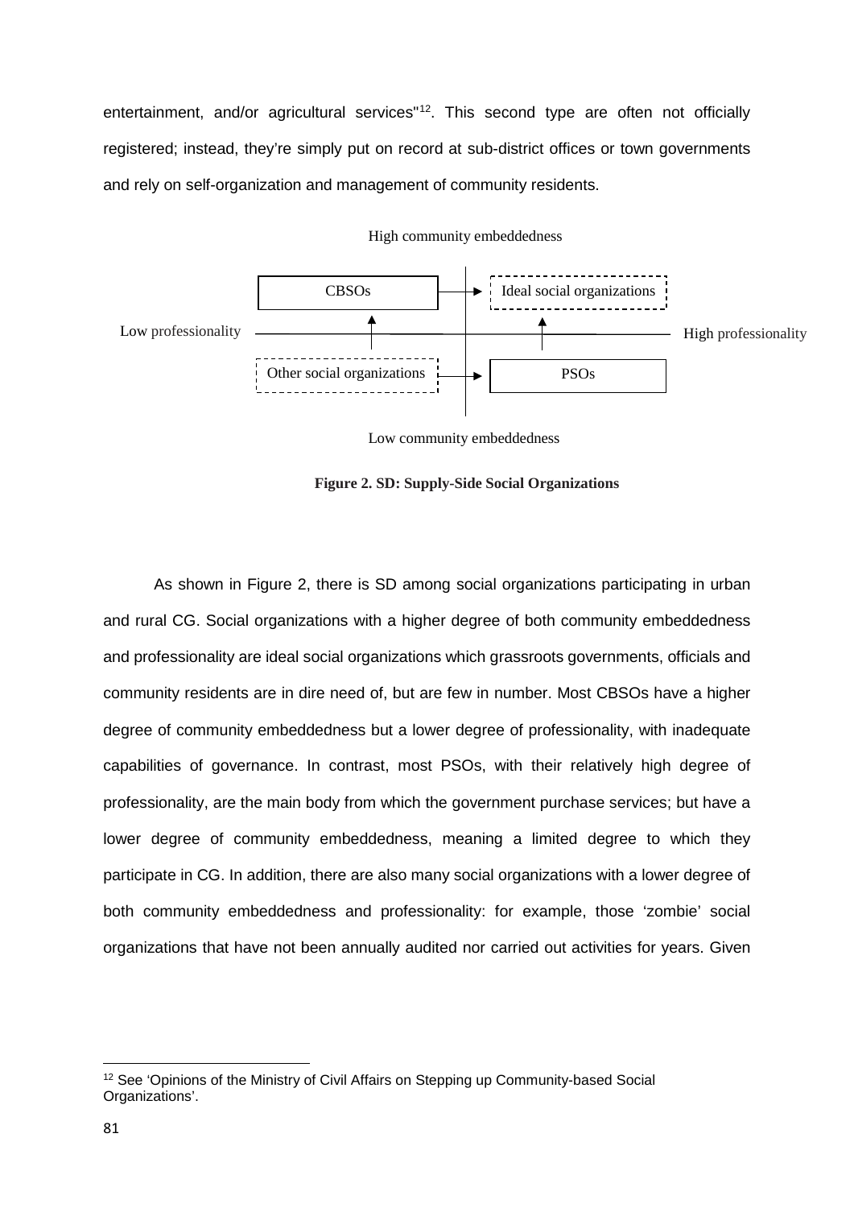entertainment, and/or agricultural services"[12]. This second type are often not officially registered; instead, they're simply put on record at sub-district offices or town governments and rely on self-organization and management of community residents.

High community embeddedness

CBSOs

Ideal social organizations

Low professionality

High professionality

Other social organizations

PSOs

Low community embeddedness

**Figure 2. SD: Supply-Side Social Organizations**

As shown in Figure 2, there is SD among social organizations participating in urban and rural CG. Social organizations with a higher degree of both community embeddedness and professionality are ideal social organizations which grassroots governments, officials and community residents are in dire need of, but are few in number. Most CBSOs have a higher degree of community embeddedness but a lower degree of professionality, with inadequate capabilities of governance. In contrast, most PSOs, with their relatively high degree of professionality, are the main body from which the government purchase services; but have a lower degree of community embeddedness, meaning a limited degree to which they participate in CG. In addition, there are also many social organizations with a lower degree of both community embeddedness and professionality: for example, those 'zombie' social organizations that have not been annually audited nor carried out activities for years. Given

[12] See 'Opinions of the Ministry of Civil Affairs on Stepping up Community-based Social Organizations'.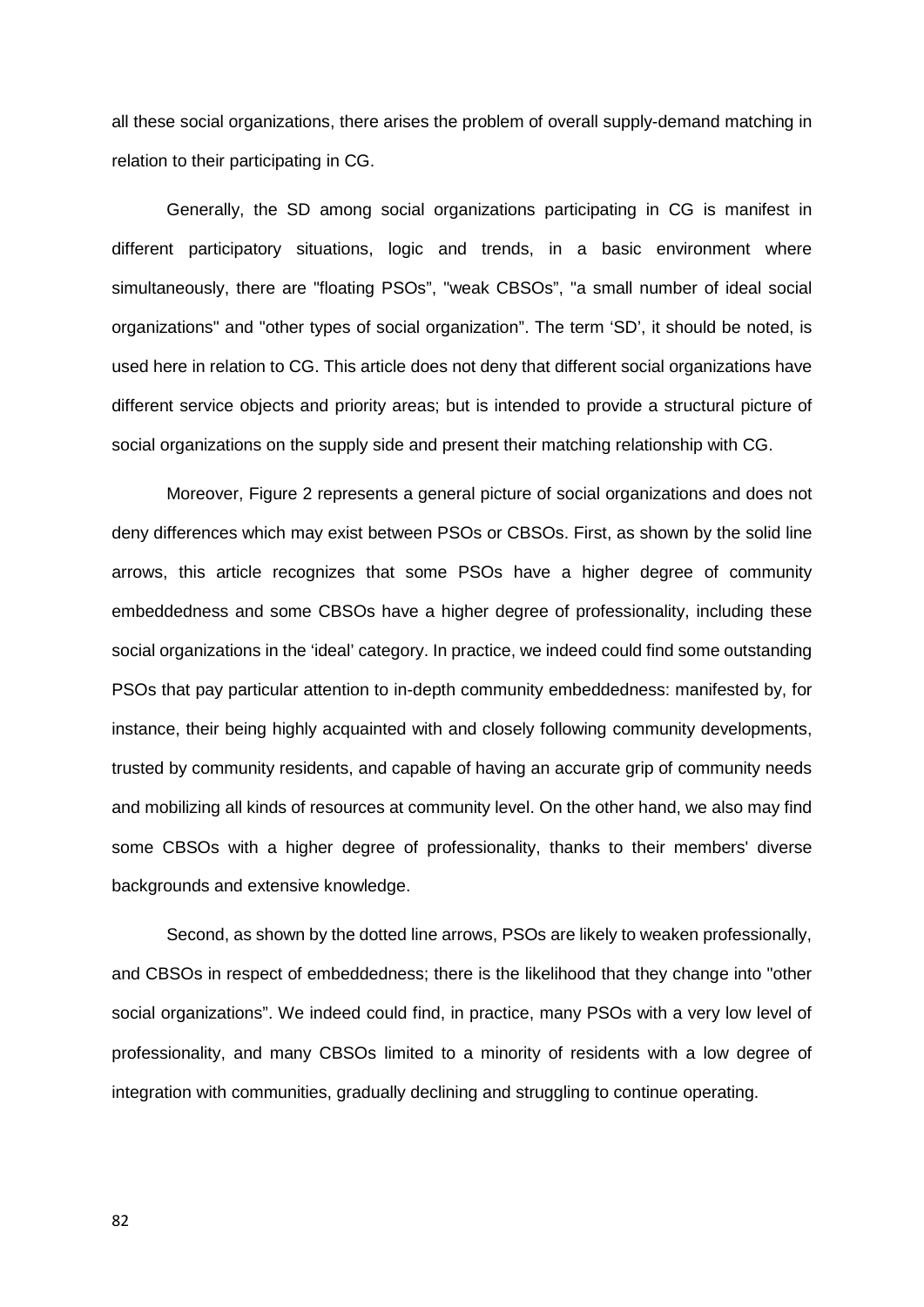all these social organizations, there arises the problem of overall supply-demand matching in relation to their participating in CG.

Generally, the SD among social organizations participating in CG is manifest in different participatory situations, logic and trends, in a basic environment where simultaneously, there are "floating PSOs", "weak CBSOs", "a small number of ideal social organizations" and "other types of social organization". The term 'SD', it should be noted, is used here in relation to CG. This article does not deny that different social organizations have different service objects and priority areas; but is intended to provide a structural picture of social organizations on the supply side and present their matching relationship with CG.

Moreover, Figure 2 represents a general picture of social organizations and does not deny differences which may exist between PSOs or CBSOs. First, as shown by the solid line arrows, this article recognizes that some PSOs have a higher degree of community embeddedness and some CBSOs have a higher degree of professionality, including these social organizations in the 'ideal' category. In practice, we indeed could find some outstanding PSOs that pay particular attention to in-depth community embeddedness: manifested by, for instance, their being highly acquainted with and closely following community developments, trusted by community residents, and capable of having an accurate grip of community needs and mobilizing all kinds of resources at community level. On the other hand, we also may find some CBSOs with a higher degree of professionality, thanks to their members' diverse backgrounds and extensive knowledge.

Second, as shown by the dotted line arrows, PSOs are likely to weaken professionally, and CBSOs in respect of embeddedness; there is the likelihood that they change into "other social organizations". We indeed could find, in practice, many PSOs with a very low level of professionality, and many CBSOs limited to a minority of residents with a low degree of integration with communities, gradually declining and struggling to continue operating.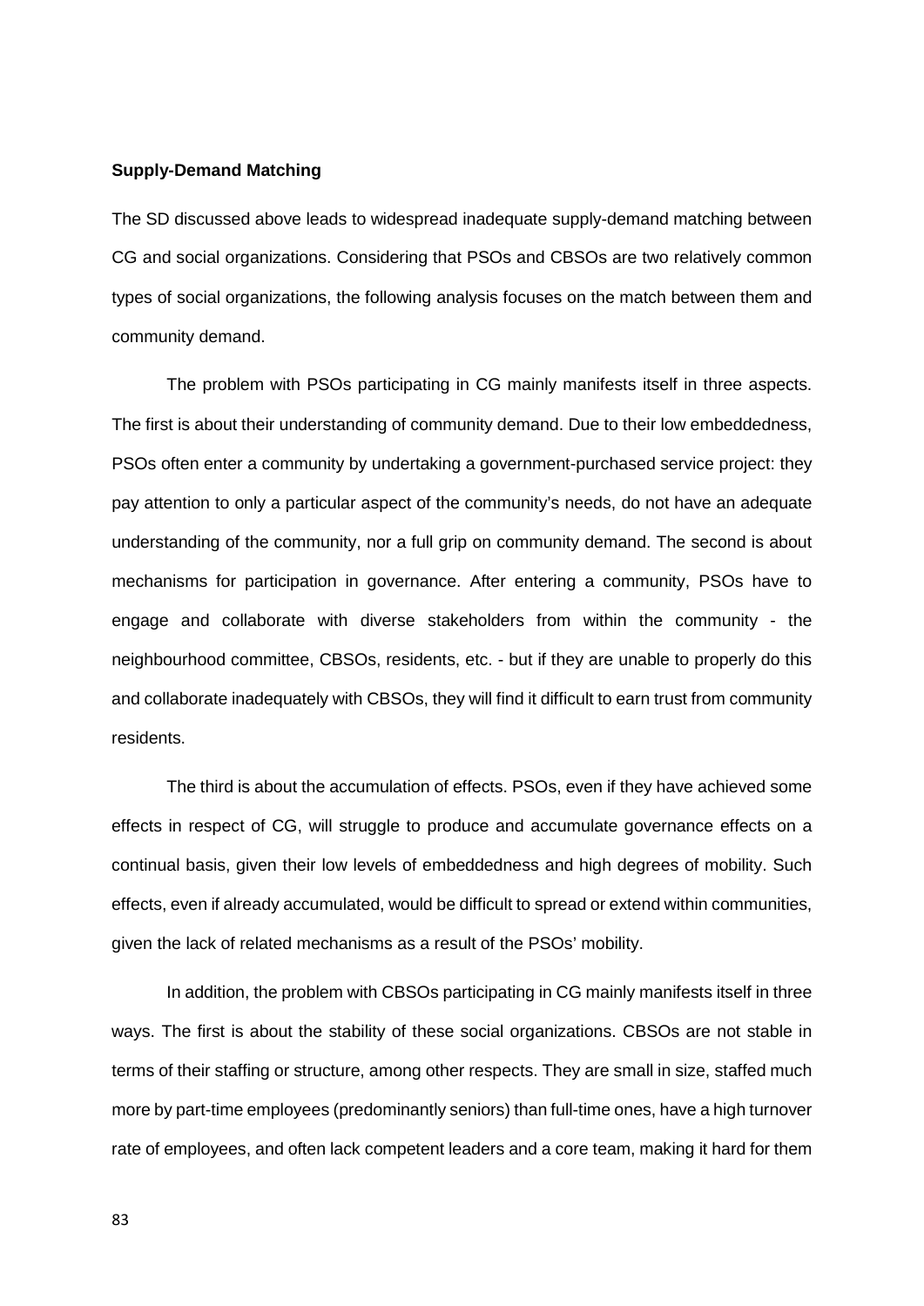**Supply-Demand Matching**

The SD discussed above leads to widespread inadequate supply-demand matching between CG and social organizations. Considering that PSOs and CBSOs are two relatively common types of social organizations, the following analysis focuses on the match between them and community demand.

The problem with PSOs participating in CG mainly manifests itself in three aspects. The first is about their understanding of community demand. Due to their low embeddedness, PSOs often enter a community by undertaking a government-purchased service project: they pay attention to only a particular aspect of the community's needs, do not have an adequate understanding of the community, nor a full grip on community demand. The second is about mechanisms for participation in governance. After entering a community, PSOs have to engage and collaborate with diverse stakeholders from within the community - the neighbourhood committee, CBSOs, residents, etc. - but if they are unable to properly do this and collaborate inadequately with CBSOs, they will find it difficult to earn trust from community residents.

The third is about the accumulation of effects. PSOs, even if they have achieved some effects in respect of CG, will struggle to produce and accumulate governance effects on a continual basis, given their low levels of embeddedness and high degrees of mobility. Such effects, even if already accumulated, would be difficult to spread or extend within communities, given the lack of related mechanisms as a result of the PSOs' mobility.

In addition, the problem with CBSOs participating in CG mainly manifests itself in three ways. The first is about the stability of these social organizations. CBSOs are not stable in terms of their staffing or structure, among other respects. They are small in size, staffed much more by part-time employees (predominantly seniors) than full-time ones, have a high turnover rate of employees, and often lack competent leaders and a core team, making it hard for them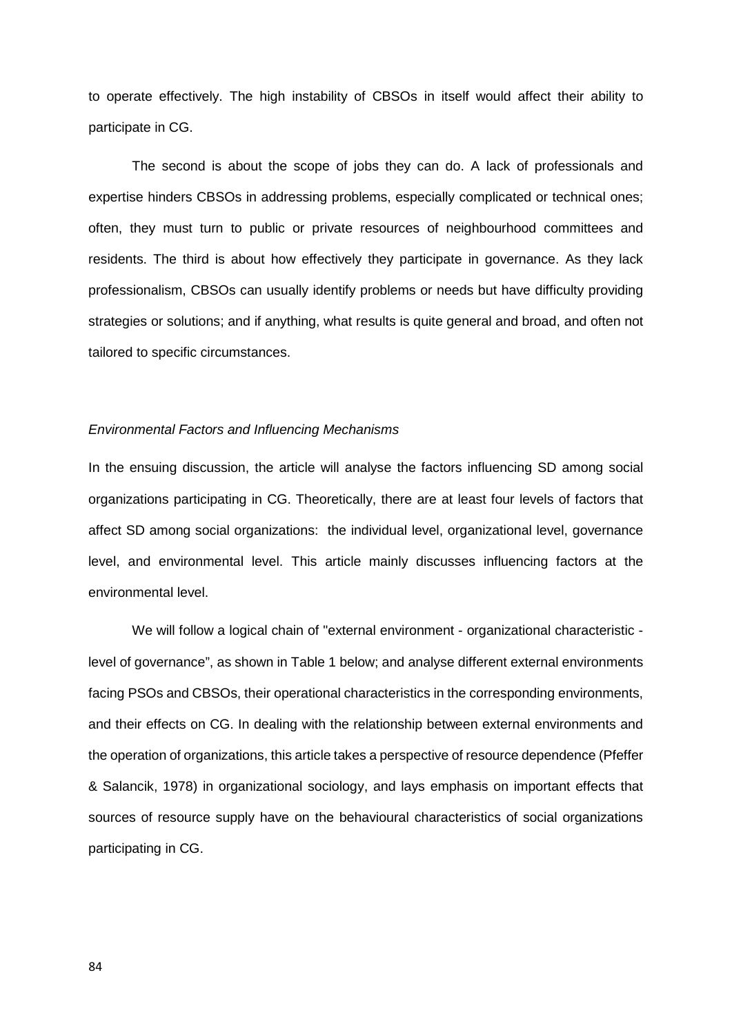to operate effectively. The high instability of CBSOs in itself would affect their ability to participate in CG.

The second is about the scope of jobs they can do. A lack of professionals and expertise hinders CBSOs in addressing problems, especially complicated or technical ones; often, they must turn to public or private resources of neighbourhood committees and residents. The third is about how effectively they participate in governance. As they lack professionalism, CBSOs can usually identify problems or needs but have difficulty providing strategies or solutions; and if anything, what results is quite general and broad, and often not tailored to specific circumstances.

*Environmental Factors and Influencing Mechanisms*

In the ensuing discussion, the article will analyse the factors influencing SD among social organizations participating in CG. Theoretically, there are at least four levels of factors that affect SD among social organizations: the individual level, organizational level, governance level, and environmental level. This article mainly discusses influencing factors at the environmental level.

We will follow a logical chain of "external environment - organizational characteristic - level of governance", as shown in Table 1 below; and analyse different external environments facing PSOs and CBSOs, their operational characteristics in the corresponding environments, and their effects on CG. In dealing with the relationship between external environments and the operation of organizations, this article takes a perspective of resource dependence (Pfeffer & Salancik, 1978) in organizational sociology, and lays emphasis on important effects that sources of resource supply have on the behavioural characteristics of social organizations participating in CG.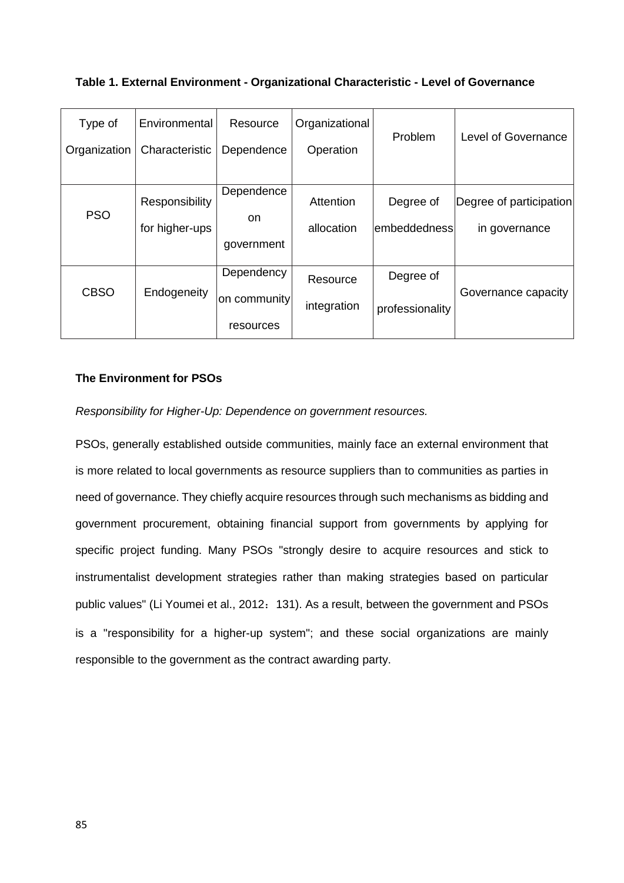**Table 1. External Environment - Organizational Characteristic - Level of Governance**

| Type of Organization | Environmental Characteristic | Resource Dependence | Organizational Operation | Problem | Level of Governance |
|---|---|---|---|---|---|
| PSO | Responsibility for higher-ups | Dependence on government | Attention allocation | Degree of embeddedness | Degree of participation in governance |
| CBSO | Endogeneity | Dependency on community resources | Resource integration | Degree of professionality | Governance capacity |

**The Environment for PSOs**

*Responsibility for Higher-Up: Dependence on government resources.*

PSOs, generally established outside communities, mainly face an external environment that is more related to local governments as resource suppliers than to communities as parties in need of governance. They chiefly acquire resources through such mechanisms as bidding and government procurement, obtaining financial support from governments by applying for specific project funding. Many PSOs "strongly desire to acquire resources and stick to instrumentalist development strategies rather than making strategies based on particular public values" (Li Youmei et al., 2012：131). As a result, between the government and PSOs is a "responsibility for a higher-up system"; and these social organizations are mainly responsible to the government as the contract awarding party.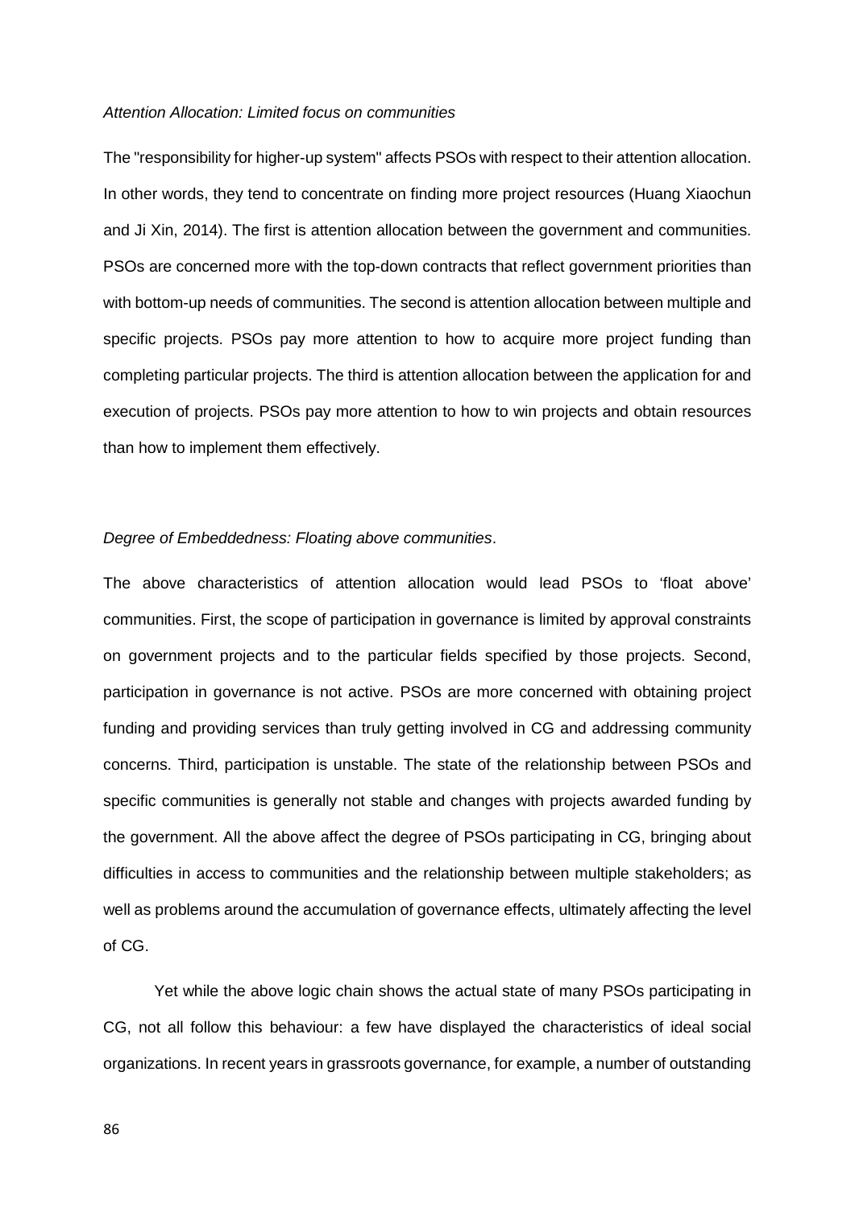*Attention Allocation: Limited focus on communities*

The "responsibility for higher-up system" affects PSOs with respect to their attention allocation. In other words, they tend to concentrate on finding more project resources (Huang Xiaochun and Ji Xin, 2014). The first is attention allocation between the government and communities. PSOs are concerned more with the top-down contracts that reflect government priorities than with bottom-up needs of communities. The second is attention allocation between multiple and specific projects. PSOs pay more attention to how to acquire more project funding than completing particular projects. The third is attention allocation between the application for and execution of projects. PSOs pay more attention to how to win projects and obtain resources than how to implement them effectively.

*Degree of Embeddedness: Floating above communities*.

The above characteristics of attention allocation would lead PSOs to 'float above' communities. First, the scope of participation in governance is limited by approval constraints on government projects and to the particular fields specified by those projects. Second, participation in governance is not active. PSOs are more concerned with obtaining project funding and providing services than truly getting involved in CG and addressing community concerns. Third, participation is unstable. The state of the relationship between PSOs and specific communities is generally not stable and changes with projects awarded funding by the government. All the above affect the degree of PSOs participating in CG, bringing about difficulties in access to communities and the relationship between multiple stakeholders; as well as problems around the accumulation of governance effects, ultimately affecting the level of CG.

Yet while the above logic chain shows the actual state of many PSOs participating in CG, not all follow this behaviour: a few have displayed the characteristics of ideal social organizations. In recent years in grassroots governance, for example, a number of outstanding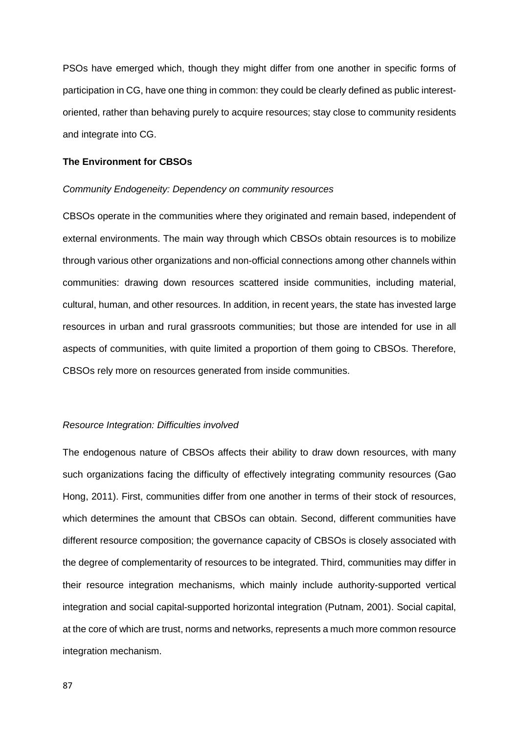PSOs have emerged which, though they might differ from one another in specific forms of participation in CG, have one thing in common: they could be clearly defined as public interest-oriented, rather than behaving purely to acquire resources; stay close to community residents and integrate into CG.

**The Environment for CBSOs**

*Community Endogeneity: Dependency on community resources*

CBSOs operate in the communities where they originated and remain based, independent of external environments. The main way through which CBSOs obtain resources is to mobilize through various other organizations and non-official connections among other channels within communities: drawing down resources scattered inside communities, including material, cultural, human, and other resources. In addition, in recent years, the state has invested large resources in urban and rural grassroots communities; but those are intended for use in all aspects of communities, with quite limited a proportion of them going to CBSOs. Therefore, CBSOs rely more on resources generated from inside communities.

*Resource Integration: Difficulties involved*

The endogenous nature of CBSOs affects their ability to draw down resources, with many such organizations facing the difficulty of effectively integrating community resources (Gao Hong, 2011). First, communities differ from one another in terms of their stock of resources, which determines the amount that CBSOs can obtain. Second, different communities have different resource composition; the governance capacity of CBSOs is closely associated with the degree of complementarity of resources to be integrated. Third, communities may differ in their resource integration mechanisms, which mainly include authority-supported vertical integration and social capital-supported horizontal integration (Putnam, 2001). Social capital, at the core of which are trust, norms and networks, represents a much more common resource integration mechanism.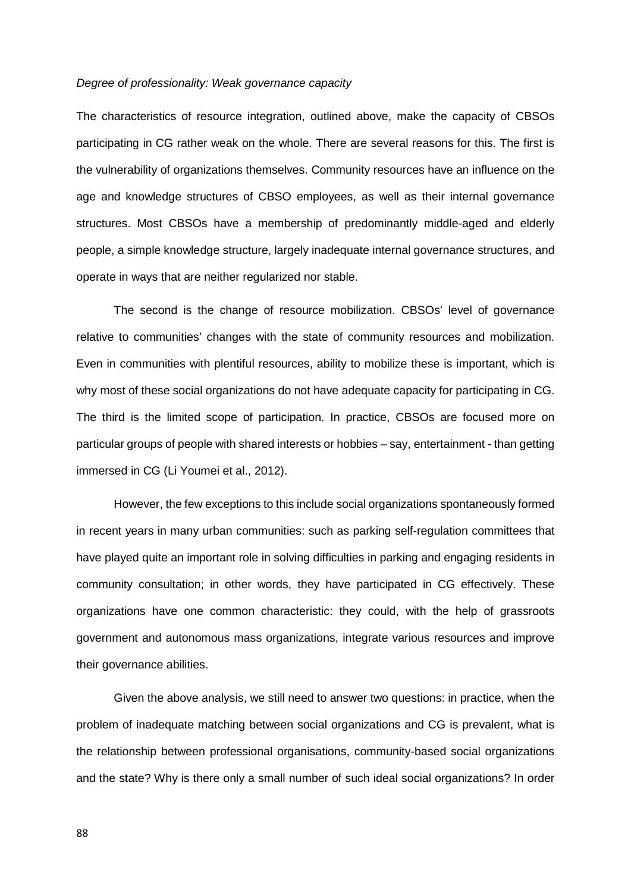*Degree of professionality: Weak governance capacity*

The characteristics of resource integration, outlined above, make the capacity of CBSOs participating in CG rather weak on the whole. There are several reasons for this. The first is the vulnerability of organizations themselves. Community resources have an influence on the age and knowledge structures of CBSO employees, as well as their internal governance structures. Most CBSOs have a membership of predominantly middle-aged and elderly people, a simple knowledge structure, largely inadequate internal governance structures, and operate in ways that are neither regularized nor stable.

The second is the change of resource mobilization. CBSOs' level of governance relative to communities' changes with the state of community resources and mobilization. Even in communities with plentiful resources, ability to mobilize these is important, which is why most of these social organizations do not have adequate capacity for participating in CG. The third is the limited scope of participation. In practice, CBSOs are focused more on particular groups of people with shared interests or hobbies – say, entertainment - than getting immersed in CG (Li Youmei et al., 2012).

However, the few exceptions to this include social organizations spontaneously formed in recent years in many urban communities: such as parking self-regulation committees that have played quite an important role in solving difficulties in parking and engaging residents in community consultation; in other words, they have participated in CG effectively. These organizations have one common characteristic: they could, with the help of grassroots government and autonomous mass organizations, integrate various resources and improve their governance abilities.

Given the above analysis, we still need to answer two questions: in practice, when the problem of inadequate matching between social organizations and CG is prevalent, what is the relationship between professional organisations, community-based social organizations and the state? Why is there only a small number of such ideal social organizations? In order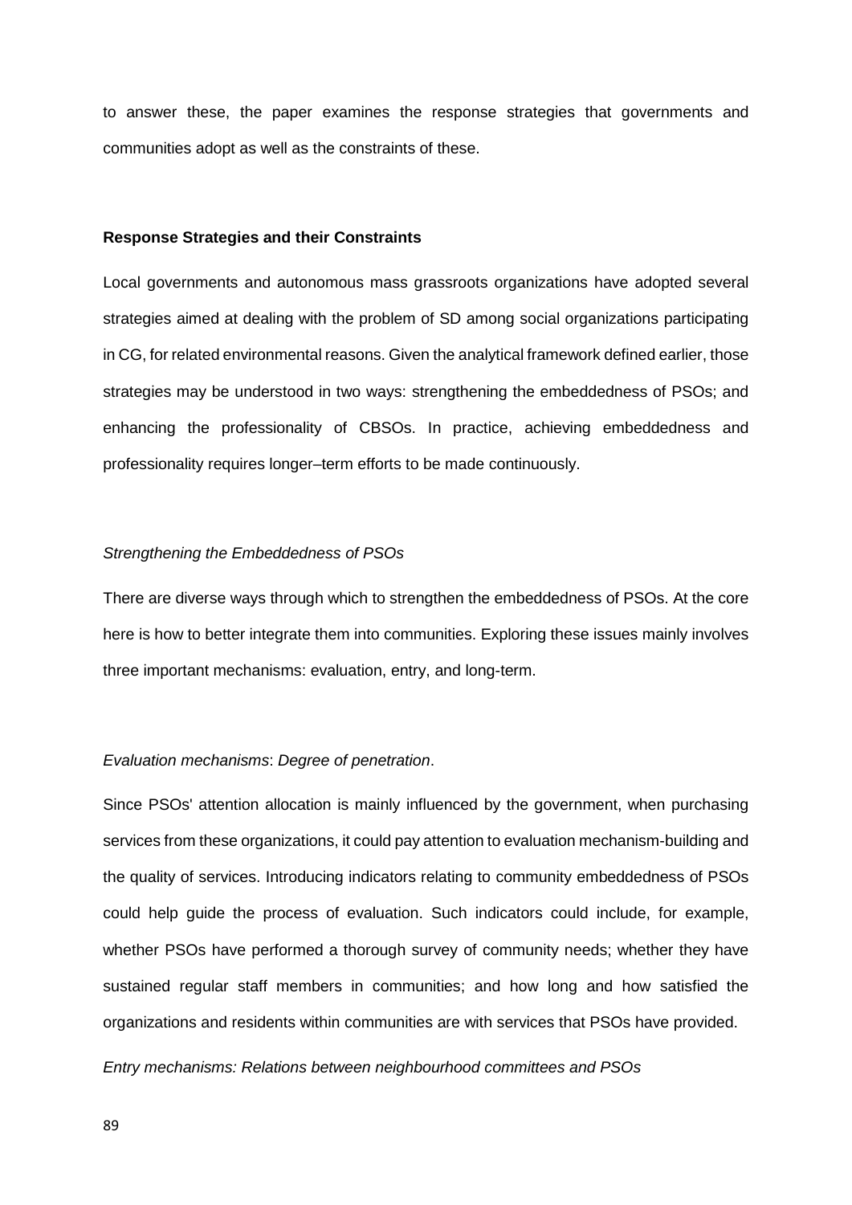to answer these, the paper examines the response strategies that governments and communities adopt as well as the constraints of these.

## Response Strategies and their Constraints

Local governments and autonomous mass grassroots organizations have adopted several strategies aimed at dealing with the problem of SD among social organizations participating in CG, for related environmental reasons. Given the analytical framework defined earlier, those strategies may be understood in two ways: strengthening the embeddedness of PSOs; and enhancing the professionality of CBSOs. In practice, achieving embeddedness and professionality requires longer–term efforts to be made continuously.

### *Strengthening the Embeddedness of PSOs*

There are diverse ways through which to strengthen the embeddedness of PSOs. At the core here is how to better integrate them into communities. Exploring these issues mainly involves three important mechanisms: evaluation, entry, and long-term.

#### *Evaluation mechanisms*: *Degree of penetration*.

Since PSOs' attention allocation is mainly influenced by the government, when purchasing services from these organizations, it could pay attention to evaluation mechanism-building and the quality of services. Introducing indicators relating to community embeddedness of PSOs could help guide the process of evaluation. Such indicators could include, for example, whether PSOs have performed a thorough survey of community needs; whether they have sustained regular staff members in communities; and how long and how satisfied the organizations and residents within communities are with services that PSOs have provided.

#### *Entry mechanisms: Relations between neighbourhood committees and PSOs*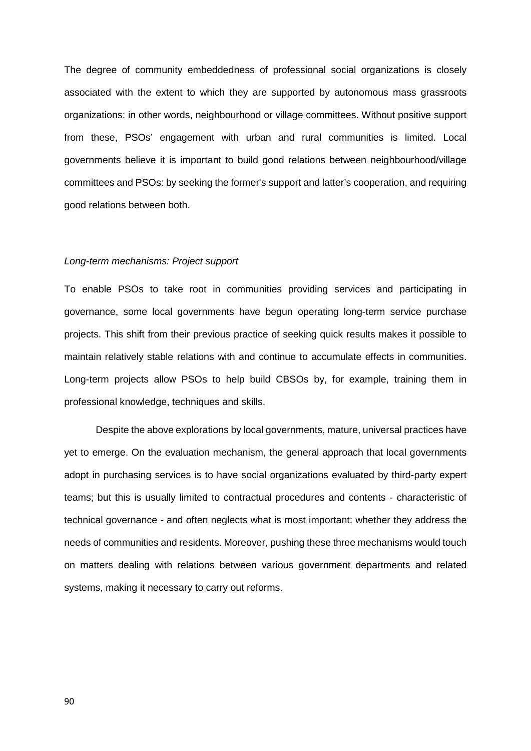The degree of community embeddedness of professional social organizations is closely associated with the extent to which they are supported by autonomous mass grassroots organizations: in other words, neighbourhood or village committees. Without positive support from these, PSOs' engagement with urban and rural communities is limited. Local governments believe it is important to build good relations between neighbourhood/village committees and PSOs: by seeking the former's support and latter's cooperation, and requiring good relations between both.

*Long-term mechanisms: Project support*

To enable PSOs to take root in communities providing services and participating in governance, some local governments have begun operating long-term service purchase projects. This shift from their previous practice of seeking quick results makes it possible to maintain relatively stable relations with and continue to accumulate effects in communities. Long-term projects allow PSOs to help build CBSOs by, for example, training them in professional knowledge, techniques and skills.

Despite the above explorations by local governments, mature, universal practices have yet to emerge. On the evaluation mechanism, the general approach that local governments adopt in purchasing services is to have social organizations evaluated by third-party expert teams; but this is usually limited to contractual procedures and contents - characteristic of technical governance - and often neglects what is most important: whether they address the needs of communities and residents. Moreover, pushing these three mechanisms would touch on matters dealing with relations between various government departments and related systems, making it necessary to carry out reforms.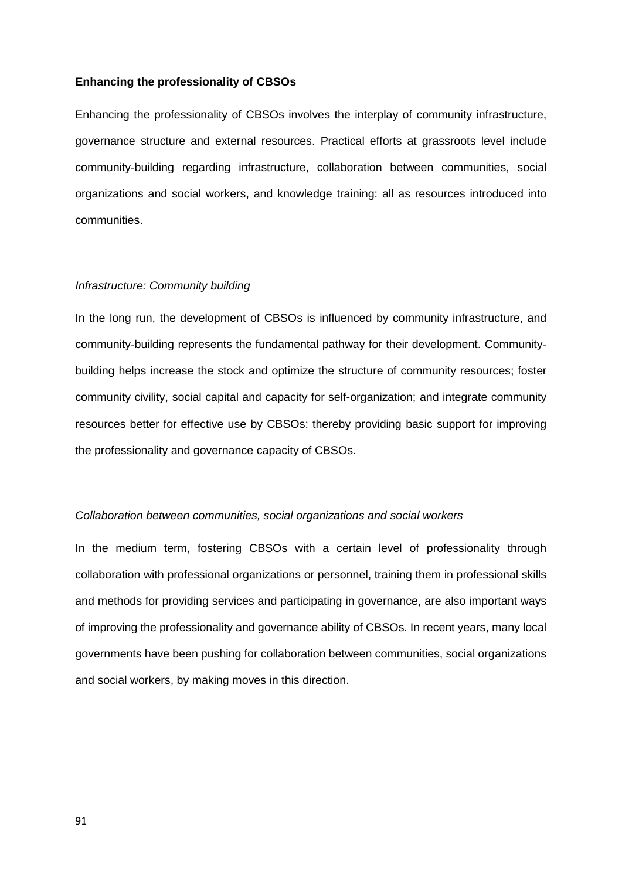### Enhancing the professionality of CBSOs

Enhancing the professionality of CBSOs involves the interplay of community infrastructure, governance structure and external resources. Practical efforts at grassroots level include community-building regarding infrastructure, collaboration between communities, social organizations and social workers, and knowledge training: all as resources introduced into communities.

#### *Infrastructure: Community building*

In the long run, the development of CBSOs is influenced by community infrastructure, and community-building represents the fundamental pathway for their development. Community-building helps increase the stock and optimize the structure of community resources; foster community civility, social capital and capacity for self-organization; and integrate community resources better for effective use by CBSOs: thereby providing basic support for improving the professionality and governance capacity of CBSOs.

#### *Collaboration between communities, social organizations and social workers*

In the medium term, fostering CBSOs with a certain level of professionality through collaboration with professional organizations or personnel, training them in professional skills and methods for providing services and participating in governance, are also important ways of improving the professionality and governance ability of CBSOs. In recent years, many local governments have been pushing for collaboration between communities, social organizations and social workers, by making moves in this direction.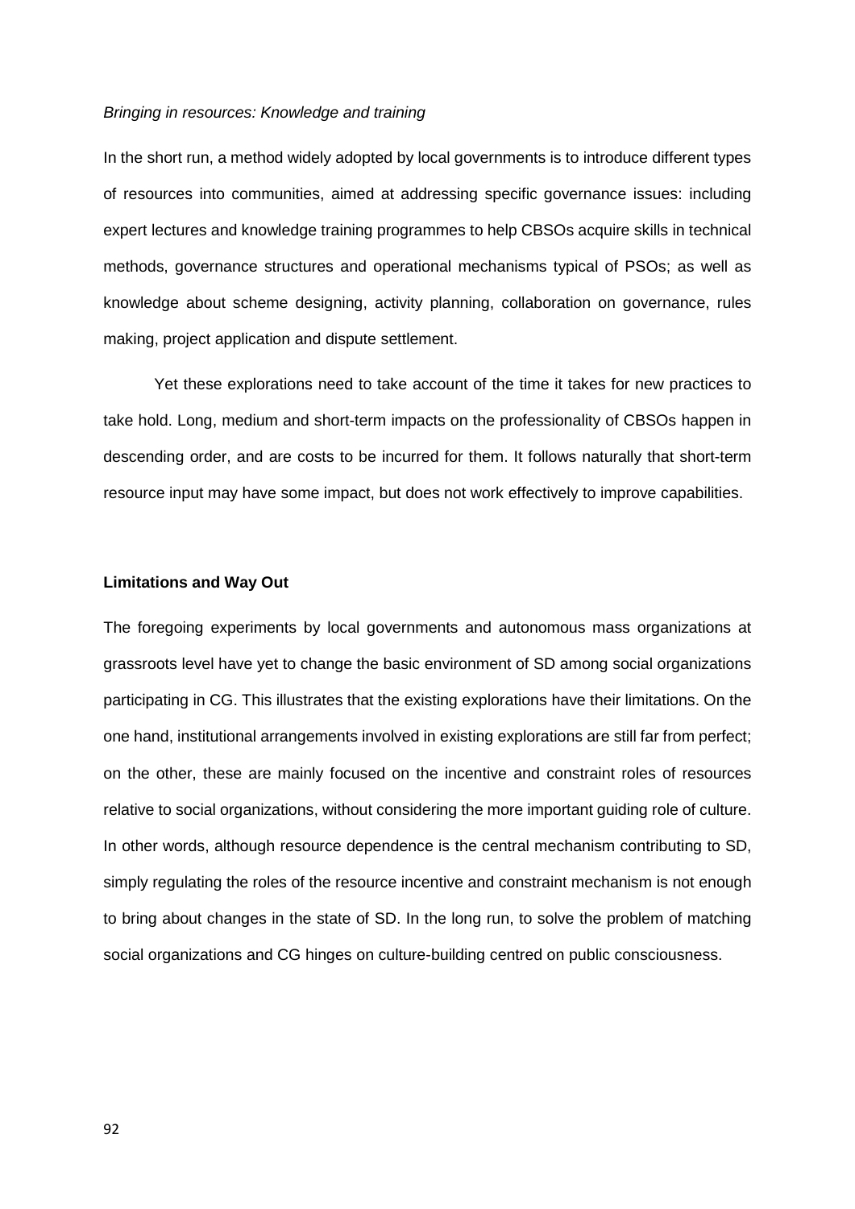*Bringing in resources: Knowledge and training*

In the short run, a method widely adopted by local governments is to introduce different types of resources into communities, aimed at addressing specific governance issues: including expert lectures and knowledge training programmes to help CBSOs acquire skills in technical methods, governance structures and operational mechanisms typical of PSOs; as well as knowledge about scheme designing, activity planning, collaboration on governance, rules making, project application and dispute settlement.

Yet these explorations need to take account of the time it takes for new practices to take hold. Long, medium and short-term impacts on the professionality of CBSOs happen in descending order, and are costs to be incurred for them. It follows naturally that short-term resource input may have some impact, but does not work effectively to improve capabilities.

**Limitations and Way Out**

The foregoing experiments by local governments and autonomous mass organizations at grassroots level have yet to change the basic environment of SD among social organizations participating in CG. This illustrates that the existing explorations have their limitations. On the one hand, institutional arrangements involved in existing explorations are still far from perfect; on the other, these are mainly focused on the incentive and constraint roles of resources relative to social organizations, without considering the more important guiding role of culture. In other words, although resource dependence is the central mechanism contributing to SD, simply regulating the roles of the resource incentive and constraint mechanism is not enough to bring about changes in the state of SD. In the long run, to solve the problem of matching social organizations and CG hinges on culture-building centred on public consciousness.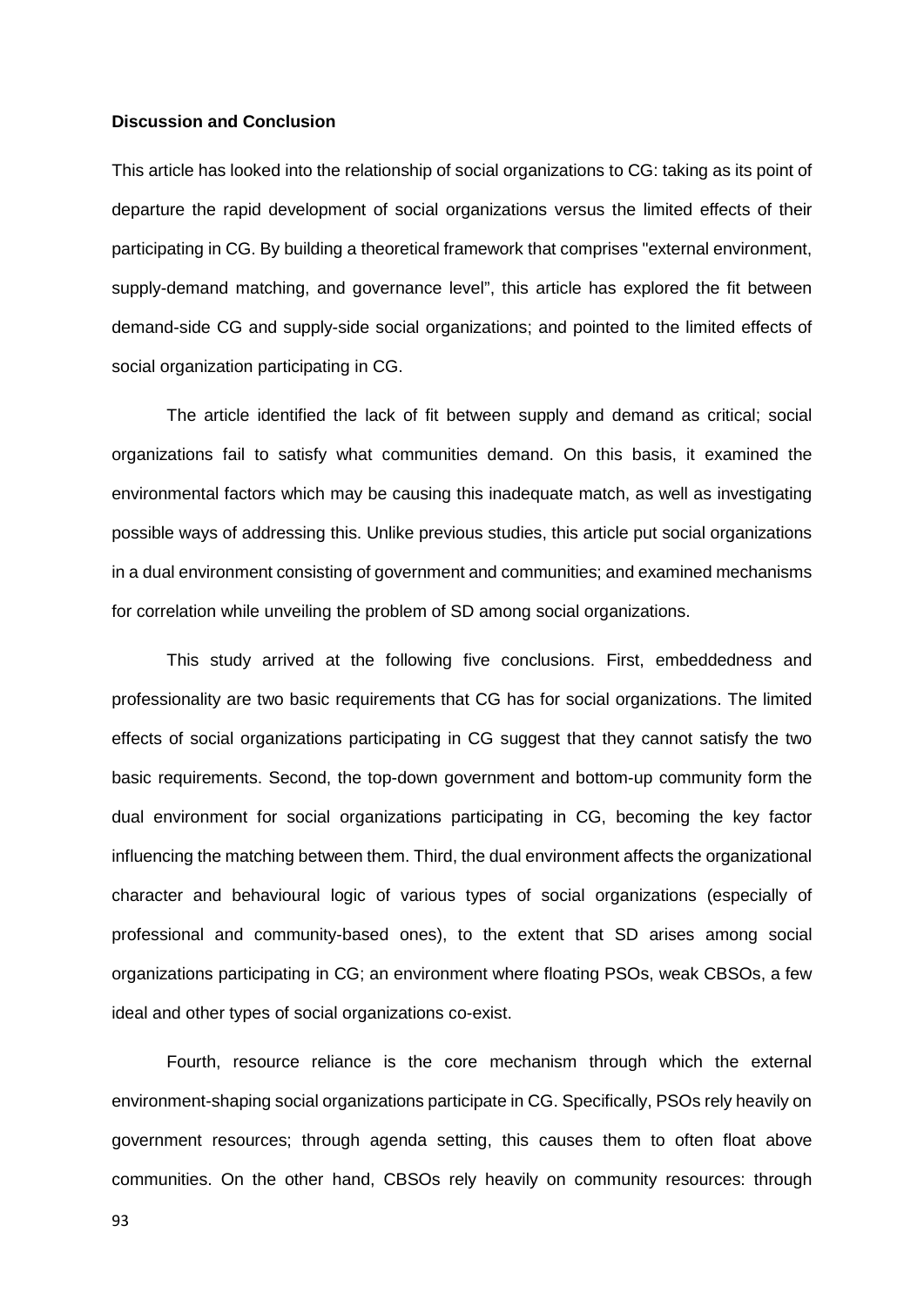**Discussion and Conclusion**

This article has looked into the relationship of social organizations to CG: taking as its point of departure the rapid development of social organizations versus the limited effects of their participating in CG. By building a theoretical framework that comprises "external environment, supply-demand matching, and governance level", this article has explored the fit between demand-side CG and supply-side social organizations; and pointed to the limited effects of social organization participating in CG.

The article identified the lack of fit between supply and demand as critical; social organizations fail to satisfy what communities demand. On this basis, it examined the environmental factors which may be causing this inadequate match, as well as investigating possible ways of addressing this. Unlike previous studies, this article put social organizations in a dual environment consisting of government and communities; and examined mechanisms for correlation while unveiling the problem of SD among social organizations.

This study arrived at the following five conclusions. First, embeddedness and professionality are two basic requirements that CG has for social organizations. The limited effects of social organizations participating in CG suggest that they cannot satisfy the two basic requirements. Second, the top-down government and bottom-up community form the dual environment for social organizations participating in CG, becoming the key factor influencing the matching between them. Third, the dual environment affects the organizational character and behavioural logic of various types of social organizations (especially of professional and community-based ones), to the extent that SD arises among social organizations participating in CG; an environment where floating PSOs, weak CBSOs, a few ideal and other types of social organizations co-exist.

Fourth, resource reliance is the core mechanism through which the external environment-shaping social organizations participate in CG. Specifically, PSOs rely heavily on government resources; through agenda setting, this causes them to often float above communities. On the other hand, CBSOs rely heavily on community resources: through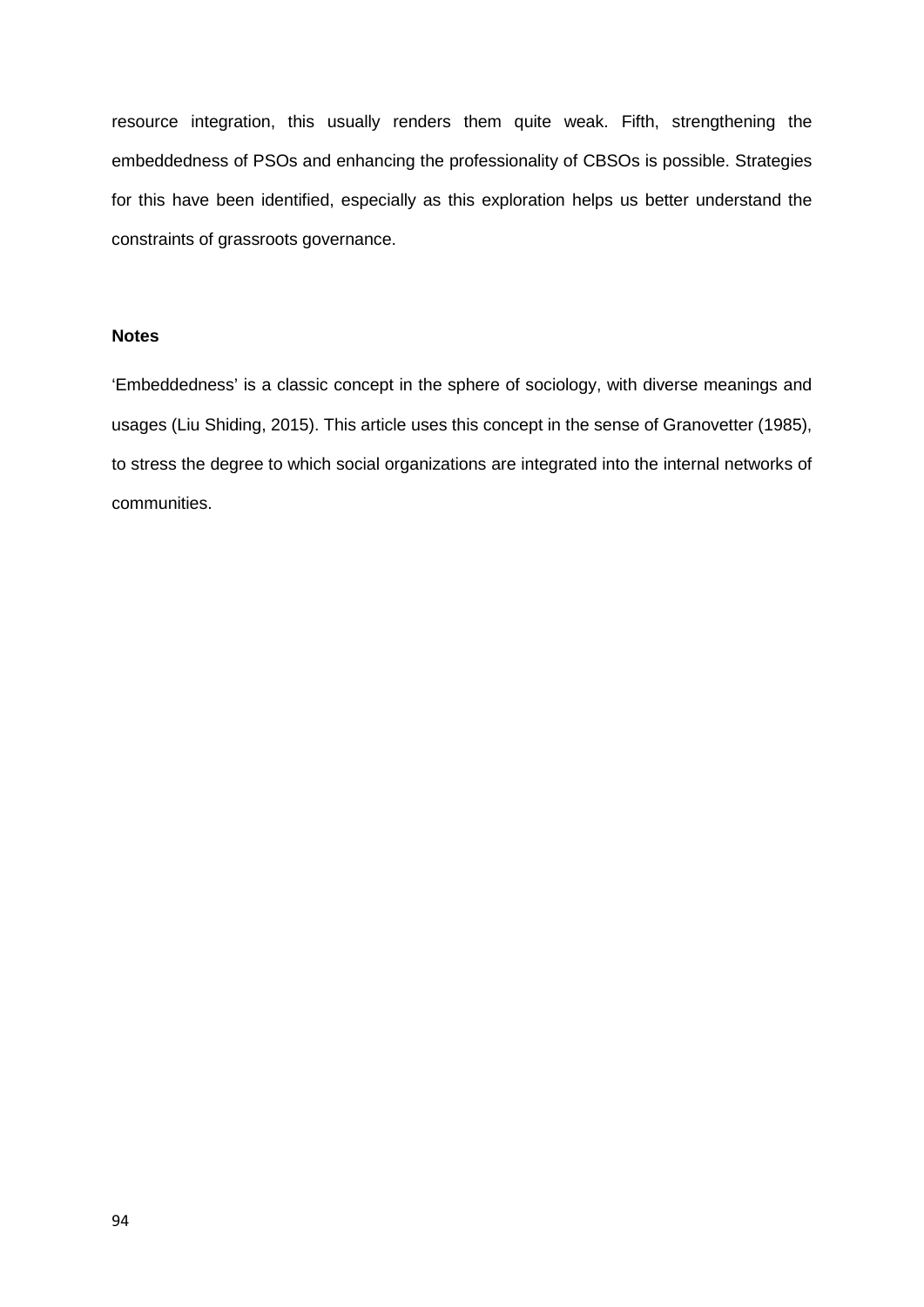resource integration, this usually renders them quite weak. Fifth, strengthening the embeddedness of PSOs and enhancing the professionality of CBSOs is possible. Strategies for this have been identified, especially as this exploration helps us better understand the constraints of grassroots governance.

### Notes

‘Embeddedness’ is a classic concept in the sphere of sociology, with diverse meanings and usages (Liu Shiding, 2015). This article uses this concept in the sense of Granovetter (1985), to stress the degree to which social organizations are integrated into the internal networks of communities.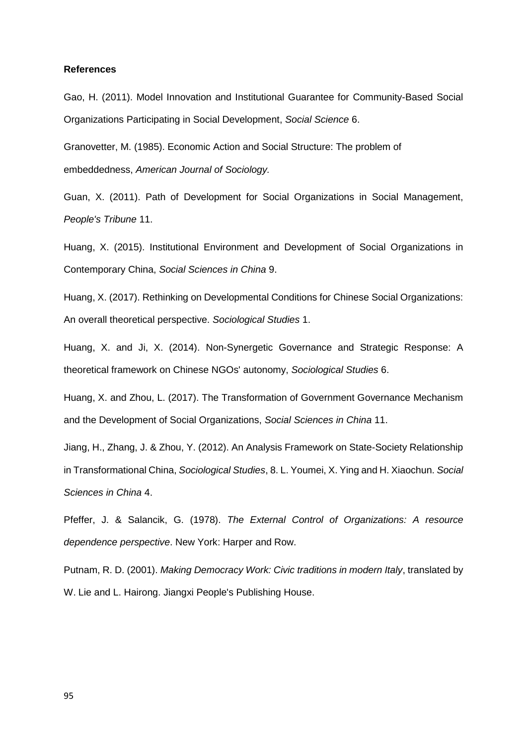**References**

Gao, H. (2011). Model Innovation and Institutional Guarantee for Community-Based Social Organizations Participating in Social Development, *Social Science* 6.

Granovetter, M. (1985). Economic Action and Social Structure: The problem of embeddedness, *American Journal of Sociology.*

Guan, X. (2011). Path of Development for Social Organizations in Social Management, *People's Tribune* 11.

Huang, X. (2015). Institutional Environment and Development of Social Organizations in Contemporary China, *Social Sciences in China* 9.

Huang, X. (2017). Rethinking on Developmental Conditions for Chinese Social Organizations: An overall theoretical perspective. *Sociological Studies* 1.

Huang, X. and Ji, X. (2014). Non-Synergetic Governance and Strategic Response: A theoretical framework on Chinese NGOs' autonomy, *Sociological Studies* 6.

Huang, X. and Zhou, L. (2017). The Transformation of Government Governance Mechanism and the Development of Social Organizations, *Social Sciences in China* 11.

Jiang, H., Zhang, J. & Zhou, Y. (2012). An Analysis Framework on State-Society Relationship in Transformational China, *Sociological Studies*, 8. L. Youmei, X. Ying and H. Xiaochun. *Social Sciences in China* 4.

Pfeffer, J. & Salancik, G. (1978). *The External Control of Organizations: A resource dependence perspective*. New York: Harper and Row.

Putnam, R. D. (2001). *Making Democracy Work: Civic traditions in modern Italy*, translated by W. Lie and L. Hairong. Jiangxi People's Publishing House.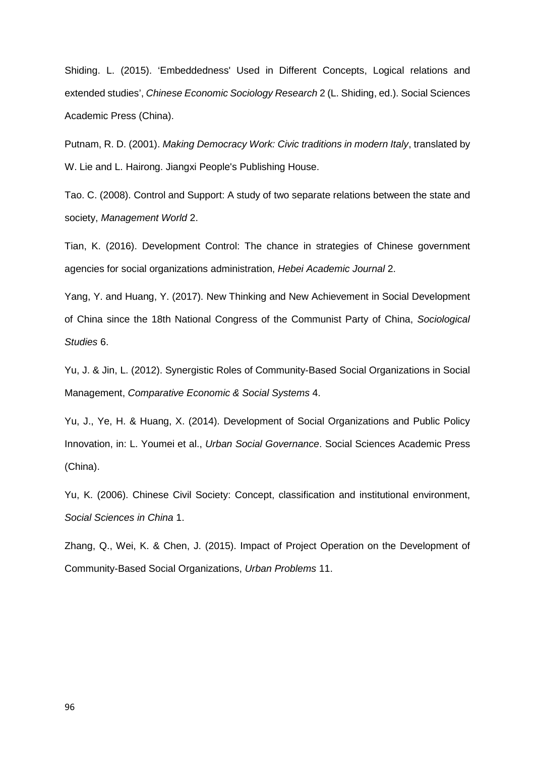Shiding. L. (2015). ‘Embeddedness' Used in Different Concepts, Logical relations and extended studies’, *Chinese Economic Sociology Research* 2 (L. Shiding, ed.). Social Sciences Academic Press (China).

Putnam, R. D. (2001). *Making Democracy Work: Civic traditions in modern Italy*, translated by W. Lie and L. Hairong. Jiangxi People's Publishing House.

Tao. C. (2008). Control and Support: A study of two separate relations between the state and society, *Management World* 2.

Tian, K. (2016). Development Control: The chance in strategies of Chinese government agencies for social organizations administration, *Hebei Academic Journal* 2.

Yang, Y. and Huang, Y. (2017). New Thinking and New Achievement in Social Development of China since the 18th National Congress of the Communist Party of China, *Sociological Studies* 6.

Yu, J. & Jin, L. (2012). Synergistic Roles of Community-Based Social Organizations in Social Management, *Comparative Economic & Social Systems* 4.

Yu, J., Ye, H. & Huang, X. (2014). Development of Social Organizations and Public Policy Innovation, in: L. Youmei et al., *Urban Social Governance*. Social Sciences Academic Press (China).

Yu, K. (2006). Chinese Civil Society: Concept, classification and institutional environment, *Social Sciences in China* 1.

Zhang, Q., Wei, K. & Chen, J. (2015). Impact of Project Operation on the Development of Community-Based Social Organizations, *Urban Problems* 11.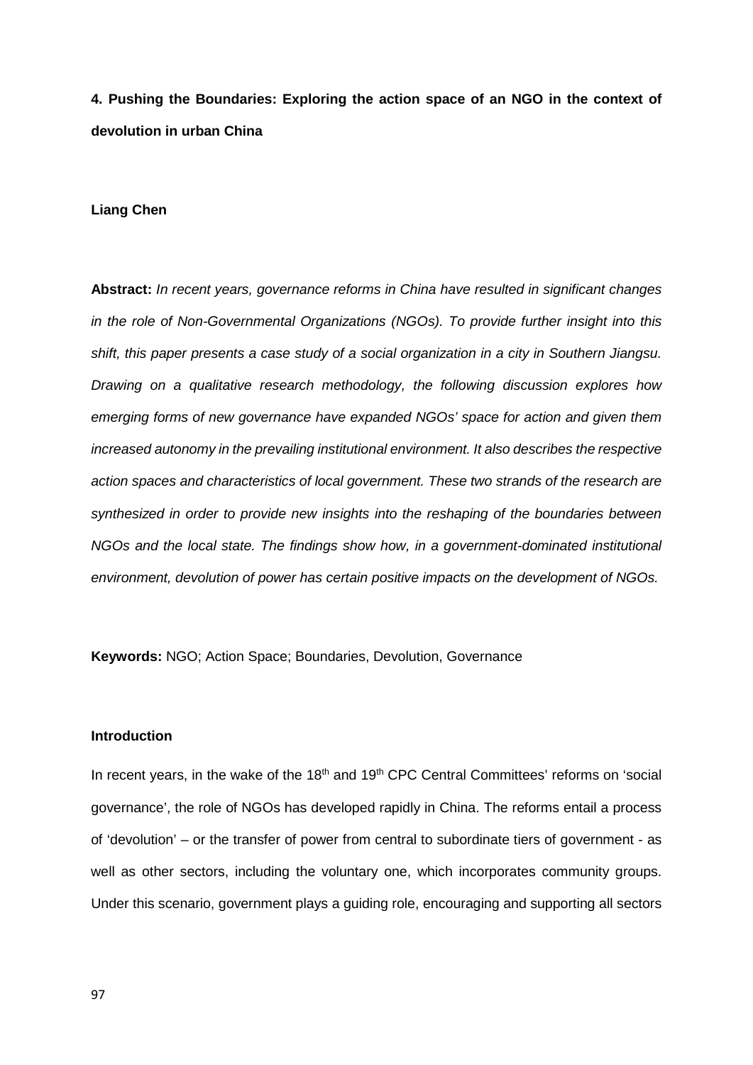# 4. Pushing the Boundaries: Exploring the action space of an NGO in the context of devolution in urban China

**Liang Chen**

**Abstract:** *In recent years, governance reforms in China have resulted in significant changes in the role of Non-Governmental Organizations (NGOs). To provide further insight into this shift, this paper presents a case study of a social organization in a city in Southern Jiangsu. Drawing on a qualitative research methodology, the following discussion explores how emerging forms of new governance have expanded NGOs' space for action and given them increased autonomy in the prevailing institutional environment. It also describes the respective action spaces and characteristics of local government. These two strands of the research are synthesized in order to provide new insights into the reshaping of the boundaries between NGOs and the local state. The findings show how, in a government-dominated institutional environment, devolution of power has certain positive impacts on the development of NGOs.*

**Keywords:** NGO; Action Space; Boundaries, Devolution, Governance

## Introduction

In recent years, in the wake of the 18th and 19th CPC Central Committees' reforms on 'social governance', the role of NGOs has developed rapidly in China. The reforms entail a process of 'devolution' – or the transfer of power from central to subordinate tiers of government - as well as other sectors, including the voluntary one, which incorporates community groups. Under this scenario, government plays a guiding role, encouraging and supporting all sectors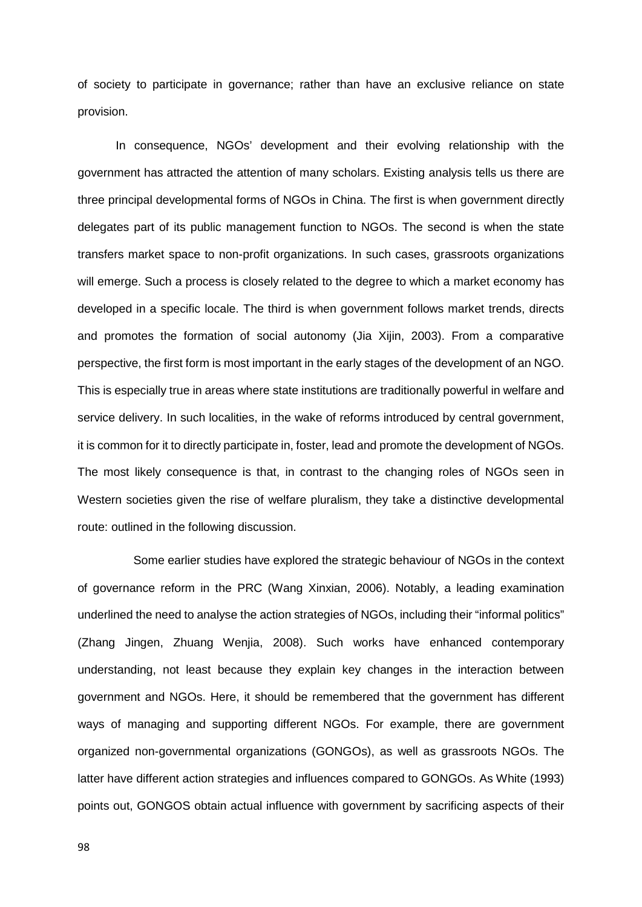of society to participate in governance; rather than have an exclusive reliance on state provision.

In consequence, NGOs' development and their evolving relationship with the government has attracted the attention of many scholars. Existing analysis tells us there are three principal developmental forms of NGOs in China. The first is when government directly delegates part of its public management function to NGOs. The second is when the state transfers market space to non-profit organizations. In such cases, grassroots organizations will emerge. Such a process is closely related to the degree to which a market economy has developed in a specific locale. The third is when government follows market trends, directs and promotes the formation of social autonomy (Jia Xijin, 2003). From a comparative perspective, the first form is most important in the early stages of the development of an NGO. This is especially true in areas where state institutions are traditionally powerful in welfare and service delivery. In such localities, in the wake of reforms introduced by central government, it is common for it to directly participate in, foster, lead and promote the development of NGOs. The most likely consequence is that, in contrast to the changing roles of NGOs seen in Western societies given the rise of welfare pluralism, they take a distinctive developmental route: outlined in the following discussion.

Some earlier studies have explored the strategic behaviour of NGOs in the context of governance reform in the PRC (Wang Xinxian, 2006). Notably, a leading examination underlined the need to analyse the action strategies of NGOs, including their "informal politics" (Zhang Jingen, Zhuang Wenjia, 2008). Such works have enhanced contemporary understanding, not least because they explain key changes in the interaction between government and NGOs. Here, it should be remembered that the government has different ways of managing and supporting different NGOs. For example, there are government organized non-governmental organizations (GONGOs), as well as grassroots NGOs. The latter have different action strategies and influences compared to GONGOs. As White (1993) points out, GONGOS obtain actual influence with government by sacrificing aspects of their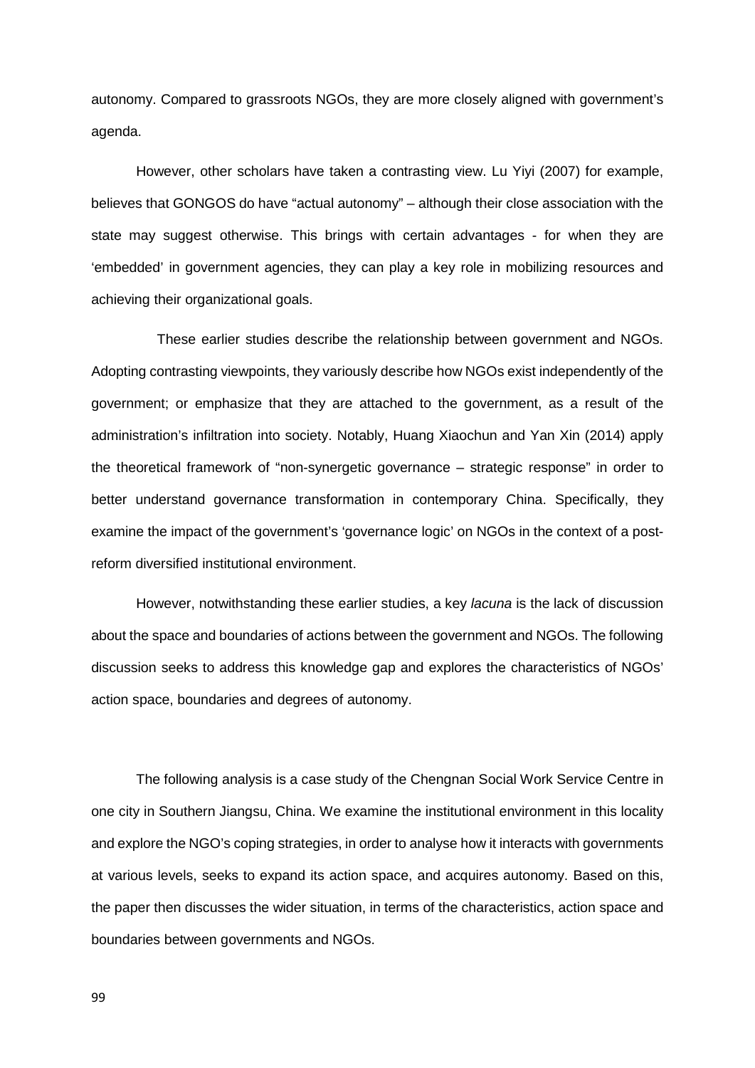autonomy. Compared to grassroots NGOs, they are more closely aligned with government's agenda.

However, other scholars have taken a contrasting view. Lu Yiyi (2007) for example, believes that GONGOS do have "actual autonomy" – although their close association with the state may suggest otherwise. This brings with certain advantages - for when they are 'embedded' in government agencies, they can play a key role in mobilizing resources and achieving their organizational goals.

These earlier studies describe the relationship between government and NGOs. Adopting contrasting viewpoints, they variously describe how NGOs exist independently of the government; or emphasize that they are attached to the government, as a result of the administration's infiltration into society. Notably, Huang Xiaochun and Yan Xin (2014) apply the theoretical framework of "non-synergetic governance – strategic response" in order to better understand governance transformation in contemporary China. Specifically, they examine the impact of the government's 'governance logic' on NGOs in the context of a post-reform diversified institutional environment.

However, notwithstanding these earlier studies, a key *lacuna* is the lack of discussion about the space and boundaries of actions between the government and NGOs. The following discussion seeks to address this knowledge gap and explores the characteristics of NGOs' action space, boundaries and degrees of autonomy.

The following analysis is a case study of the Chengnan Social Work Service Centre in one city in Southern Jiangsu, China. We examine the institutional environment in this locality and explore the NGO's coping strategies, in order to analyse how it interacts with governments at various levels, seeks to expand its action space, and acquires autonomy. Based on this, the paper then discusses the wider situation, in terms of the characteristics, action space and boundaries between governments and NGOs.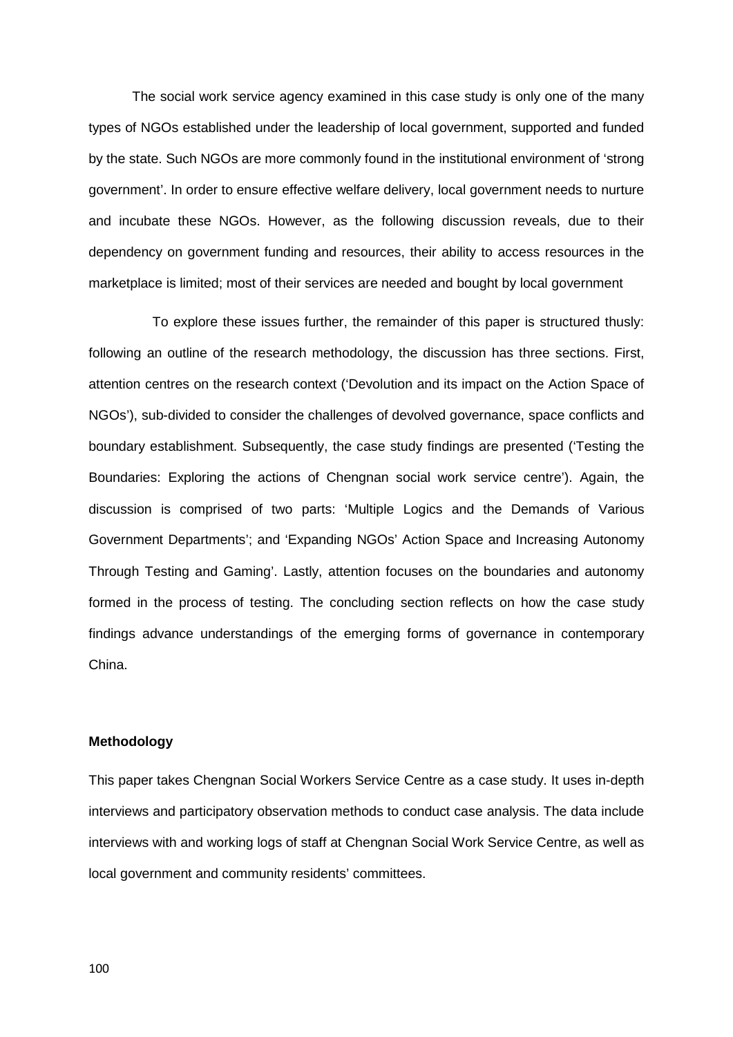The social work service agency examined in this case study is only one of the many types of NGOs established under the leadership of local government, supported and funded by the state. Such NGOs are more commonly found in the institutional environment of 'strong government'. In order to ensure effective welfare delivery, local government needs to nurture and incubate these NGOs. However, as the following discussion reveals, due to their dependency on government funding and resources, their ability to access resources in the marketplace is limited; most of their services are needed and bought by local government

To explore these issues further, the remainder of this paper is structured thusly: following an outline of the research methodology, the discussion has three sections. First, attention centres on the research context ('Devolution and its impact on the Action Space of NGOs'), sub-divided to consider the challenges of devolved governance, space conflicts and boundary establishment. Subsequently, the case study findings are presented ('Testing the Boundaries: Exploring the actions of Chengnan social work service centre'). Again, the discussion is comprised of two parts: 'Multiple Logics and the Demands of Various Government Departments'; and 'Expanding NGOs' Action Space and Increasing Autonomy Through Testing and Gaming'. Lastly, attention focuses on the boundaries and autonomy formed in the process of testing. The concluding section reflects on how the case study findings advance understandings of the emerging forms of governance in contemporary China.

**Methodology**

This paper takes Chengnan Social Workers Service Centre as a case study. It uses in-depth interviews and participatory observation methods to conduct case analysis. The data include interviews with and working logs of staff at Chengnan Social Work Service Centre, as well as local government and community residents' committees.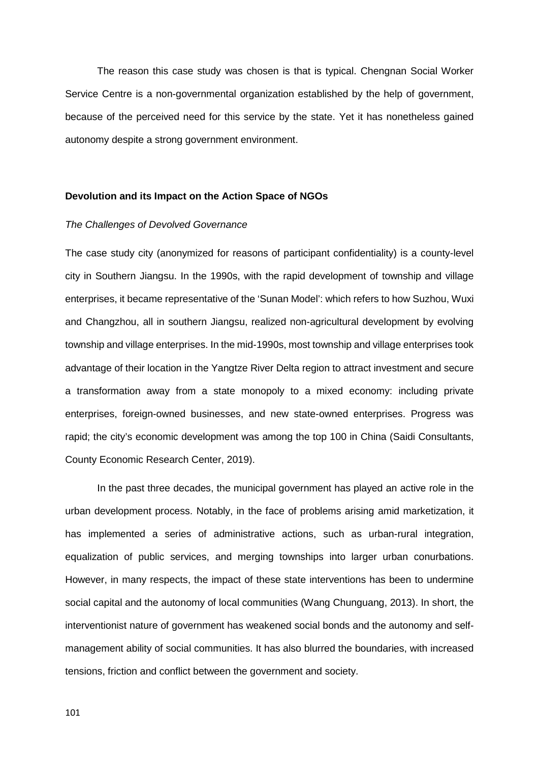The reason this case study was chosen is that is typical. Chengnan Social Worker Service Centre is a non-governmental organization established by the help of government, because of the perceived need for this service by the state. Yet it has nonetheless gained autonomy despite a strong government environment.

## Devolution and its Impact on the Action Space of NGOs

### *The Challenges of Devolved Governance*

The case study city (anonymized for reasons of participant confidentiality) is a county-level city in Southern Jiangsu. In the 1990s, with the rapid development of township and village enterprises, it became representative of the 'Sunan Model': which refers to how Suzhou, Wuxi and Changzhou, all in southern Jiangsu, realized non-agricultural development by evolving township and village enterprises. In the mid-1990s, most township and village enterprises took advantage of their location in the Yangtze River Delta region to attract investment and secure a transformation away from a state monopoly to a mixed economy: including private enterprises, foreign-owned businesses, and new state-owned enterprises. Progress was rapid; the city's economic development was among the top 100 in China (Saidi Consultants, County Economic Research Center, 2019).

In the past three decades, the municipal government has played an active role in the urban development process. Notably, in the face of problems arising amid marketization, it has implemented a series of administrative actions, such as urban-rural integration, equalization of public services, and merging townships into larger urban conurbations. However, in many respects, the impact of these state interventions has been to undermine social capital and the autonomy of local communities (Wang Chunguang, 2013). In short, the interventionist nature of government has weakened social bonds and the autonomy and self-management ability of social communities. It has also blurred the boundaries, with increased tensions, friction and conflict between the government and society.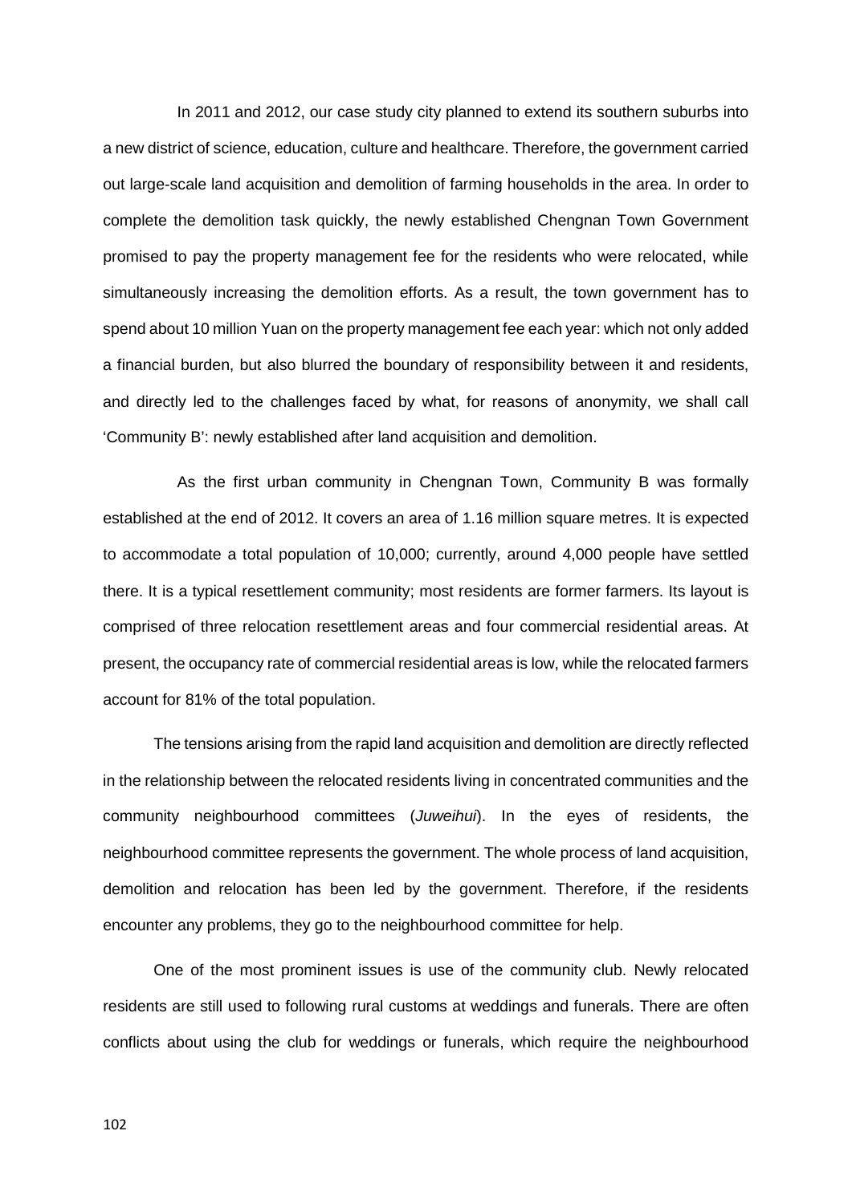In 2011 and 2012, our case study city planned to extend its southern suburbs into a new district of science, education, culture and healthcare. Therefore, the government carried out large-scale land acquisition and demolition of farming households in the area. In order to complete the demolition task quickly, the newly established Chengnan Town Government promised to pay the property management fee for the residents who were relocated, while simultaneously increasing the demolition efforts. As a result, the town government has to spend about 10 million Yuan on the property management fee each year: which not only added a financial burden, but also blurred the boundary of responsibility between it and residents, and directly led to the challenges faced by what, for reasons of anonymity, we shall call 'Community B': newly established after land acquisition and demolition.

As the first urban community in Chengnan Town, Community B was formally established at the end of 2012. It covers an area of 1.16 million square metres. It is expected to accommodate a total population of 10,000; currently, around 4,000 people have settled there. It is a typical resettlement community; most residents are former farmers. Its layout is comprised of three relocation resettlement areas and four commercial residential areas. At present, the occupancy rate of commercial residential areas is low, while the relocated farmers account for 81% of the total population.

The tensions arising from the rapid land acquisition and demolition are directly reflected in the relationship between the relocated residents living in concentrated communities and the community neighbourhood committees (*Juweihui*). In the eyes of residents, the neighbourhood committee represents the government. The whole process of land acquisition, demolition and relocation has been led by the government. Therefore, if the residents encounter any problems, they go to the neighbourhood committee for help.

One of the most prominent issues is use of the community club. Newly relocated residents are still used to following rural customs at weddings and funerals. There are often conflicts about using the club for weddings or funerals, which require the neighbourhood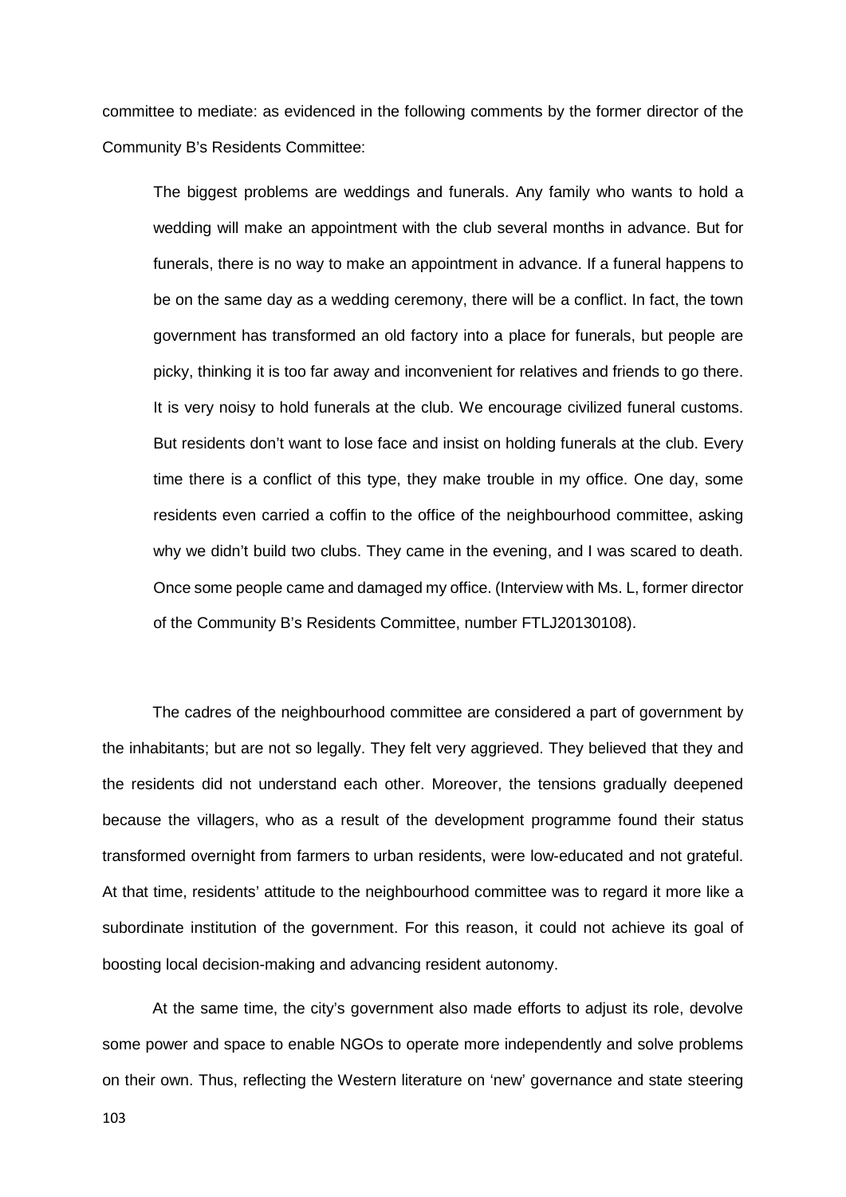committee to mediate: as evidenced in the following comments by the former director of the Community B's Residents Committee:

> The biggest problems are weddings and funerals. Any family who wants to hold a wedding will make an appointment with the club several months in advance. But for funerals, there is no way to make an appointment in advance. If a funeral happens to be on the same day as a wedding ceremony, there will be a conflict. In fact, the town government has transformed an old factory into a place for funerals, but people are picky, thinking it is too far away and inconvenient for relatives and friends to go there. It is very noisy to hold funerals at the club. We encourage civilized funeral customs. But residents don't want to lose face and insist on holding funerals at the club. Every time there is a conflict of this type, they make trouble in my office. One day, some residents even carried a coffin to the office of the neighbourhood committee, asking why we didn't build two clubs. They came in the evening, and I was scared to death. Once some people came and damaged my office. (Interview with Ms. L, former director of the Community B's Residents Committee, number FTLJ20130108).

The cadres of the neighbourhood committee are considered a part of government by the inhabitants; but are not so legally. They felt very aggrieved. They believed that they and the residents did not understand each other. Moreover, the tensions gradually deepened because the villagers, who as a result of the development programme found their status transformed overnight from farmers to urban residents, were low-educated and not grateful. At that time, residents' attitude to the neighbourhood committee was to regard it more like a subordinate institution of the government. For this reason, it could not achieve its goal of boosting local decision-making and advancing resident autonomy.

At the same time, the city's government also made efforts to adjust its role, devolve some power and space to enable NGOs to operate more independently and solve problems on their own. Thus, reflecting the Western literature on 'new' governance and state steering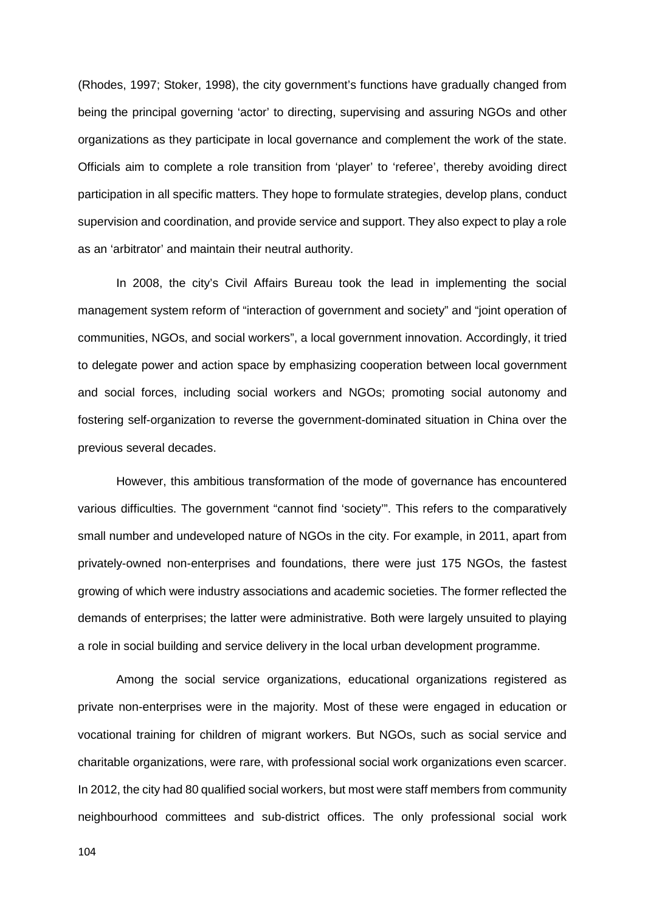(Rhodes, 1997; Stoker, 1998), the city government's functions have gradually changed from being the principal governing 'actor' to directing, supervising and assuring NGOs and other organizations as they participate in local governance and complement the work of the state. Officials aim to complete a role transition from 'player' to 'referee', thereby avoiding direct participation in all specific matters. They hope to formulate strategies, develop plans, conduct supervision and coordination, and provide service and support. They also expect to play a role as an 'arbitrator' and maintain their neutral authority.

In 2008, the city's Civil Affairs Bureau took the lead in implementing the social management system reform of "interaction of government and society" and "joint operation of communities, NGOs, and social workers", a local government innovation. Accordingly, it tried to delegate power and action space by emphasizing cooperation between local government and social forces, including social workers and NGOs; promoting social autonomy and fostering self-organization to reverse the government-dominated situation in China over the previous several decades.

However, this ambitious transformation of the mode of governance has encountered various difficulties. The government "cannot find 'society'". This refers to the comparatively small number and undeveloped nature of NGOs in the city. For example, in 2011, apart from privately-owned non-enterprises and foundations, there were just 175 NGOs, the fastest growing of which were industry associations and academic societies. The former reflected the demands of enterprises; the latter were administrative. Both were largely unsuited to playing a role in social building and service delivery in the local urban development programme.

Among the social service organizations, educational organizations registered as private non-enterprises were in the majority. Most of these were engaged in education or vocational training for children of migrant workers. But NGOs, such as social service and charitable organizations, were rare, with professional social work organizations even scarcer. In 2012, the city had 80 qualified social workers, but most were staff members from community neighbourhood committees and sub-district offices. The only professional social work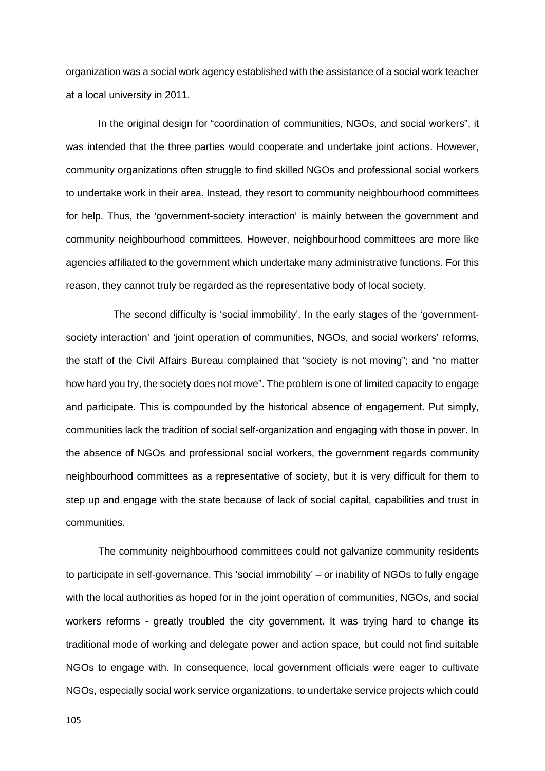organization was a social work agency established with the assistance of a social work teacher at a local university in 2011.

In the original design for "coordination of communities, NGOs, and social workers", it was intended that the three parties would cooperate and undertake joint actions. However, community organizations often struggle to find skilled NGOs and professional social workers to undertake work in their area. Instead, they resort to community neighbourhood committees for help. Thus, the 'government-society interaction' is mainly between the government and community neighbourhood committees. However, neighbourhood committees are more like agencies affiliated to the government which undertake many administrative functions. For this reason, they cannot truly be regarded as the representative body of local society.

The second difficulty is 'social immobility'. In the early stages of the 'government-society interaction' and 'joint operation of communities, NGOs, and social workers' reforms, the staff of the Civil Affairs Bureau complained that "society is not moving"; and "no matter how hard you try, the society does not move". The problem is one of limited capacity to engage and participate. This is compounded by the historical absence of engagement. Put simply, communities lack the tradition of social self-organization and engaging with those in power. In the absence of NGOs and professional social workers, the government regards community neighbourhood committees as a representative of society, but it is very difficult for them to step up and engage with the state because of lack of social capital, capabilities and trust in communities.

The community neighbourhood committees could not galvanize community residents to participate in self-governance. This 'social immobility' – or inability of NGOs to fully engage with the local authorities as hoped for in the joint operation of communities, NGOs, and social workers reforms - greatly troubled the city government. It was trying hard to change its traditional mode of working and delegate power and action space, but could not find suitable NGOs to engage with. In consequence, local government officials were eager to cultivate NGOs, especially social work service organizations, to undertake service projects which could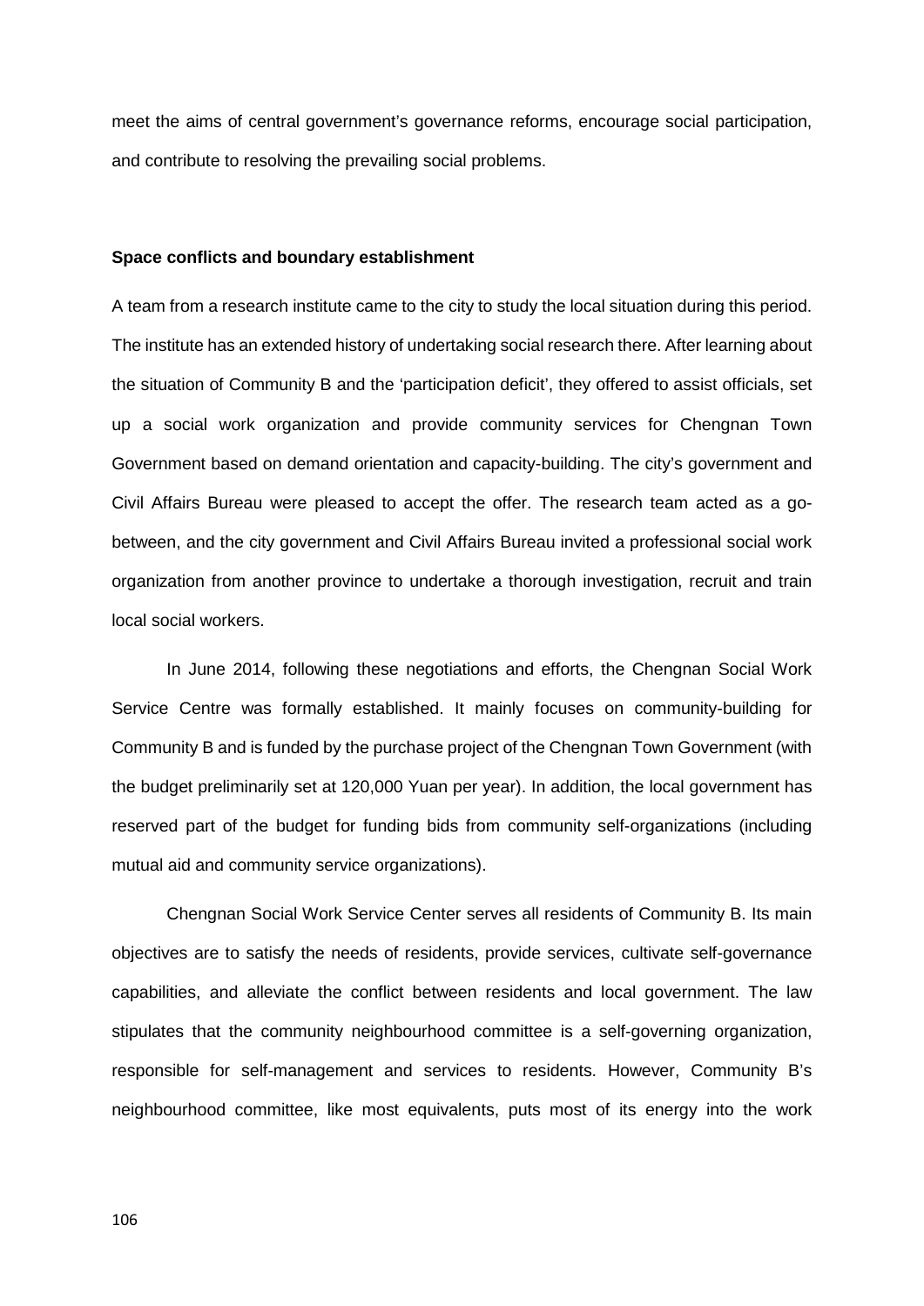meet the aims of central government's governance reforms, encourage social participation, and contribute to resolving the prevailing social problems.

**Space conflicts and boundary establishment**

A team from a research institute came to the city to study the local situation during this period. The institute has an extended history of undertaking social research there. After learning about the situation of Community B and the 'participation deficit', they offered to assist officials, set up a social work organization and provide community services for Chengnan Town Government based on demand orientation and capacity-building. The city's government and Civil Affairs Bureau were pleased to accept the offer. The research team acted as a go-between, and the city government and Civil Affairs Bureau invited a professional social work organization from another province to undertake a thorough investigation, recruit and train local social workers.

In June 2014, following these negotiations and efforts, the Chengnan Social Work Service Centre was formally established. It mainly focuses on community-building for Community B and is funded by the purchase project of the Chengnan Town Government (with the budget preliminarily set at 120,000 Yuan per year). In addition, the local government has reserved part of the budget for funding bids from community self-organizations (including mutual aid and community service organizations).

Chengnan Social Work Service Center serves all residents of Community B. Its main objectives are to satisfy the needs of residents, provide services, cultivate self-governance capabilities, and alleviate the conflict between residents and local government. The law stipulates that the community neighbourhood committee is a self-governing organization, responsible for self-management and services to residents. However, Community B's neighbourhood committee, like most equivalents, puts most of its energy into the work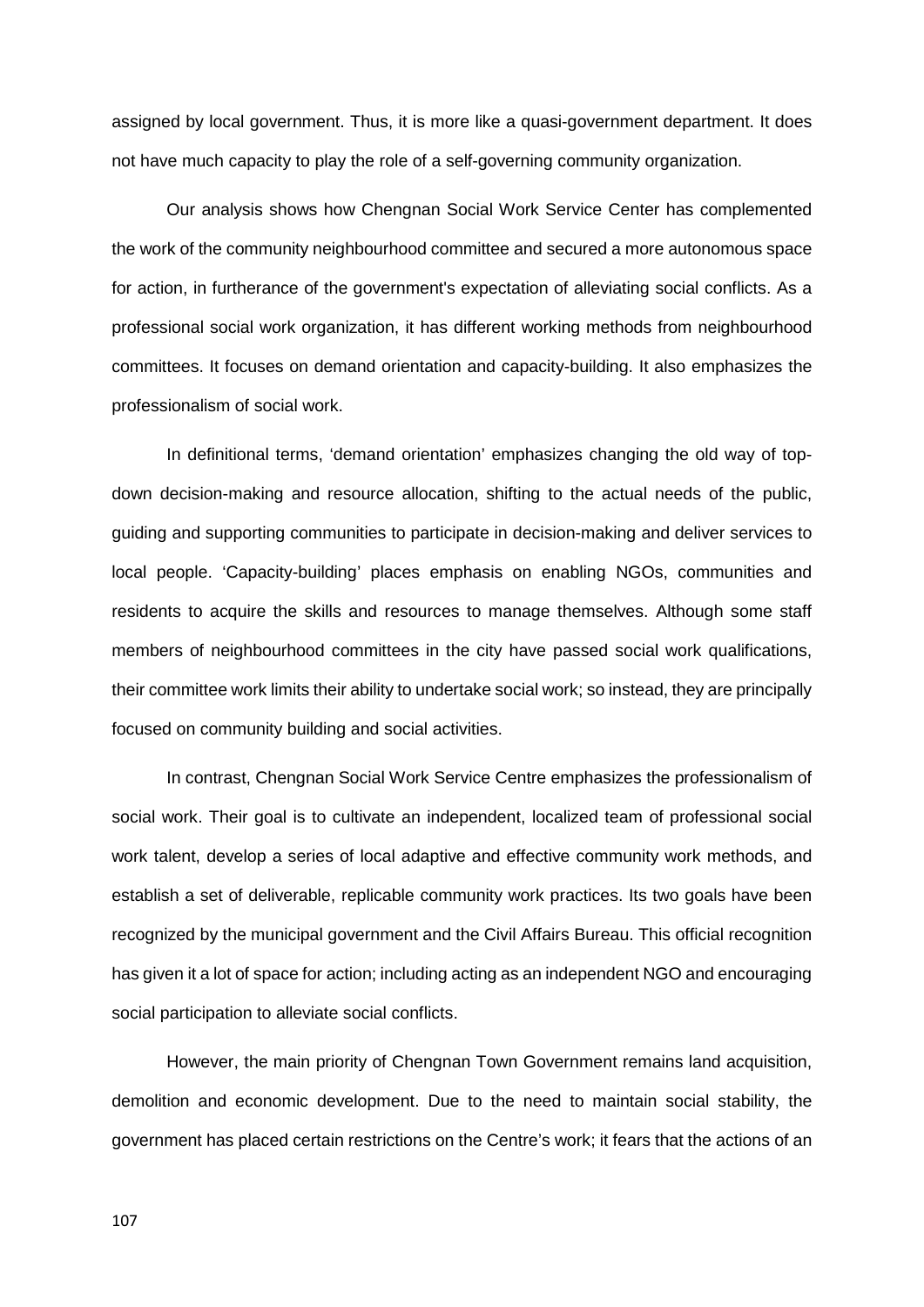assigned by local government. Thus, it is more like a quasi-government department. It does not have much capacity to play the role of a self-governing community organization.

Our analysis shows how Chengnan Social Work Service Center has complemented the work of the community neighbourhood committee and secured a more autonomous space for action, in furtherance of the government's expectation of alleviating social conflicts. As a professional social work organization, it has different working methods from neighbourhood committees. It focuses on demand orientation and capacity-building. It also emphasizes the professionalism of social work.

In definitional terms, 'demand orientation' emphasizes changing the old way of top-down decision-making and resource allocation, shifting to the actual needs of the public, guiding and supporting communities to participate in decision-making and deliver services to local people. 'Capacity-building' places emphasis on enabling NGOs, communities and residents to acquire the skills and resources to manage themselves. Although some staff members of neighbourhood committees in the city have passed social work qualifications, their committee work limits their ability to undertake social work; so instead, they are principally focused on community building and social activities.

In contrast, Chengnan Social Work Service Centre emphasizes the professionalism of social work. Their goal is to cultivate an independent, localized team of professional social work talent, develop a series of local adaptive and effective community work methods, and establish a set of deliverable, replicable community work practices. Its two goals have been recognized by the municipal government and the Civil Affairs Bureau. This official recognition has given it a lot of space for action; including acting as an independent NGO and encouraging social participation to alleviate social conflicts.

However, the main priority of Chengnan Town Government remains land acquisition, demolition and economic development. Due to the need to maintain social stability, the government has placed certain restrictions on the Centre's work; it fears that the actions of an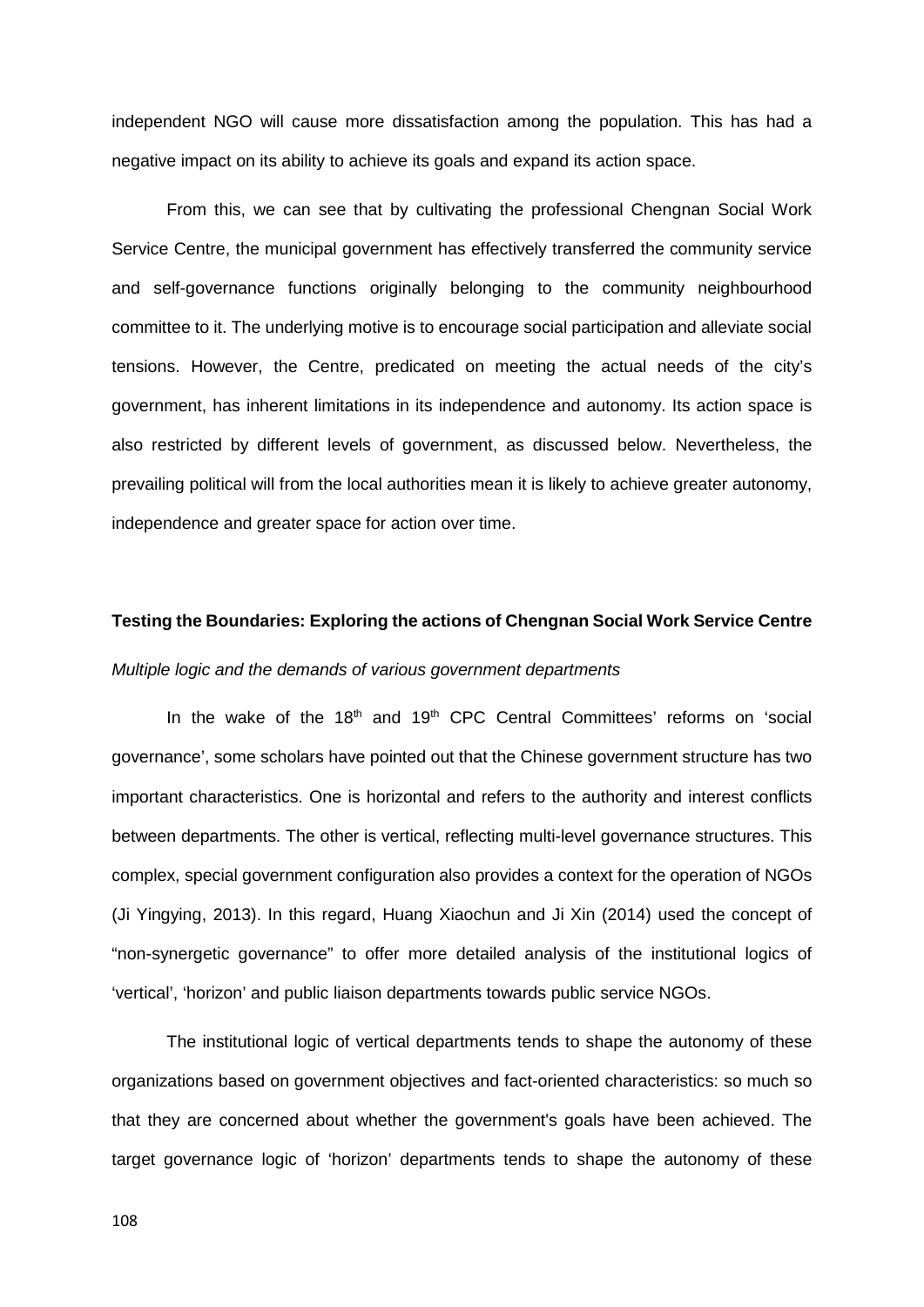independent NGO will cause more dissatisfaction among the population. This has had a negative impact on its ability to achieve its goals and expand its action space.

From this, we can see that by cultivating the professional Chengnan Social Work Service Centre, the municipal government has effectively transferred the community service and self-governance functions originally belonging to the community neighbourhood committee to it. The underlying motive is to encourage social participation and alleviate social tensions. However, the Centre, predicated on meeting the actual needs of the city's government, has inherent limitations in its independence and autonomy. Its action space is also restricted by different levels of government, as discussed below. Nevertheless, the prevailing political will from the local authorities mean it is likely to achieve greater autonomy, independence and greater space for action over time.

**Testing the Boundaries: Exploring the actions of Chengnan Social Work Service Centre**

*Multiple logic and the demands of various government departments*

In the wake of the 18th and 19th CPC Central Committees' reforms on 'social governance', some scholars have pointed out that the Chinese government structure has two important characteristics. One is horizontal and refers to the authority and interest conflicts between departments. The other is vertical, reflecting multi-level governance structures. This complex, special government configuration also provides a context for the operation of NGOs (Ji Yingying, 2013). In this regard, Huang Xiaochun and Ji Xin (2014) used the concept of "non-synergetic governance" to offer more detailed analysis of the institutional logics of 'vertical', 'horizon' and public liaison departments towards public service NGOs.

The institutional logic of vertical departments tends to shape the autonomy of these organizations based on government objectives and fact-oriented characteristics: so much so that they are concerned about whether the government's goals have been achieved. The target governance logic of 'horizon' departments tends to shape the autonomy of these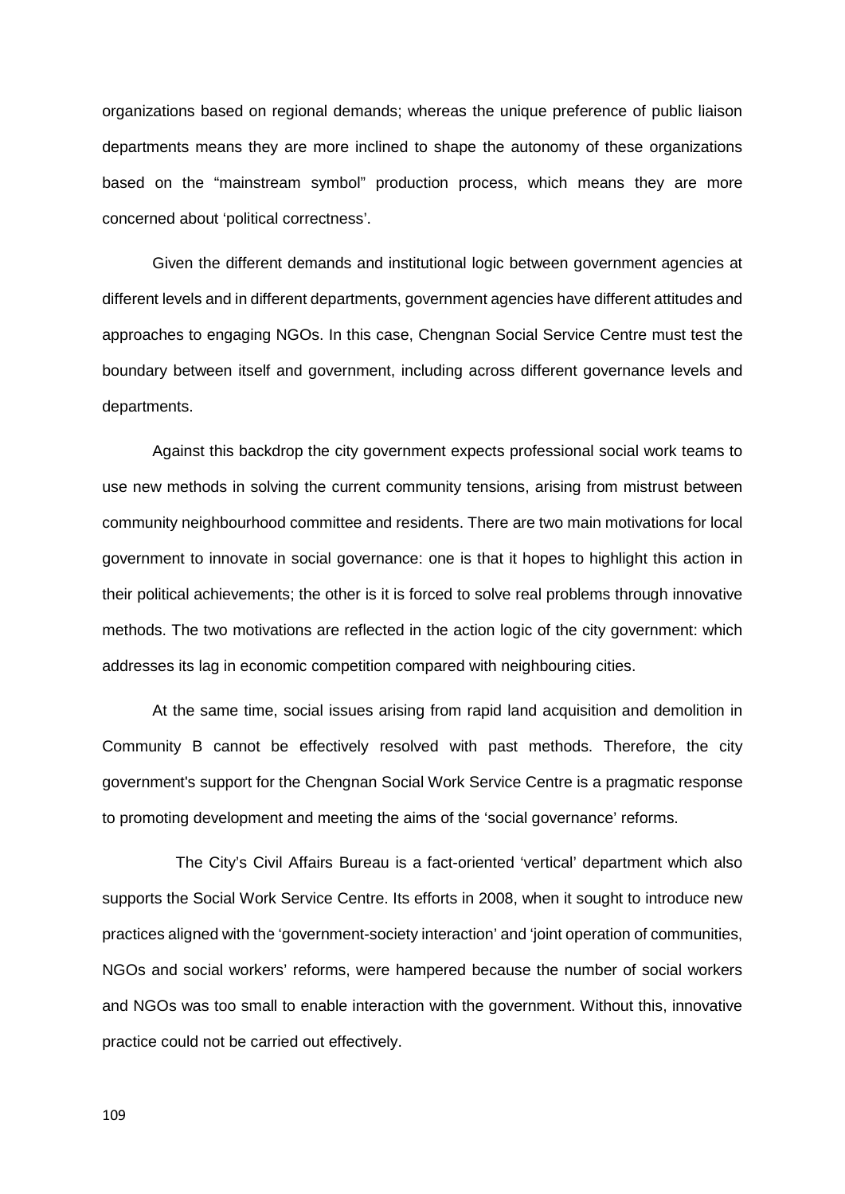organizations based on regional demands; whereas the unique preference of public liaison departments means they are more inclined to shape the autonomy of these organizations based on the "mainstream symbol" production process, which means they are more concerned about 'political correctness'.

Given the different demands and institutional logic between government agencies at different levels and in different departments, government agencies have different attitudes and approaches to engaging NGOs. In this case, Chengnan Social Service Centre must test the boundary between itself and government, including across different governance levels and departments.

Against this backdrop the city government expects professional social work teams to use new methods in solving the current community tensions, arising from mistrust between community neighbourhood committee and residents. There are two main motivations for local government to innovate in social governance: one is that it hopes to highlight this action in their political achievements; the other is it is forced to solve real problems through innovative methods. The two motivations are reflected in the action logic of the city government: which addresses its lag in economic competition compared with neighbouring cities.

At the same time, social issues arising from rapid land acquisition and demolition in Community B cannot be effectively resolved with past methods. Therefore, the city government's support for the Chengnan Social Work Service Centre is a pragmatic response to promoting development and meeting the aims of the 'social governance' reforms.

The City's Civil Affairs Bureau is a fact-oriented 'vertical' department which also supports the Social Work Service Centre. Its efforts in 2008, when it sought to introduce new practices aligned with the 'government-society interaction' and 'joint operation of communities, NGOs and social workers' reforms, were hampered because the number of social workers and NGOs was too small to enable interaction with the government. Without this, innovative practice could not be carried out effectively.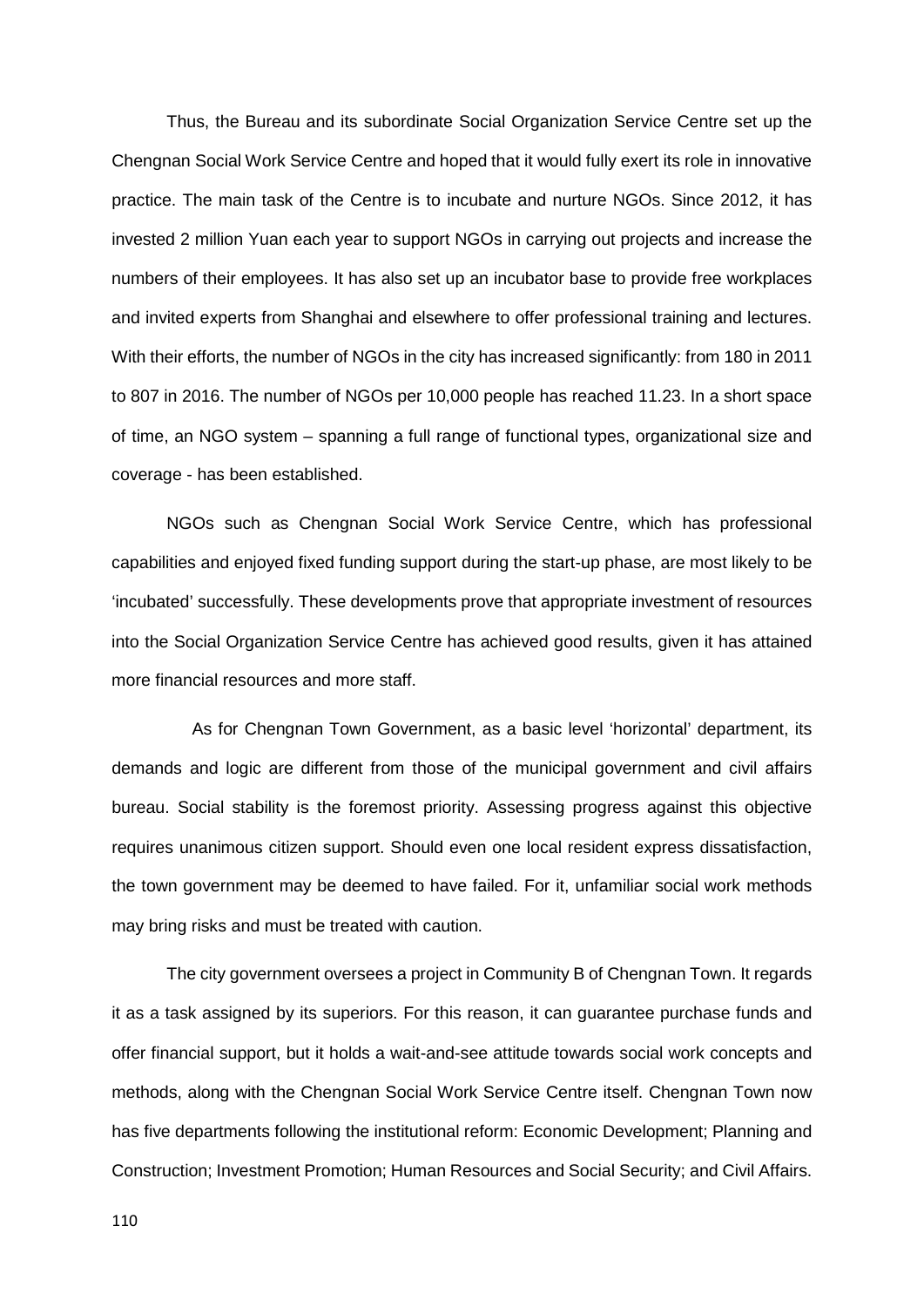Thus, the Bureau and its subordinate Social Organization Service Centre set up the Chengnan Social Work Service Centre and hoped that it would fully exert its role in innovative practice. The main task of the Centre is to incubate and nurture NGOs. Since 2012, it has invested 2 million Yuan each year to support NGOs in carrying out projects and increase the numbers of their employees. It has also set up an incubator base to provide free workplaces and invited experts from Shanghai and elsewhere to offer professional training and lectures. With their efforts, the number of NGOs in the city has increased significantly: from 180 in 2011 to 807 in 2016. The number of NGOs per 10,000 people has reached 11.23. In a short space of time, an NGO system – spanning a full range of functional types, organizational size and coverage - has been established.

NGOs such as Chengnan Social Work Service Centre, which has professional capabilities and enjoyed fixed funding support during the start-up phase, are most likely to be 'incubated' successfully. These developments prove that appropriate investment of resources into the Social Organization Service Centre has achieved good results, given it has attained more financial resources and more staff.

As for Chengnan Town Government, as a basic level 'horizontal' department, its demands and logic are different from those of the municipal government and civil affairs bureau. Social stability is the foremost priority. Assessing progress against this objective requires unanimous citizen support. Should even one local resident express dissatisfaction, the town government may be deemed to have failed. For it, unfamiliar social work methods may bring risks and must be treated with caution.

The city government oversees a project in Community B of Chengnan Town. It regards it as a task assigned by its superiors. For this reason, it can guarantee purchase funds and offer financial support, but it holds a wait-and-see attitude towards social work concepts and methods, along with the Chengnan Social Work Service Centre itself. Chengnan Town now has five departments following the institutional reform: Economic Development; Planning and Construction; Investment Promotion; Human Resources and Social Security; and Civil Affairs.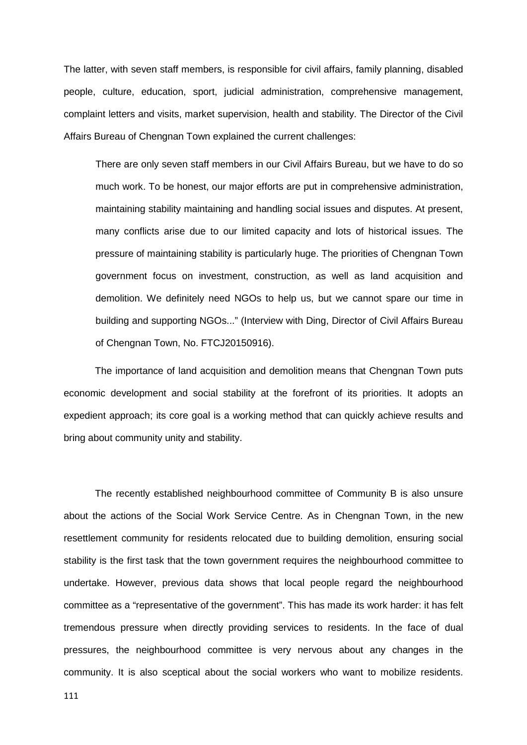The latter, with seven staff members, is responsible for civil affairs, family planning, disabled people, culture, education, sport, judicial administration, comprehensive management, complaint letters and visits, market supervision, health and stability. The Director of the Civil Affairs Bureau of Chengnan Town explained the current challenges:

> There are only seven staff members in our Civil Affairs Bureau, but we have to do so much work. To be honest, our major efforts are put in comprehensive administration, maintaining stability maintaining and handling social issues and disputes. At present, many conflicts arise due to our limited capacity and lots of historical issues. The pressure of maintaining stability is particularly huge. The priorities of Chengnan Town government focus on investment, construction, as well as land acquisition and demolition. We definitely need NGOs to help us, but we cannot spare our time in building and supporting NGOs..." (Interview with Ding, Director of Civil Affairs Bureau of Chengnan Town, No. FTCJ20150916).

The importance of land acquisition and demolition means that Chengnan Town puts economic development and social stability at the forefront of its priorities. It adopts an expedient approach; its core goal is a working method that can quickly achieve results and bring about community unity and stability.

The recently established neighbourhood committee of Community B is also unsure about the actions of the Social Work Service Centre. As in Chengnan Town, in the new resettlement community for residents relocated due to building demolition, ensuring social stability is the first task that the town government requires the neighbourhood committee to undertake. However, previous data shows that local people regard the neighbourhood committee as a "representative of the government". This has made its work harder: it has felt tremendous pressure when directly providing services to residents. In the face of dual pressures, the neighbourhood committee is very nervous about any changes in the community. It is also sceptical about the social workers who want to mobilize residents.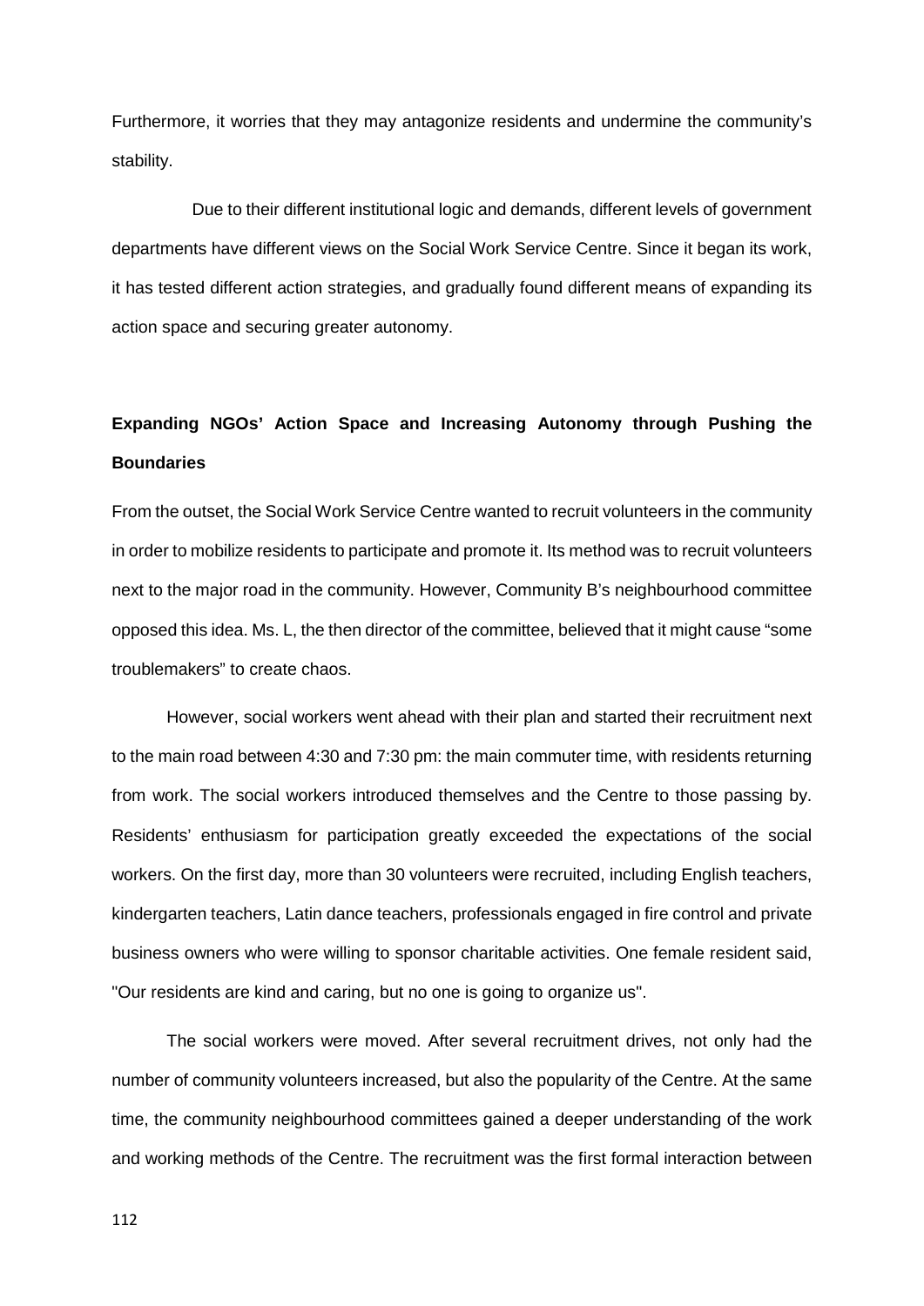Furthermore, it worries that they may antagonize residents and undermine the community's stability.

Due to their different institutional logic and demands, different levels of government departments have different views on the Social Work Service Centre. Since it began its work, it has tested different action strategies, and gradually found different means of expanding its action space and securing greater autonomy.

## Expanding NGOs' Action Space and Increasing Autonomy through Pushing the Boundaries

From the outset, the Social Work Service Centre wanted to recruit volunteers in the community in order to mobilize residents to participate and promote it. Its method was to recruit volunteers next to the major road in the community. However, Community B's neighbourhood committee opposed this idea. Ms. L, the then director of the committee, believed that it might cause "some troublemakers" to create chaos.

However, social workers went ahead with their plan and started their recruitment next to the main road between 4:30 and 7:30 pm: the main commuter time, with residents returning from work. The social workers introduced themselves and the Centre to those passing by. Residents' enthusiasm for participation greatly exceeded the expectations of the social workers. On the first day, more than 30 volunteers were recruited, including English teachers, kindergarten teachers, Latin dance teachers, professionals engaged in fire control and private business owners who were willing to sponsor charitable activities. One female resident said, "Our residents are kind and caring, but no one is going to organize us".

The social workers were moved. After several recruitment drives, not only had the number of community volunteers increased, but also the popularity of the Centre. At the same time, the community neighbourhood committees gained a deeper understanding of the work and working methods of the Centre. The recruitment was the first formal interaction between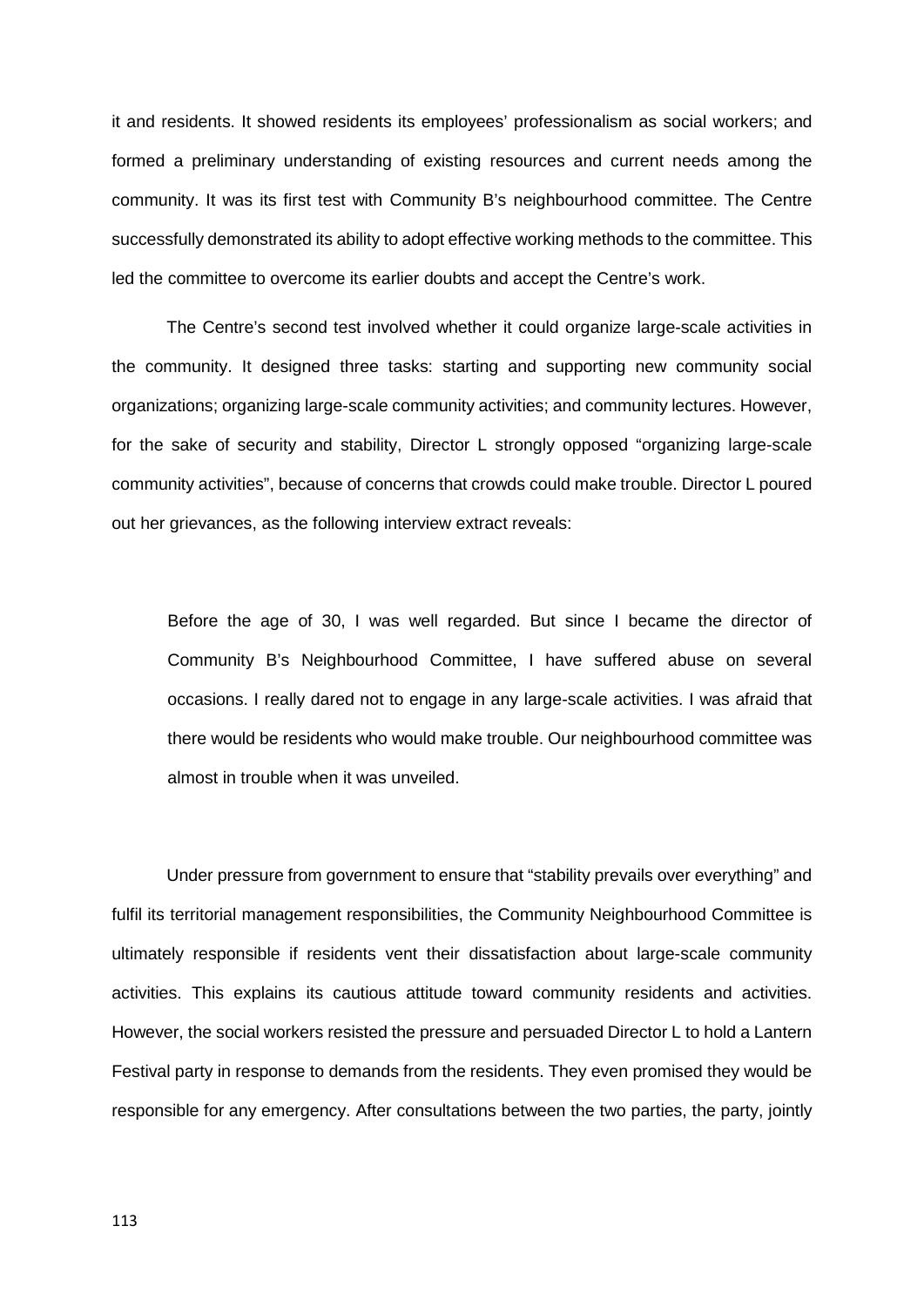it and residents. It showed residents its employees' professionalism as social workers; and formed a preliminary understanding of existing resources and current needs among the community. It was its first test with Community B's neighbourhood committee. The Centre successfully demonstrated its ability to adopt effective working methods to the committee. This led the committee to overcome its earlier doubts and accept the Centre's work.

The Centre's second test involved whether it could organize large-scale activities in the community. It designed three tasks: starting and supporting new community social organizations; organizing large-scale community activities; and community lectures. However, for the sake of security and stability, Director L strongly opposed "organizing large-scale community activities", because of concerns that crowds could make trouble. Director L poured out her grievances, as the following interview extract reveals:

> Before the age of 30, I was well regarded. But since I became the director of Community B's Neighbourhood Committee, I have suffered abuse on several occasions. I really dared not to engage in any large-scale activities. I was afraid that there would be residents who would make trouble. Our neighbourhood committee was almost in trouble when it was unveiled.

Under pressure from government to ensure that "stability prevails over everything" and fulfil its territorial management responsibilities, the Community Neighbourhood Committee is ultimately responsible if residents vent their dissatisfaction about large-scale community activities. This explains its cautious attitude toward community residents and activities. However, the social workers resisted the pressure and persuaded Director L to hold a Lantern Festival party in response to demands from the residents. They even promised they would be responsible for any emergency. After consultations between the two parties, the party, jointly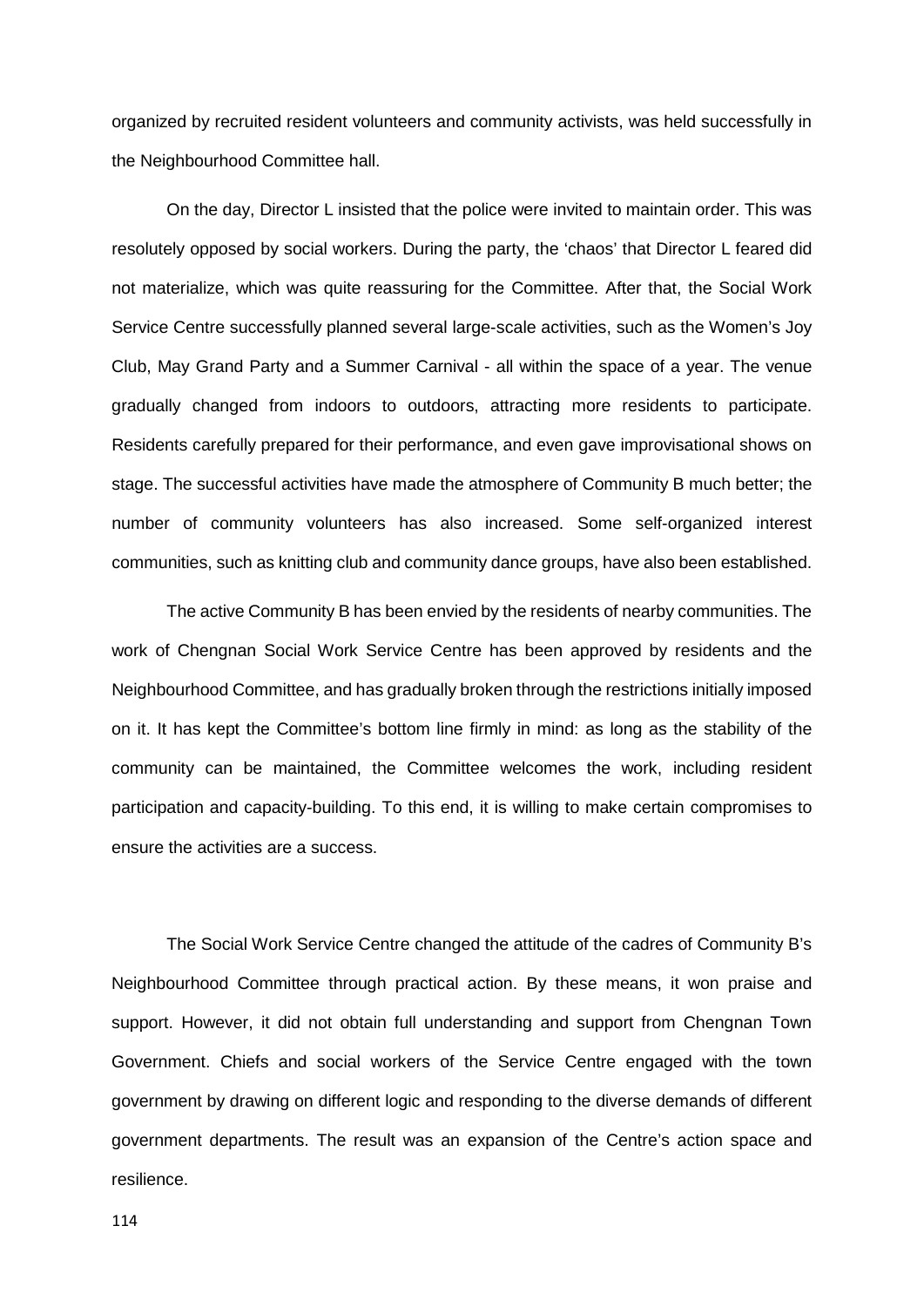organized by recruited resident volunteers and community activists, was held successfully in the Neighbourhood Committee hall.

On the day, Director L insisted that the police were invited to maintain order. This was resolutely opposed by social workers. During the party, the 'chaos' that Director L feared did not materialize, which was quite reassuring for the Committee. After that, the Social Work Service Centre successfully planned several large-scale activities, such as the Women's Joy Club, May Grand Party and a Summer Carnival - all within the space of a year. The venue gradually changed from indoors to outdoors, attracting more residents to participate. Residents carefully prepared for their performance, and even gave improvisational shows on stage. The successful activities have made the atmosphere of Community B much better; the number of community volunteers has also increased. Some self-organized interest communities, such as knitting club and community dance groups, have also been established.

The active Community B has been envied by the residents of nearby communities. The work of Chengnan Social Work Service Centre has been approved by residents and the Neighbourhood Committee, and has gradually broken through the restrictions initially imposed on it. It has kept the Committee's bottom line firmly in mind: as long as the stability of the community can be maintained, the Committee welcomes the work, including resident participation and capacity-building. To this end, it is willing to make certain compromises to ensure the activities are a success.

The Social Work Service Centre changed the attitude of the cadres of Community B's Neighbourhood Committee through practical action. By these means, it won praise and support. However, it did not obtain full understanding and support from Chengnan Town Government. Chiefs and social workers of the Service Centre engaged with the town government by drawing on different logic and responding to the diverse demands of different government departments. The result was an expansion of the Centre's action space and resilience.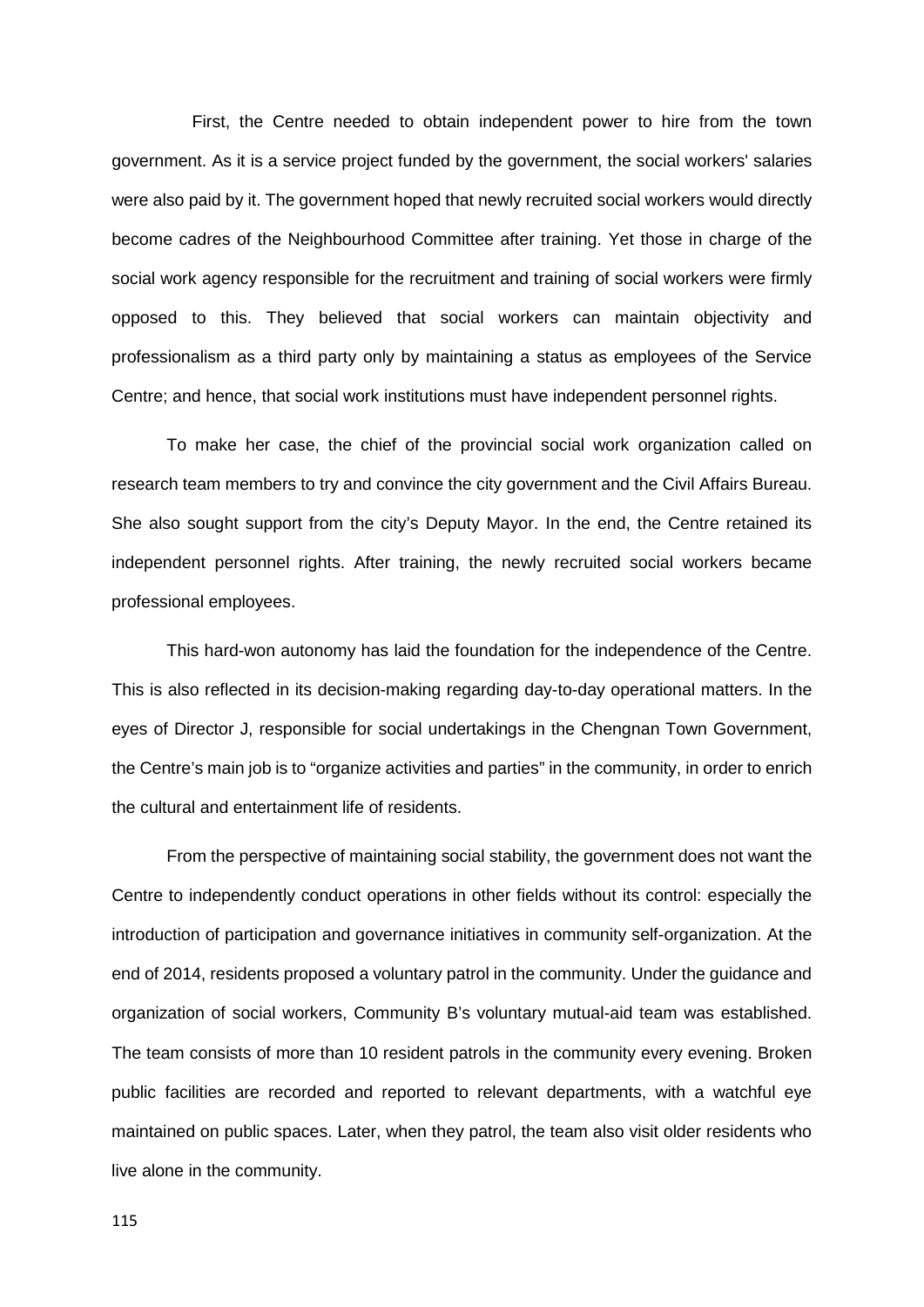First, the Centre needed to obtain independent power to hire from the town government. As it is a service project funded by the government, the social workers' salaries were also paid by it. The government hoped that newly recruited social workers would directly become cadres of the Neighbourhood Committee after training. Yet those in charge of the social work agency responsible for the recruitment and training of social workers were firmly opposed to this. They believed that social workers can maintain objectivity and professionalism as a third party only by maintaining a status as employees of the Service Centre; and hence, that social work institutions must have independent personnel rights.

To make her case, the chief of the provincial social work organization called on research team members to try and convince the city government and the Civil Affairs Bureau. She also sought support from the city's Deputy Mayor. In the end, the Centre retained its independent personnel rights. After training, the newly recruited social workers became professional employees.

This hard-won autonomy has laid the foundation for the independence of the Centre. This is also reflected in its decision-making regarding day-to-day operational matters. In the eyes of Director J, responsible for social undertakings in the Chengnan Town Government, the Centre's main job is to "organize activities and parties" in the community, in order to enrich the cultural and entertainment life of residents.

From the perspective of maintaining social stability, the government does not want the Centre to independently conduct operations in other fields without its control: especially the introduction of participation and governance initiatives in community self-organization. At the end of 2014, residents proposed a voluntary patrol in the community. Under the guidance and organization of social workers, Community B's voluntary mutual-aid team was established. The team consists of more than 10 resident patrols in the community every evening. Broken public facilities are recorded and reported to relevant departments, with a watchful eye maintained on public spaces. Later, when they patrol, the team also visit older residents who live alone in the community.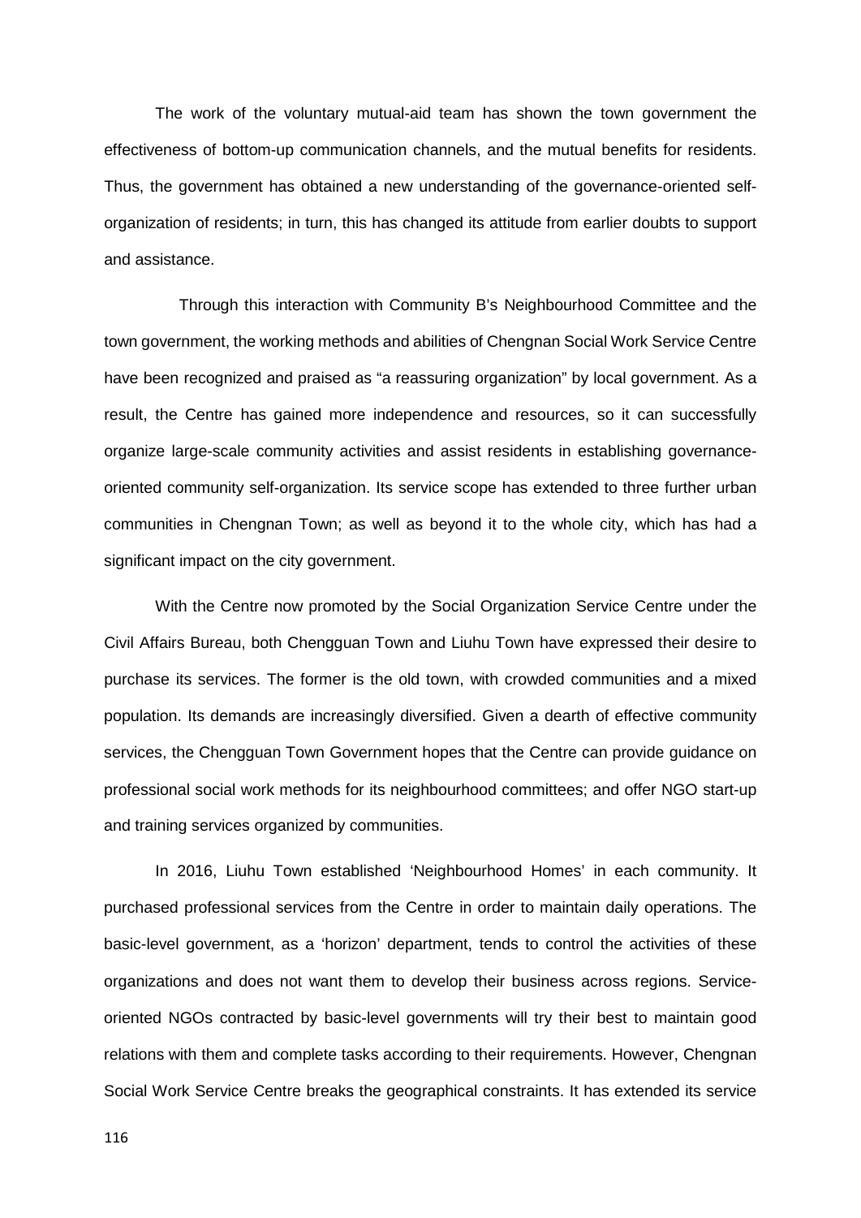The work of the voluntary mutual-aid team has shown the town government the effectiveness of bottom-up communication channels, and the mutual benefits for residents. Thus, the government has obtained a new understanding of the governance-oriented self-organization of residents; in turn, this has changed its attitude from earlier doubts to support and assistance.

Through this interaction with Community B's Neighbourhood Committee and the town government, the working methods and abilities of Chengnan Social Work Service Centre have been recognized and praised as "a reassuring organization" by local government. As a result, the Centre has gained more independence and resources, so it can successfully organize large-scale community activities and assist residents in establishing governance-oriented community self-organization. Its service scope has extended to three further urban communities in Chengnan Town; as well as beyond it to the whole city, which has had a significant impact on the city government.

With the Centre now promoted by the Social Organization Service Centre under the Civil Affairs Bureau, both Chengguan Town and Liuhu Town have expressed their desire to purchase its services. The former is the old town, with crowded communities and a mixed population. Its demands are increasingly diversified. Given a dearth of effective community services, the Chengguan Town Government hopes that the Centre can provide guidance on professional social work methods for its neighbourhood committees; and offer NGO start-up and training services organized by communities.

In 2016, Liuhu Town established 'Neighbourhood Homes' in each community. It purchased professional services from the Centre in order to maintain daily operations. The basic-level government, as a 'horizon' department, tends to control the activities of these organizations and does not want them to develop their business across regions. Service-oriented NGOs contracted by basic-level governments will try their best to maintain good relations with them and complete tasks according to their requirements. However, Chengnan Social Work Service Centre breaks the geographical constraints. It has extended its service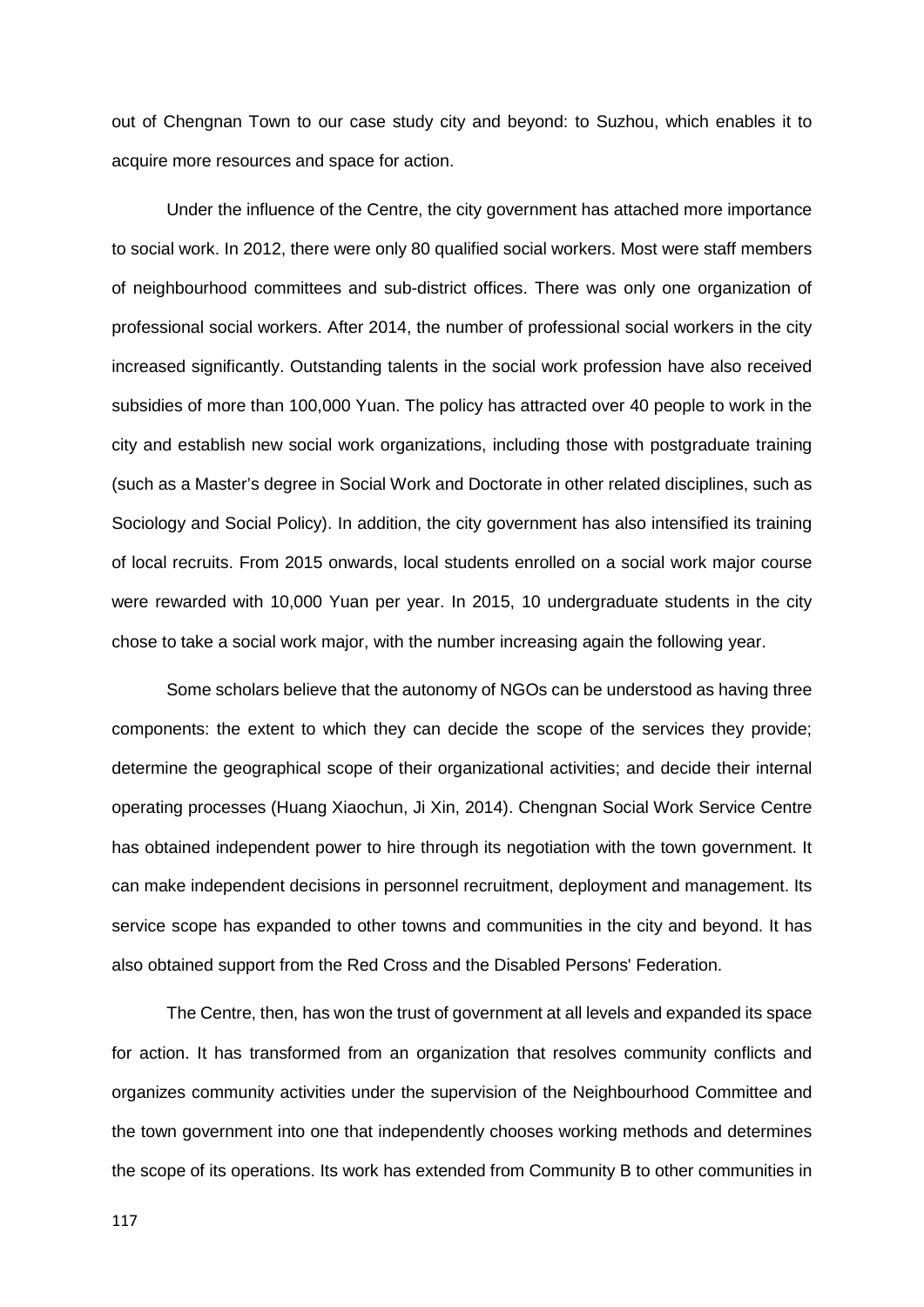out of Chengnan Town to our case study city and beyond: to Suzhou, which enables it to acquire more resources and space for action.

Under the influence of the Centre, the city government has attached more importance to social work. In 2012, there were only 80 qualified social workers. Most were staff members of neighbourhood committees and sub-district offices. There was only one organization of professional social workers. After 2014, the number of professional social workers in the city increased significantly. Outstanding talents in the social work profession have also received subsidies of more than 100,000 Yuan. The policy has attracted over 40 people to work in the city and establish new social work organizations, including those with postgraduate training (such as a Master's degree in Social Work and Doctorate in other related disciplines, such as Sociology and Social Policy). In addition, the city government has also intensified its training of local recruits. From 2015 onwards, local students enrolled on a social work major course were rewarded with 10,000 Yuan per year. In 2015, 10 undergraduate students in the city chose to take a social work major, with the number increasing again the following year.

Some scholars believe that the autonomy of NGOs can be understood as having three components: the extent to which they can decide the scope of the services they provide; determine the geographical scope of their organizational activities; and decide their internal operating processes (Huang Xiaochun, Ji Xin, 2014). Chengnan Social Work Service Centre has obtained independent power to hire through its negotiation with the town government. It can make independent decisions in personnel recruitment, deployment and management. Its service scope has expanded to other towns and communities in the city and beyond. It has also obtained support from the Red Cross and the Disabled Persons' Federation.

The Centre, then, has won the trust of government at all levels and expanded its space for action. It has transformed from an organization that resolves community conflicts and organizes community activities under the supervision of the Neighbourhood Committee and the town government into one that independently chooses working methods and determines the scope of its operations. Its work has extended from Community B to other communities in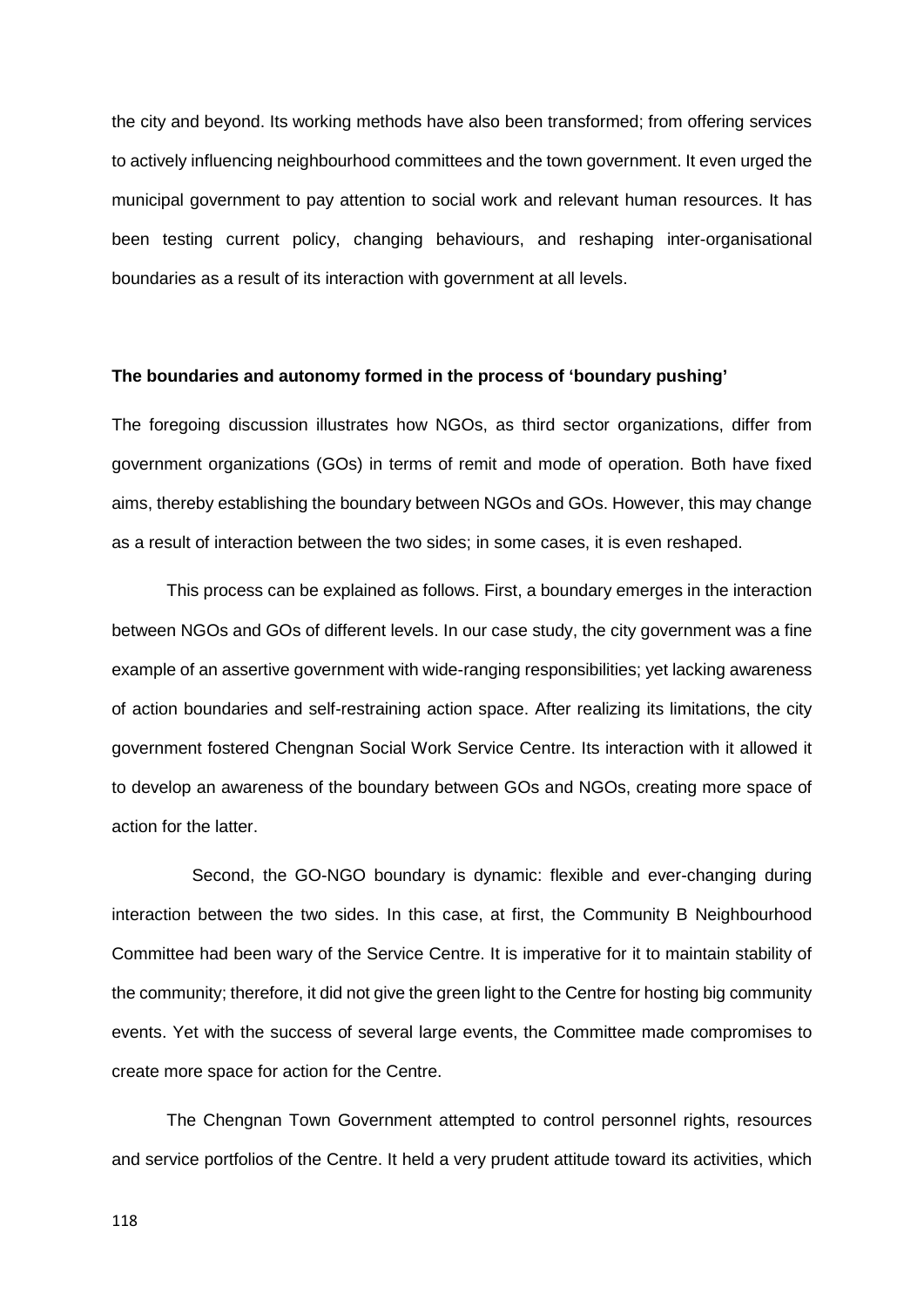the city and beyond. Its working methods have also been transformed; from offering services to actively influencing neighbourhood committees and the town government. It even urged the municipal government to pay attention to social work and relevant human resources. It has been testing current policy, changing behaviours, and reshaping inter-organisational boundaries as a result of its interaction with government at all levels.

**The boundaries and autonomy formed in the process of 'boundary pushing'**

The foregoing discussion illustrates how NGOs, as third sector organizations, differ from government organizations (GOs) in terms of remit and mode of operation. Both have fixed aims, thereby establishing the boundary between NGOs and GOs. However, this may change as a result of interaction between the two sides; in some cases, it is even reshaped.

This process can be explained as follows. First, a boundary emerges in the interaction between NGOs and GOs of different levels. In our case study, the city government was a fine example of an assertive government with wide-ranging responsibilities; yet lacking awareness of action boundaries and self-restraining action space. After realizing its limitations, the city government fostered Chengnan Social Work Service Centre. Its interaction with it allowed it to develop an awareness of the boundary between GOs and NGOs, creating more space of action for the latter.

Second, the GO-NGO boundary is dynamic: flexible and ever-changing during interaction between the two sides. In this case, at first, the Community B Neighbourhood Committee had been wary of the Service Centre. It is imperative for it to maintain stability of the community; therefore, it did not give the green light to the Centre for hosting big community events. Yet with the success of several large events, the Committee made compromises to create more space for action for the Centre.

The Chengnan Town Government attempted to control personnel rights, resources and service portfolios of the Centre. It held a very prudent attitude toward its activities, which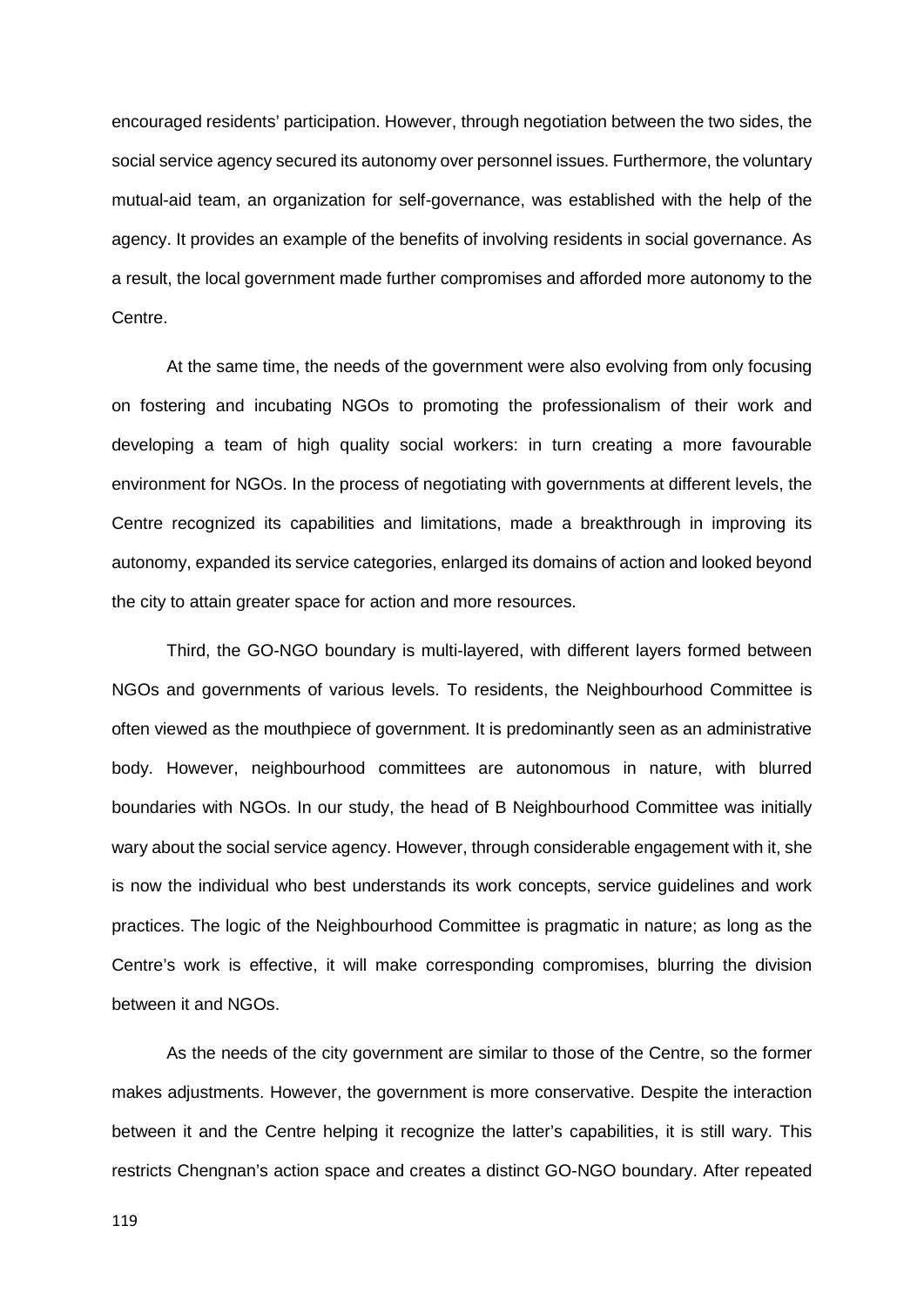encouraged residents' participation. However, through negotiation between the two sides, the social service agency secured its autonomy over personnel issues. Furthermore, the voluntary mutual-aid team, an organization for self-governance, was established with the help of the agency. It provides an example of the benefits of involving residents in social governance. As a result, the local government made further compromises and afforded more autonomy to the Centre.

At the same time, the needs of the government were also evolving from only focusing on fostering and incubating NGOs to promoting the professionalism of their work and developing a team of high quality social workers: in turn creating a more favourable environment for NGOs. In the process of negotiating with governments at different levels, the Centre recognized its capabilities and limitations, made a breakthrough in improving its autonomy, expanded its service categories, enlarged its domains of action and looked beyond the city to attain greater space for action and more resources.

Third, the GO-NGO boundary is multi-layered, with different layers formed between NGOs and governments of various levels. To residents, the Neighbourhood Committee is often viewed as the mouthpiece of government. It is predominantly seen as an administrative body. However, neighbourhood committees are autonomous in nature, with blurred boundaries with NGOs. In our study, the head of B Neighbourhood Committee was initially wary about the social service agency. However, through considerable engagement with it, she is now the individual who best understands its work concepts, service guidelines and work practices. The logic of the Neighbourhood Committee is pragmatic in nature; as long as the Centre's work is effective, it will make corresponding compromises, blurring the division between it and NGOs.

As the needs of the city government are similar to those of the Centre, so the former makes adjustments. However, the government is more conservative. Despite the interaction between it and the Centre helping it recognize the latter's capabilities, it is still wary. This restricts Chengnan's action space and creates a distinct GO-NGO boundary. After repeated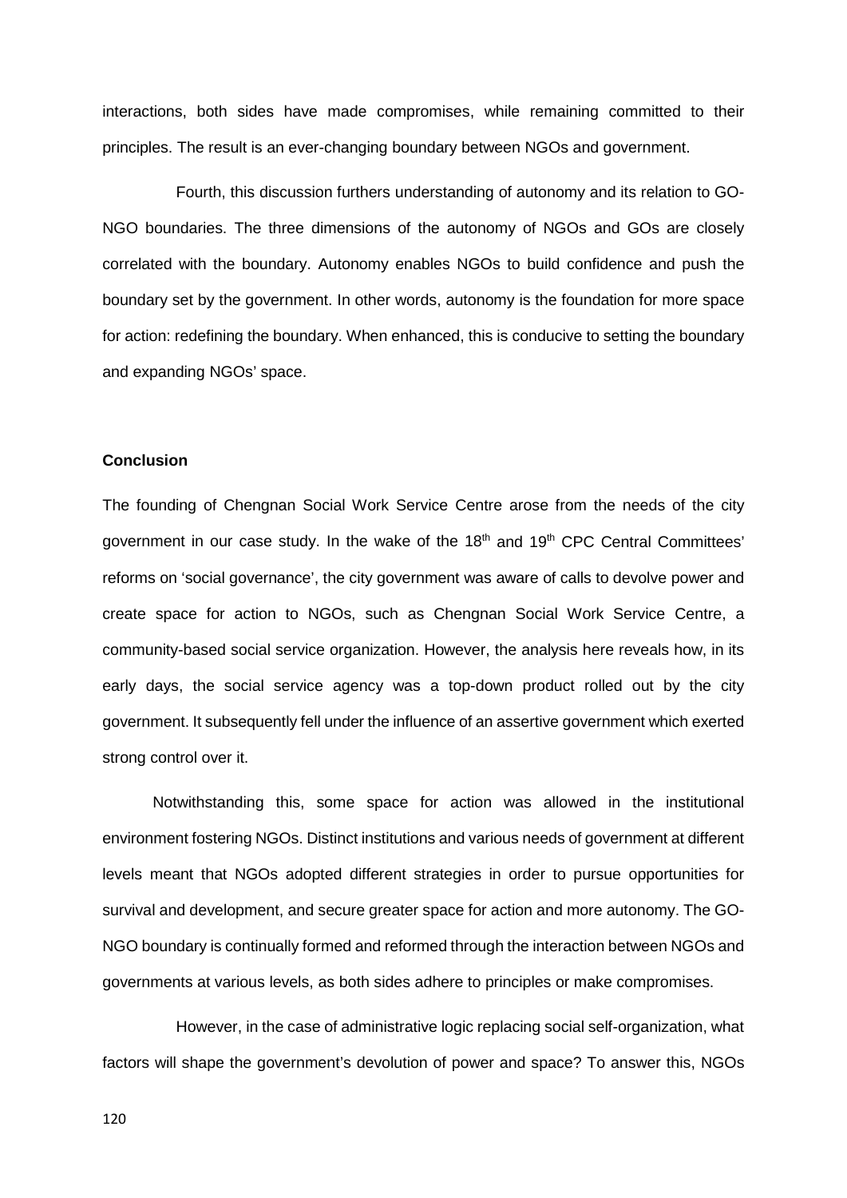interactions, both sides have made compromises, while remaining committed to their principles. The result is an ever-changing boundary between NGOs and government.

Fourth, this discussion furthers understanding of autonomy and its relation to GO-NGO boundaries. The three dimensions of the autonomy of NGOs and GOs are closely correlated with the boundary. Autonomy enables NGOs to build confidence and push the boundary set by the government. In other words, autonomy is the foundation for more space for action: redefining the boundary. When enhanced, this is conducive to setting the boundary and expanding NGOs' space.

**Conclusion**

The founding of Chengnan Social Work Service Centre arose from the needs of the city government in our case study. In the wake of the 18th and 19th CPC Central Committees' reforms on 'social governance', the city government was aware of calls to devolve power and create space for action to NGOs, such as Chengnan Social Work Service Centre, a community-based social service organization. However, the analysis here reveals how, in its early days, the social service agency was a top-down product rolled out by the city government. It subsequently fell under the influence of an assertive government which exerted strong control over it.

Notwithstanding this, some space for action was allowed in the institutional environment fostering NGOs. Distinct institutions and various needs of government at different levels meant that NGOs adopted different strategies in order to pursue opportunities for survival and development, and secure greater space for action and more autonomy. The GO-NGO boundary is continually formed and reformed through the interaction between NGOs and governments at various levels, as both sides adhere to principles or make compromises.

However, in the case of administrative logic replacing social self-organization, what factors will shape the government's devolution of power and space? To answer this, NGOs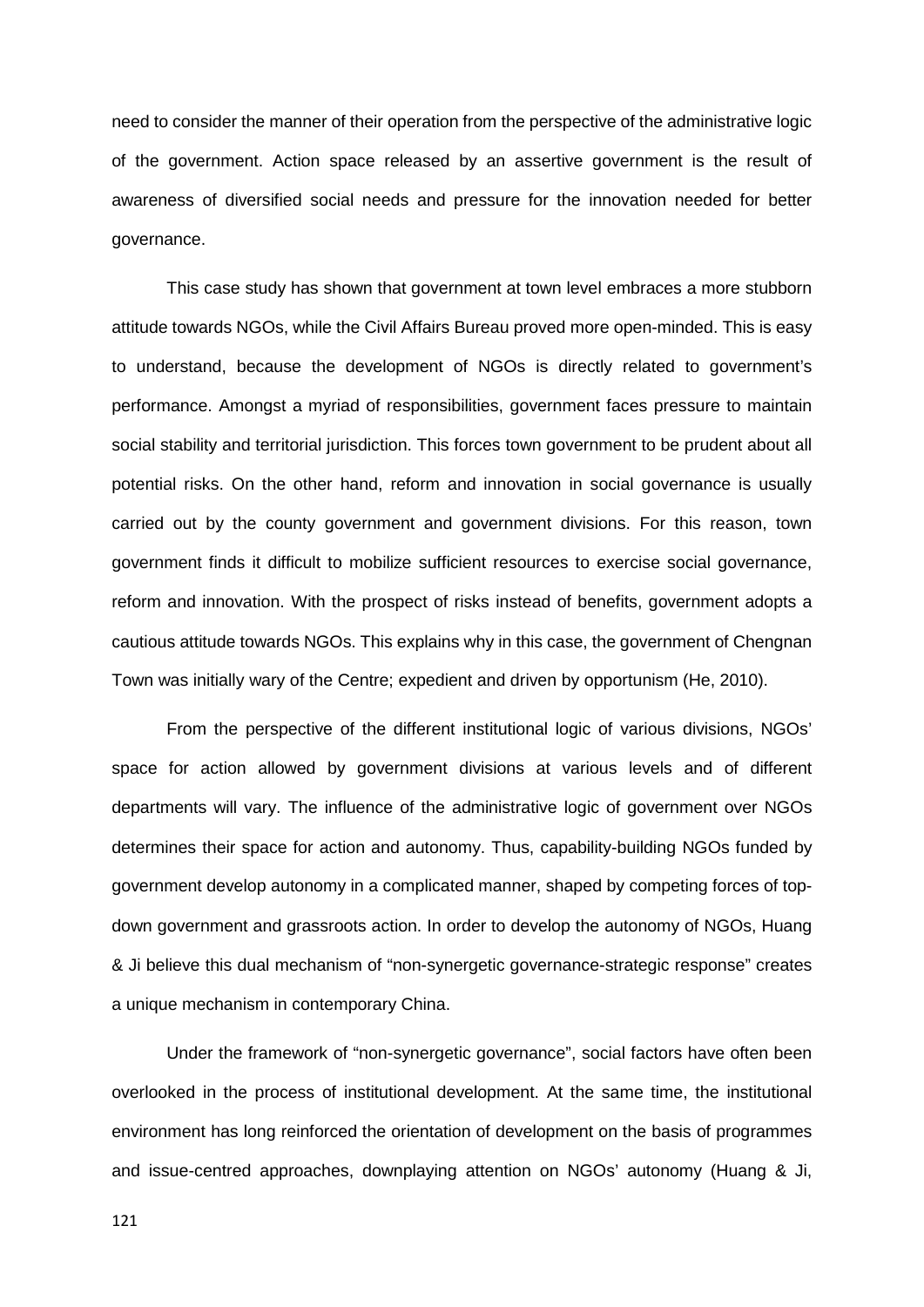need to consider the manner of their operation from the perspective of the administrative logic of the government. Action space released by an assertive government is the result of awareness of diversified social needs and pressure for the innovation needed for better governance.

This case study has shown that government at town level embraces a more stubborn attitude towards NGOs, while the Civil Affairs Bureau proved more open-minded. This is easy to understand, because the development of NGOs is directly related to government's performance. Amongst a myriad of responsibilities, government faces pressure to maintain social stability and territorial jurisdiction. This forces town government to be prudent about all potential risks. On the other hand, reform and innovation in social governance is usually carried out by the county government and government divisions. For this reason, town government finds it difficult to mobilize sufficient resources to exercise social governance, reform and innovation. With the prospect of risks instead of benefits, government adopts a cautious attitude towards NGOs. This explains why in this case, the government of Chengnan Town was initially wary of the Centre; expedient and driven by opportunism (He, 2010).

From the perspective of the different institutional logic of various divisions, NGOs' space for action allowed by government divisions at various levels and of different departments will vary. The influence of the administrative logic of government over NGOs determines their space for action and autonomy. Thus, capability-building NGOs funded by government develop autonomy in a complicated manner, shaped by competing forces of top-down government and grassroots action. In order to develop the autonomy of NGOs, Huang & Ji believe this dual mechanism of "non-synergetic governance-strategic response" creates a unique mechanism in contemporary China.

Under the framework of "non-synergetic governance", social factors have often been overlooked in the process of institutional development. At the same time, the institutional environment has long reinforced the orientation of development on the basis of programmes and issue-centred approaches, downplaying attention on NGOs' autonomy (Huang & Ji,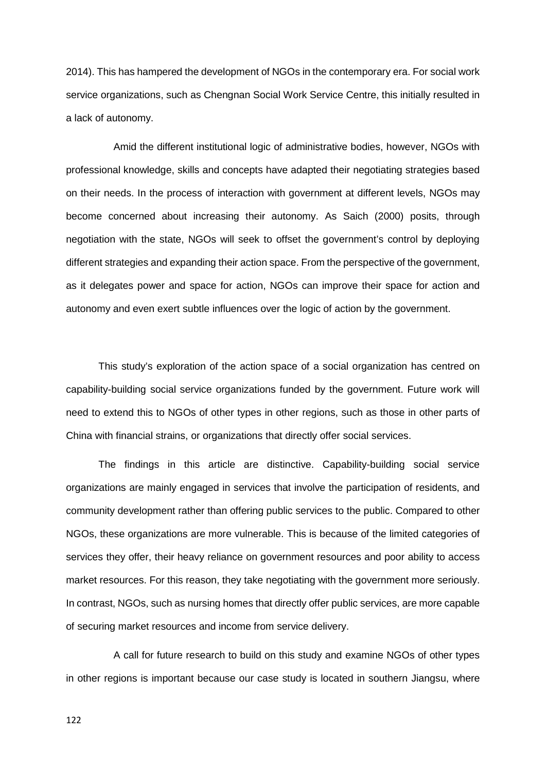2014). This has hampered the development of NGOs in the contemporary era. For social work service organizations, such as Chengnan Social Work Service Centre, this initially resulted in a lack of autonomy.

Amid the different institutional logic of administrative bodies, however, NGOs with professional knowledge, skills and concepts have adapted their negotiating strategies based on their needs. In the process of interaction with government at different levels, NGOs may become concerned about increasing their autonomy. As Saich (2000) posits, through negotiation with the state, NGOs will seek to offset the government's control by deploying different strategies and expanding their action space. From the perspective of the government, as it delegates power and space for action, NGOs can improve their space for action and autonomy and even exert subtle influences over the logic of action by the government.

This study's exploration of the action space of a social organization has centred on capability-building social service organizations funded by the government. Future work will need to extend this to NGOs of other types in other regions, such as those in other parts of China with financial strains, or organizations that directly offer social services.

The findings in this article are distinctive. Capability-building social service organizations are mainly engaged in services that involve the participation of residents, and community development rather than offering public services to the public. Compared to other NGOs, these organizations are more vulnerable. This is because of the limited categories of services they offer, their heavy reliance on government resources and poor ability to access market resources. For this reason, they take negotiating with the government more seriously. In contrast, NGOs, such as nursing homes that directly offer public services, are more capable of securing market resources and income from service delivery.

A call for future research to build on this study and examine NGOs of other types in other regions is important because our case study is located in southern Jiangsu, where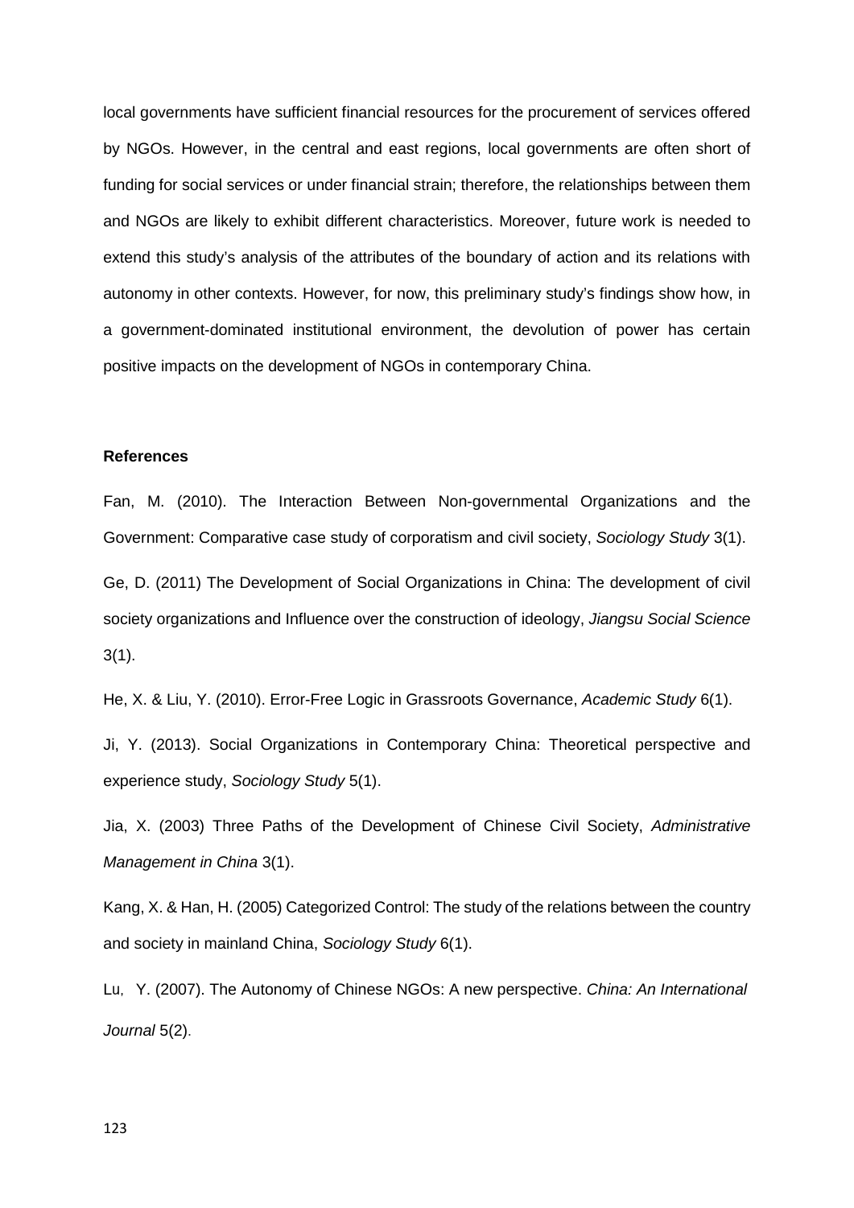local governments have sufficient financial resources for the procurement of services offered by NGOs. However, in the central and east regions, local governments are often short of funding for social services or under financial strain; therefore, the relationships between them and NGOs are likely to exhibit different characteristics. Moreover, future work is needed to extend this study's analysis of the attributes of the boundary of action and its relations with autonomy in other contexts. However, for now, this preliminary study's findings show how, in a government-dominated institutional environment, the devolution of power has certain positive impacts on the development of NGOs in contemporary China.

**References**

Fan, M. (2010). The Interaction Between Non-governmental Organizations and the Government: Comparative case study of corporatism and civil society, *Sociology Study* 3(1).

Ge, D. (2011) The Development of Social Organizations in China: The development of civil society organizations and Influence over the construction of ideology, *Jiangsu Social Science* 3(1).

He, X. & Liu, Y. (2010). Error-Free Logic in Grassroots Governance, *Academic Study* 6(1).

Ji, Y. (2013). Social Organizations in Contemporary China: Theoretical perspective and experience study, *Sociology Study* 5(1).

Jia, X. (2003) Three Paths of the Development of Chinese Civil Society, *Administrative Management in China* 3(1).

Kang, X. & Han, H. (2005) Categorized Control: The study of the relations between the country and society in mainland China, *Sociology Study* 6(1).

Lu, Y. (2007). The Autonomy of Chinese NGOs: A new perspective. *China: An International Journal* 5(2).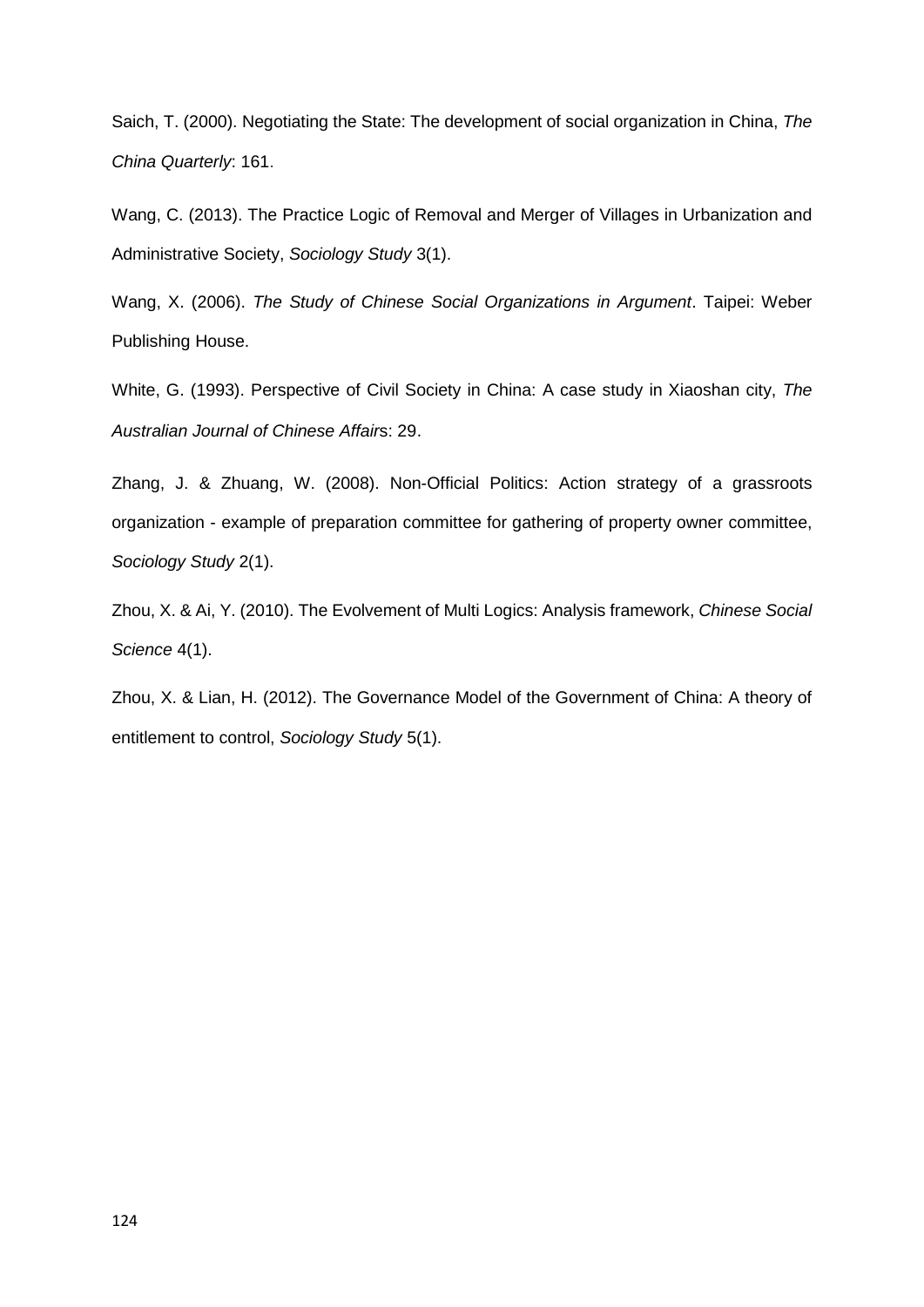Saich, T. (2000). Negotiating the State: The development of social organization in China, *The China Quarterly*: 161.

Wang, C. (2013). The Practice Logic of Removal and Merger of Villages in Urbanization and Administrative Society, *Sociology Study* 3(1).

Wang, X. (2006). *The Study of Chinese Social Organizations in Argument*. Taipei: Weber Publishing House.

White, G. (1993). Perspective of Civil Society in China: A case study in Xiaoshan city, *The Australian Journal of Chinese Affairs*: 29.

Zhang, J. & Zhuang, W. (2008). Non-Official Politics: Action strategy of a grassroots organization - example of preparation committee for gathering of property owner committee, *Sociology Study* 2(1).

Zhou, X. & Ai, Y. (2010). The Evolvement of Multi Logics: Analysis framework, *Chinese Social Science* 4(1).

Zhou, X. & Lian, H. (2012). The Governance Model of the Government of China: A theory of entitlement to control, *Sociology Study* 5(1).